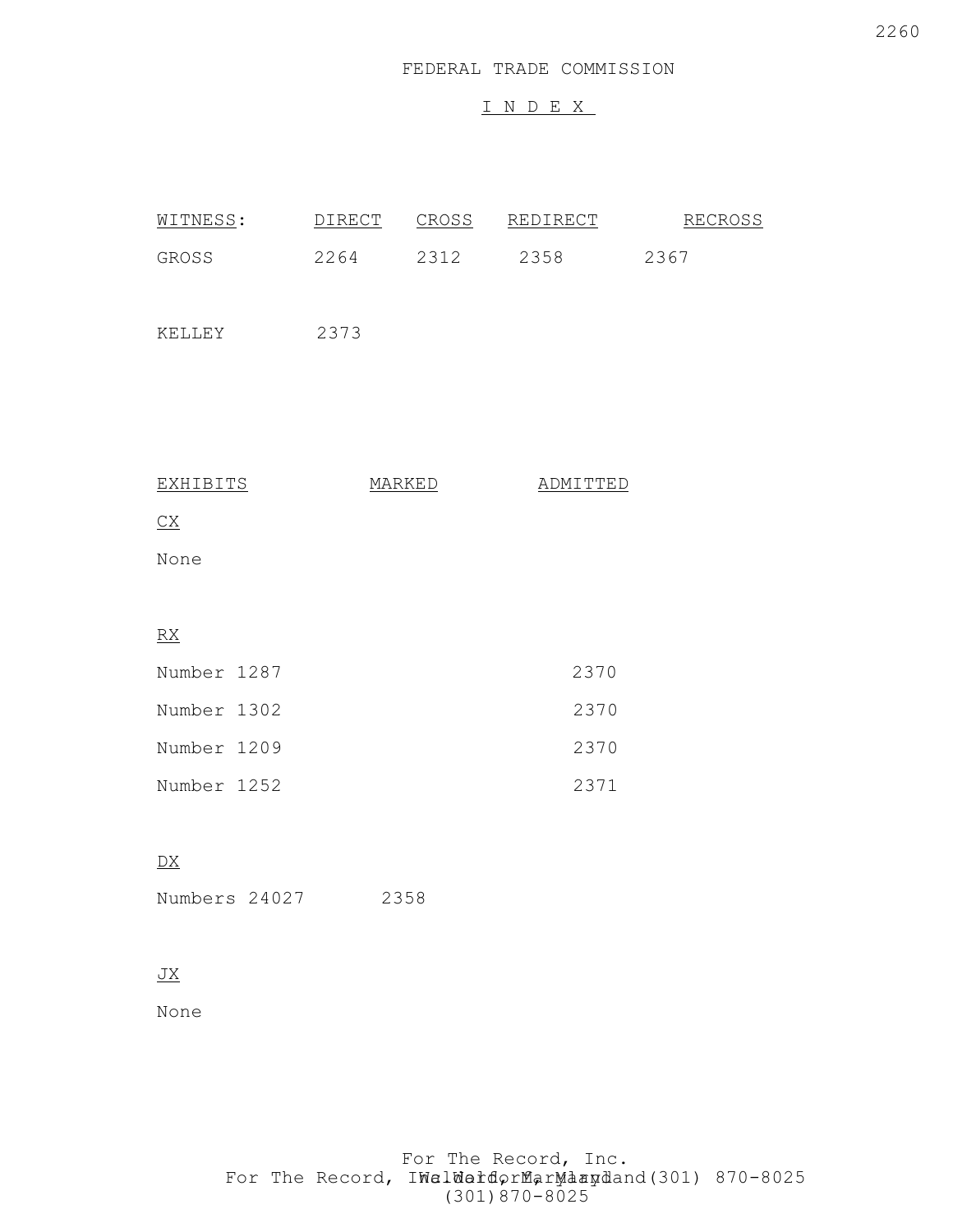FEDERAL TRADE COMMISSION

I N D E X

| WITNESS: | DIRECT | CROSS | REDIRECT | RECROSS |
|---|---|---|---|---|
| GROSS | 2264 | 2312 | 2358 | 2367 |
| KELLEY | 2373 | | | |

| EXHIBITS | MARKED | ADMITTED |
|---|---|---|
| CX | | |
| None | | |
| RX | | |
| Number 1287 | | 2370 |
| Number 1302 | | 2370 |
| Number 1209 | | 2370 |
| Number 1252 | | 2371 |
| DX | | |
| Numbers 24027 | 2358 | |
| JX | | |
| None | | |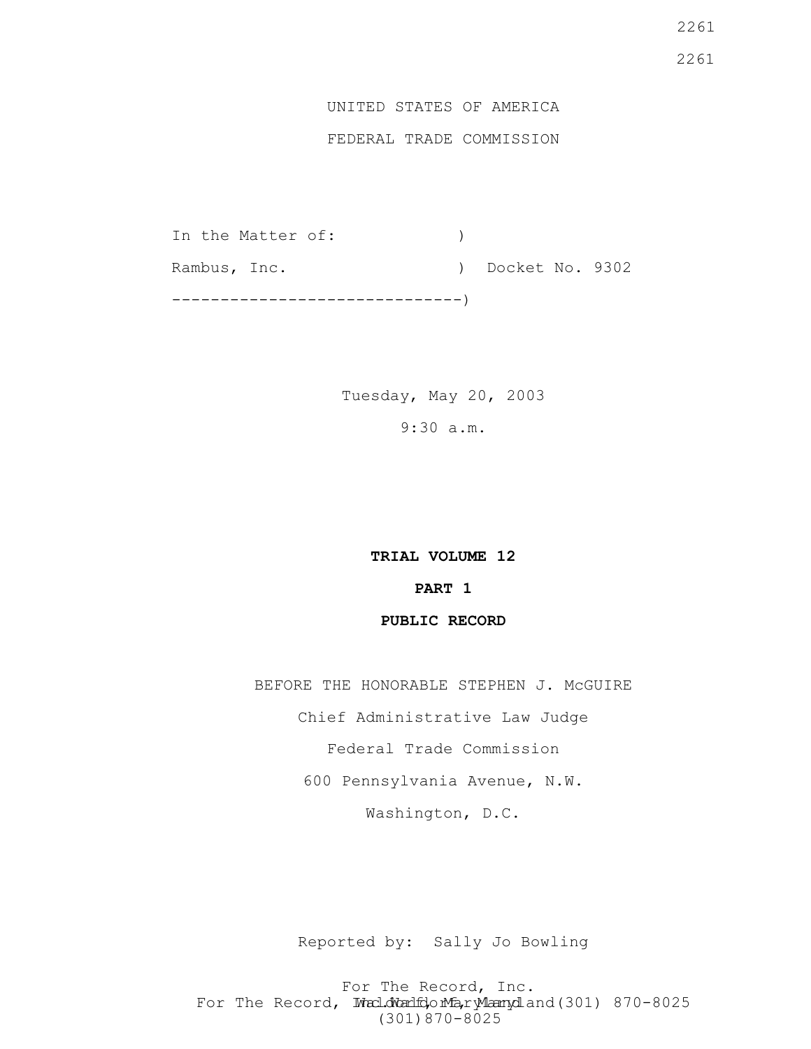UNITED STATES OF AMERICA

FEDERAL TRADE COMMISSION

```
In the Matter of:             )
Rambus, Inc.                  )  Docket No. 9302
------------------------------)
```

Tuesday, May 20, 2003

9:30 a.m.

**TRIAL VOLUME 12**

**PART 1**

**PUBLIC RECORD**

BEFORE THE HONORABLE STEPHEN J. McGUIRE

Chief Administrative Law Judge

Federal Trade Commission

600 Pennsylvania Avenue, N.W.

Washington, D.C.

Reported by: Sally Jo Bowling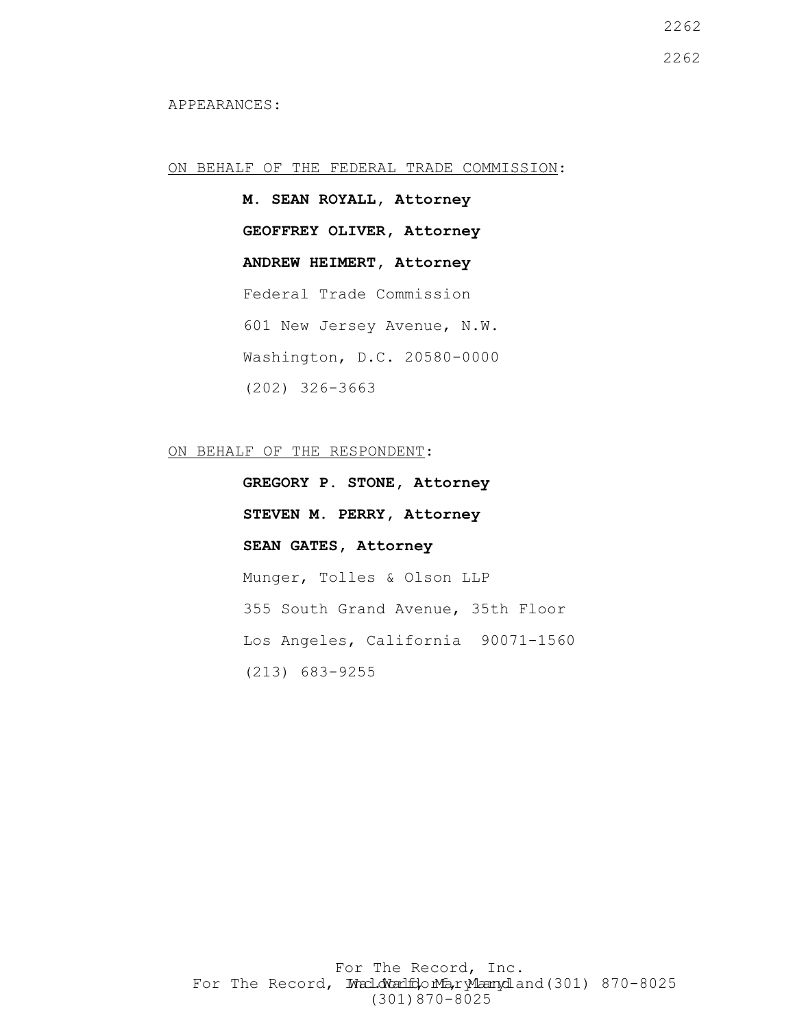APPEARANCES:

ON BEHALF OF THE FEDERAL TRADE COMMISSION:

**M. SEAN ROYALL, Attorney**

**GEOFFREY OLIVER, Attorney**

**ANDREW HEIMERT, Attorney**

Federal Trade Commission

601 New Jersey Avenue, N.W.

Washington, D.C. 20580-0000

(202) 326-3663

ON BEHALF OF THE RESPONDENT:

**GREGORY P. STONE, Attorney**

**STEVEN M. PERRY, Attorney**

**SEAN GATES, Attorney**

Munger, Tolles & Olson LLP

355 South Grand Avenue, 35th Floor

Los Angeles, California 90071-1560

(213) 683-9255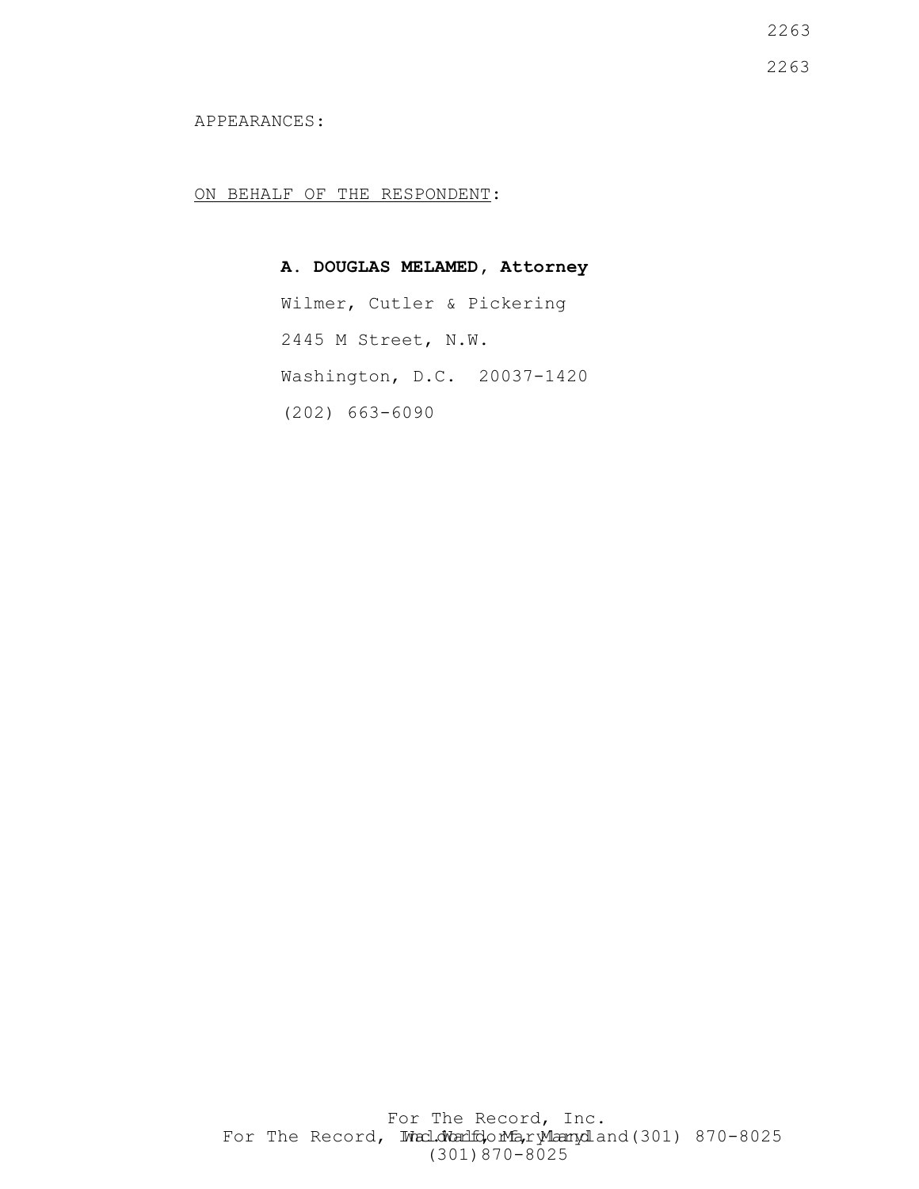APPEARANCES:

ON BEHALF OF THE RESPONDENT:

**A. DOUGLAS MELAMED, Attorney**

Wilmer, Cutler & Pickering

2445 M Street, N.W.

Washington, D.C. 20037-1420

(202) 663-6090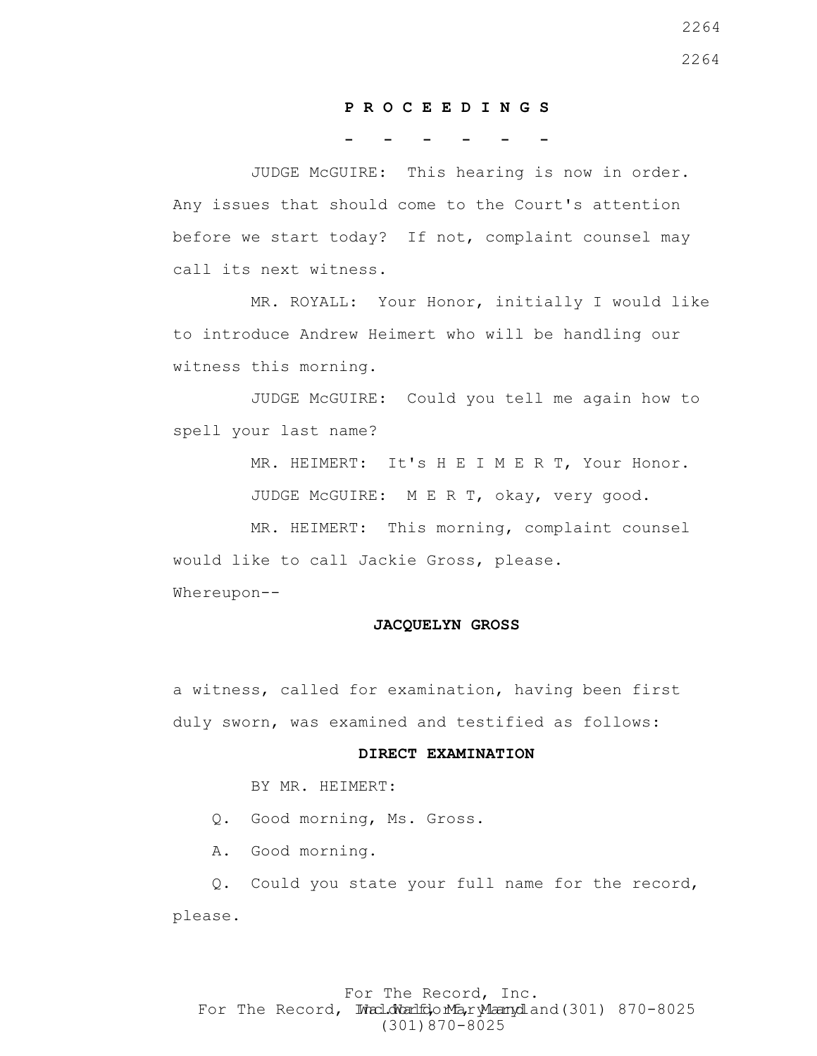**P R O C E E D I N G S**

**- - - - - -**

JUDGE McGUIRE: This hearing is now in order. Any issues that should come to the Court's attention before we start today? If not, complaint counsel may call its next witness.

MR. ROYALL: Your Honor, initially I would like to introduce Andrew Heimert who will be handling our witness this morning.

JUDGE McGUIRE: Could you tell me again how to spell your last name?

MR. HEIMERT: It's H E I M E R T, Your Honor.

JUDGE McGUIRE: M E R T, okay, very good.

MR. HEIMERT: This morning, complaint counsel would like to call Jackie Gross, please.

Whereupon--

**JACQUELYN GROSS**

a witness, called for examination, having been first duly sworn, was examined and testified as follows:

**DIRECT EXAMINATION**

BY MR. HEIMERT:

Q. Good morning, Ms. Gross.

A. Good morning.

Q. Could you state your full name for the record, please.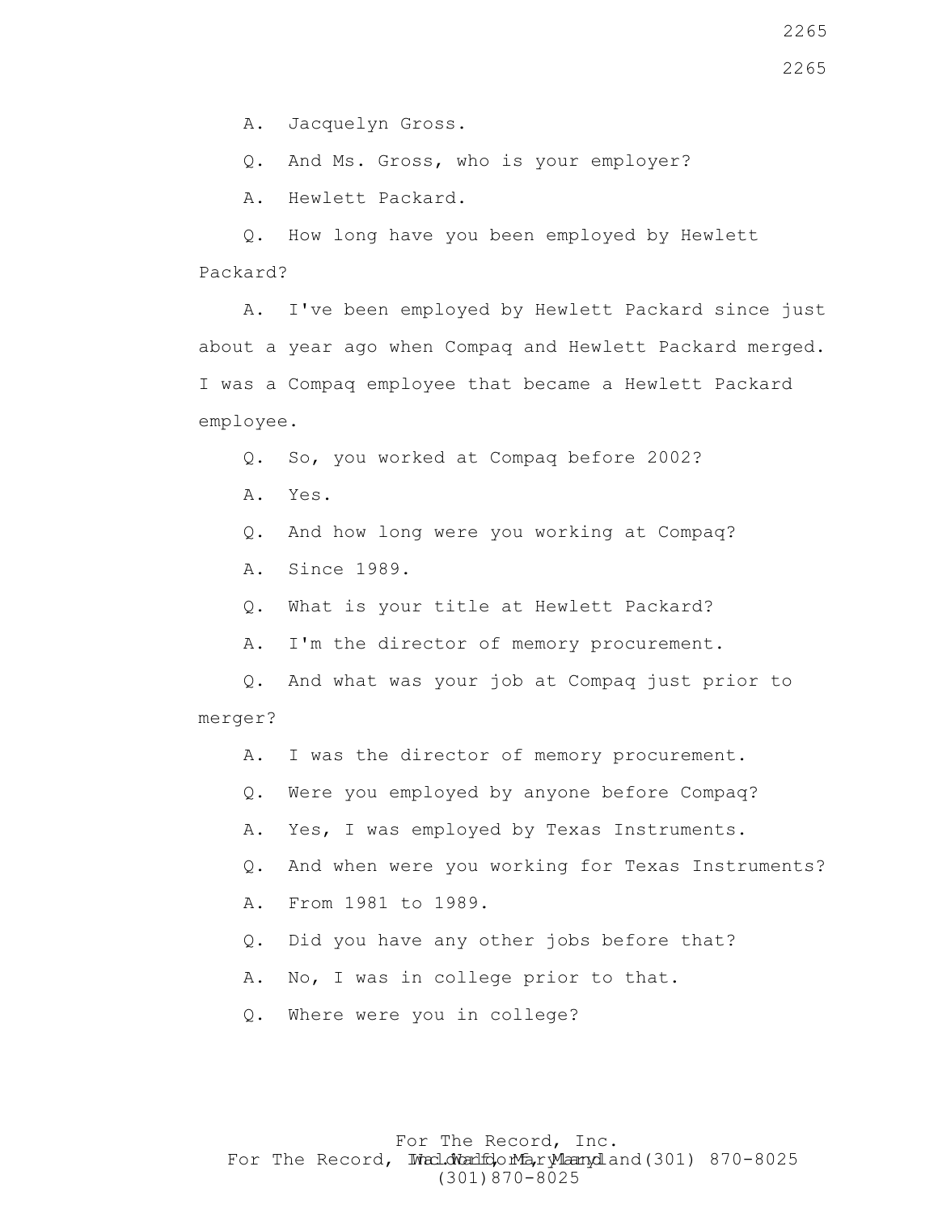A. Jacquelyn Gross.

Q. And Ms. Gross, who is your employer?

A. Hewlett Packard.

Q. How long have you been employed by Hewlett Packard?

A. I've been employed by Hewlett Packard since just about a year ago when Compaq and Hewlett Packard merged. I was a Compaq employee that became a Hewlett Packard employee.

Q. So, you worked at Compaq before 2002?

A. Yes.

Q. And how long were you working at Compaq?

A. Since 1989.

Q. What is your title at Hewlett Packard?

A. I'm the director of memory procurement.

Q. And what was your job at Compaq just prior to merger?

A. I was the director of memory procurement.

Q. Were you employed by anyone before Compaq?

A. Yes, I was employed by Texas Instruments.

Q. And when were you working for Texas Instruments?

A. From 1981 to 1989.

Q. Did you have any other jobs before that?

A. No, I was in college prior to that.

Q. Where were you in college?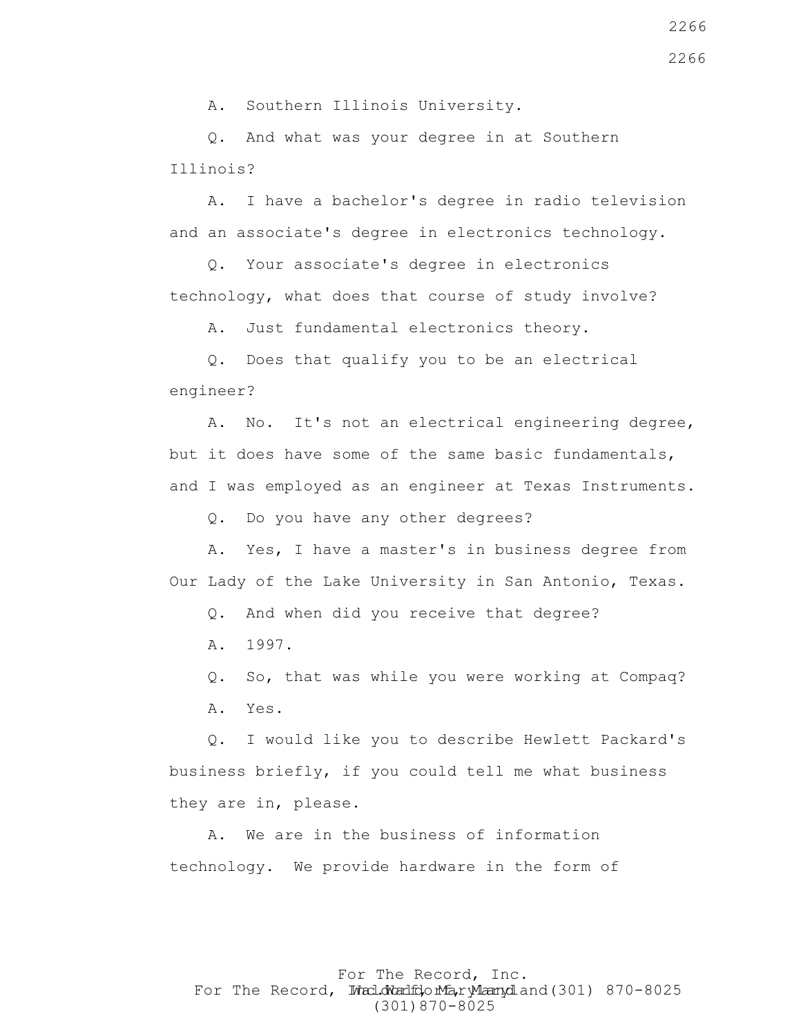A. Southern Illinois University.

Q. And what was your degree in at Southern Illinois?

A. I have a bachelor's degree in radio television and an associate's degree in electronics technology.

Q. Your associate's degree in electronics technology, what does that course of study involve?

A. Just fundamental electronics theory.

Q. Does that qualify you to be an electrical engineer?

A. No. It's not an electrical engineering degree, but it does have some of the same basic fundamentals, and I was employed as an engineer at Texas Instruments.

Q. Do you have any other degrees?

A. Yes, I have a master's in business degree from Our Lady of the Lake University in San Antonio, Texas.

Q. And when did you receive that degree?

A. 1997.

Q. So, that was while you were working at Compaq?

A. Yes.

Q. I would like you to describe Hewlett Packard's business briefly, if you could tell me what business they are in, please.

A. We are in the business of information technology. We provide hardware in the form of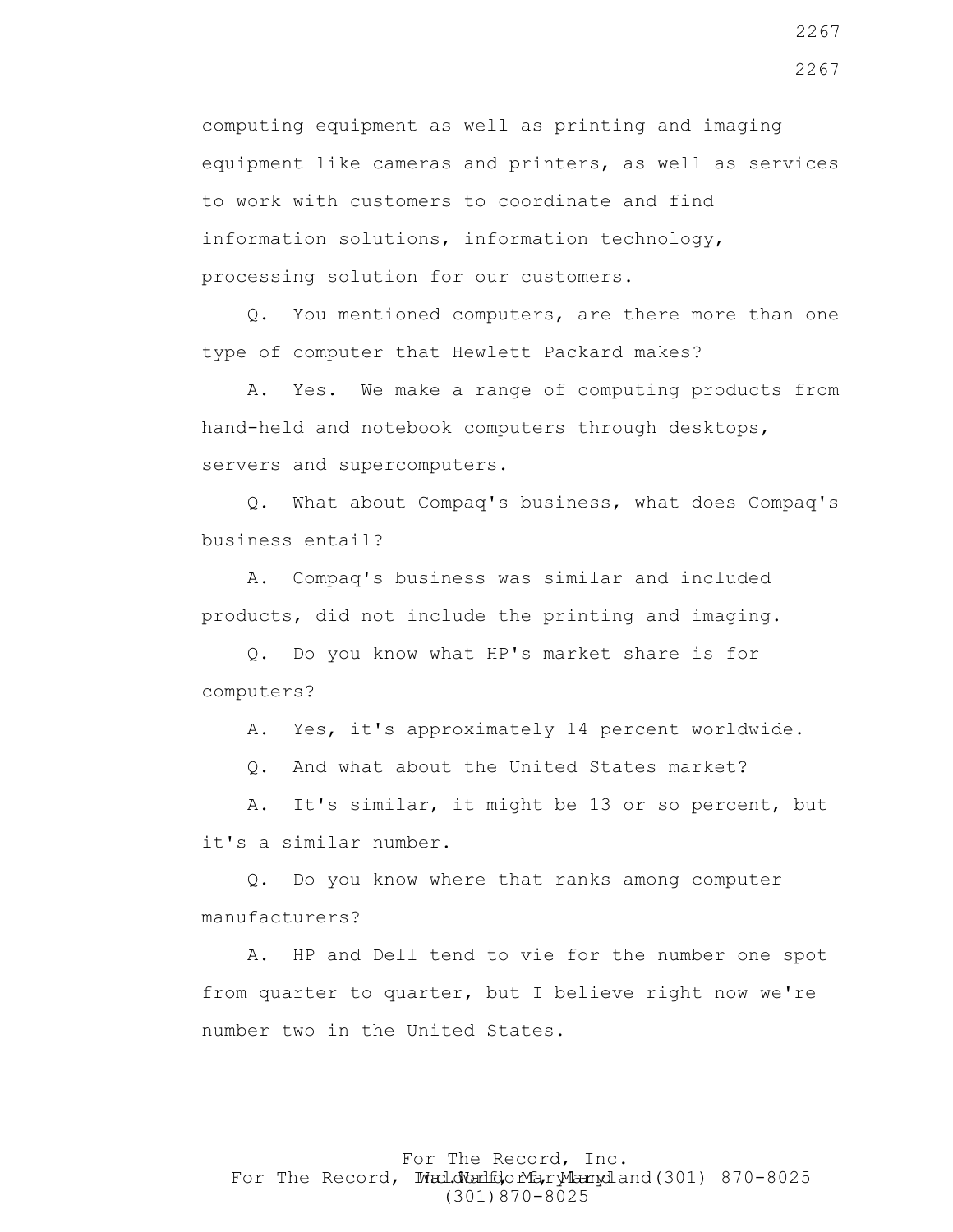computing equipment as well as printing and imaging equipment like cameras and printers, as well as services to work with customers to coordinate and find information solutions, information technology, processing solution for our customers.

Q. You mentioned computers, are there more than one type of computer that Hewlett Packard makes?

A. Yes. We make a range of computing products from hand-held and notebook computers through desktops, servers and supercomputers.

Q. What about Compaq's business, what does Compaq's business entail?

A. Compaq's business was similar and included products, did not include the printing and imaging.

Q. Do you know what HP's market share is for computers?

A. Yes, it's approximately 14 percent worldwide.

Q. And what about the United States market?

A. It's similar, it might be 13 or so percent, but it's a similar number.

Q. Do you know where that ranks among computer manufacturers?

A. HP and Dell tend to vie for the number one spot from quarter to quarter, but I believe right now we're number two in the United States.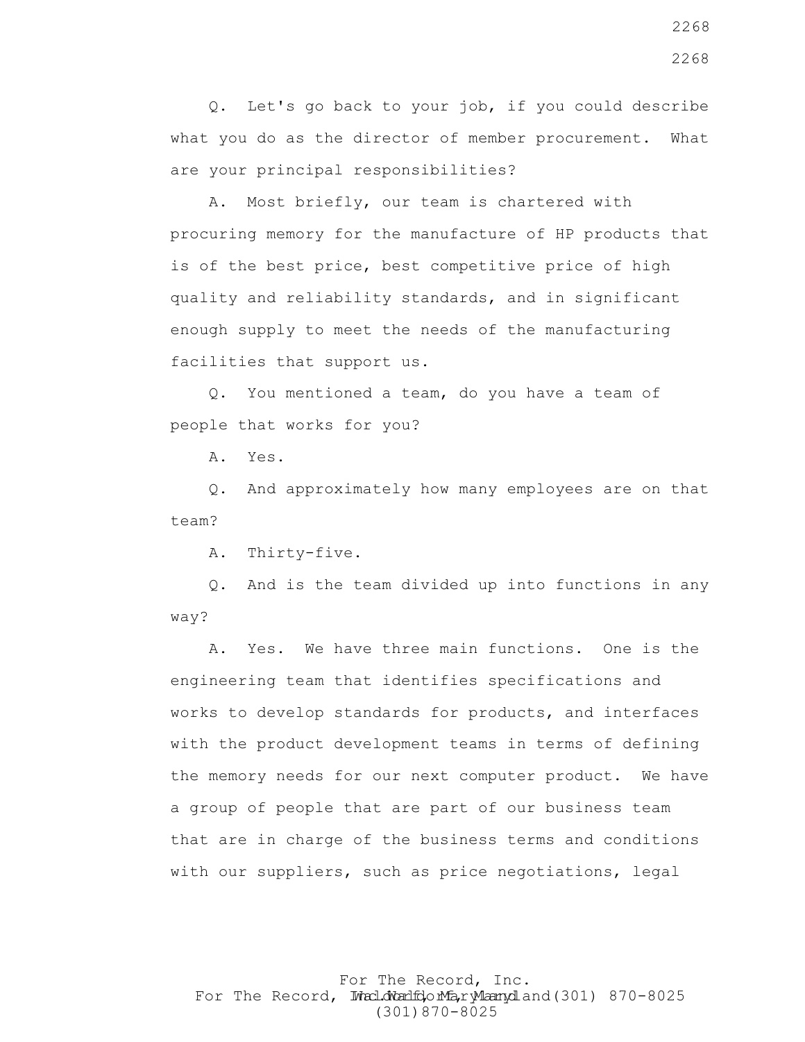Q. Let's go back to your job, if you could describe what you do as the director of member procurement. What are your principal responsibilities?

A. Most briefly, our team is chartered with procuring memory for the manufacture of HP products that is of the best price, best competitive price of high quality and reliability standards, and in significant enough supply to meet the needs of the manufacturing facilities that support us.

Q. You mentioned a team, do you have a team of people that works for you?

A. Yes.

Q. And approximately how many employees are on that team?

A. Thirty-five.

Q. And is the team divided up into functions in any way?

A. Yes. We have three main functions. One is the engineering team that identifies specifications and works to develop standards for products, and interfaces with the product development teams in terms of defining the memory needs for our next computer product. We have a group of people that are part of our business team that are in charge of the business terms and conditions with our suppliers, such as price negotiations, legal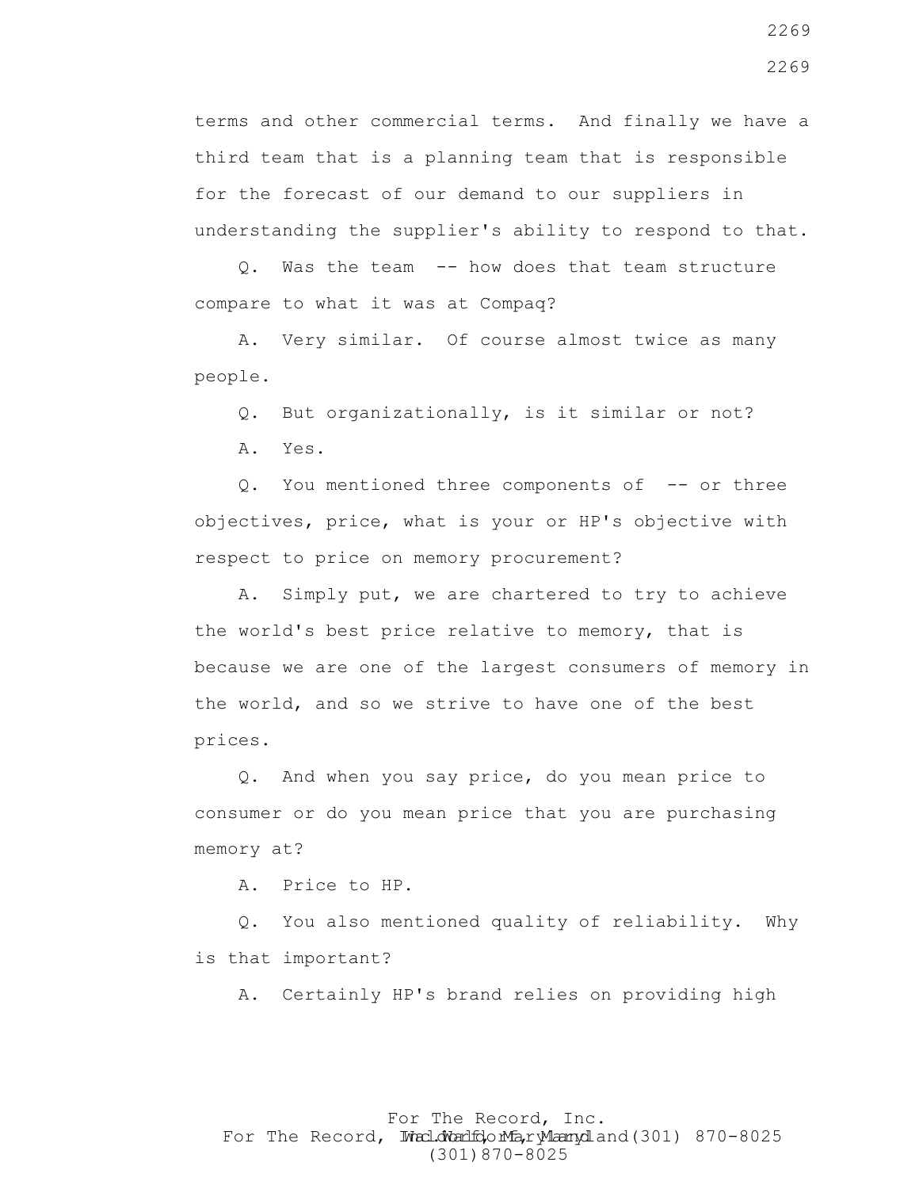terms and other commercial terms. And finally we have a third team that is a planning team that is responsible for the forecast of our demand to our suppliers in understanding the supplier's ability to respond to that.

Q. Was the team -- how does that team structure compare to what it was at Compaq?

A. Very similar. Of course almost twice as many people.

Q. But organizationally, is it similar or not?

A. Yes.

Q. You mentioned three components of -- or three objectives, price, what is your or HP's objective with respect to price on memory procurement?

A. Simply put, we are chartered to try to achieve the world's best price relative to memory, that is because we are one of the largest consumers of memory in the world, and so we strive to have one of the best prices.

Q. And when you say price, do you mean price to consumer or do you mean price that you are purchasing memory at?

A. Price to HP.

Q. You also mentioned quality of reliability. Why is that important?

A. Certainly HP's brand relies on providing high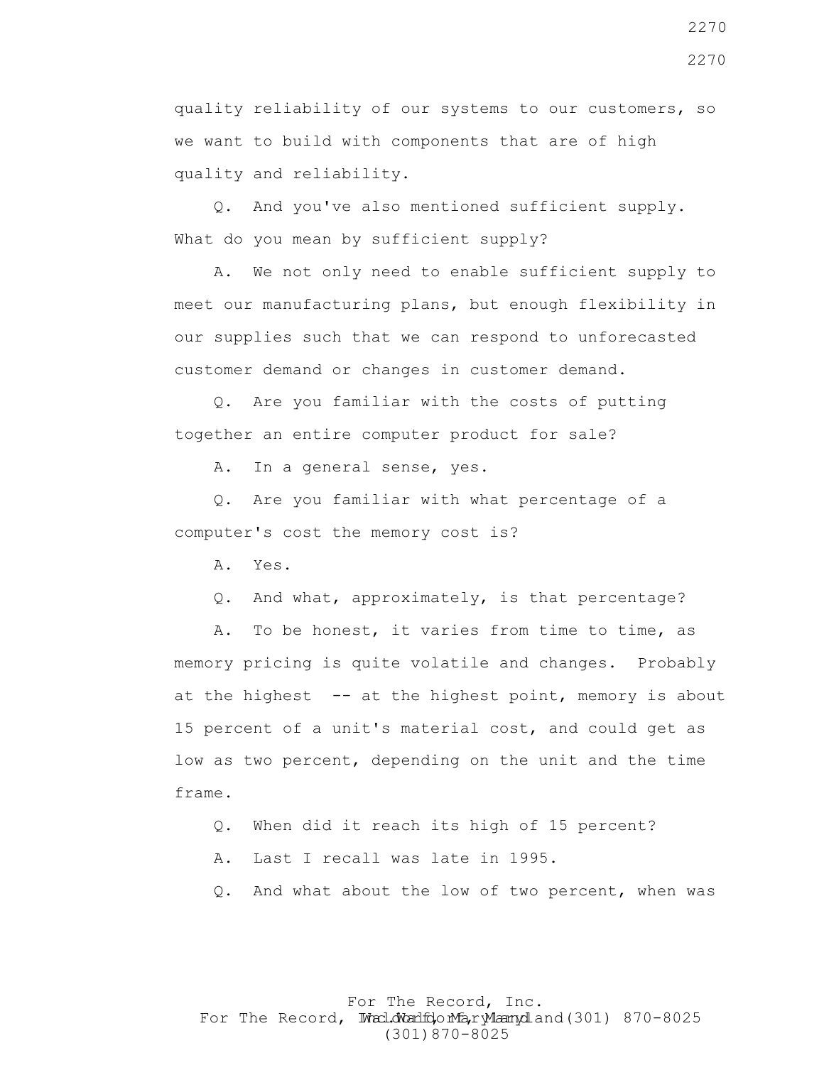quality reliability of our systems to our customers, so we want to build with components that are of high quality and reliability.

Q. And you've also mentioned sufficient supply. What do you mean by sufficient supply?

A. We not only need to enable sufficient supply to meet our manufacturing plans, but enough flexibility in our supplies such that we can respond to unforecasted customer demand or changes in customer demand.

Q. Are you familiar with the costs of putting together an entire computer product for sale?

A. In a general sense, yes.

Q. Are you familiar with what percentage of a computer's cost the memory cost is?

A. Yes.

Q. And what, approximately, is that percentage?

A. To be honest, it varies from time to time, as memory pricing is quite volatile and changes. Probably at the highest -- at the highest point, memory is about 15 percent of a unit's material cost, and could get as low as two percent, depending on the unit and the time frame.

Q. When did it reach its high of 15 percent?

A. Last I recall was late in 1995.

Q. And what about the low of two percent, when was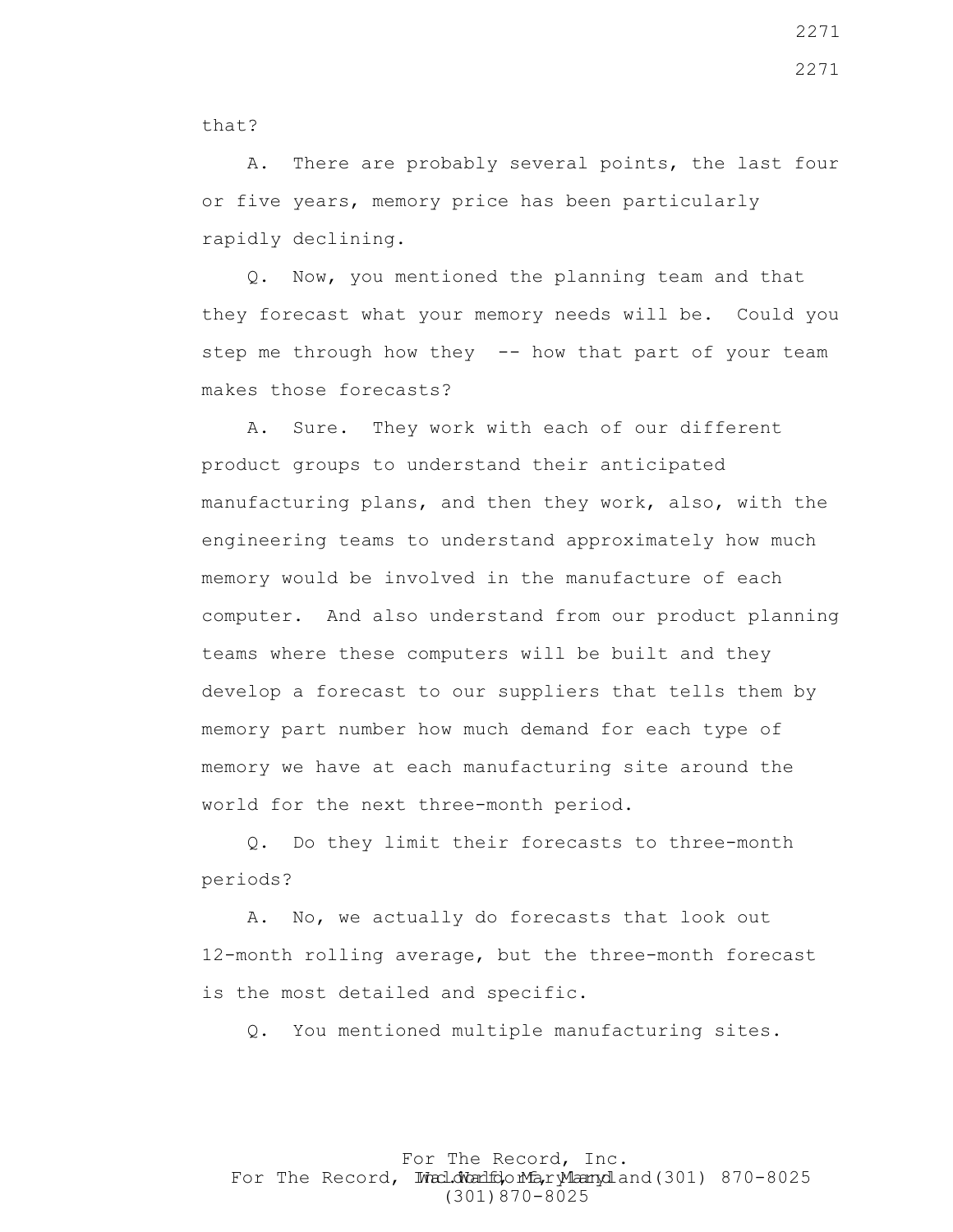that?

A. There are probably several points, the last four or five years, memory price has been particularly rapidly declining.

Q. Now, you mentioned the planning team and that they forecast what your memory needs will be. Could you step me through how they -- how that part of your team makes those forecasts?

A. Sure. They work with each of our different product groups to understand their anticipated manufacturing plans, and then they work, also, with the engineering teams to understand approximately how much memory would be involved in the manufacture of each computer. And also understand from our product planning teams where these computers will be built and they develop a forecast to our suppliers that tells them by memory part number how much demand for each type of memory we have at each manufacturing site around the world for the next three-month period.

Q. Do they limit their forecasts to three-month periods?

A. No, we actually do forecasts that look out 12-month rolling average, but the three-month forecast is the most detailed and specific.

Q. You mentioned multiple manufacturing sites.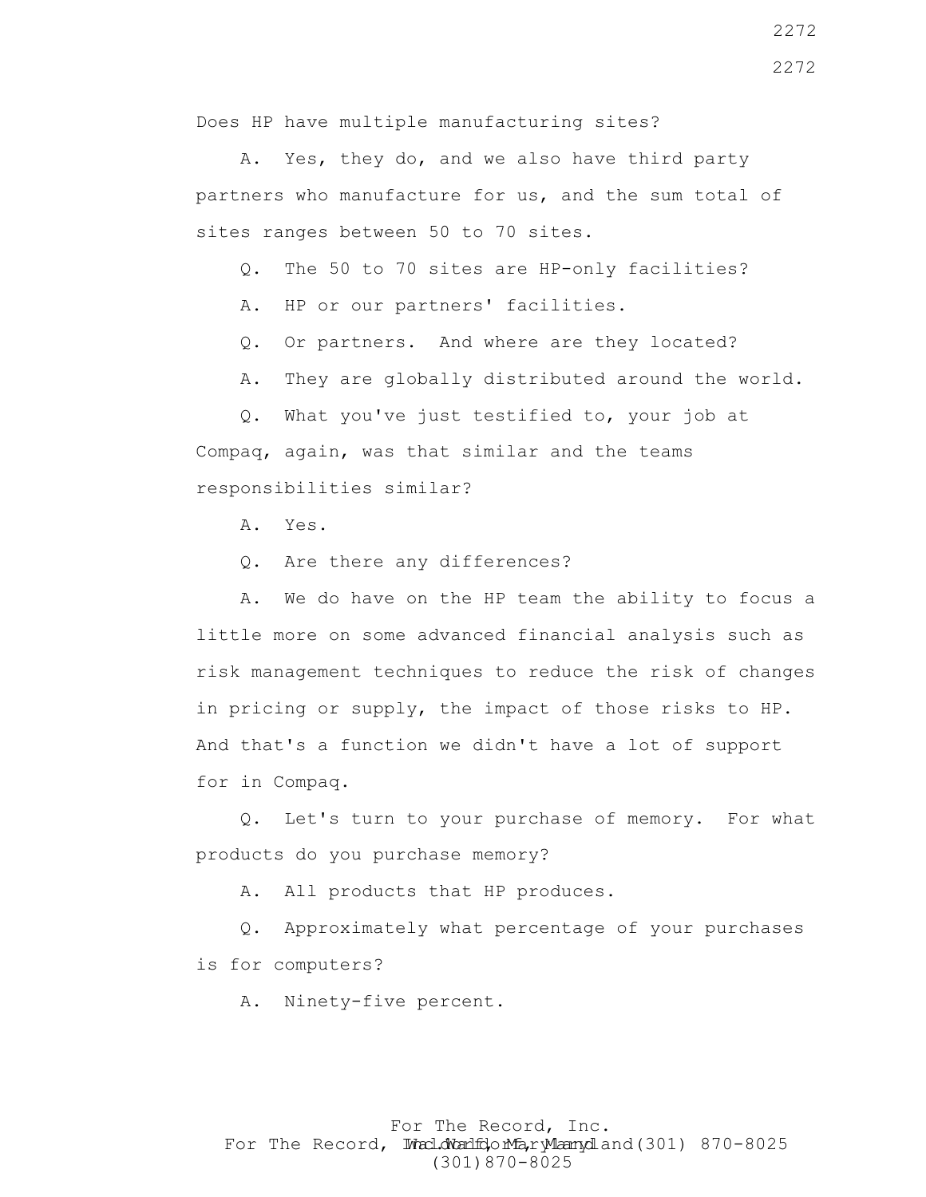Does HP have multiple manufacturing sites?

A. Yes, they do, and we also have third party partners who manufacture for us, and the sum total of sites ranges between 50 to 70 sites.

Q. The 50 to 70 sites are HP-only facilities?

A. HP or our partners' facilities.

Q. Or partners. And where are they located?

A. They are globally distributed around the world.

Q. What you've just testified to, your job at Compaq, again, was that similar and the teams responsibilities similar?

A. Yes.

Q. Are there any differences?

A. We do have on the HP team the ability to focus a little more on some advanced financial analysis such as risk management techniques to reduce the risk of changes in pricing or supply, the impact of those risks to HP. And that's a function we didn't have a lot of support for in Compaq.

Q. Let's turn to your purchase of memory. For what products do you purchase memory?

A. All products that HP produces.

Q. Approximately what percentage of your purchases is for computers?

A. Ninety-five percent.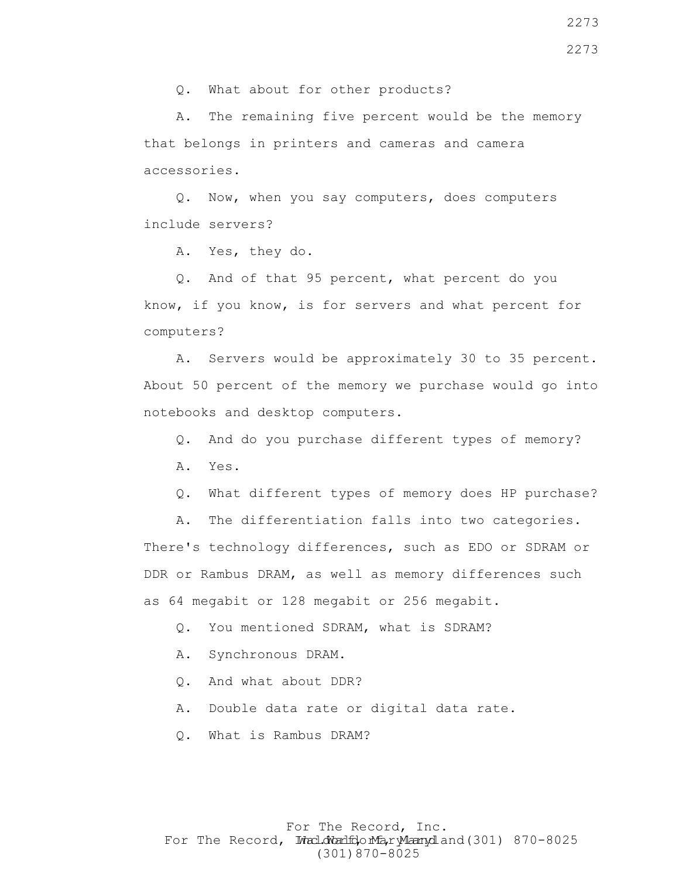Q. What about for other products?

A. The remaining five percent would be the memory that belongs in printers and cameras and camera accessories.

Q. Now, when you say computers, does computers include servers?

A. Yes, they do.

Q. And of that 95 percent, what percent do you know, if you know, is for servers and what percent for computers?

A. Servers would be approximately 30 to 35 percent. About 50 percent of the memory we purchase would go into notebooks and desktop computers.

Q. And do you purchase different types of memory?

A. Yes.

Q. What different types of memory does HP purchase?

A. The differentiation falls into two categories. There's technology differences, such as EDO or SDRAM or DDR or Rambus DRAM, as well as memory differences such as 64 megabit or 128 megabit or 256 megabit.

Q. You mentioned SDRAM, what is SDRAM?

A. Synchronous DRAM.

Q. And what about DDR?

A. Double data rate or digital data rate.

Q. What is Rambus DRAM?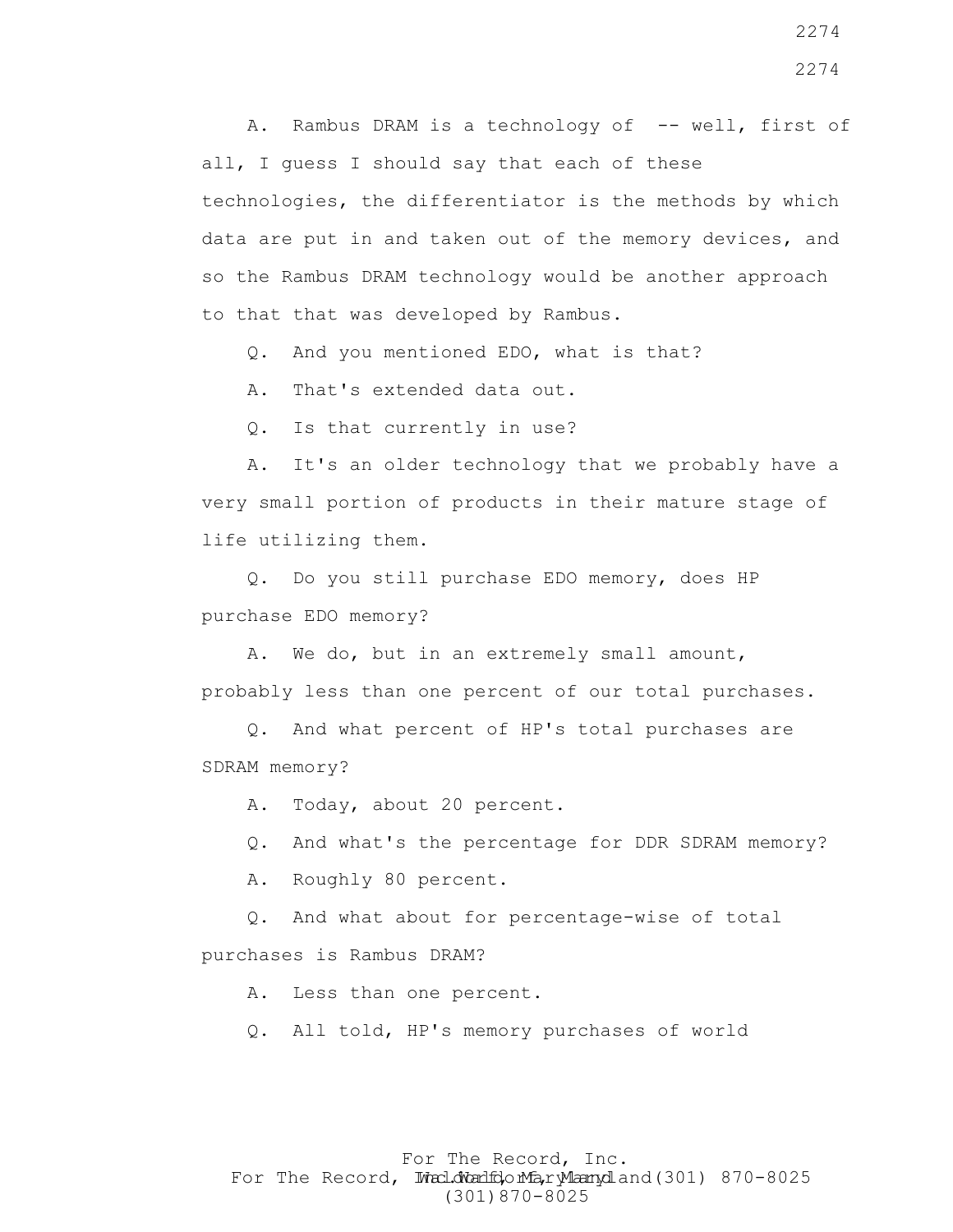A. Rambus DRAM is a technology of -- well, first of all, I guess I should say that each of these technologies, the differentiator is the methods by which data are put in and taken out of the memory devices, and so the Rambus DRAM technology would be another approach to that that was developed by Rambus.

Q. And you mentioned EDO, what is that?

A. That's extended data out.

Q. Is that currently in use?

A. It's an older technology that we probably have a very small portion of products in their mature stage of life utilizing them.

Q. Do you still purchase EDO memory, does HP purchase EDO memory?

A. We do, but in an extremely small amount, probably less than one percent of our total purchases.

Q. And what percent of HP's total purchases are SDRAM memory?

A. Today, about 20 percent.

Q. And what's the percentage for DDR SDRAM memory?

A. Roughly 80 percent.

Q. And what about for percentage-wise of total purchases is Rambus DRAM?

A. Less than one percent.

Q. All told, HP's memory purchases of world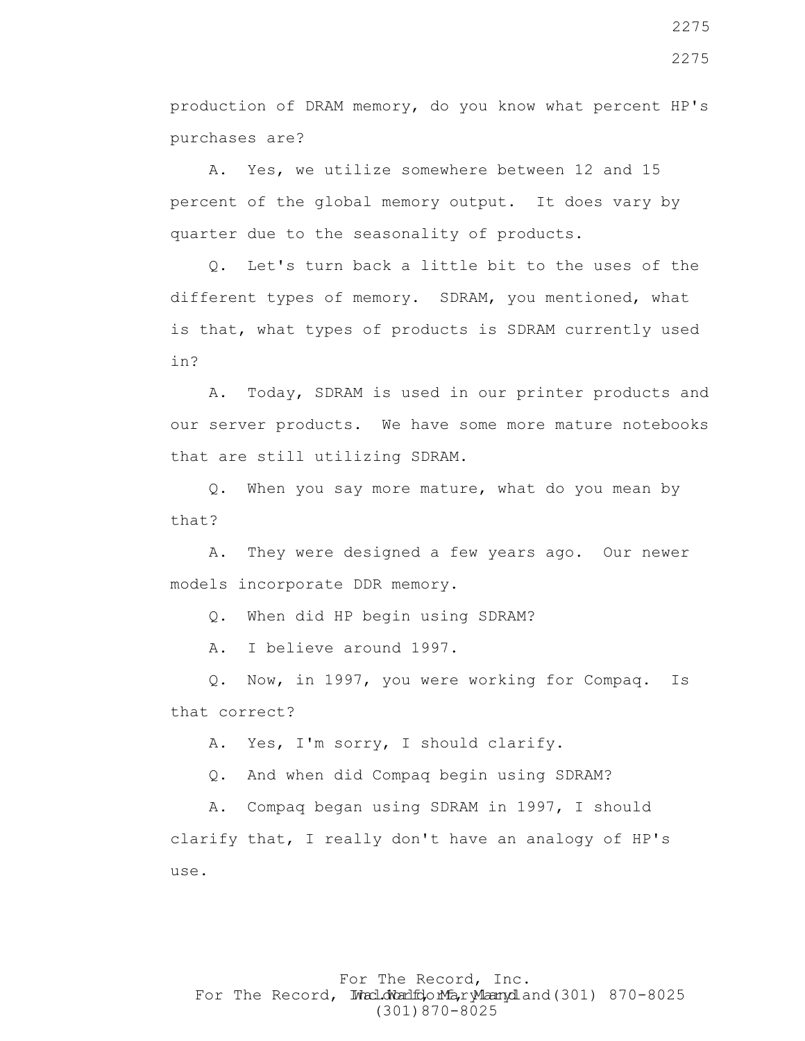production of DRAM memory, do you know what percent HP's purchases are?

A. Yes, we utilize somewhere between 12 and 15 percent of the global memory output. It does vary by quarter due to the seasonality of products.

Q. Let's turn back a little bit to the uses of the different types of memory. SDRAM, you mentioned, what is that, what types of products is SDRAM currently used in?

A. Today, SDRAM is used in our printer products and our server products. We have some more mature notebooks that are still utilizing SDRAM.

Q. When you say more mature, what do you mean by that?

A. They were designed a few years ago. Our newer models incorporate DDR memory.

Q. When did HP begin using SDRAM?

A. I believe around 1997.

Q. Now, in 1997, you were working for Compaq. Is that correct?

A. Yes, I'm sorry, I should clarify.

Q. And when did Compaq begin using SDRAM?

A. Compaq began using SDRAM in 1997, I should clarify that, I really don't have an analogy of HP's use.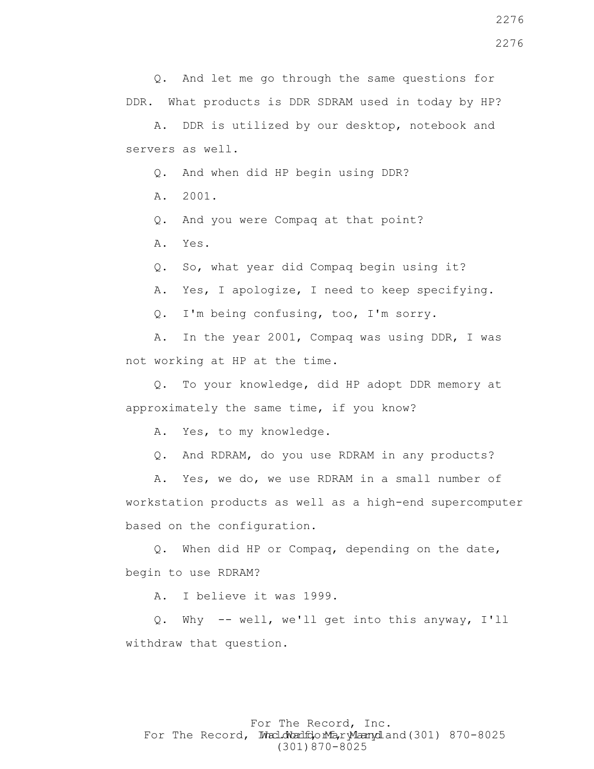Q. And let me go through the same questions for DDR. What products is DDR SDRAM used in today by HP?

A. DDR is utilized by our desktop, notebook and servers as well.

Q. And when did HP begin using DDR?

A. 2001.

Q. And you were Compaq at that point?

A. Yes.

Q. So, what year did Compaq begin using it?

A. Yes, I apologize, I need to keep specifying.

Q. I'm being confusing, too, I'm sorry.

A. In the year 2001, Compaq was using DDR, I was not working at HP at the time.

Q. To your knowledge, did HP adopt DDR memory at approximately the same time, if you know?

A. Yes, to my knowledge.

Q. And RDRAM, do you use RDRAM in any products?

A. Yes, we do, we use RDRAM in a small number of workstation products as well as a high-end supercomputer based on the configuration.

Q. When did HP or Compaq, depending on the date, begin to use RDRAM?

A. I believe it was 1999.

Q. Why -- well, we'll get into this anyway, I'll withdraw that question.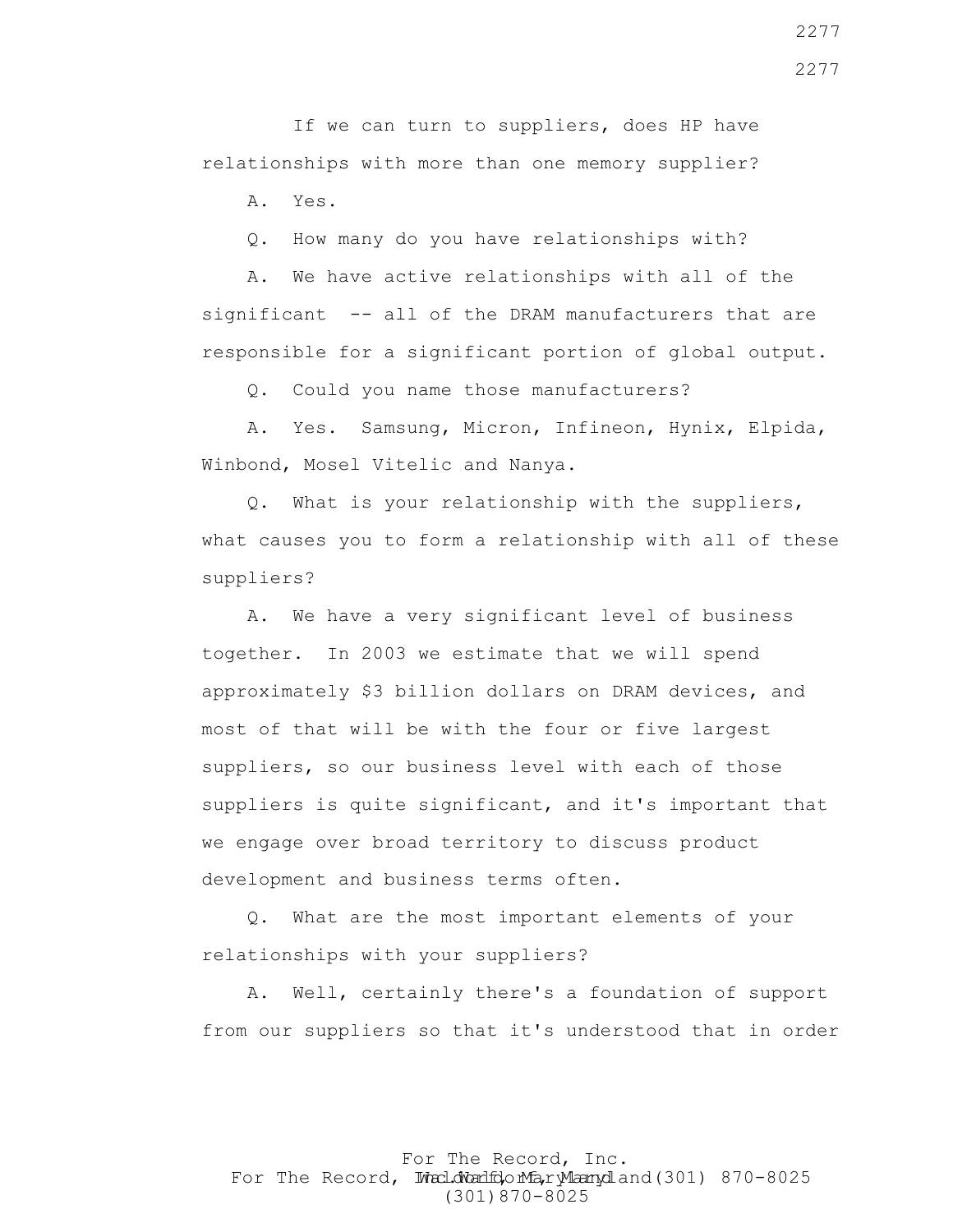If we can turn to suppliers, does HP have relationships with more than one memory supplier?

A. Yes.

Q. How many do you have relationships with?

A. We have active relationships with all of the significant -- all of the DRAM manufacturers that are responsible for a significant portion of global output.

Q. Could you name those manufacturers?

A. Yes. Samsung, Micron, Infineon, Hynix, Elpida, Winbond, Mosel Vitelic and Nanya.

Q. What is your relationship with the suppliers, what causes you to form a relationship with all of these suppliers?

A. We have a very significant level of business together. In 2003 we estimate that we will spend approximately $3 billion dollars on DRAM devices, and most of that will be with the four or five largest suppliers, so our business level with each of those suppliers is quite significant, and it's important that we engage over broad territory to discuss product development and business terms often.

Q. What are the most important elements of your relationships with your suppliers?

A. Well, certainly there's a foundation of support from our suppliers so that it's understood that in order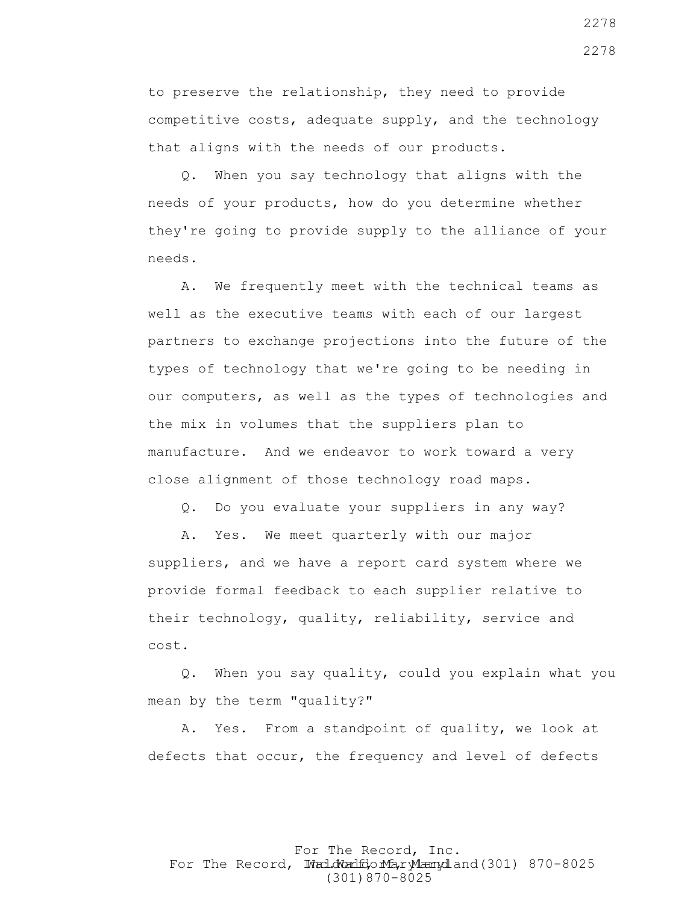to preserve the relationship, they need to provide competitive costs, adequate supply, and the technology that aligns with the needs of our products.

Q. When you say technology that aligns with the needs of your products, how do you determine whether they're going to provide supply to the alliance of your needs.

A. We frequently meet with the technical teams as well as the executive teams with each of our largest partners to exchange projections into the future of the types of technology that we're going to be needing in our computers, as well as the types of technologies and the mix in volumes that the suppliers plan to manufacture. And we endeavor to work toward a very close alignment of those technology road maps.

Q. Do you evaluate your suppliers in any way?

A. Yes. We meet quarterly with our major suppliers, and we have a report card system where we provide formal feedback to each supplier relative to their technology, quality, reliability, service and cost.

Q. When you say quality, could you explain what you mean by the term "quality?"

A. Yes. From a standpoint of quality, we look at defects that occur, the frequency and level of defects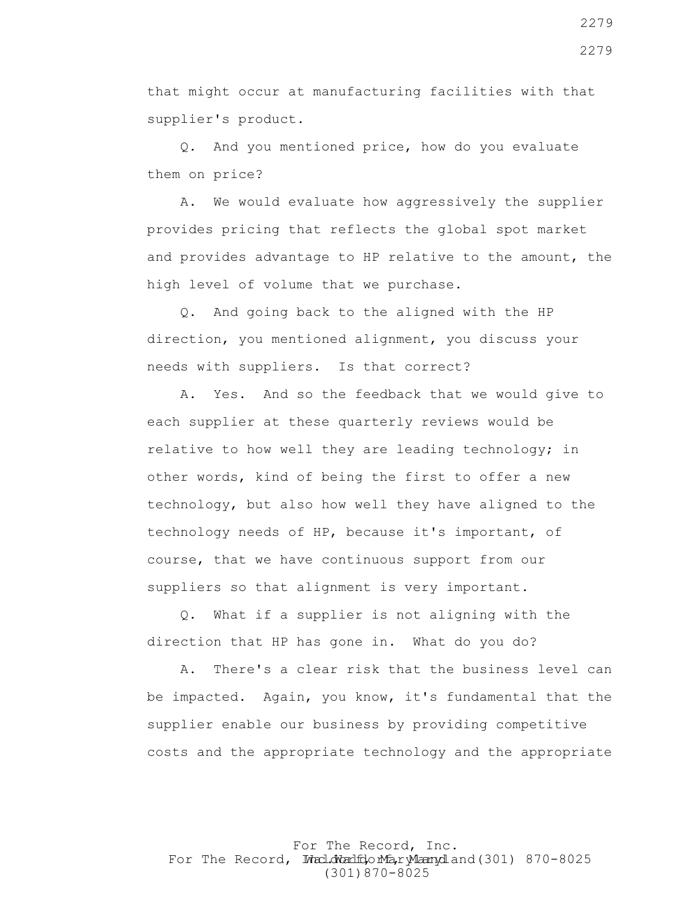that might occur at manufacturing facilities with that supplier's product.

Q. And you mentioned price, how do you evaluate them on price?

A. We would evaluate how aggressively the supplier provides pricing that reflects the global spot market and provides advantage to HP relative to the amount, the high level of volume that we purchase.

Q. And going back to the aligned with the HP direction, you mentioned alignment, you discuss your needs with suppliers. Is that correct?

A. Yes. And so the feedback that we would give to each supplier at these quarterly reviews would be relative to how well they are leading technology; in other words, kind of being the first to offer a new technology, but also how well they have aligned to the technology needs of HP, because it's important, of course, that we have continuous support from our suppliers so that alignment is very important.

Q. What if a supplier is not aligning with the direction that HP has gone in. What do you do?

A. There's a clear risk that the business level can be impacted. Again, you know, it's fundamental that the supplier enable our business by providing competitive costs and the appropriate technology and the appropriate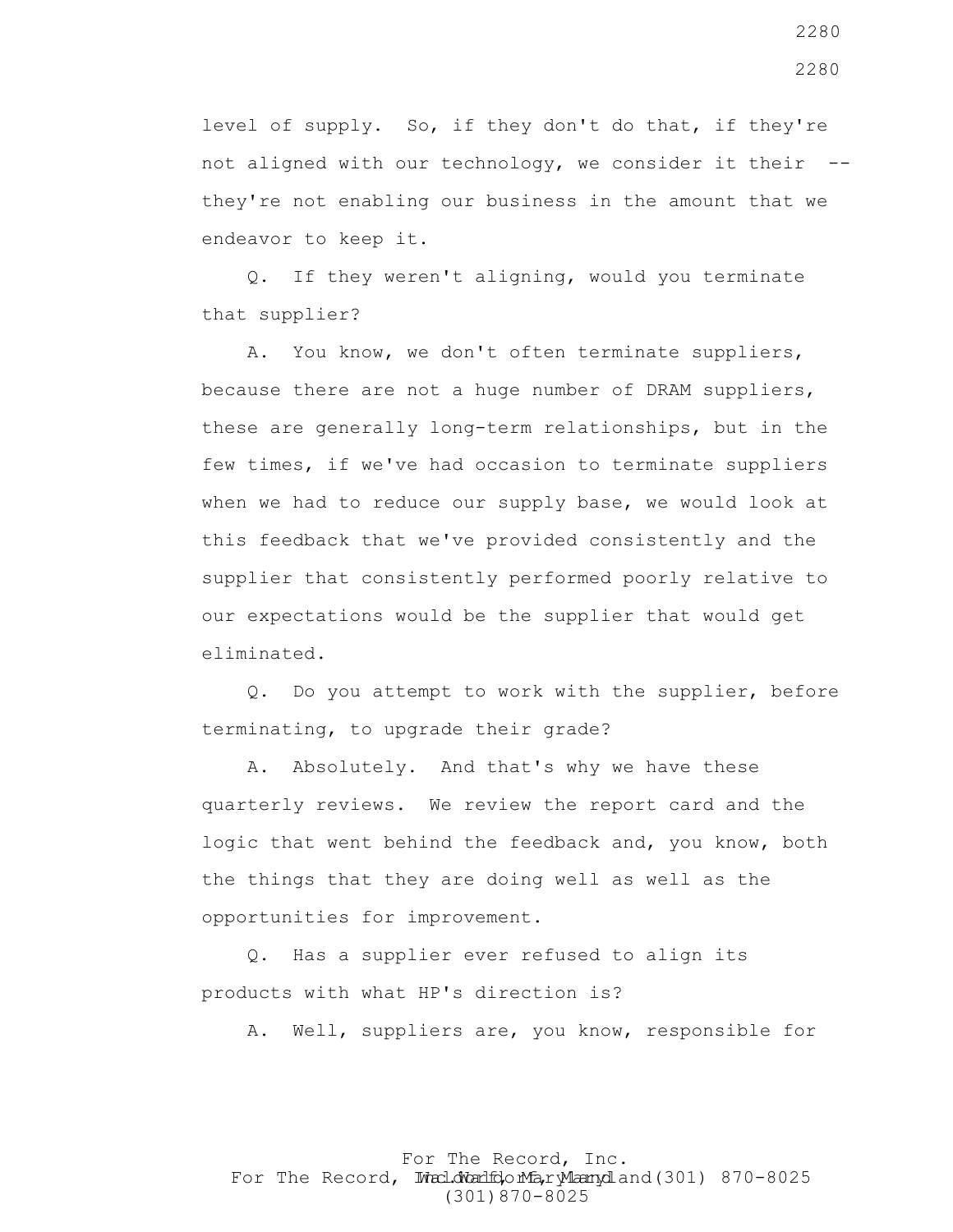level of supply. So, if they don't do that, if they're not aligned with our technology, we consider it their -- they're not enabling our business in the amount that we endeavor to keep it.

Q. If they weren't aligning, would you terminate that supplier?

A. You know, we don't often terminate suppliers, because there are not a huge number of DRAM suppliers, these are generally long-term relationships, but in the few times, if we've had occasion to terminate suppliers when we had to reduce our supply base, we would look at this feedback that we've provided consistently and the supplier that consistently performed poorly relative to our expectations would be the supplier that would get eliminated.

Q. Do you attempt to work with the supplier, before terminating, to upgrade their grade?

A. Absolutely. And that's why we have these quarterly reviews. We review the report card and the logic that went behind the feedback and, you know, both the things that they are doing well as well as the opportunities for improvement.

Q. Has a supplier ever refused to align its products with what HP's direction is?

A. Well, suppliers are, you know, responsible for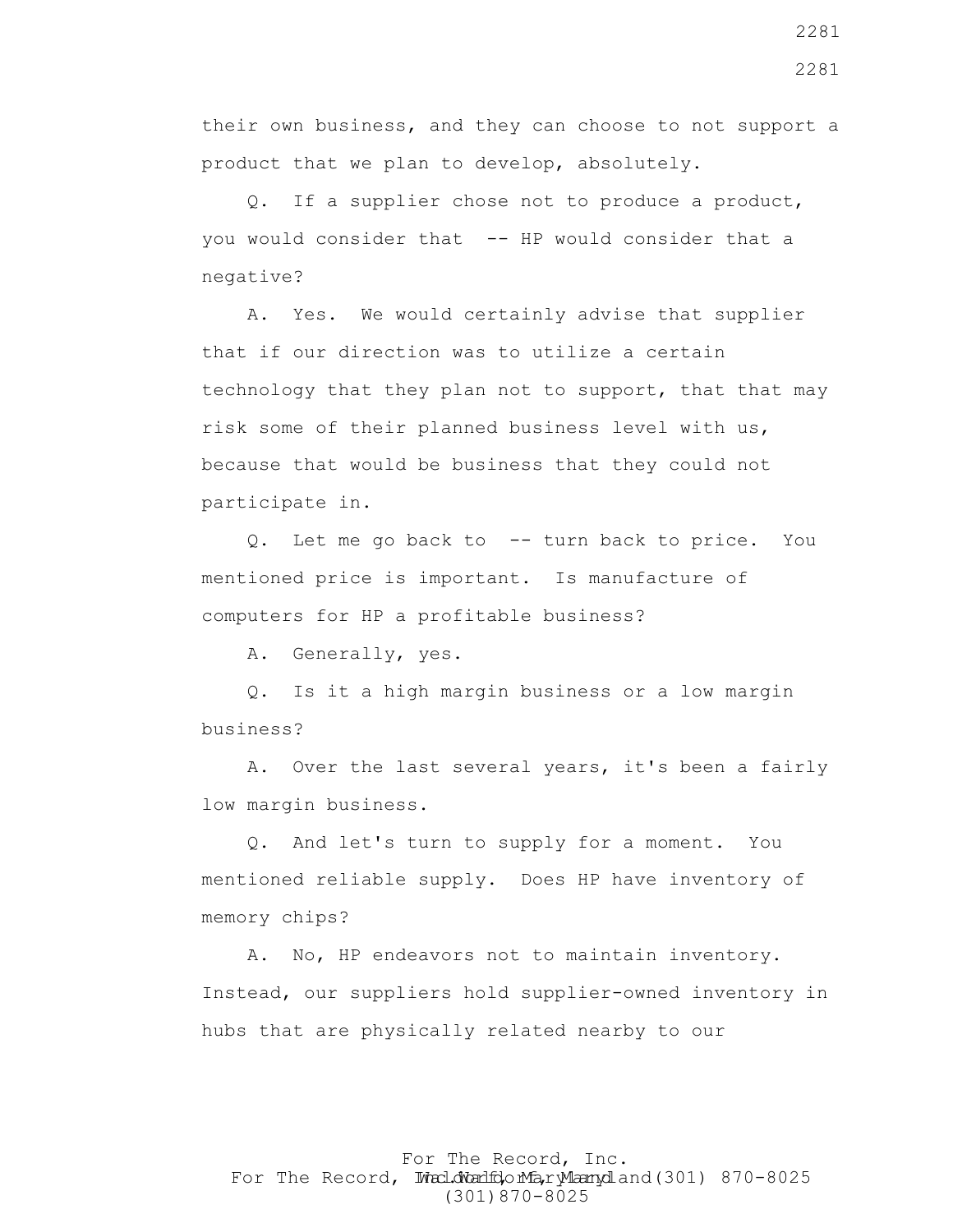their own business, and they can choose to not support a product that we plan to develop, absolutely.

Q. If a supplier chose not to produce a product, you would consider that -- HP would consider that a negative?

A. Yes. We would certainly advise that supplier that if our direction was to utilize a certain technology that they plan not to support, that that may risk some of their planned business level with us, because that would be business that they could not participate in.

Q. Let me go back to -- turn back to price. You mentioned price is important. Is manufacture of computers for HP a profitable business?

A. Generally, yes.

Q. Is it a high margin business or a low margin business?

A. Over the last several years, it's been a fairly low margin business.

Q. And let's turn to supply for a moment. You mentioned reliable supply. Does HP have inventory of memory chips?

A. No, HP endeavors not to maintain inventory. Instead, our suppliers hold supplier-owned inventory in hubs that are physically related nearby to our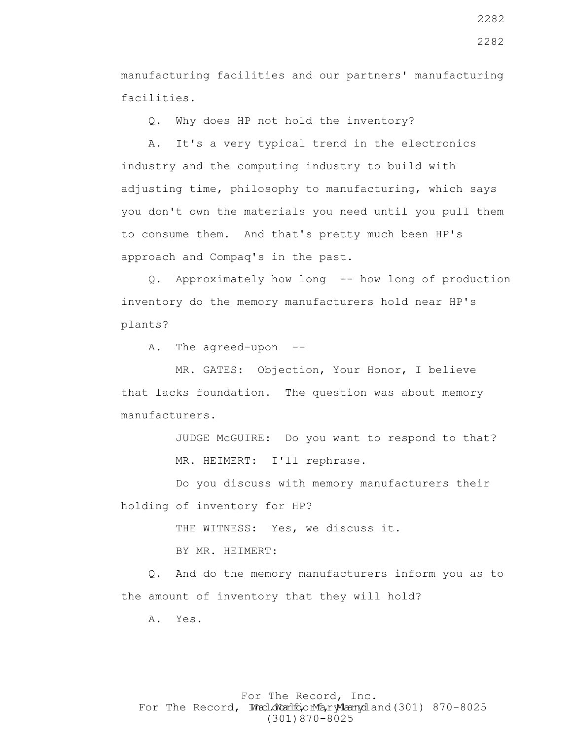manufacturing facilities and our partners' manufacturing facilities.

Q. Why does HP not hold the inventory?

A. It's a very typical trend in the electronics industry and the computing industry to build with adjusting time, philosophy to manufacturing, which says you don't own the materials you need until you pull them to consume them. And that's pretty much been HP's approach and Compaq's in the past.

Q. Approximately how long -- how long of production inventory do the memory manufacturers hold near HP's plants?

A. The agreed-upon --

MR. GATES: Objection, Your Honor, I believe that lacks foundation. The question was about memory manufacturers.

JUDGE McGUIRE: Do you want to respond to that?

MR. HEIMERT: I'll rephrase.

Do you discuss with memory manufacturers their holding of inventory for HP?

THE WITNESS: Yes, we discuss it.

BY MR. HEIMERT:

Q. And do the memory manufacturers inform you as to the amount of inventory that they will hold?

A. Yes.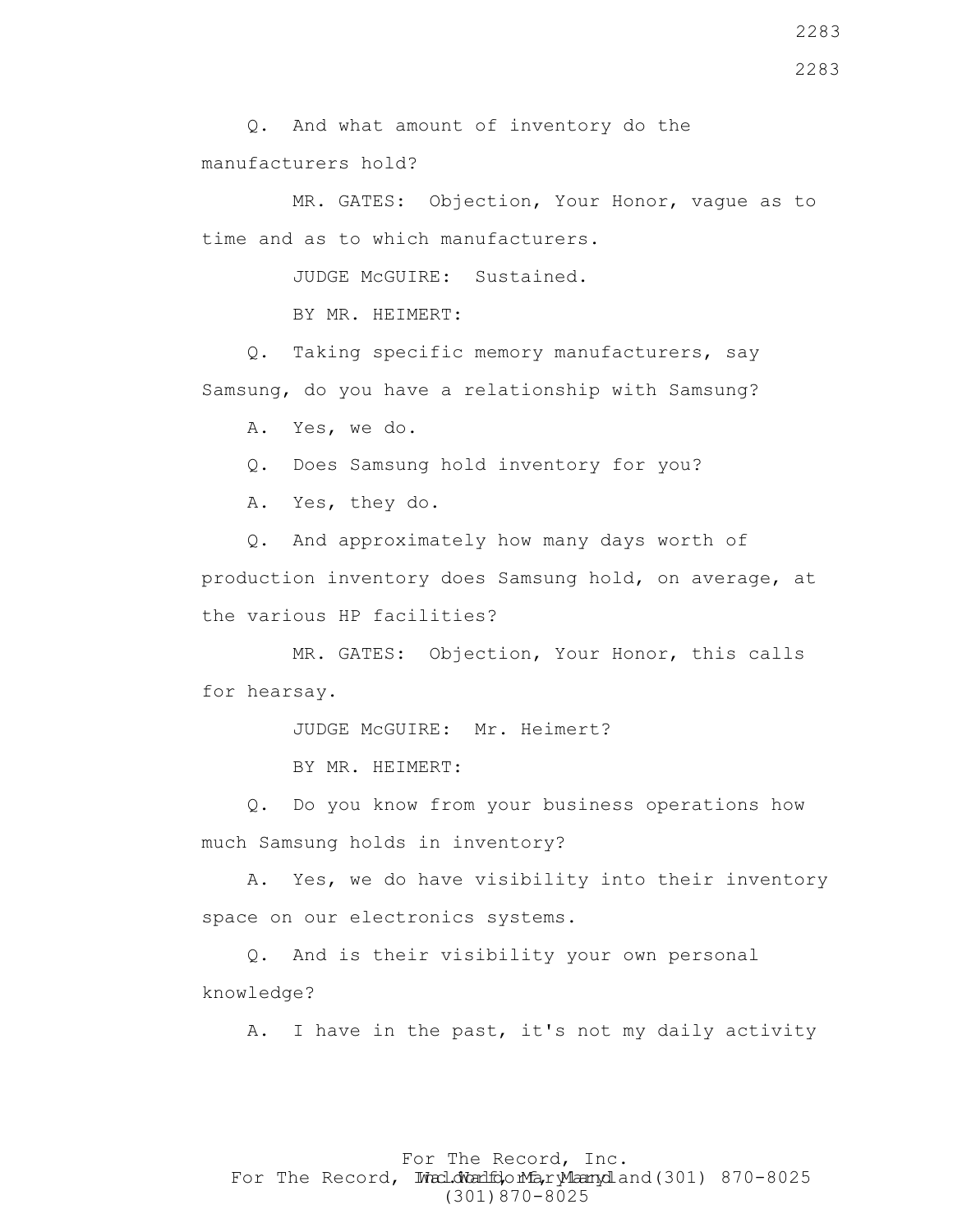Q. And what amount of inventory do the manufacturers hold?

MR. GATES: Objection, Your Honor, vague as to time and as to which manufacturers.

JUDGE McGUIRE: Sustained.

BY MR. HEIMERT:

Q. Taking specific memory manufacturers, say Samsung, do you have a relationship with Samsung?

A. Yes, we do.

Q. Does Samsung hold inventory for you?

A. Yes, they do.

Q. And approximately how many days worth of production inventory does Samsung hold, on average, at the various HP facilities?

MR. GATES: Objection, Your Honor, this calls for hearsay.

JUDGE McGUIRE: Mr. Heimert?

BY MR. HEIMERT:

Q. Do you know from your business operations how much Samsung holds in inventory?

A. Yes, we do have visibility into their inventory space on our electronics systems.

Q. And is their visibility your own personal knowledge?

A. I have in the past, it's not my daily activity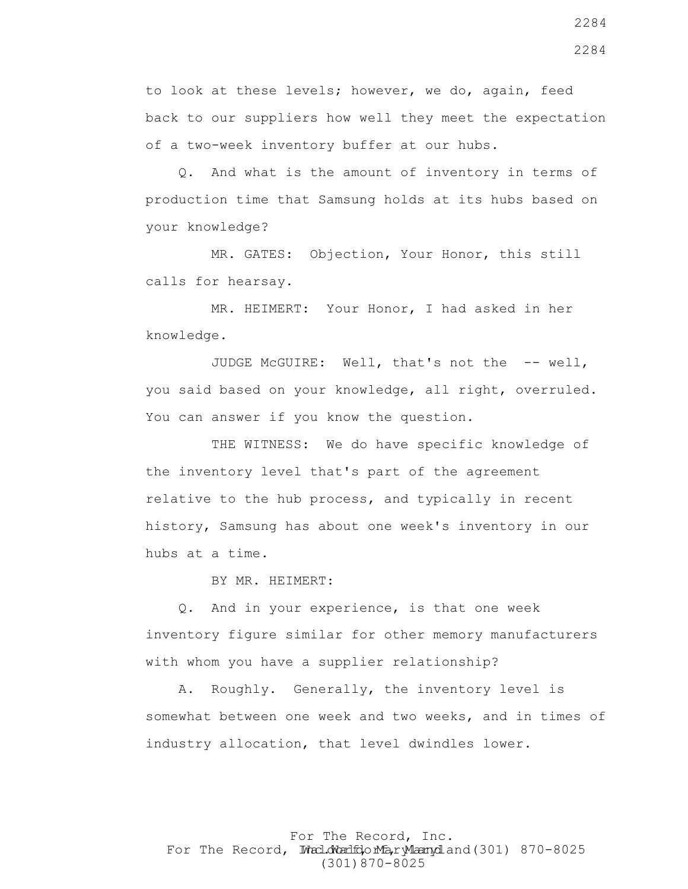to look at these levels; however, we do, again, feed back to our suppliers how well they meet the expectation of a two-week inventory buffer at our hubs.

Q. And what is the amount of inventory in terms of production time that Samsung holds at its hubs based on your knowledge?

MR. GATES: Objection, Your Honor, this still calls for hearsay.

MR. HEIMERT: Your Honor, I had asked in her knowledge.

JUDGE McGUIRE: Well, that's not the -- well, you said based on your knowledge, all right, overruled. You can answer if you know the question.

THE WITNESS: We do have specific knowledge of the inventory level that's part of the agreement relative to the hub process, and typically in recent history, Samsung has about one week's inventory in our hubs at a time.

BY MR. HEIMERT:

Q. And in your experience, is that one week inventory figure similar for other memory manufacturers with whom you have a supplier relationship?

A. Roughly. Generally, the inventory level is somewhat between one week and two weeks, and in times of industry allocation, that level dwindles lower.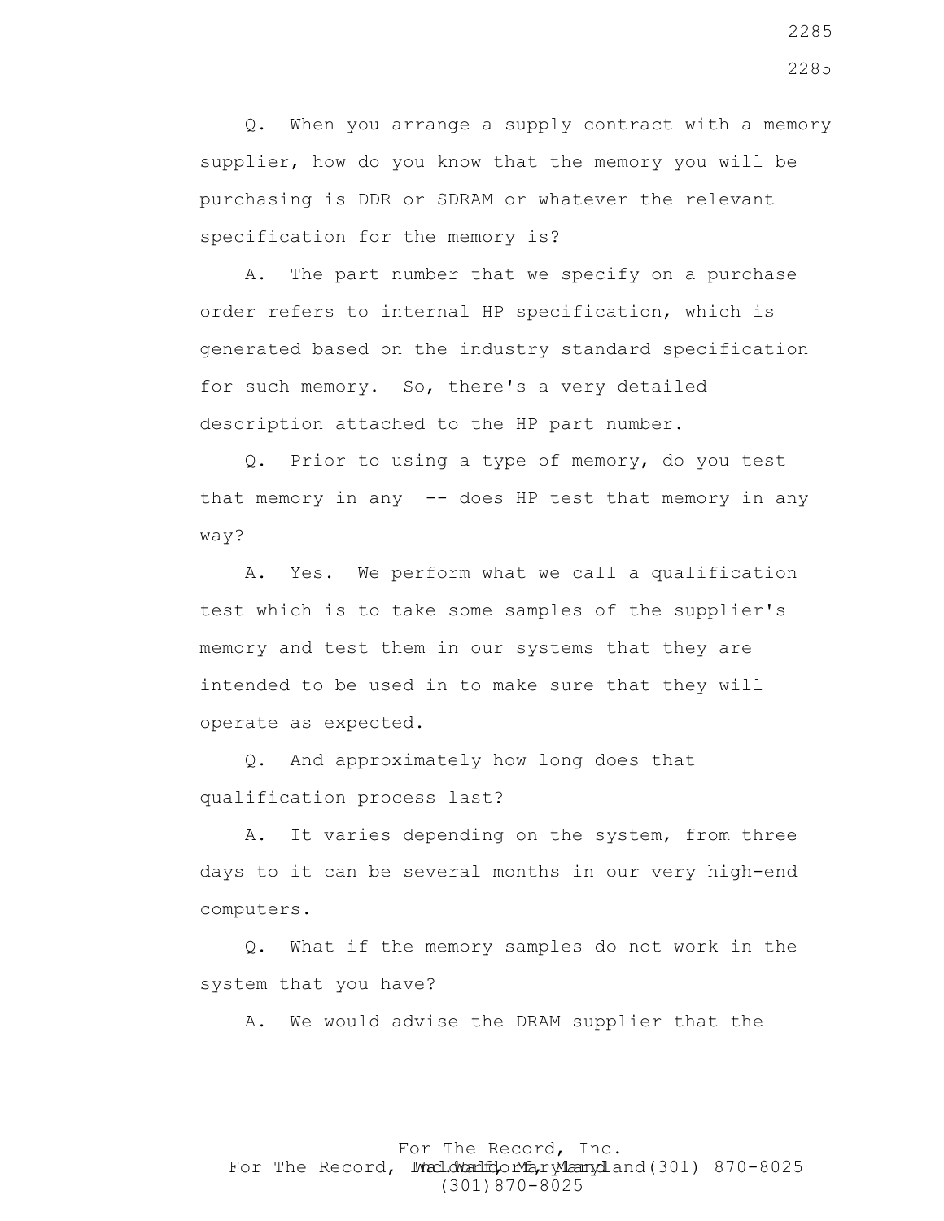Q. When you arrange a supply contract with a memory supplier, how do you know that the memory you will be purchasing is DDR or SDRAM or whatever the relevant specification for the memory is?

A. The part number that we specify on a purchase order refers to internal HP specification, which is generated based on the industry standard specification for such memory. So, there's a very detailed description attached to the HP part number.

Q. Prior to using a type of memory, do you test that memory in any -- does HP test that memory in any way?

A. Yes. We perform what we call a qualification test which is to take some samples of the supplier's memory and test them in our systems that they are intended to be used in to make sure that they will operate as expected.

Q. And approximately how long does that qualification process last?

A. It varies depending on the system, from three days to it can be several months in our very high-end computers.

Q. What if the memory samples do not work in the system that you have?

A. We would advise the DRAM supplier that the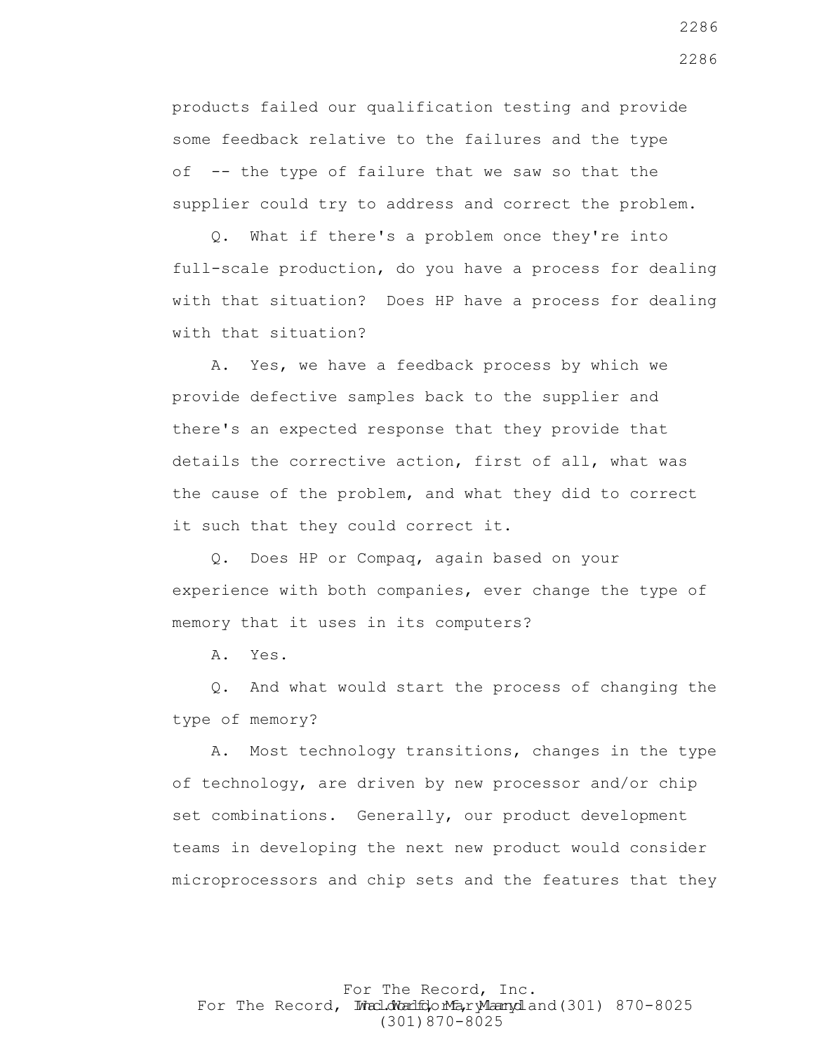products failed our qualification testing and provide some feedback relative to the failures and the type of -- the type of failure that we saw so that the supplier could try to address and correct the problem.

Q. What if there's a problem once they're into full-scale production, do you have a process for dealing with that situation? Does HP have a process for dealing with that situation?

A. Yes, we have a feedback process by which we provide defective samples back to the supplier and there's an expected response that they provide that details the corrective action, first of all, what was the cause of the problem, and what they did to correct it such that they could correct it.

Q. Does HP or Compaq, again based on your experience with both companies, ever change the type of memory that it uses in its computers?

A. Yes.

Q. And what would start the process of changing the type of memory?

A. Most technology transitions, changes in the type of technology, are driven by new processor and/or chip set combinations. Generally, our product development teams in developing the next new product would consider microprocessors and chip sets and the features that they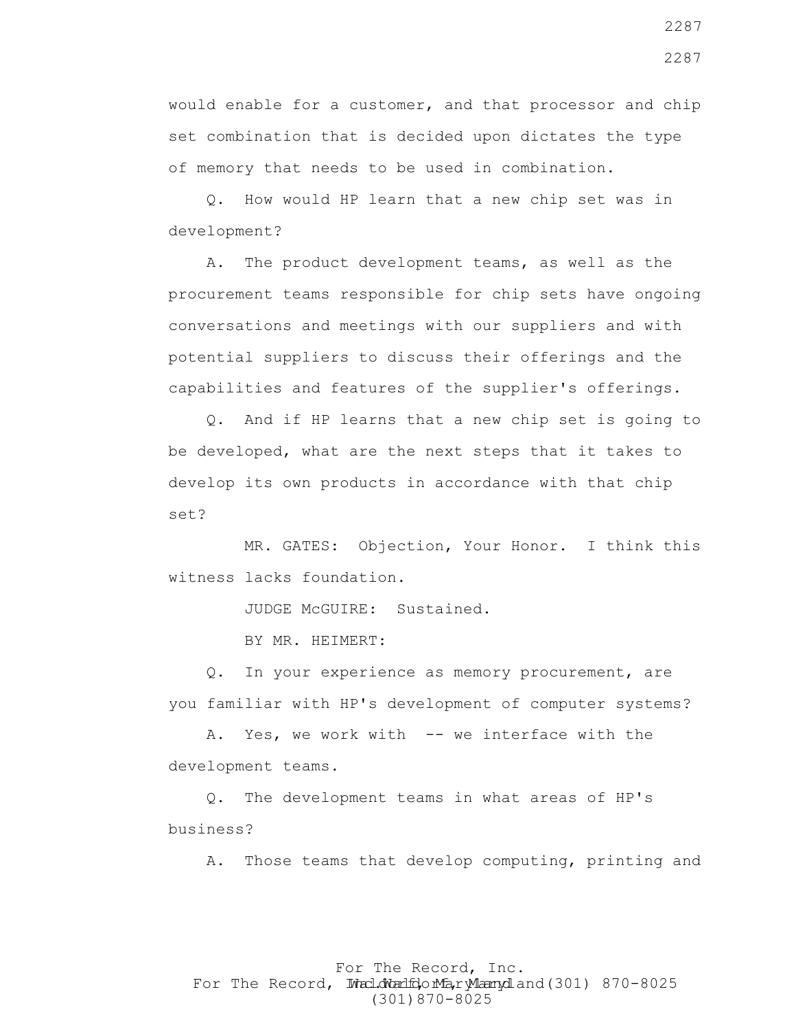would enable for a customer, and that processor and chip set combination that is decided upon dictates the type of memory that needs to be used in combination.

Q. How would HP learn that a new chip set was in development?

A. The product development teams, as well as the procurement teams responsible for chip sets have ongoing conversations and meetings with our suppliers and with potential suppliers to discuss their offerings and the capabilities and features of the supplier's offerings.

Q. And if HP learns that a new chip set is going to be developed, what are the next steps that it takes to develop its own products in accordance with that chip set?

MR. GATES: Objection, Your Honor. I think this witness lacks foundation.

JUDGE McGUIRE: Sustained.

BY MR. HEIMERT:

Q. In your experience as memory procurement, are you familiar with HP's development of computer systems?

A. Yes, we work with -- we interface with the development teams.

Q. The development teams in what areas of HP's business?

A. Those teams that develop computing, printing and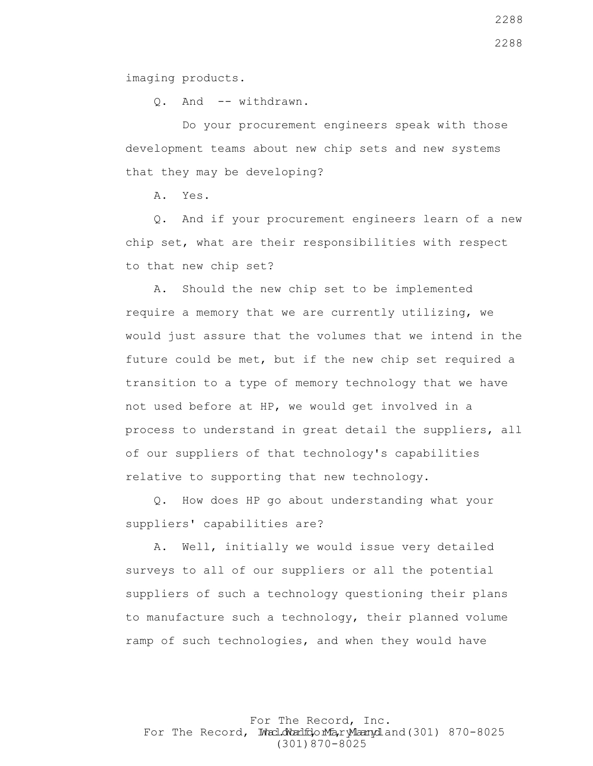imaging products.

Q. And -- withdrawn.

Do your procurement engineers speak with those development teams about new chip sets and new systems that they may be developing?

A. Yes.

Q. And if your procurement engineers learn of a new chip set, what are their responsibilities with respect to that new chip set?

A. Should the new chip set to be implemented require a memory that we are currently utilizing, we would just assure that the volumes that we intend in the future could be met, but if the new chip set required a transition to a type of memory technology that we have not used before at HP, we would get involved in a process to understand in great detail the suppliers, all of our suppliers of that technology's capabilities relative to supporting that new technology.

Q. How does HP go about understanding what your suppliers' capabilities are?

A. Well, initially we would issue very detailed surveys to all of our suppliers or all the potential suppliers of such a technology questioning their plans to manufacture such a technology, their planned volume ramp of such technologies, and when they would have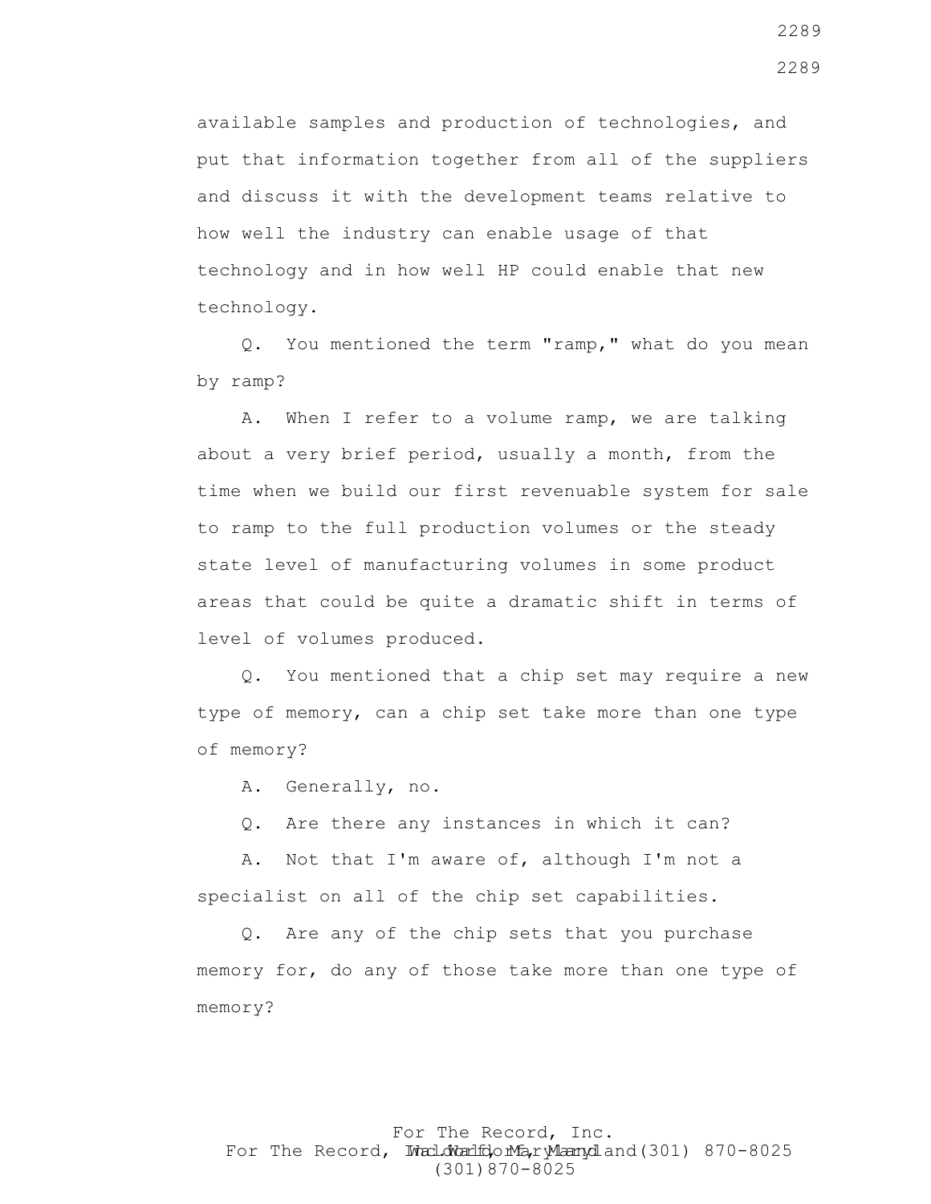available samples and production of technologies, and put that information together from all of the suppliers and discuss it with the development teams relative to how well the industry can enable usage of that technology and in how well HP could enable that new technology.

Q. You mentioned the term "ramp," what do you mean by ramp?

A. When I refer to a volume ramp, we are talking about a very brief period, usually a month, from the time when we build our first revenuable system for sale to ramp to the full production volumes or the steady state level of manufacturing volumes in some product areas that could be quite a dramatic shift in terms of level of volumes produced.

Q. You mentioned that a chip set may require a new type of memory, can a chip set take more than one type of memory?

A. Generally, no.

Q. Are there any instances in which it can?

A. Not that I'm aware of, although I'm not a specialist on all of the chip set capabilities.

Q. Are any of the chip sets that you purchase memory for, do any of those take more than one type of memory?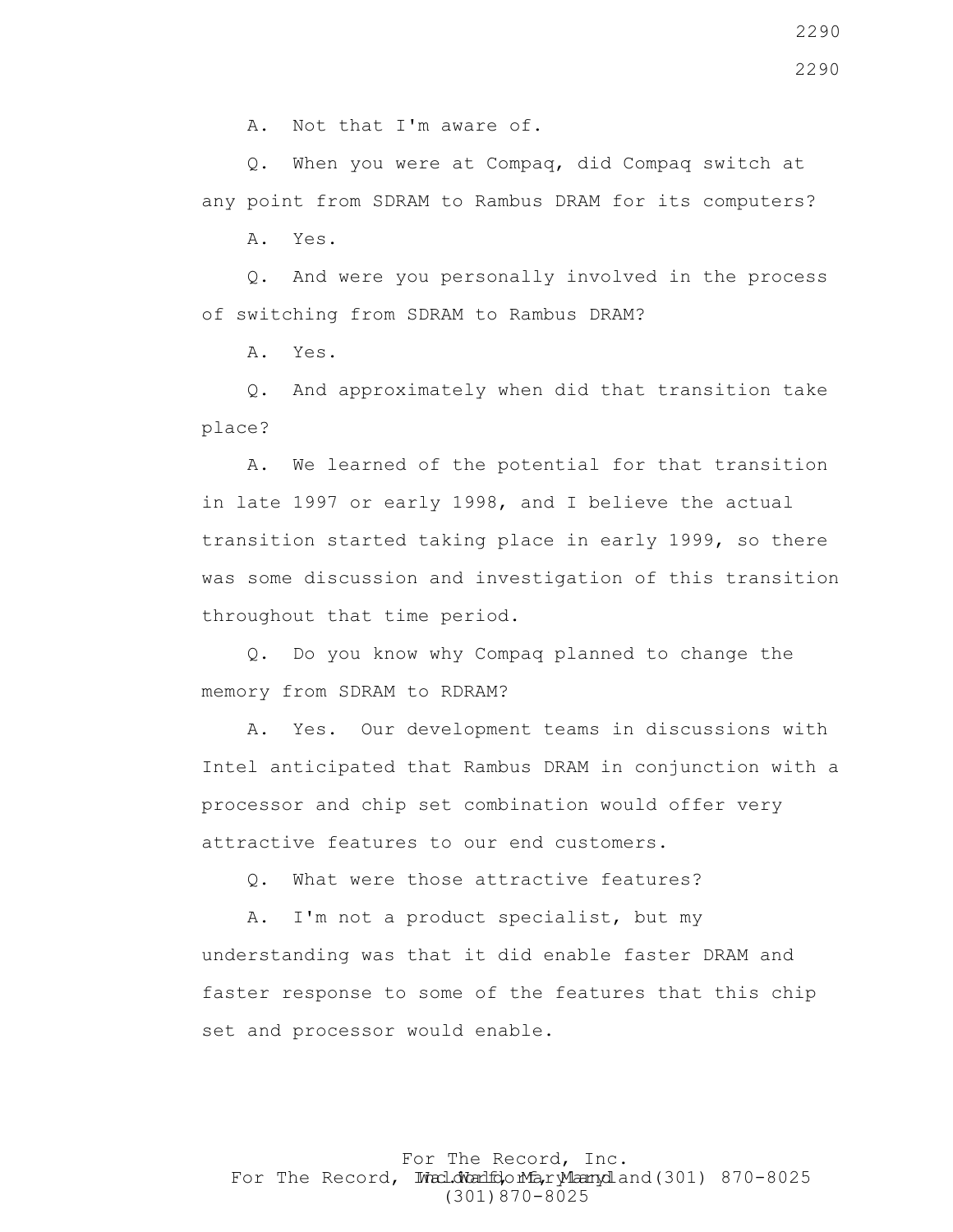A. Not that I'm aware of.

Q. When you were at Compaq, did Compaq switch at any point from SDRAM to Rambus DRAM for its computers?

A. Yes.

Q. And were you personally involved in the process of switching from SDRAM to Rambus DRAM?

A. Yes.

Q. And approximately when did that transition take place?

A. We learned of the potential for that transition in late 1997 or early 1998, and I believe the actual transition started taking place in early 1999, so there was some discussion and investigation of this transition throughout that time period.

Q. Do you know why Compaq planned to change the memory from SDRAM to RDRAM?

A. Yes. Our development teams in discussions with Intel anticipated that Rambus DRAM in conjunction with a processor and chip set combination would offer very attractive features to our end customers.

Q. What were those attractive features?

A. I'm not a product specialist, but my understanding was that it did enable faster DRAM and faster response to some of the features that this chip set and processor would enable.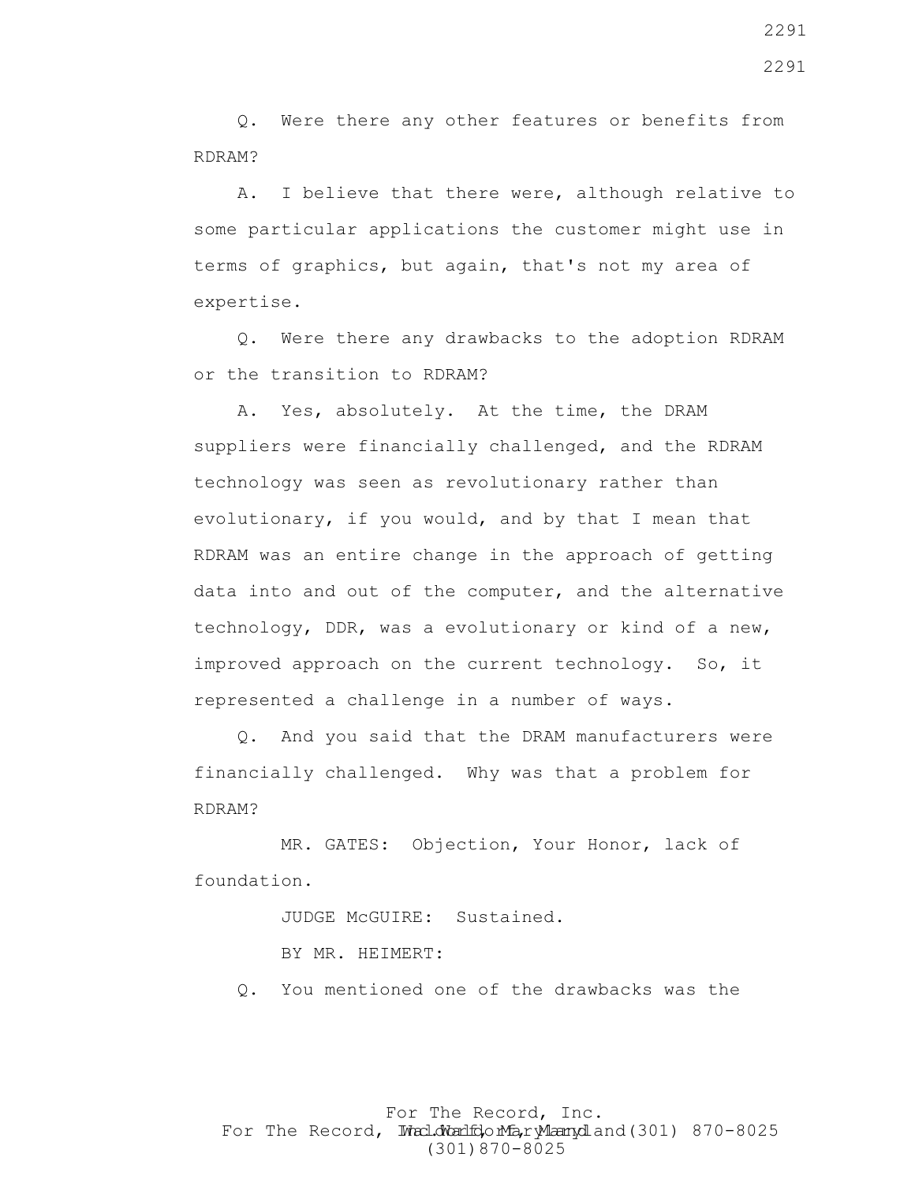Q. Were there any other features or benefits from RDRAM?

A. I believe that there were, although relative to some particular applications the customer might use in terms of graphics, but again, that's not my area of expertise.

Q. Were there any drawbacks to the adoption RDRAM or the transition to RDRAM?

A. Yes, absolutely. At the time, the DRAM suppliers were financially challenged, and the RDRAM technology was seen as revolutionary rather than evolutionary, if you would, and by that I mean that RDRAM was an entire change in the approach of getting data into and out of the computer, and the alternative technology, DDR, was a evolutionary or kind of a new, improved approach on the current technology. So, it represented a challenge in a number of ways.

Q. And you said that the DRAM manufacturers were financially challenged. Why was that a problem for RDRAM?

MR. GATES: Objection, Your Honor, lack of foundation.

JUDGE McGUIRE: Sustained.

BY MR. HEIMERT:

Q. You mentioned one of the drawbacks was the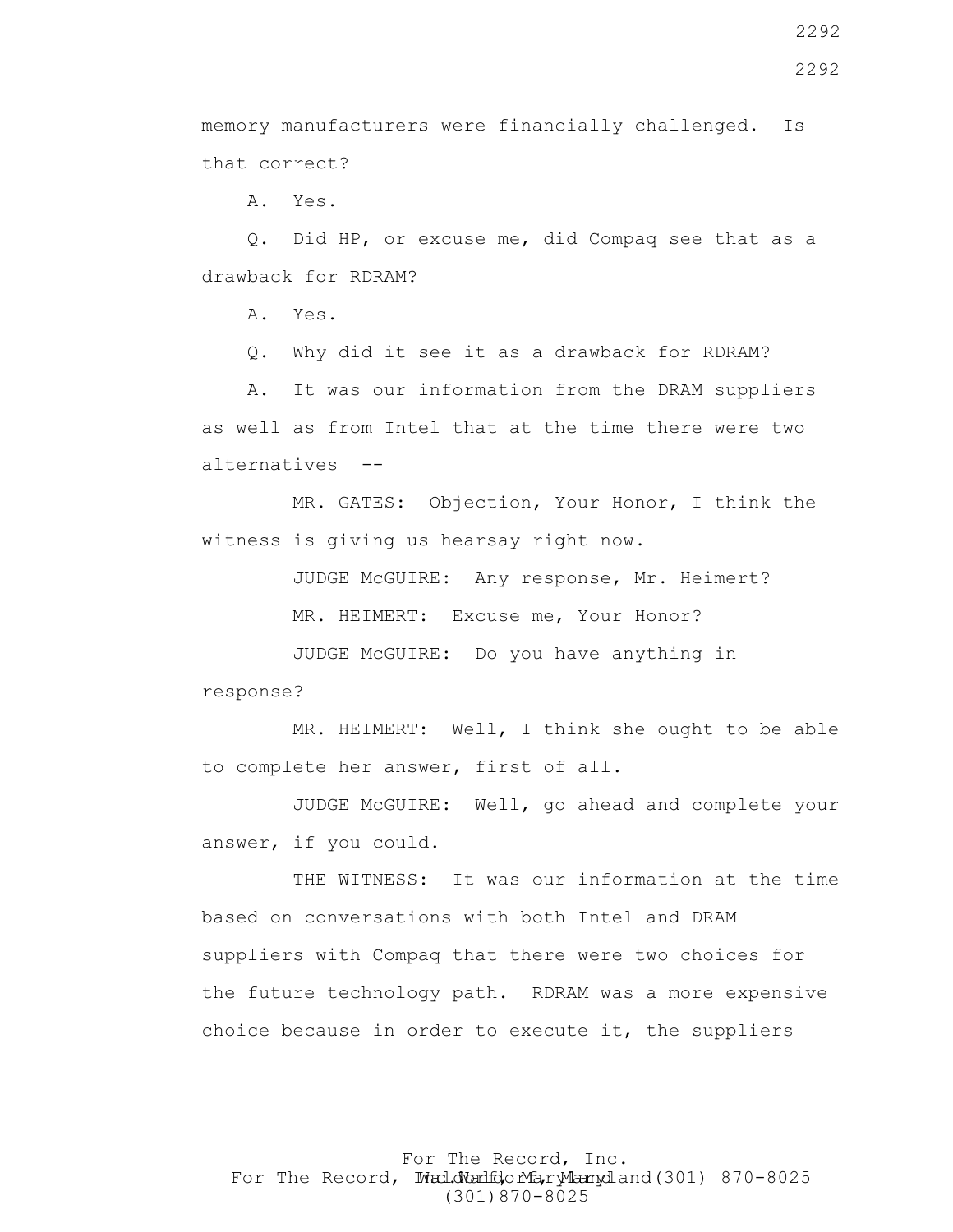memory manufacturers were financially challenged. Is that correct?

A. Yes.

Q. Did HP, or excuse me, did Compaq see that as a drawback for RDRAM?

A. Yes.

Q. Why did it see it as a drawback for RDRAM?

A. It was our information from the DRAM suppliers as well as from Intel that at the time there were two alternatives --

MR. GATES: Objection, Your Honor, I think the witness is giving us hearsay right now.

JUDGE McGUIRE: Any response, Mr. Heimert?

MR. HEIMERT: Excuse me, Your Honor?

JUDGE McGUIRE: Do you have anything in response?

MR. HEIMERT: Well, I think she ought to be able to complete her answer, first of all.

JUDGE McGUIRE: Well, go ahead and complete your answer, if you could.

THE WITNESS: It was our information at the time based on conversations with both Intel and DRAM suppliers with Compaq that there were two choices for the future technology path. RDRAM was a more expensive choice because in order to execute it, the suppliers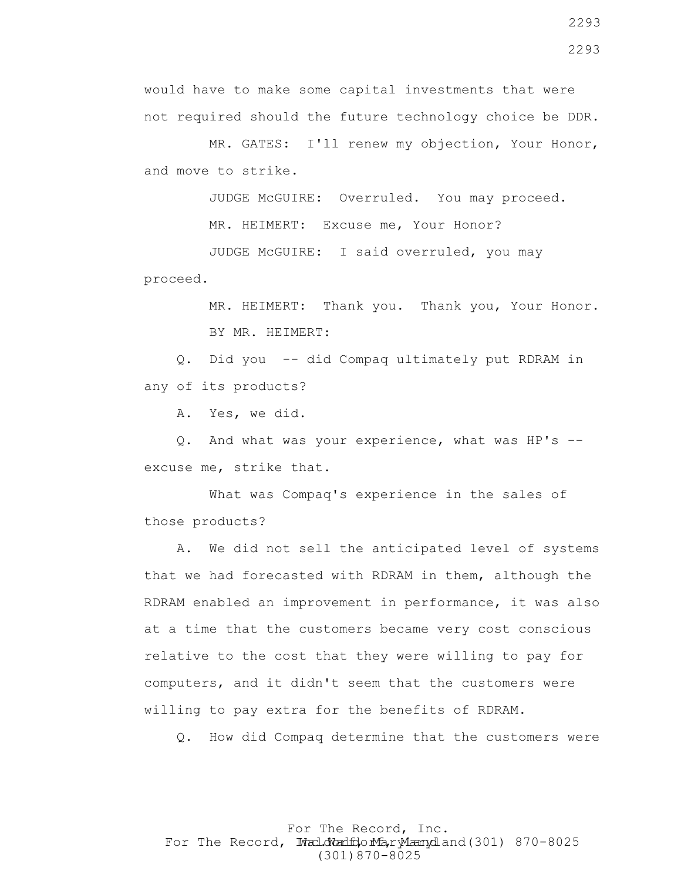would have to make some capital investments that were not required should the future technology choice be DDR.

MR. GATES: I'll renew my objection, Your Honor, and move to strike.

JUDGE McGUIRE: Overruled. You may proceed.

MR. HEIMERT: Excuse me, Your Honor?

JUDGE McGUIRE: I said overruled, you may proceed.

MR. HEIMERT: Thank you. Thank you, Your Honor.

BY MR. HEIMERT:

Q. Did you -- did Compaq ultimately put RDRAM in any of its products?

A. Yes, we did.

Q. And what was your experience, what was HP's -- excuse me, strike that.

What was Compaq's experience in the sales of those products?

A. We did not sell the anticipated level of systems that we had forecasted with RDRAM in them, although the RDRAM enabled an improvement in performance, it was also at a time that the customers became very cost conscious relative to the cost that they were willing to pay for computers, and it didn't seem that the customers were willing to pay extra for the benefits of RDRAM.

Q. How did Compaq determine that the customers were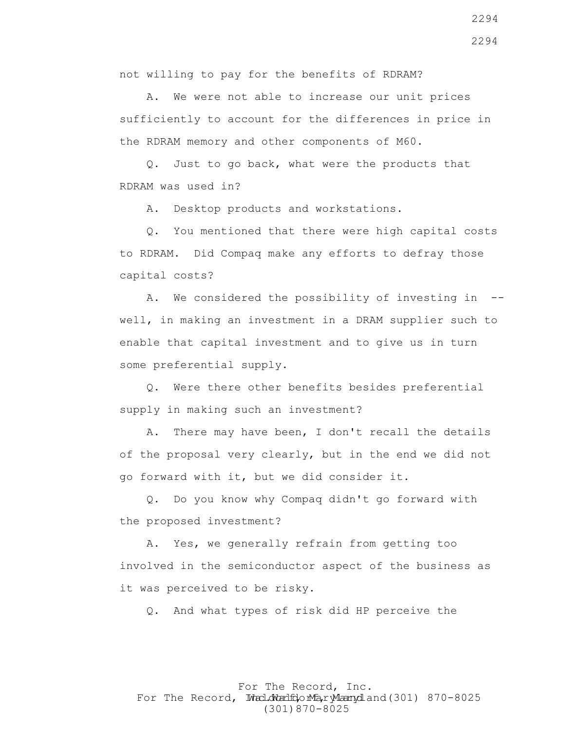not willing to pay for the benefits of RDRAM?

A. We were not able to increase our unit prices sufficiently to account for the differences in price in the RDRAM memory and other components of M60.

Q. Just to go back, what were the products that RDRAM was used in?

A. Desktop products and workstations.

Q. You mentioned that there were high capital costs to RDRAM. Did Compaq make any efforts to defray those capital costs?

A. We considered the possibility of investing in -- well, in making an investment in a DRAM supplier such to enable that capital investment and to give us in turn some preferential supply.

Q. Were there other benefits besides preferential supply in making such an investment?

A. There may have been, I don't recall the details of the proposal very clearly, but in the end we did not go forward with it, but we did consider it.

Q. Do you know why Compaq didn't go forward with the proposed investment?

A. Yes, we generally refrain from getting too involved in the semiconductor aspect of the business as it was perceived to be risky.

Q. And what types of risk did HP perceive the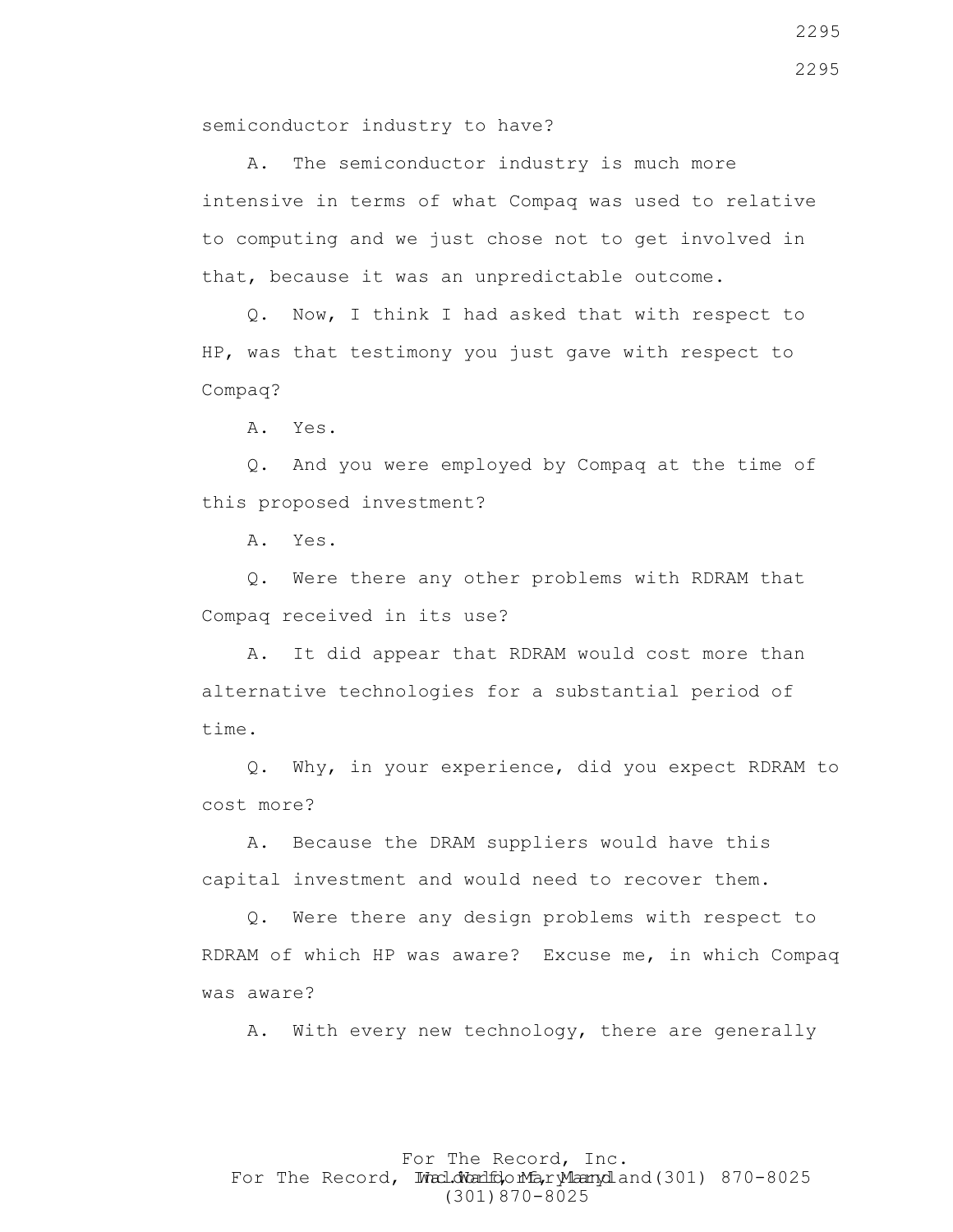semiconductor industry to have?

A. The semiconductor industry is much more intensive in terms of what Compaq was used to relative to computing and we just chose not to get involved in that, because it was an unpredictable outcome.

Q. Now, I think I had asked that with respect to HP, was that testimony you just gave with respect to Compaq?

A. Yes.

Q. And you were employed by Compaq at the time of this proposed investment?

A. Yes.

Q. Were there any other problems with RDRAM that Compaq received in its use?

A. It did appear that RDRAM would cost more than alternative technologies for a substantial period of time.

Q. Why, in your experience, did you expect RDRAM to cost more?

A. Because the DRAM suppliers would have this capital investment and would need to recover them.

Q. Were there any design problems with respect to RDRAM of which HP was aware? Excuse me, in which Compaq was aware?

A. With every new technology, there are generally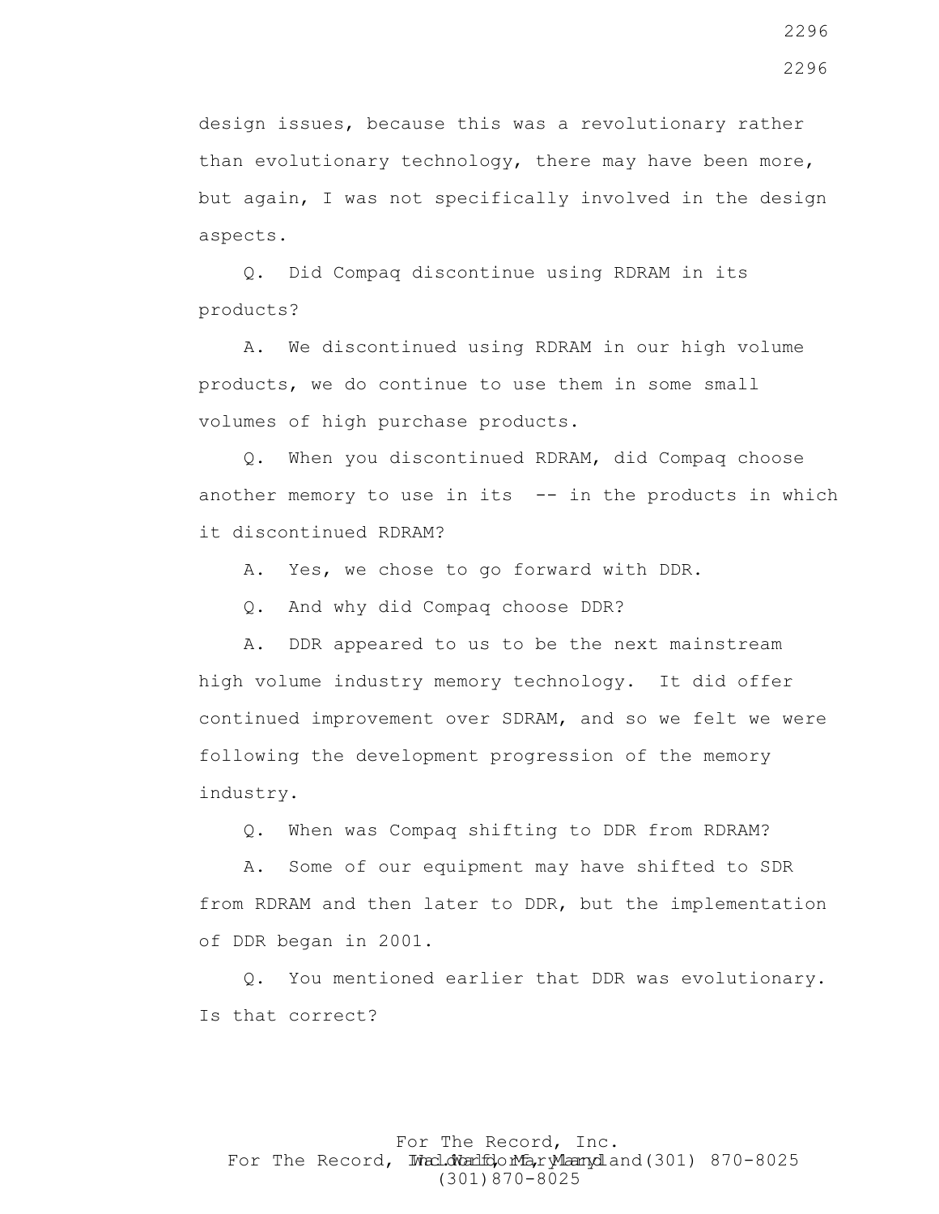design issues, because this was a revolutionary rather than evolutionary technology, there may have been more, but again, I was not specifically involved in the design aspects.

Q. Did Compaq discontinue using RDRAM in its products?

A. We discontinued using RDRAM in our high volume products, we do continue to use them in some small volumes of high purchase products.

Q. When you discontinued RDRAM, did Compaq choose another memory to use in its -- in the products in which it discontinued RDRAM?

A. Yes, we chose to go forward with DDR.

Q. And why did Compaq choose DDR?

A. DDR appeared to us to be the next mainstream high volume industry memory technology. It did offer continued improvement over SDRAM, and so we felt we were following the development progression of the memory industry.

Q. When was Compaq shifting to DDR from RDRAM?

A. Some of our equipment may have shifted to SDR from RDRAM and then later to DDR, but the implementation of DDR began in 2001.

Q. You mentioned earlier that DDR was evolutionary. Is that correct?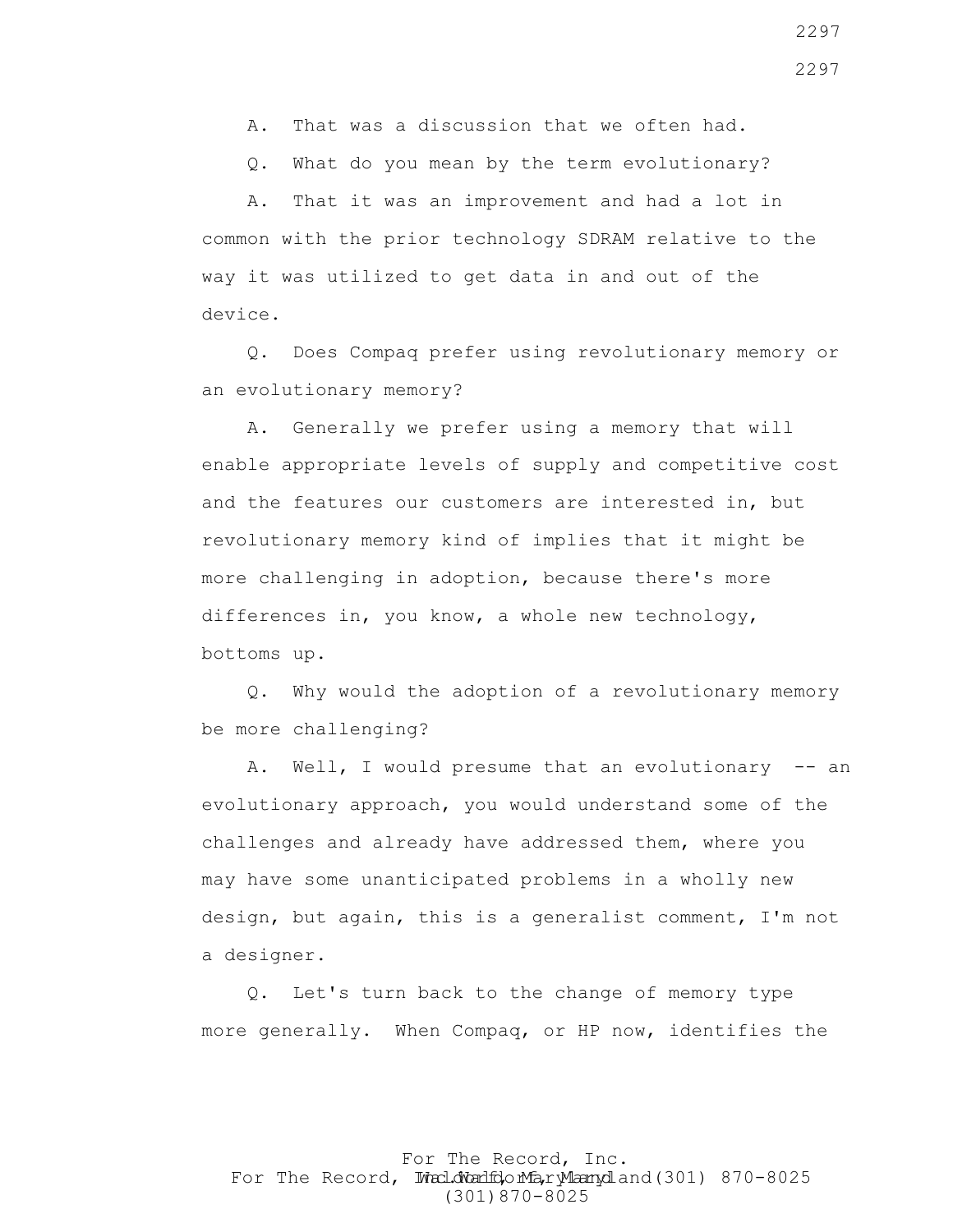A. That was a discussion that we often had.

Q. What do you mean by the term evolutionary?

A. That it was an improvement and had a lot in common with the prior technology SDRAM relative to the way it was utilized to get data in and out of the device.

Q. Does Compaq prefer using revolutionary memory or an evolutionary memory?

A. Generally we prefer using a memory that will enable appropriate levels of supply and competitive cost and the features our customers are interested in, but revolutionary memory kind of implies that it might be more challenging in adoption, because there's more differences in, you know, a whole new technology, bottoms up.

Q. Why would the adoption of a revolutionary memory be more challenging?

A. Well, I would presume that an evolutionary -- an evolutionary approach, you would understand some of the challenges and already have addressed them, where you may have some unanticipated problems in a wholly new design, but again, this is a generalist comment, I'm not a designer.

Q. Let's turn back to the change of memory type more generally. When Compaq, or HP now, identifies the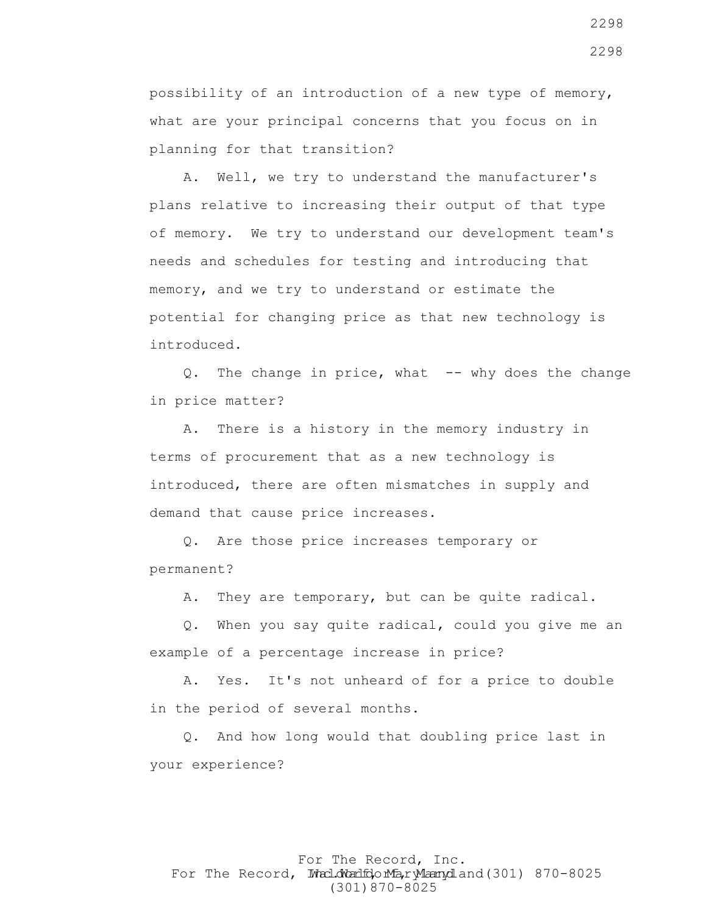possibility of an introduction of a new type of memory, what are your principal concerns that you focus on in planning for that transition?

A. Well, we try to understand the manufacturer's plans relative to increasing their output of that type of memory. We try to understand our development team's needs and schedules for testing and introducing that memory, and we try to understand or estimate the potential for changing price as that new technology is introduced.

Q. The change in price, what -- why does the change in price matter?

A. There is a history in the memory industry in terms of procurement that as a new technology is introduced, there are often mismatches in supply and demand that cause price increases.

Q. Are those price increases temporary or permanent?

A. They are temporary, but can be quite radical.

Q. When you say quite radical, could you give me an example of a percentage increase in price?

A. Yes. It's not unheard of for a price to double in the period of several months.

Q. And how long would that doubling price last in your experience?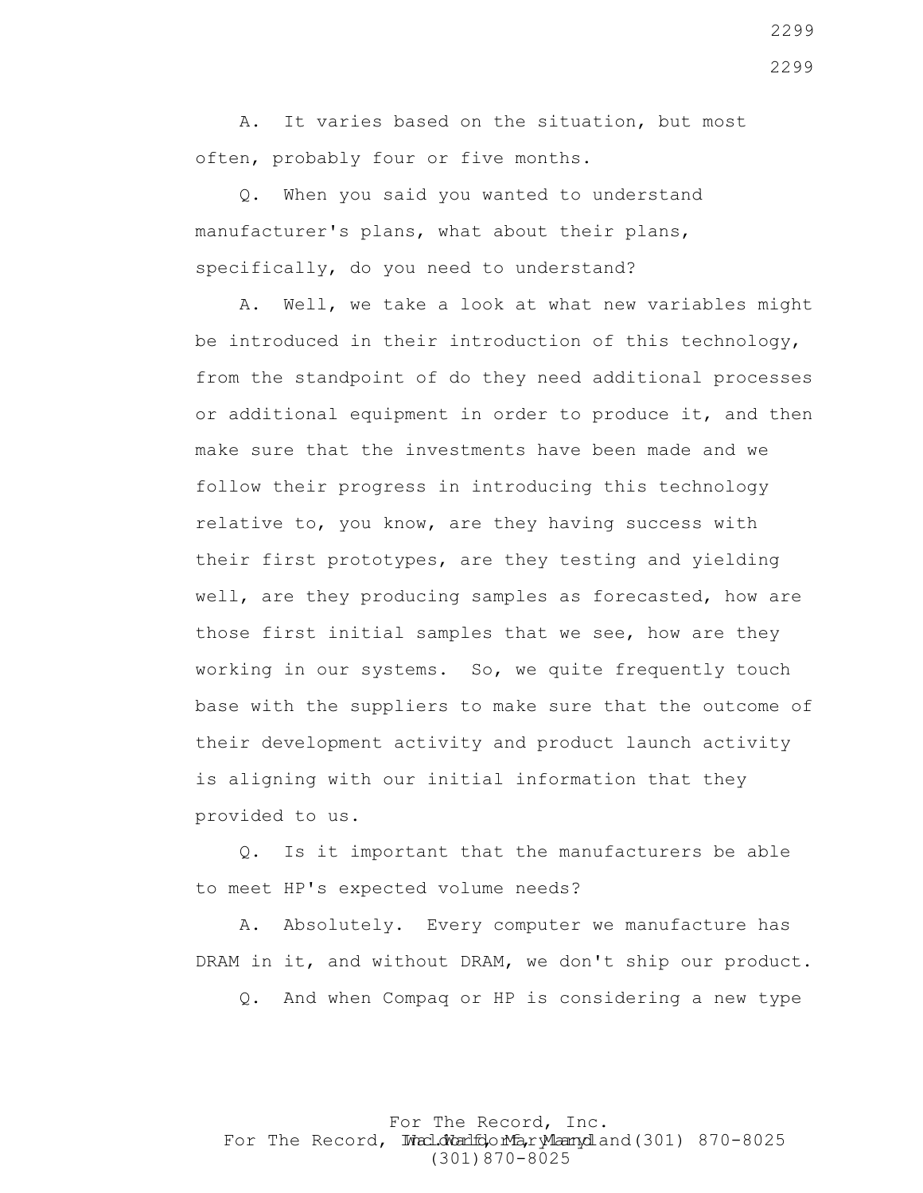A. It varies based on the situation, but most often, probably four or five months.

Q. When you said you wanted to understand manufacturer's plans, what about their plans, specifically, do you need to understand?

A. Well, we take a look at what new variables might be introduced in their introduction of this technology, from the standpoint of do they need additional processes or additional equipment in order to produce it, and then make sure that the investments have been made and we follow their progress in introducing this technology relative to, you know, are they having success with their first prototypes, are they testing and yielding well, are they producing samples as forecasted, how are those first initial samples that we see, how are they working in our systems. So, we quite frequently touch base with the suppliers to make sure that the outcome of their development activity and product launch activity is aligning with our initial information that they provided to us.

Q. Is it important that the manufacturers be able to meet HP's expected volume needs?

A. Absolutely. Every computer we manufacture has DRAM in it, and without DRAM, we don't ship our product.

Q. And when Compaq or HP is considering a new type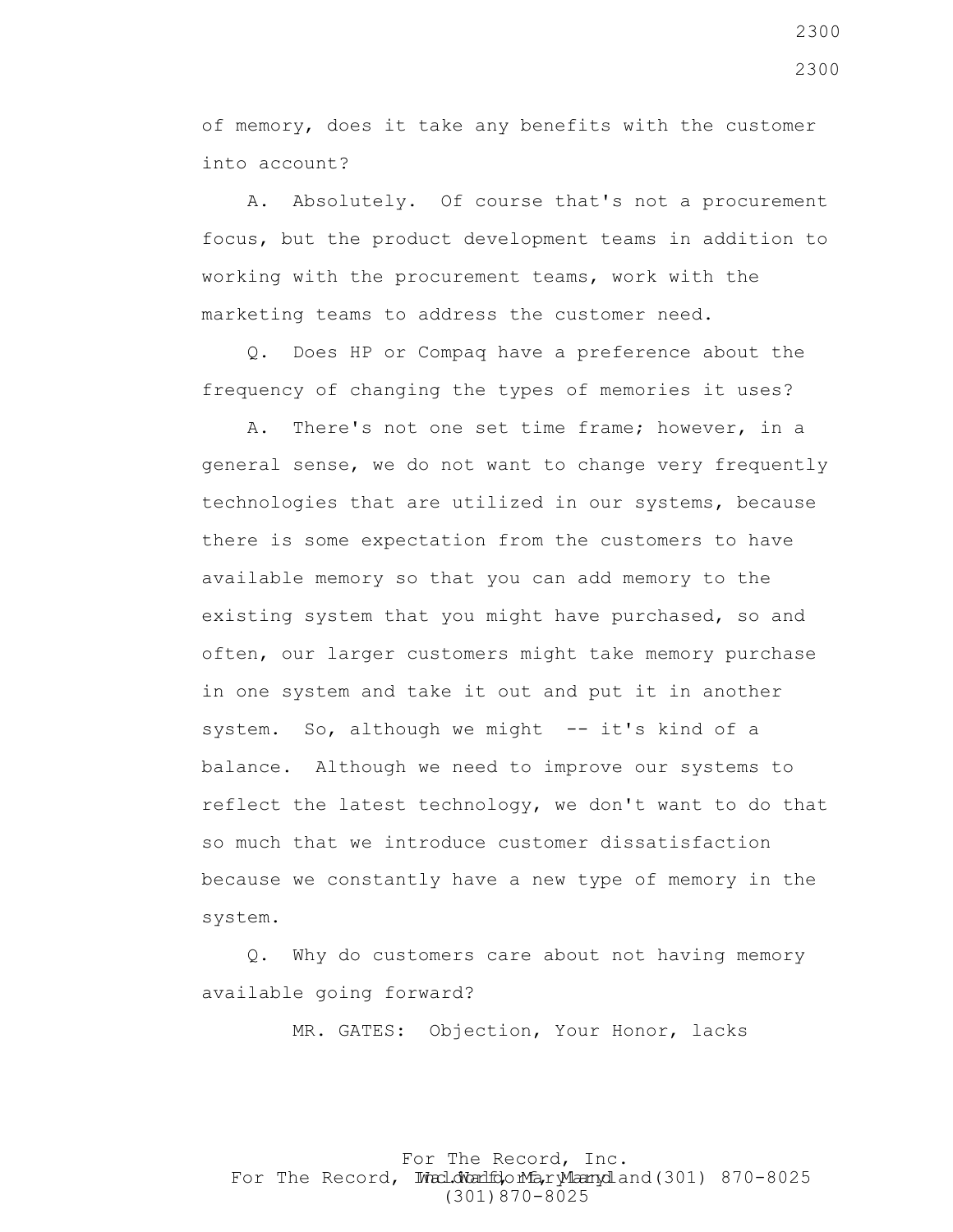of memory, does it take any benefits with the customer into account?

A. Absolutely. Of course that's not a procurement focus, but the product development teams in addition to working with the procurement teams, work with the marketing teams to address the customer need.

Q. Does HP or Compaq have a preference about the frequency of changing the types of memories it uses?

A. There's not one set time frame; however, in a general sense, we do not want to change very frequently technologies that are utilized in our systems, because there is some expectation from the customers to have available memory so that you can add memory to the existing system that you might have purchased, so and often, our larger customers might take memory purchase in one system and take it out and put it in another system. So, although we might -- it's kind of a balance. Although we need to improve our systems to reflect the latest technology, we don't want to do that so much that we introduce customer dissatisfaction because we constantly have a new type of memory in the system.

Q. Why do customers care about not having memory available going forward?

MR. GATES: Objection, Your Honor, lacks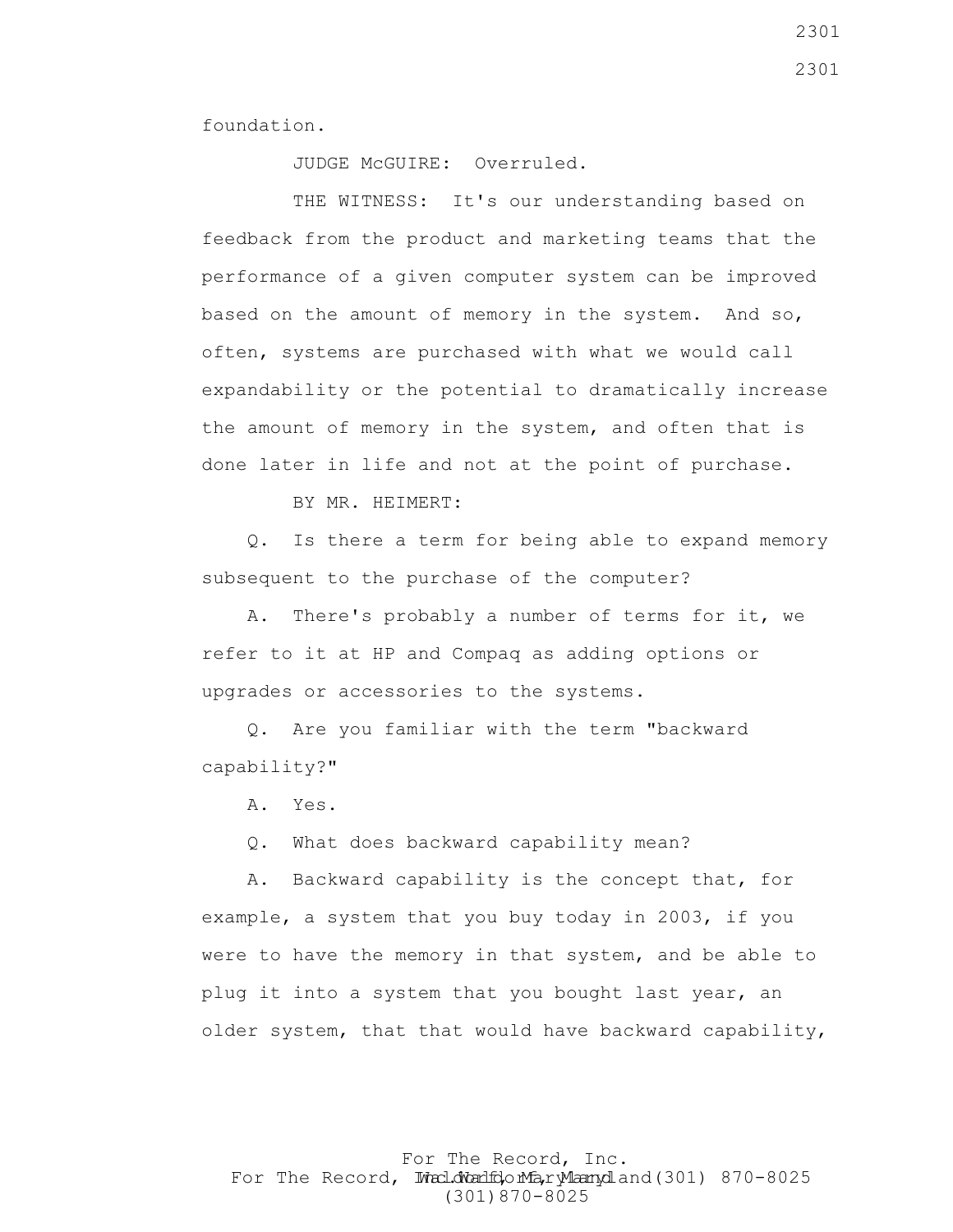foundation.

JUDGE McGUIRE: Overruled.

THE WITNESS: It's our understanding based on feedback from the product and marketing teams that the performance of a given computer system can be improved based on the amount of memory in the system. And so, often, systems are purchased with what we would call expandability or the potential to dramatically increase the amount of memory in the system, and often that is done later in life and not at the point of purchase.

BY MR. HEIMERT:

Q. Is there a term for being able to expand memory subsequent to the purchase of the computer?

A. There's probably a number of terms for it, we refer to it at HP and Compaq as adding options or upgrades or accessories to the systems.

Q. Are you familiar with the term "backward capability?"

A. Yes.

Q. What does backward capability mean?

A. Backward capability is the concept that, for example, a system that you buy today in 2003, if you were to have the memory in that system, and be able to plug it into a system that you bought last year, an older system, that that would have backward capability,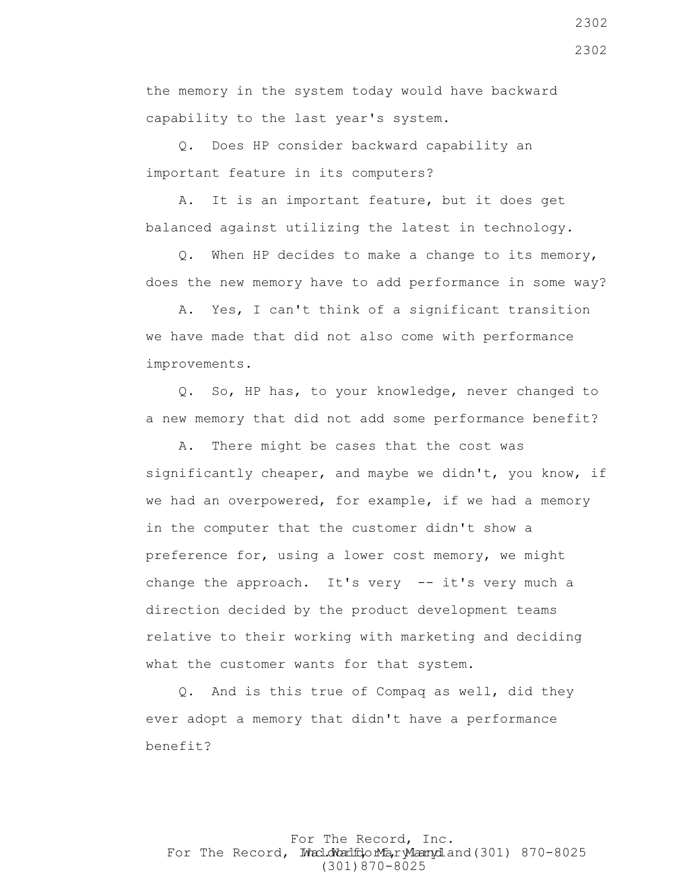the memory in the system today would have backward capability to the last year's system.

Q. Does HP consider backward capability an important feature in its computers?

A. It is an important feature, but it does get balanced against utilizing the latest in technology.

Q. When HP decides to make a change to its memory, does the new memory have to add performance in some way?

A. Yes, I can't think of a significant transition we have made that did not also come with performance improvements.

Q. So, HP has, to your knowledge, never changed to a new memory that did not add some performance benefit?

A. There might be cases that the cost was significantly cheaper, and maybe we didn't, you know, if we had an overpowered, for example, if we had a memory in the computer that the customer didn't show a preference for, using a lower cost memory, we might change the approach. It's very -- it's very much a direction decided by the product development teams relative to their working with marketing and deciding what the customer wants for that system.

Q. And is this true of Compaq as well, did they ever adopt a memory that didn't have a performance benefit?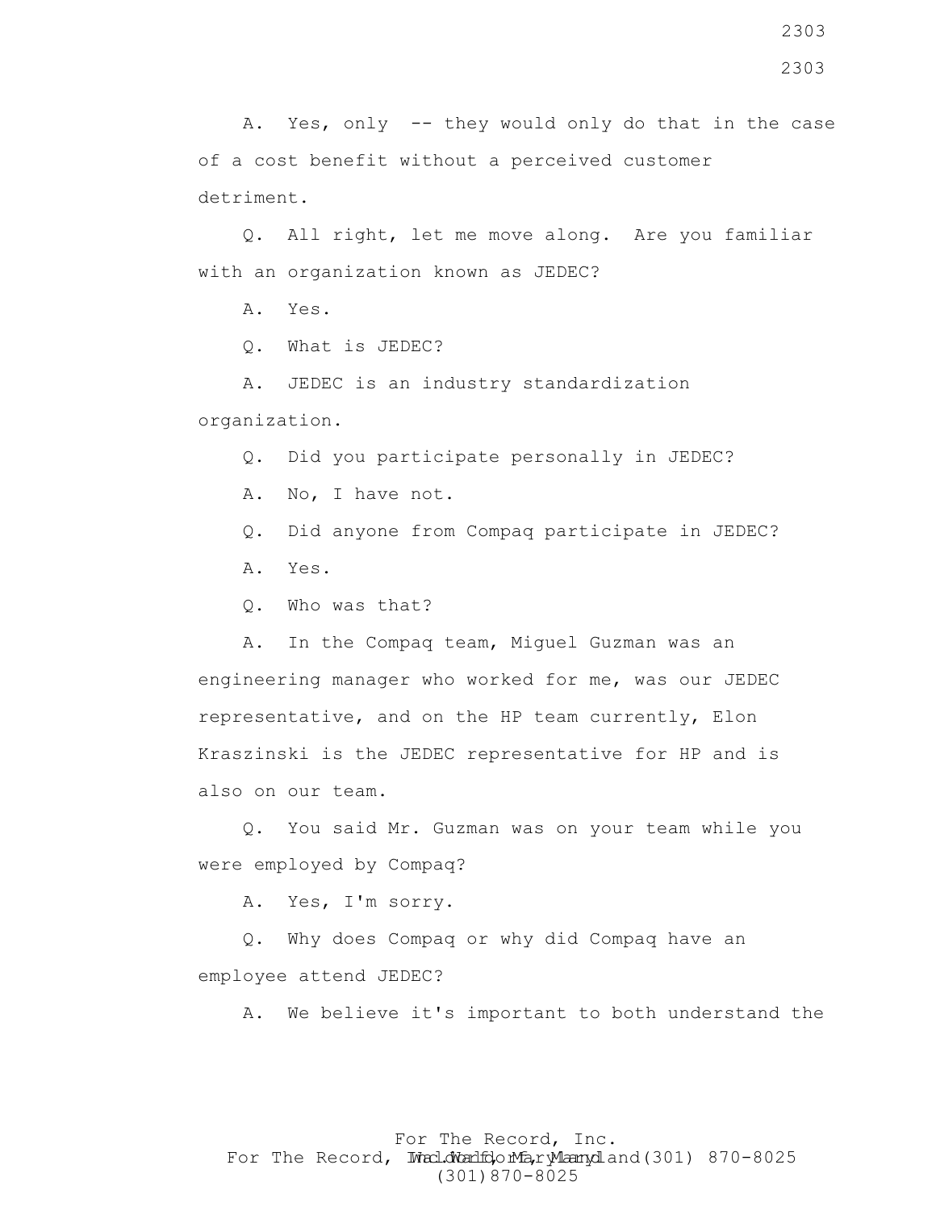A. Yes, only -- they would only do that in the case of a cost benefit without a perceived customer detriment.

Q. All right, let me move along. Are you familiar with an organization known as JEDEC?

A. Yes.

Q. What is JEDEC?

A. JEDEC is an industry standardization organization.

Q. Did you participate personally in JEDEC?

A. No, I have not.

Q. Did anyone from Compaq participate in JEDEC?

A. Yes.

Q. Who was that?

A. In the Compaq team, Miguel Guzman was an engineering manager who worked for me, was our JEDEC representative, and on the HP team currently, Elon Kraszinski is the JEDEC representative for HP and is also on our team.

Q. You said Mr. Guzman was on your team while you were employed by Compaq?

A. Yes, I'm sorry.

Q. Why does Compaq or why did Compaq have an employee attend JEDEC?

A. We believe it's important to both understand the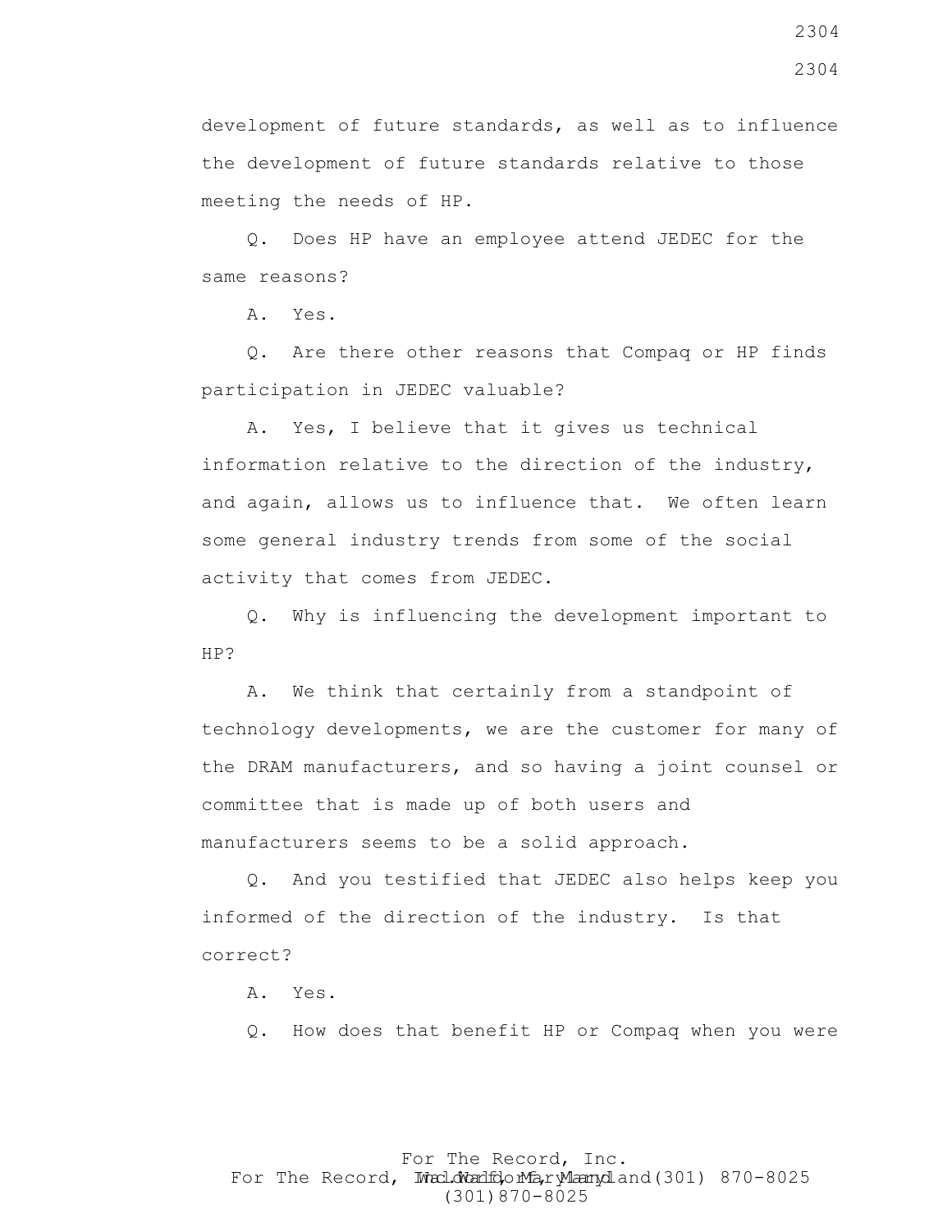development of future standards, as well as to influence the development of future standards relative to those meeting the needs of HP.

Q. Does HP have an employee attend JEDEC for the same reasons?

A. Yes.

Q. Are there other reasons that Compaq or HP finds participation in JEDEC valuable?

A. Yes, I believe that it gives us technical information relative to the direction of the industry, and again, allows us to influence that. We often learn some general industry trends from some of the social activity that comes from JEDEC.

Q. Why is influencing the development important to HP?

A. We think that certainly from a standpoint of technology developments, we are the customer for many of the DRAM manufacturers, and so having a joint counsel or committee that is made up of both users and manufacturers seems to be a solid approach.

Q. And you testified that JEDEC also helps keep you informed of the direction of the industry. Is that correct?

A. Yes.

Q. How does that benefit HP or Compaq when you were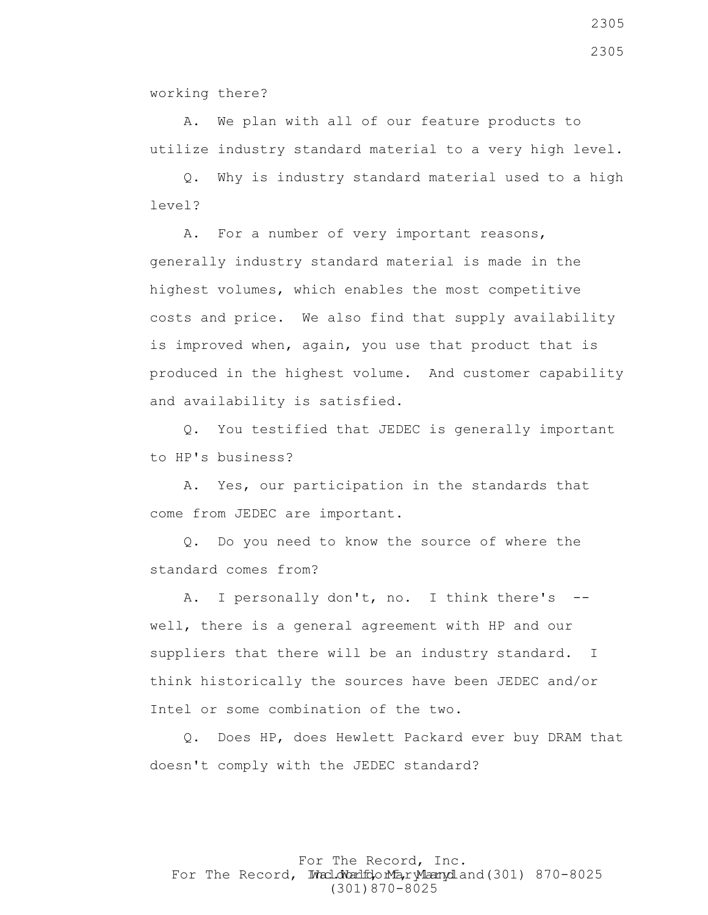working there?

A. We plan with all of our feature products to utilize industry standard material to a very high level.

Q. Why is industry standard material used to a high level?

A. For a number of very important reasons, generally industry standard material is made in the highest volumes, which enables the most competitive costs and price. We also find that supply availability is improved when, again, you use that product that is produced in the highest volume. And customer capability and availability is satisfied.

Q. You testified that JEDEC is generally important to HP's business?

A. Yes, our participation in the standards that come from JEDEC are important.

Q. Do you need to know the source of where the standard comes from?

A. I personally don't, no. I think there's -- well, there is a general agreement with HP and our suppliers that there will be an industry standard. I think historically the sources have been JEDEC and/or Intel or some combination of the two.

Q. Does HP, does Hewlett Packard ever buy DRAM that doesn't comply with the JEDEC standard?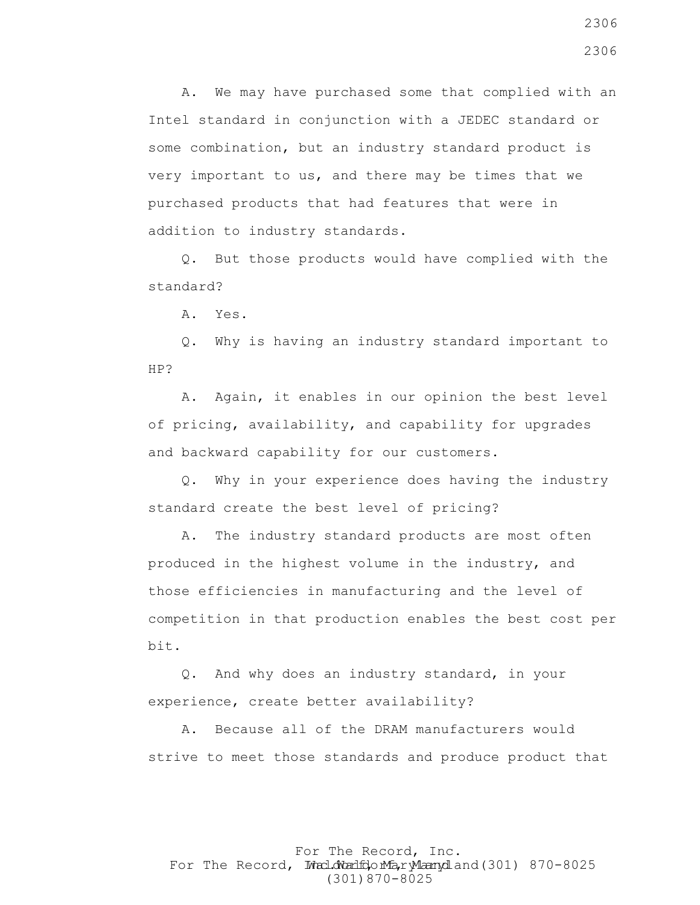A. We may have purchased some that complied with an Intel standard in conjunction with a JEDEC standard or some combination, but an industry standard product is very important to us, and there may be times that we purchased products that had features that were in addition to industry standards.

Q. But those products would have complied with the standard?

A. Yes.

Q. Why is having an industry standard important to HP?

A. Again, it enables in our opinion the best level of pricing, availability, and capability for upgrades and backward capability for our customers.

Q. Why in your experience does having the industry standard create the best level of pricing?

A. The industry standard products are most often produced in the highest volume in the industry, and those efficiencies in manufacturing and the level of competition in that production enables the best cost per bit.

Q. And why does an industry standard, in your experience, create better availability?

A. Because all of the DRAM manufacturers would strive to meet those standards and produce product that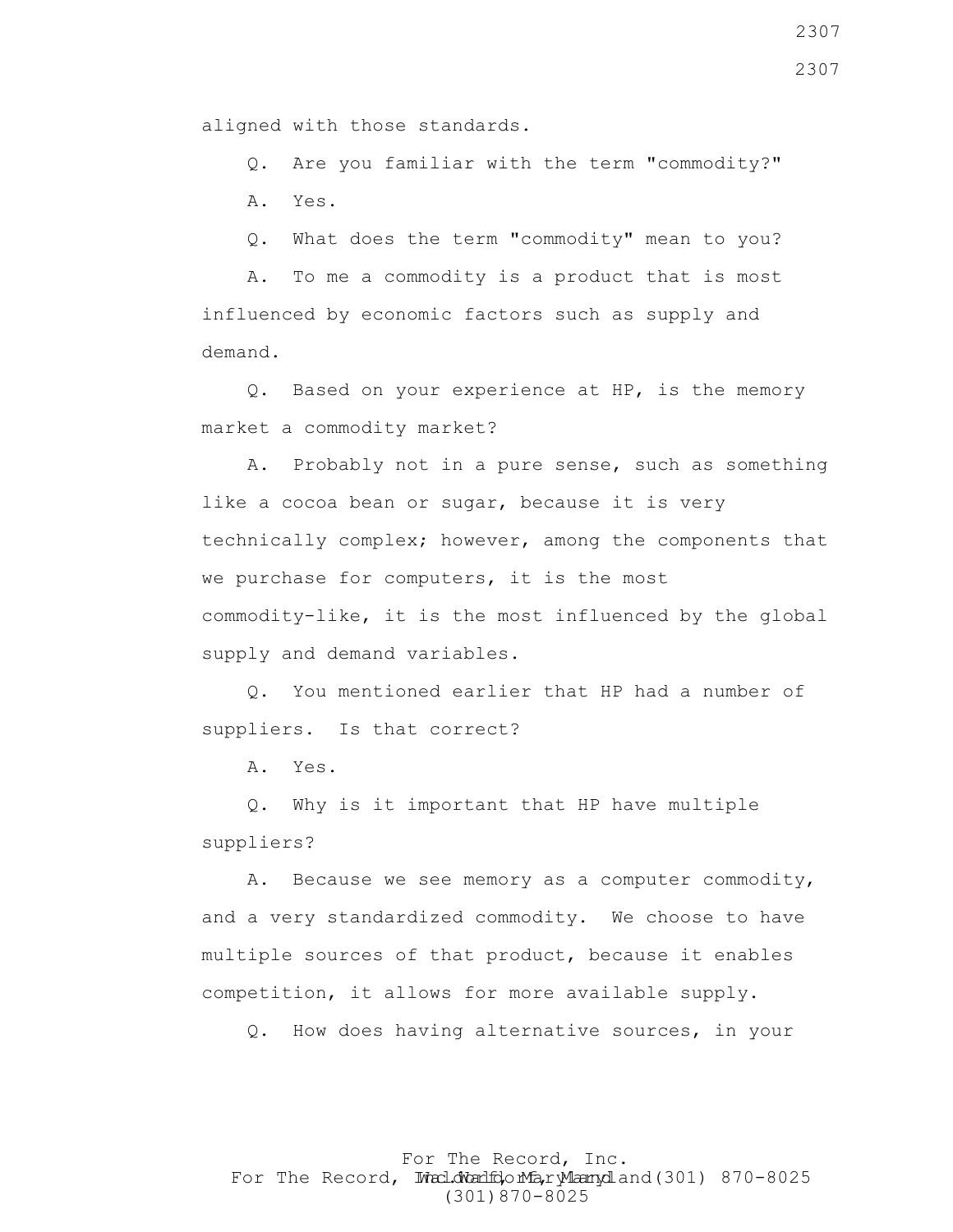aligned with those standards.

Q. Are you familiar with the term "commodity?"

A. Yes.

Q. What does the term "commodity" mean to you?

A. To me a commodity is a product that is most influenced by economic factors such as supply and demand.

Q. Based on your experience at HP, is the memory market a commodity market?

A. Probably not in a pure sense, such as something like a cocoa bean or sugar, because it is very technically complex; however, among the components that we purchase for computers, it is the most commodity-like, it is the most influenced by the global supply and demand variables.

Q. You mentioned earlier that HP had a number of suppliers. Is that correct?

A. Yes.

Q. Why is it important that HP have multiple suppliers?

A. Because we see memory as a computer commodity, and a very standardized commodity. We choose to have multiple sources of that product, because it enables competition, it allows for more available supply.

Q. How does having alternative sources, in your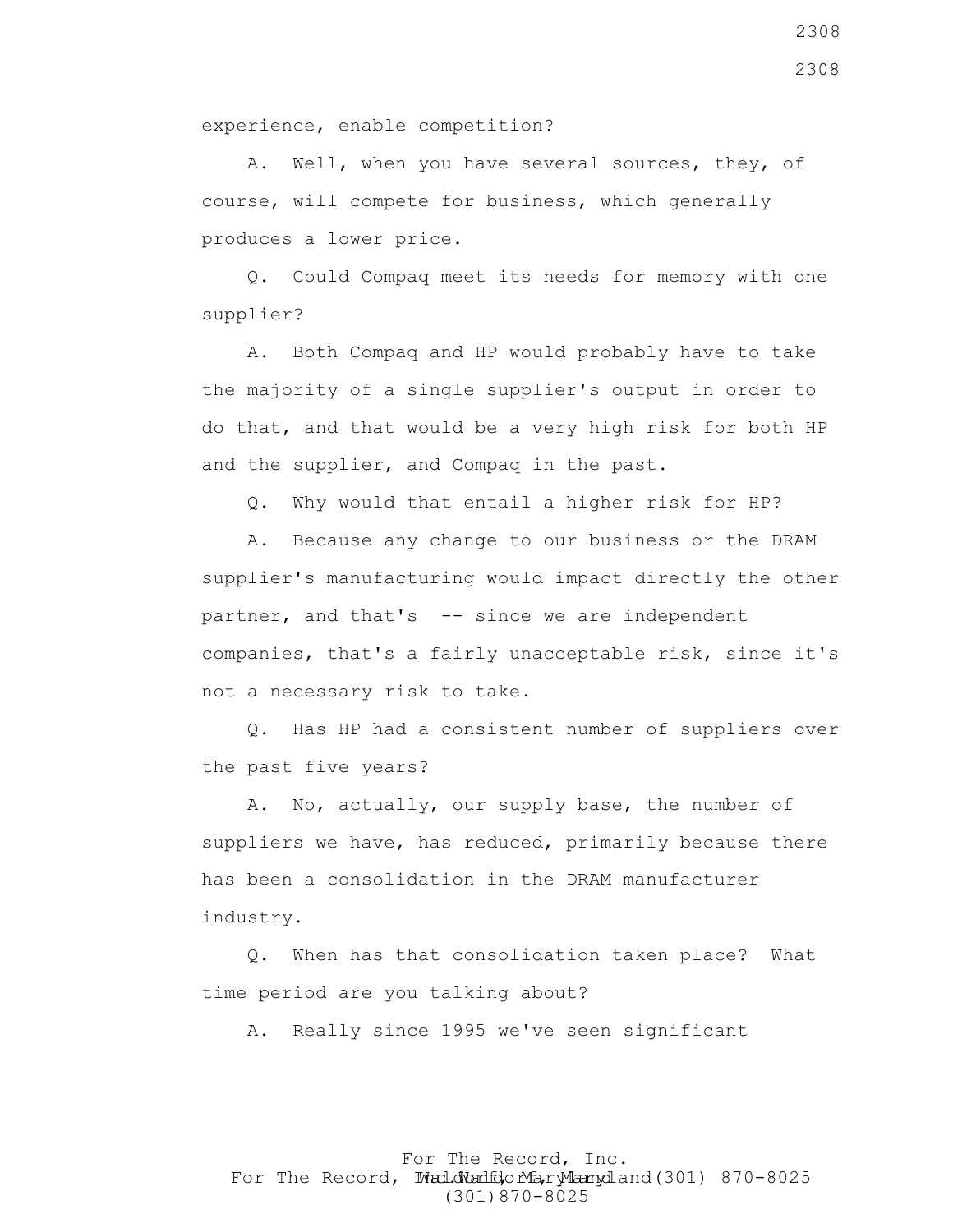experience, enable competition?

A. Well, when you have several sources, they, of course, will compete for business, which generally produces a lower price.

Q. Could Compaq meet its needs for memory with one supplier?

A. Both Compaq and HP would probably have to take the majority of a single supplier's output in order to do that, and that would be a very high risk for both HP and the supplier, and Compaq in the past.

Q. Why would that entail a higher risk for HP?

A. Because any change to our business or the DRAM supplier's manufacturing would impact directly the other partner, and that's -- since we are independent companies, that's a fairly unacceptable risk, since it's not a necessary risk to take.

Q. Has HP had a consistent number of suppliers over the past five years?

A. No, actually, our supply base, the number of suppliers we have, has reduced, primarily because there has been a consolidation in the DRAM manufacturer industry.

Q. When has that consolidation taken place? What time period are you talking about?

A. Really since 1995 we've seen significant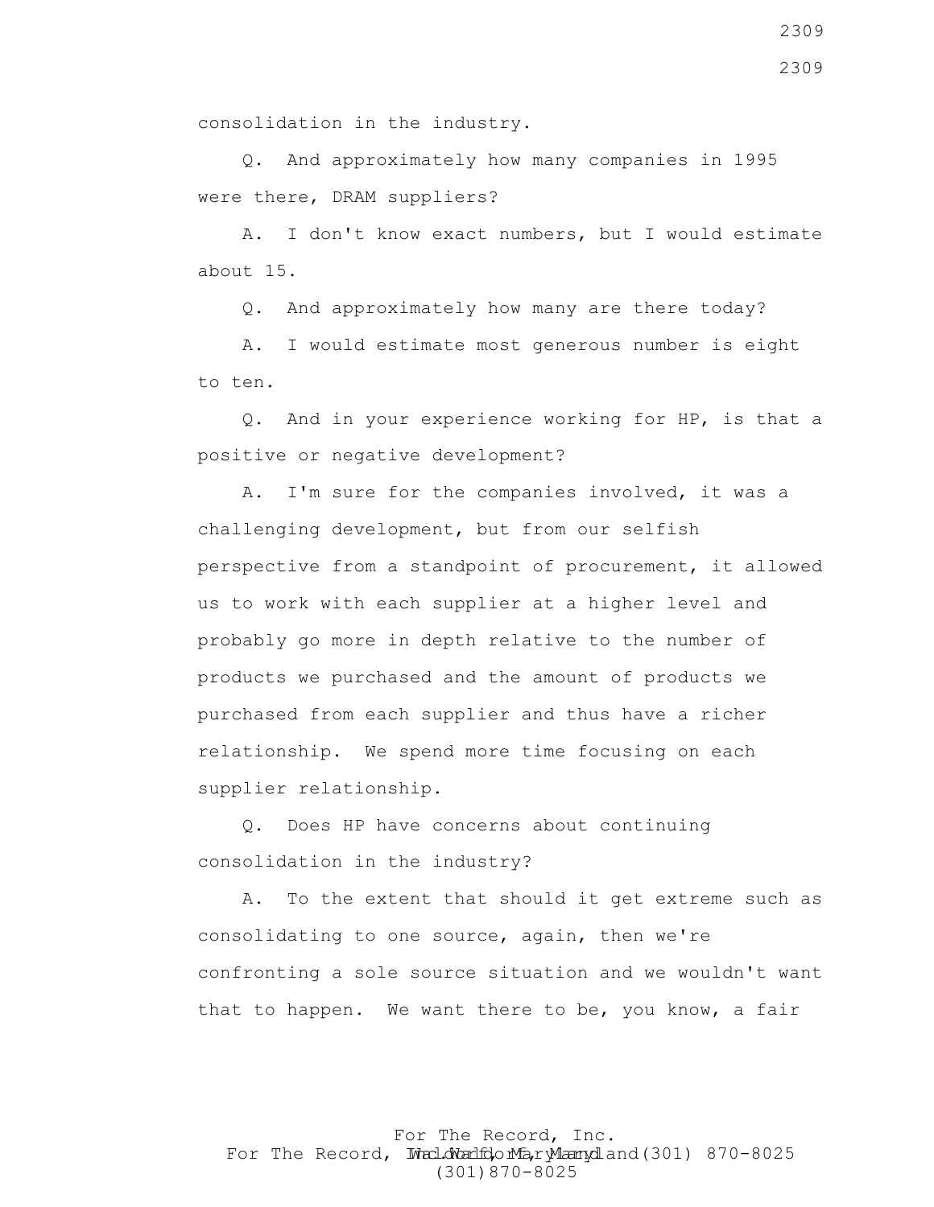consolidation in the industry.

Q. And approximately how many companies in 1995 were there, DRAM suppliers?

A. I don't know exact numbers, but I would estimate about 15.

Q. And approximately how many are there today?

A. I would estimate most generous number is eight to ten.

Q. And in your experience working for HP, is that a positive or negative development?

A. I'm sure for the companies involved, it was a challenging development, but from our selfish perspective from a standpoint of procurement, it allowed us to work with each supplier at a higher level and probably go more in depth relative to the number of products we purchased and the amount of products we purchased from each supplier and thus have a richer relationship. We spend more time focusing on each supplier relationship.

Q. Does HP have concerns about continuing consolidation in the industry?

A. To the extent that should it get extreme such as consolidating to one source, again, then we're confronting a sole source situation and we wouldn't want that to happen. We want there to be, you know, a fair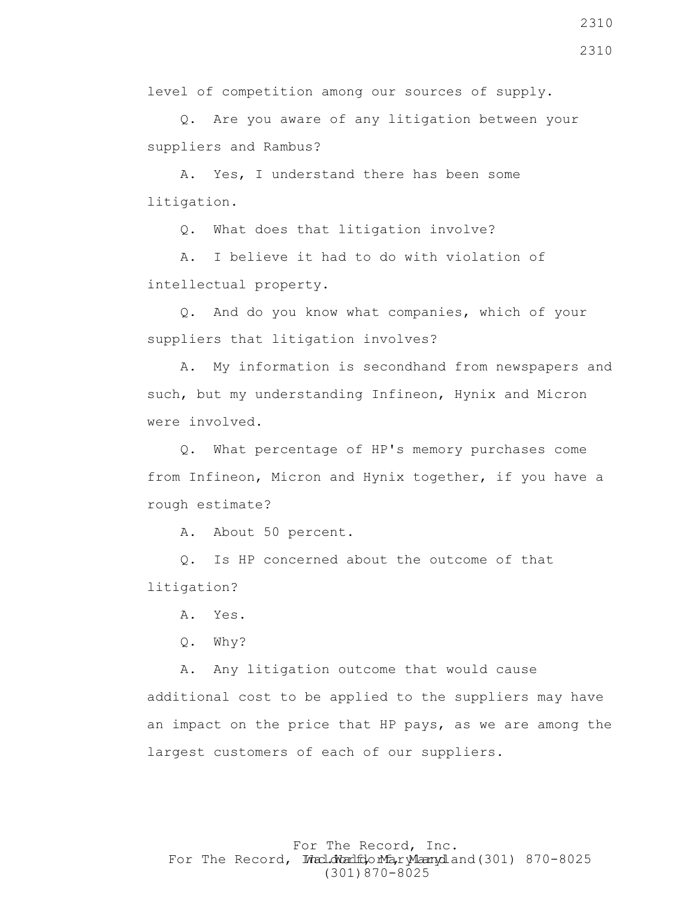level of competition among our sources of supply.

Q. Are you aware of any litigation between your suppliers and Rambus?

A. Yes, I understand there has been some litigation.

Q. What does that litigation involve?

A. I believe it had to do with violation of intellectual property.

Q. And do you know what companies, which of your suppliers that litigation involves?

A. My information is secondhand from newspapers and such, but my understanding Infineon, Hynix and Micron were involved.

Q. What percentage of HP's memory purchases come from Infineon, Micron and Hynix together, if you have a rough estimate?

A. About 50 percent.

Q. Is HP concerned about the outcome of that litigation?

A. Yes.

Q. Why?

A. Any litigation outcome that would cause additional cost to be applied to the suppliers may have an impact on the price that HP pays, as we are among the largest customers of each of our suppliers.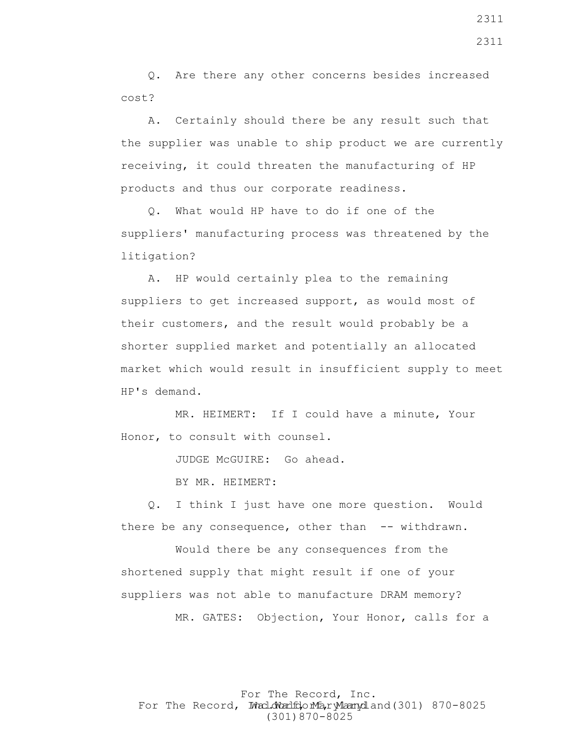Q. Are there any other concerns besides increased cost?

A. Certainly should there be any result such that the supplier was unable to ship product we are currently receiving, it could threaten the manufacturing of HP products and thus our corporate readiness.

Q. What would HP have to do if one of the suppliers' manufacturing process was threatened by the litigation?

A. HP would certainly plea to the remaining suppliers to get increased support, as would most of their customers, and the result would probably be a shorter supplied market and potentially an allocated market which would result in insufficient supply to meet HP's demand.

MR. HEIMERT: If I could have a minute, Your Honor, to consult with counsel.

JUDGE McGUIRE: Go ahead.

BY MR. HEIMERT:

Q. I think I just have one more question. Would there be any consequence, other than -- withdrawn.

Would there be any consequences from the shortened supply that might result if one of your suppliers was not able to manufacture DRAM memory?

MR. GATES: Objection, Your Honor, calls for a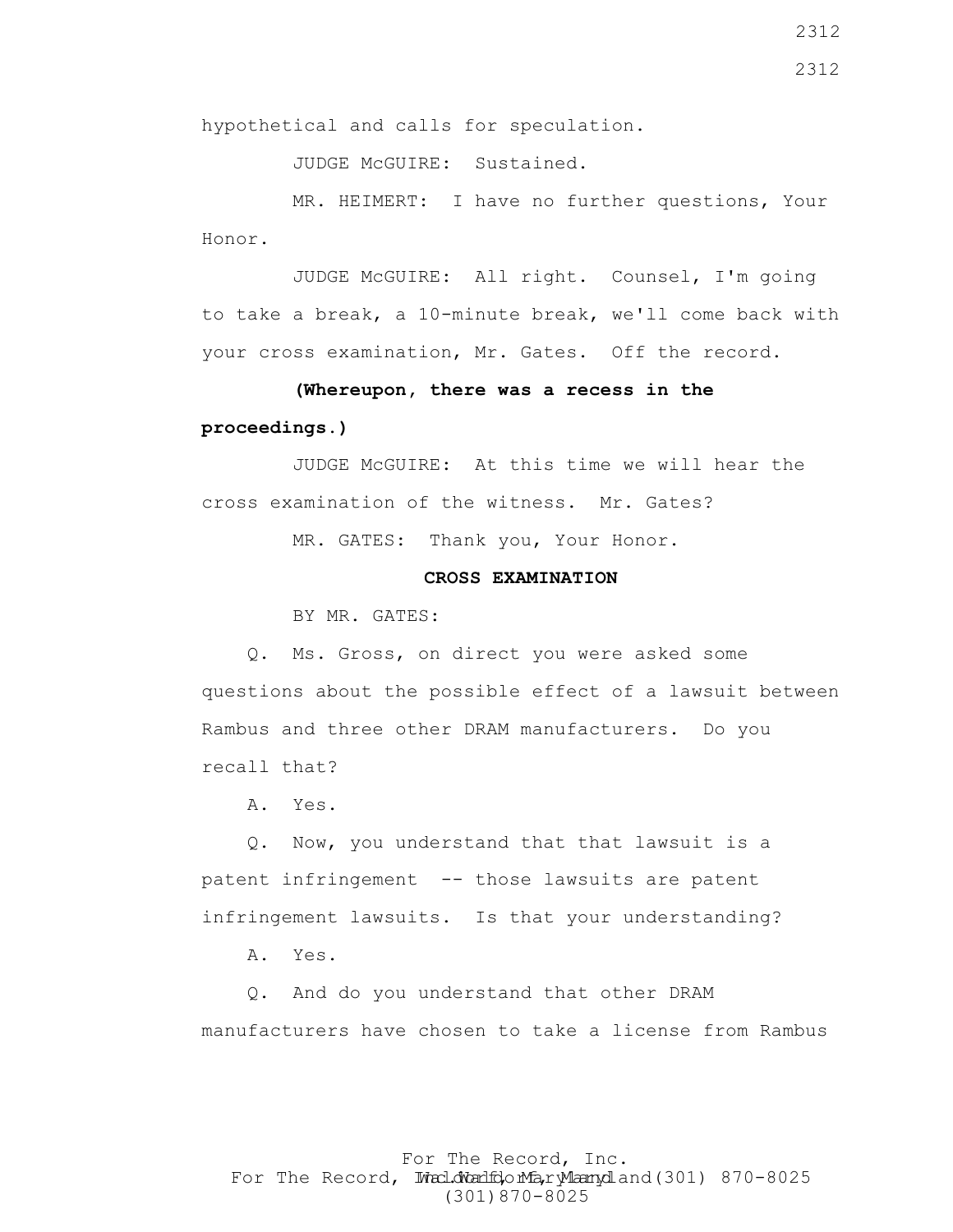hypothetical and calls for speculation.

JUDGE McGUIRE: Sustained.

MR. HEIMERT: I have no further questions, Your Honor.

JUDGE McGUIRE: All right. Counsel, I'm going to take a break, a 10-minute break, we'll come back with your cross examination, Mr. Gates. Off the record.

**(Whereupon, there was a recess in the proceedings.)**

JUDGE McGUIRE: At this time we will hear the cross examination of the witness. Mr. Gates?

MR. GATES: Thank you, Your Honor.

**CROSS EXAMINATION**

BY MR. GATES:

Q. Ms. Gross, on direct you were asked some questions about the possible effect of a lawsuit between Rambus and three other DRAM manufacturers. Do you recall that?

A. Yes.

Q. Now, you understand that that lawsuit is a patent infringement -- those lawsuits are patent infringement lawsuits. Is that your understanding?

A. Yes.

Q. And do you understand that other DRAM manufacturers have chosen to take a license from Rambus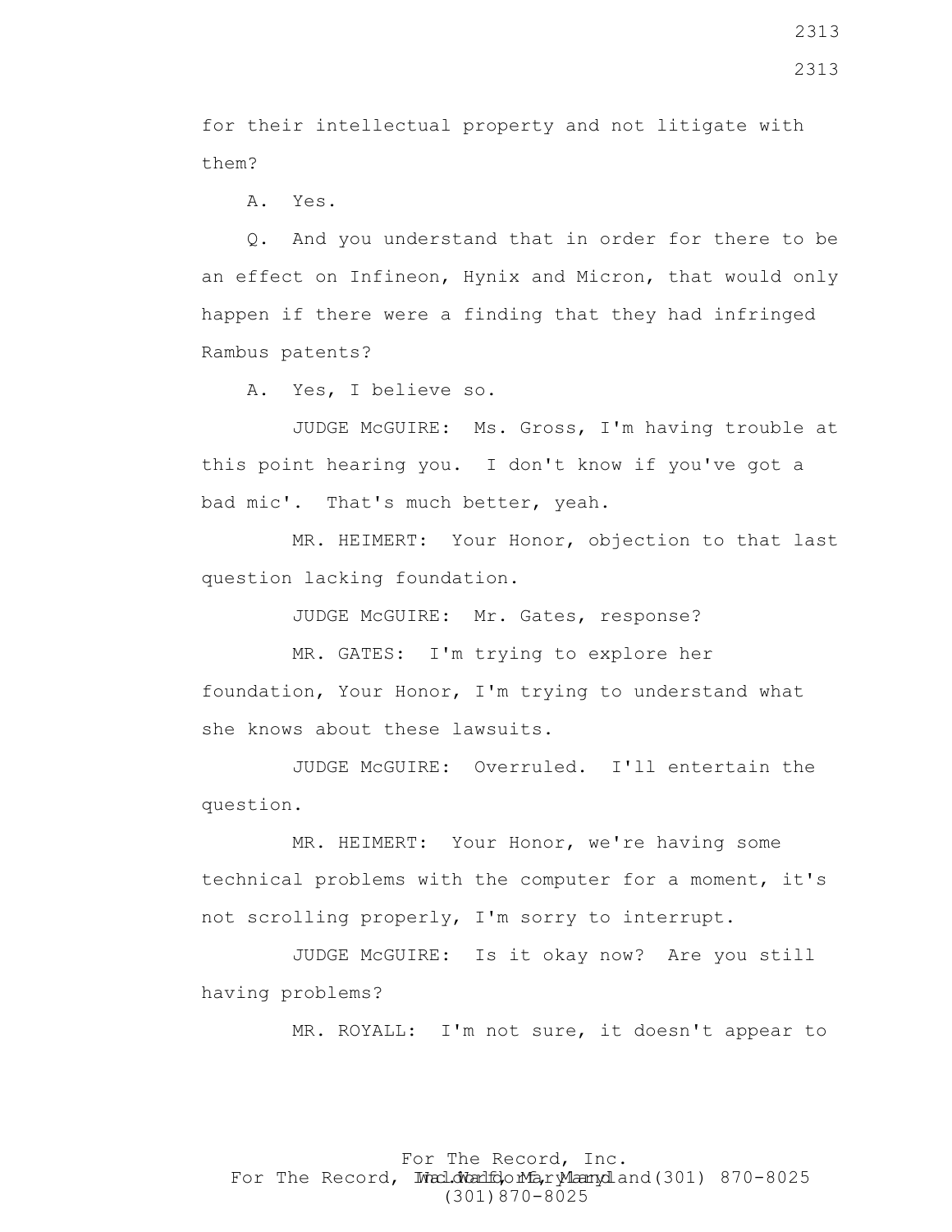for their intellectual property and not litigate with them?

A. Yes.

Q. And you understand that in order for there to be an effect on Infineon, Hynix and Micron, that would only happen if there were a finding that they had infringed Rambus patents?

A. Yes, I believe so.

JUDGE McGUIRE: Ms. Gross, I'm having trouble at this point hearing you. I don't know if you've got a bad mic'. That's much better, yeah.

MR. HEIMERT: Your Honor, objection to that last question lacking foundation.

JUDGE McGUIRE: Mr. Gates, response?

MR. GATES: I'm trying to explore her foundation, Your Honor, I'm trying to understand what she knows about these lawsuits.

JUDGE McGUIRE: Overruled. I'll entertain the question.

MR. HEIMERT: Your Honor, we're having some technical problems with the computer for a moment, it's not scrolling properly, I'm sorry to interrupt.

JUDGE McGUIRE: Is it okay now? Are you still having problems?

MR. ROYALL: I'm not sure, it doesn't appear to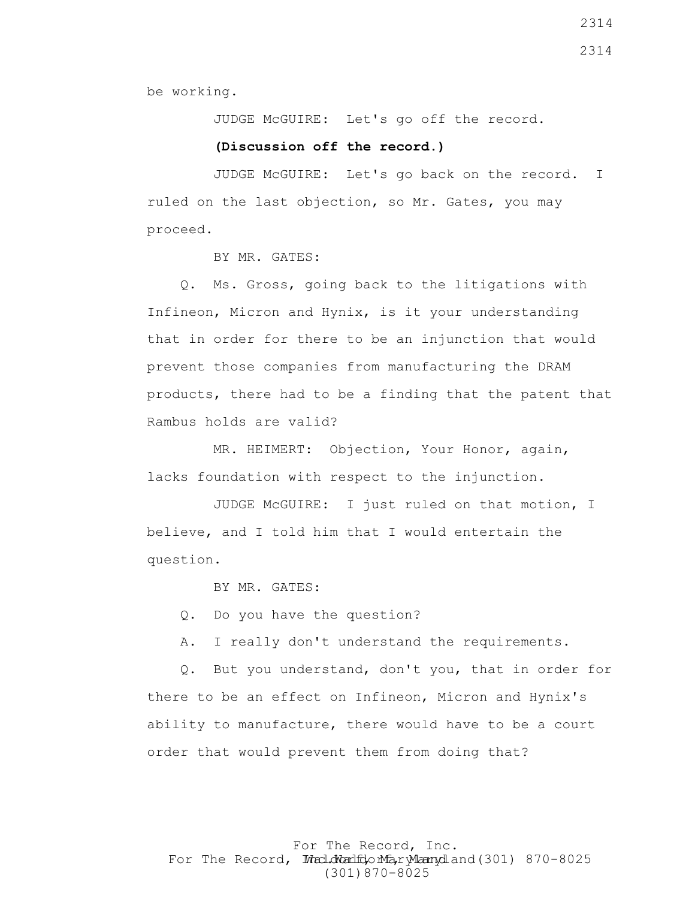be working.

JUDGE McGUIRE: Let's go off the record.

**(Discussion off the record.)**

JUDGE McGUIRE: Let's go back on the record. I ruled on the last objection, so Mr. Gates, you may proceed.

BY MR. GATES:

Q. Ms. Gross, going back to the litigations with Infineon, Micron and Hynix, is it your understanding that in order for there to be an injunction that would prevent those companies from manufacturing the DRAM products, there had to be a finding that the patent that Rambus holds are valid?

MR. HEIMERT: Objection, Your Honor, again, lacks foundation with respect to the injunction.

JUDGE McGUIRE: I just ruled on that motion, I believe, and I told him that I would entertain the question.

BY MR. GATES:

Q. Do you have the question?

A. I really don't understand the requirements.

Q. But you understand, don't you, that in order for there to be an effect on Infineon, Micron and Hynix's ability to manufacture, there would have to be a court order that would prevent them from doing that?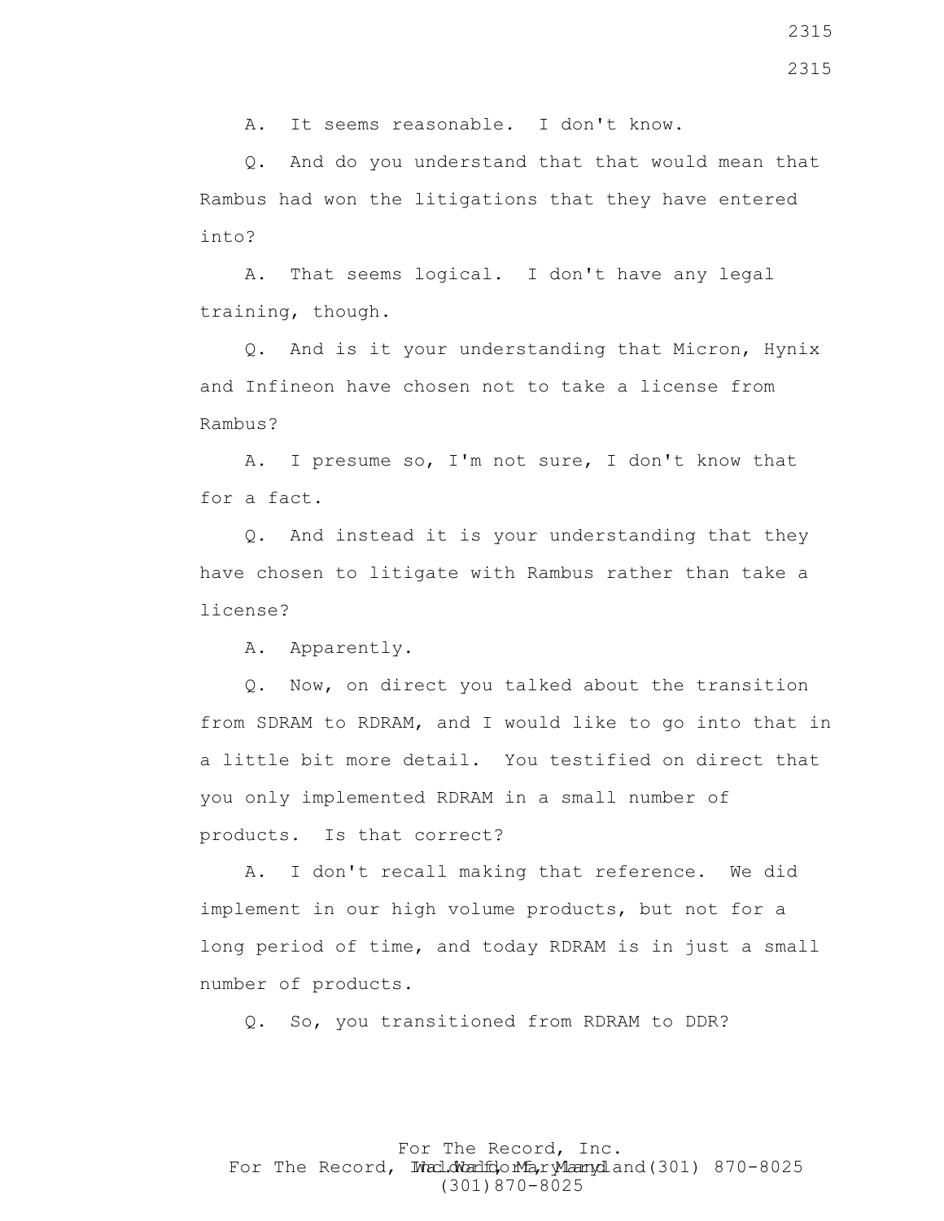A. It seems reasonable. I don't know.

Q. And do you understand that that would mean that Rambus had won the litigations that they have entered into?

A. That seems logical. I don't have any legal training, though.

Q. And is it your understanding that Micron, Hynix and Infineon have chosen not to take a license from Rambus?

A. I presume so, I'm not sure, I don't know that for a fact.

Q. And instead it is your understanding that they have chosen to litigate with Rambus rather than take a license?

A. Apparently.

Q. Now, on direct you talked about the transition from SDRAM to RDRAM, and I would like to go into that in a little bit more detail. You testified on direct that you only implemented RDRAM in a small number of products. Is that correct?

A. I don't recall making that reference. We did implement in our high volume products, but not for a long period of time, and today RDRAM is in just a small number of products.

Q. So, you transitioned from RDRAM to DDR?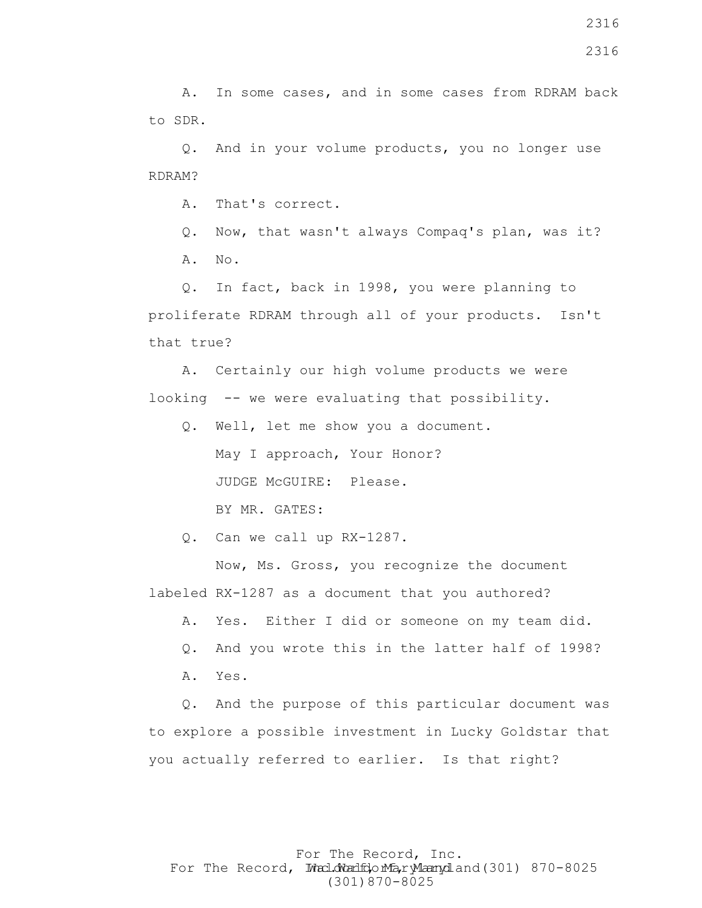A. In some cases, and in some cases from RDRAM back to SDR.

Q. And in your volume products, you no longer use RDRAM?

A. That's correct.

Q. Now, that wasn't always Compaq's plan, was it?

A. No.

Q. In fact, back in 1998, you were planning to proliferate RDRAM through all of your products. Isn't that true?

A. Certainly our high volume products we were looking -- we were evaluating that possibility.

Q. Well, let me show you a document.

May I approach, Your Honor?

JUDGE McGUIRE: Please.

BY MR. GATES:

Q. Can we call up RX-1287.

Now, Ms. Gross, you recognize the document labeled RX-1287 as a document that you authored?

A. Yes. Either I did or someone on my team did.

Q. And you wrote this in the latter half of 1998?

A. Yes.

Q. And the purpose of this particular document was to explore a possible investment in Lucky Goldstar that you actually referred to earlier. Is that right?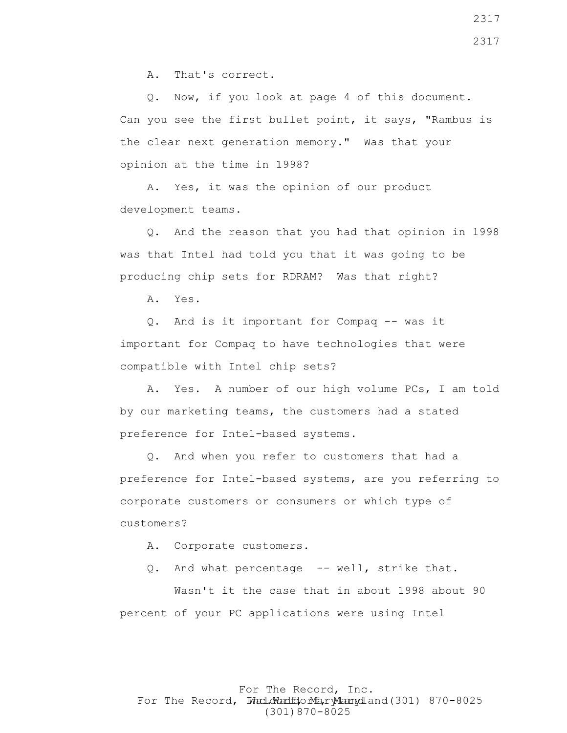A. That's correct.

Q. Now, if you look at page 4 of this document. Can you see the first bullet point, it says, "Rambus is the clear next generation memory." Was that your opinion at the time in 1998?

A. Yes, it was the opinion of our product development teams.

Q. And the reason that you had that opinion in 1998 was that Intel had told you that it was going to be producing chip sets for RDRAM? Was that right?

A. Yes.

Q. And is it important for Compaq -- was it important for Compaq to have technologies that were compatible with Intel chip sets?

A. Yes. A number of our high volume PCs, I am told by our marketing teams, the customers had a stated preference for Intel-based systems.

Q. And when you refer to customers that had a preference for Intel-based systems, are you referring to corporate customers or consumers or which type of customers?

A. Corporate customers.

Q. And what percentage -- well, strike that.

Wasn't it the case that in about 1998 about 90 percent of your PC applications were using Intel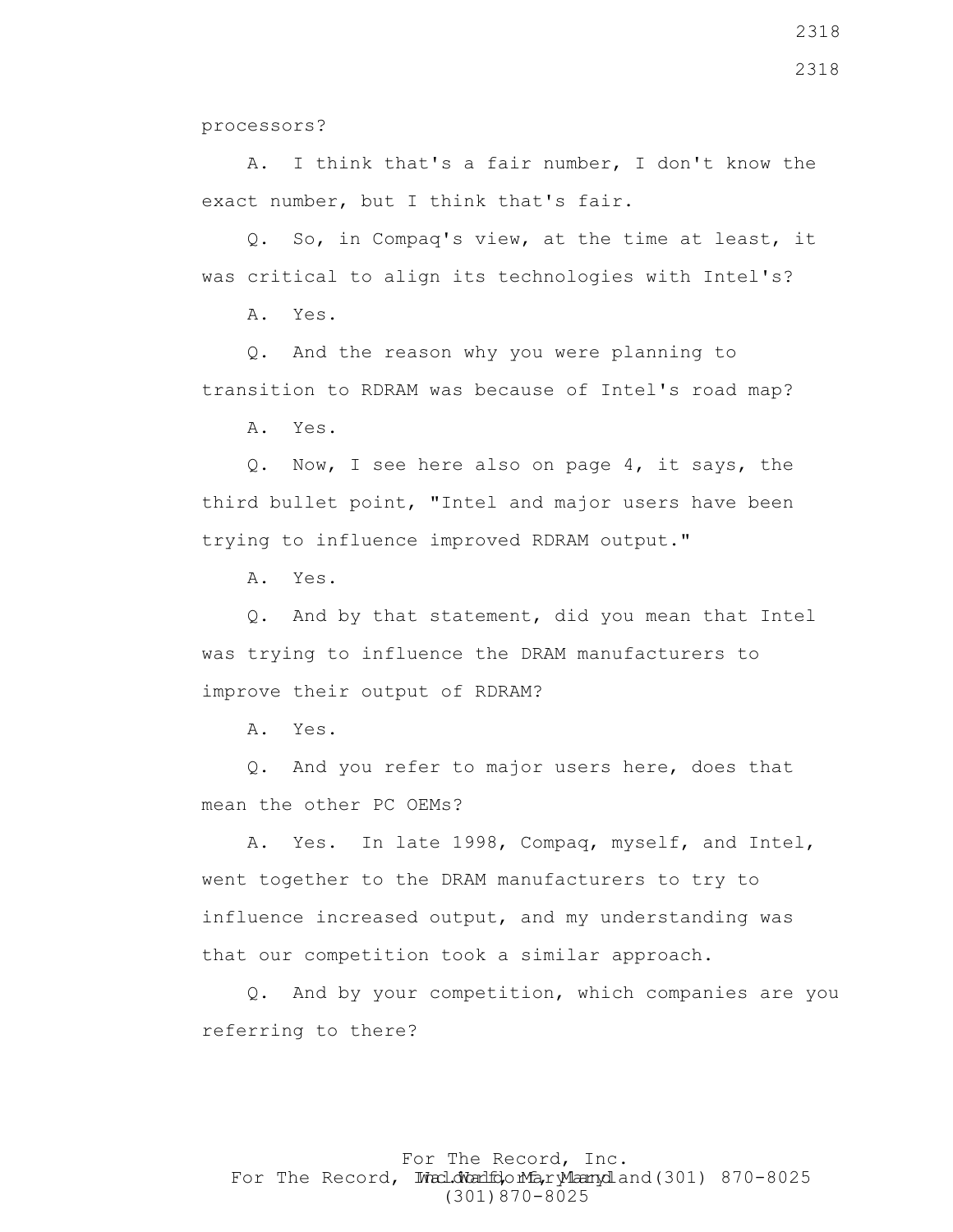processors?

A. I think that's a fair number, I don't know the exact number, but I think that's fair.

Q. So, in Compaq's view, at the time at least, it was critical to align its technologies with Intel's?

A. Yes.

Q. And the reason why you were planning to transition to RDRAM was because of Intel's road map?

A. Yes.

Q. Now, I see here also on page 4, it says, the third bullet point, "Intel and major users have been trying to influence improved RDRAM output."

A. Yes.

Q. And by that statement, did you mean that Intel was trying to influence the DRAM manufacturers to improve their output of RDRAM?

A. Yes.

Q. And you refer to major users here, does that mean the other PC OEMs?

A. Yes. In late 1998, Compaq, myself, and Intel, went together to the DRAM manufacturers to try to influence increased output, and my understanding was that our competition took a similar approach.

Q. And by your competition, which companies are you referring to there?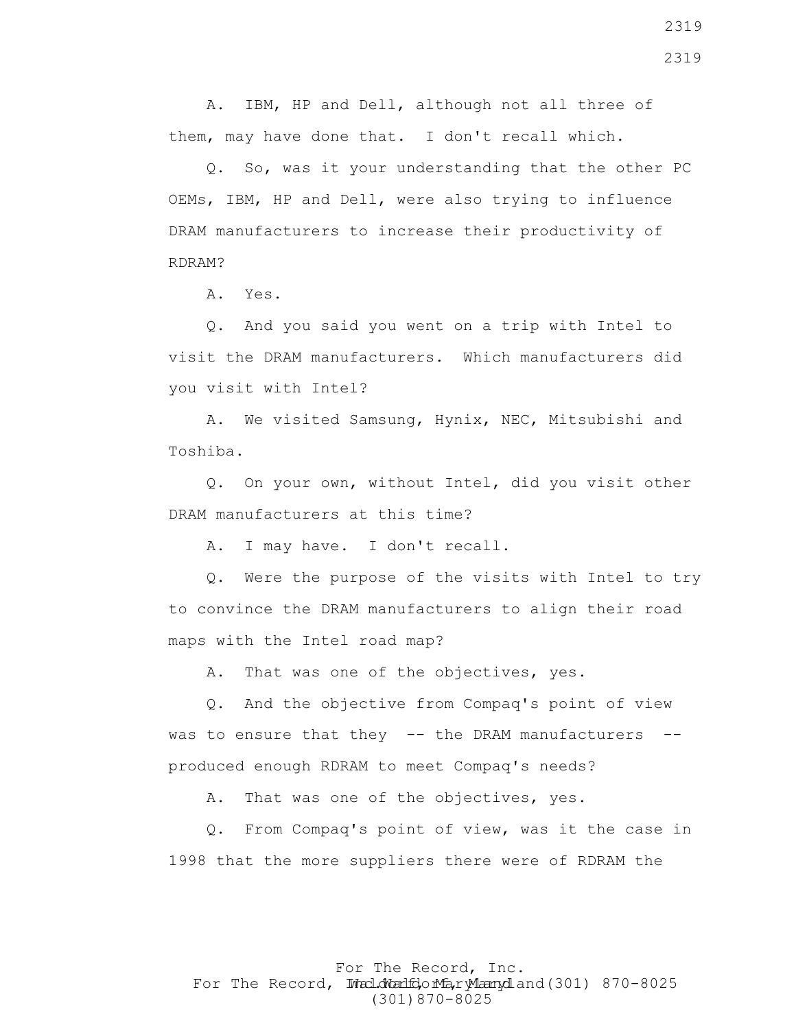A. IBM, HP and Dell, although not all three of them, may have done that. I don't recall which.

Q. So, was it your understanding that the other PC OEMs, IBM, HP and Dell, were also trying to influence DRAM manufacturers to increase their productivity of RDRAM?

A. Yes.

Q. And you said you went on a trip with Intel to visit the DRAM manufacturers. Which manufacturers did you visit with Intel?

A. We visited Samsung, Hynix, NEC, Mitsubishi and Toshiba.

Q. On your own, without Intel, did you visit other DRAM manufacturers at this time?

A. I may have. I don't recall.

Q. Were the purpose of the visits with Intel to try to convince the DRAM manufacturers to align their road maps with the Intel road map?

A. That was one of the objectives, yes.

Q. And the objective from Compaq's point of view was to ensure that they -- the DRAM manufacturers -- produced enough RDRAM to meet Compaq's needs?

A. That was one of the objectives, yes.

Q. From Compaq's point of view, was it the case in 1998 that the more suppliers there were of RDRAM the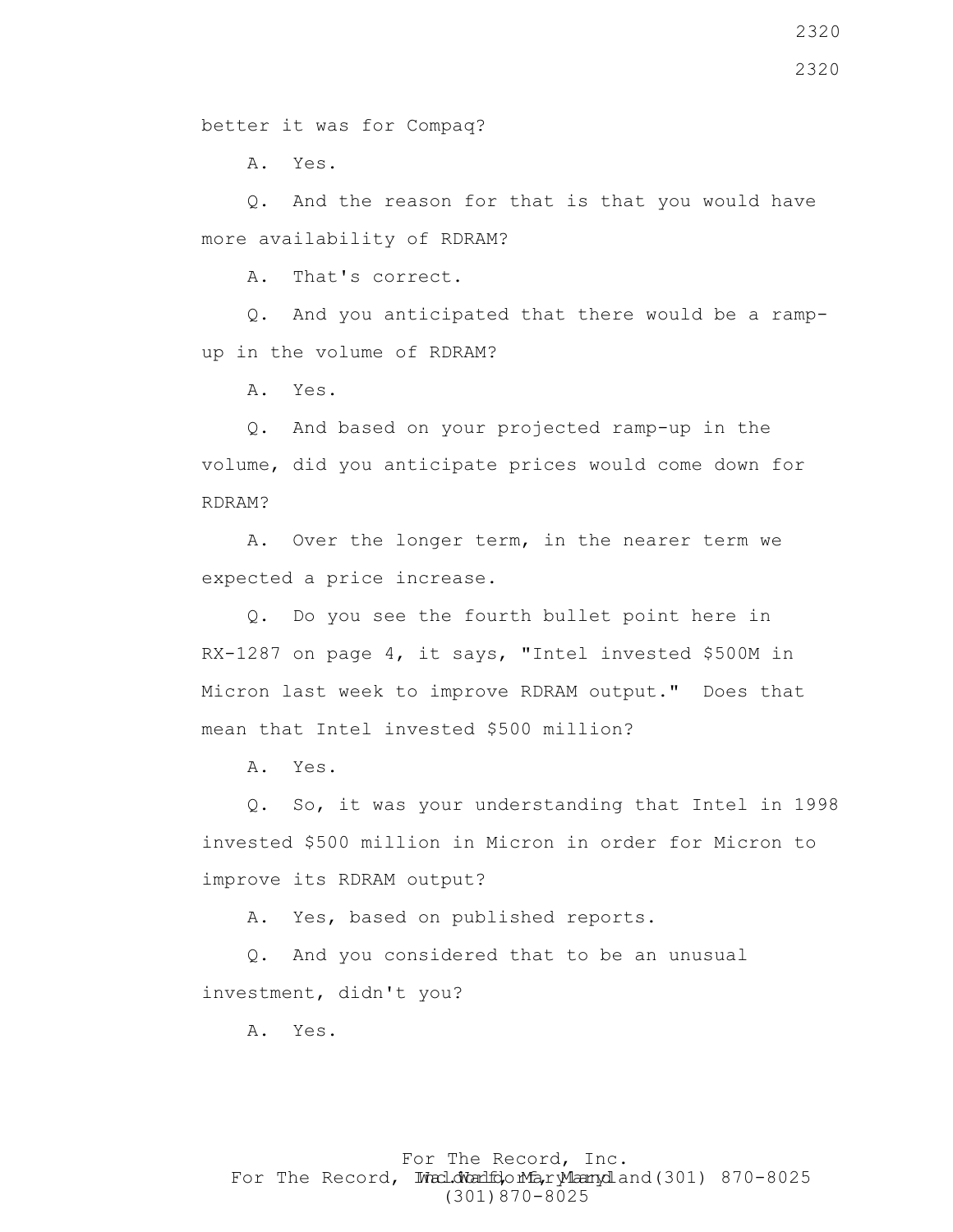better it was for Compaq?

A. Yes.

Q. And the reason for that is that you would have more availability of RDRAM?

A. That's correct.

Q. And you anticipated that there would be a ramp-up in the volume of RDRAM?

A. Yes.

Q. And based on your projected ramp-up in the volume, did you anticipate prices would come down for RDRAM?

A. Over the longer term, in the nearer term we expected a price increase.

Q. Do you see the fourth bullet point here in RX-1287 on page 4, it says, "Intel invested $500M in Micron last week to improve RDRAM output." Does that mean that Intel invested $500 million?

A. Yes.

Q. So, it was your understanding that Intel in 1998 invested $500 million in Micron in order for Micron to improve its RDRAM output?

A. Yes, based on published reports.

Q. And you considered that to be an unusual investment, didn't you?

A. Yes.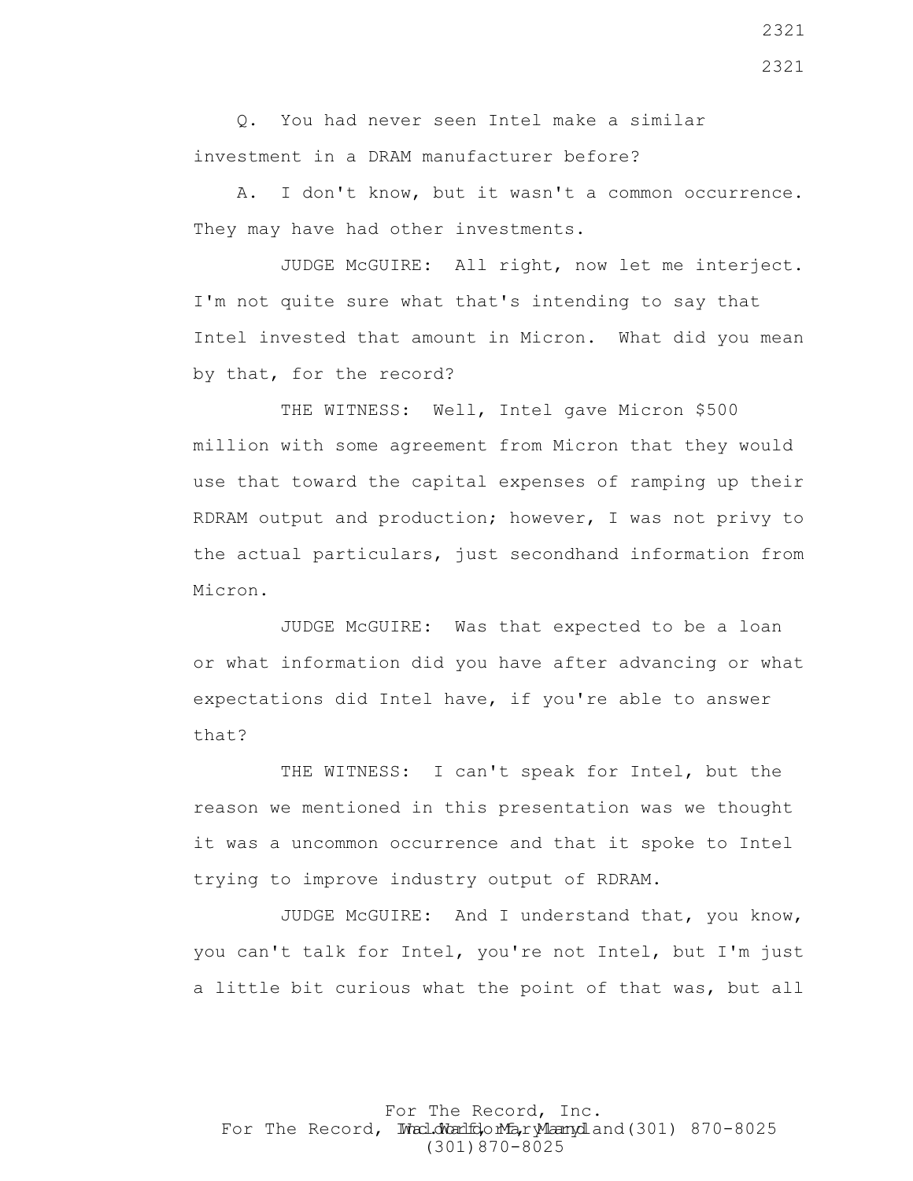Q. You had never seen Intel make a similar investment in a DRAM manufacturer before?

A. I don't know, but it wasn't a common occurrence. They may have had other investments.

JUDGE McGUIRE: All right, now let me interject. I'm not quite sure what that's intending to say that Intel invested that amount in Micron. What did you mean by that, for the record?

THE WITNESS: Well, Intel gave Micron $500 million with some agreement from Micron that they would use that toward the capital expenses of ramping up their RDRAM output and production; however, I was not privy to the actual particulars, just secondhand information from Micron.

JUDGE McGUIRE: Was that expected to be a loan or what information did you have after advancing or what expectations did Intel have, if you're able to answer that?

THE WITNESS: I can't speak for Intel, but the reason we mentioned in this presentation was we thought it was a uncommon occurrence and that it spoke to Intel trying to improve industry output of RDRAM.

JUDGE McGUIRE: And I understand that, you know, you can't talk for Intel, you're not Intel, but I'm just a little bit curious what the point of that was, but all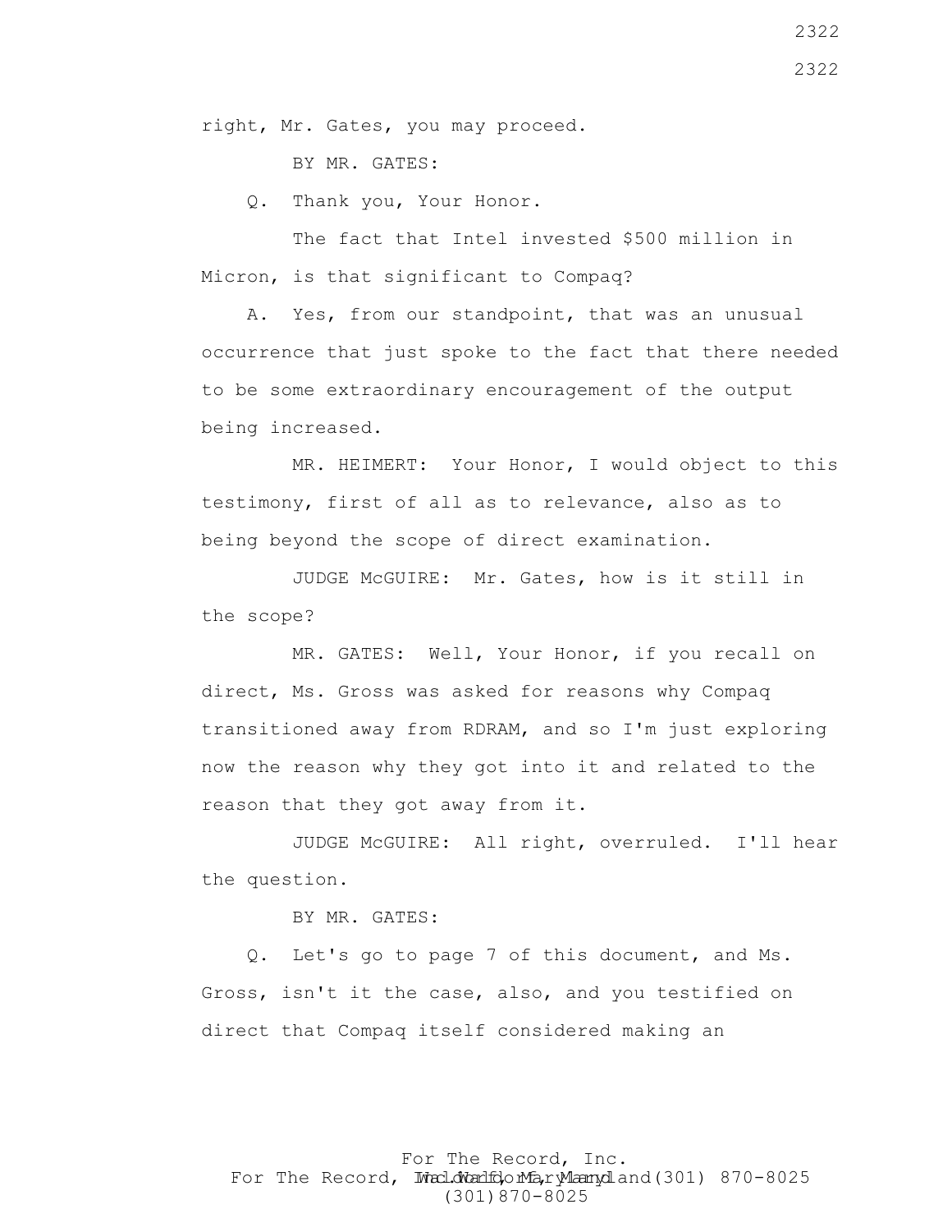right, Mr. Gates, you may proceed.

BY MR. GATES:

Q. Thank you, Your Honor.

The fact that Intel invested $500 million in Micron, is that significant to Compaq?

A. Yes, from our standpoint, that was an unusual occurrence that just spoke to the fact that there needed to be some extraordinary encouragement of the output being increased.

MR. HEIMERT: Your Honor, I would object to this testimony, first of all as to relevance, also as to being beyond the scope of direct examination.

JUDGE McGUIRE: Mr. Gates, how is it still in the scope?

MR. GATES: Well, Your Honor, if you recall on direct, Ms. Gross was asked for reasons why Compaq transitioned away from RDRAM, and so I'm just exploring now the reason why they got into it and related to the reason that they got away from it.

JUDGE McGUIRE: All right, overruled. I'll hear the question.

BY MR. GATES:

Q. Let's go to page 7 of this document, and Ms. Gross, isn't it the case, also, and you testified on direct that Compaq itself considered making an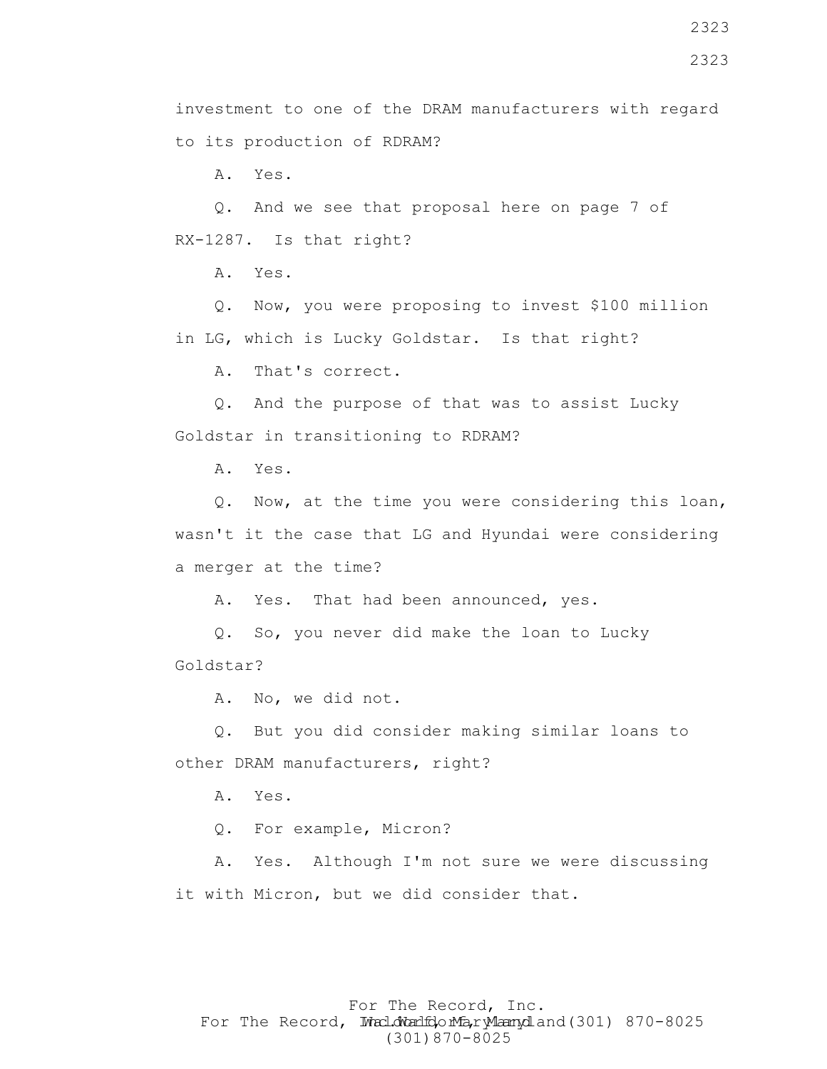investment to one of the DRAM manufacturers with regard to its production of RDRAM?

A. Yes.

Q. And we see that proposal here on page 7 of RX-1287. Is that right?

A. Yes.

Q. Now, you were proposing to invest $100 million in LG, which is Lucky Goldstar. Is that right?

A. That's correct.

Q. And the purpose of that was to assist Lucky Goldstar in transitioning to RDRAM?

A. Yes.

Q. Now, at the time you were considering this loan, wasn't it the case that LG and Hyundai were considering a merger at the time?

A. Yes. That had been announced, yes.

Q. So, you never did make the loan to Lucky Goldstar?

A. No, we did not.

Q. But you did consider making similar loans to other DRAM manufacturers, right?

A. Yes.

Q. For example, Micron?

A. Yes. Although I'm not sure we were discussing it with Micron, but we did consider that.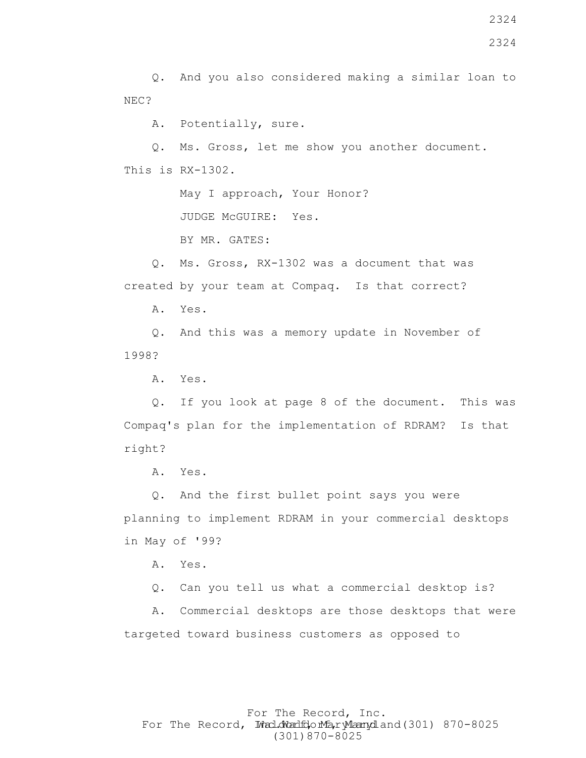Q. And you also considered making a similar loan to NEC?

A. Potentially, sure.

Q. Ms. Gross, let me show you another document. This is RX-1302.

May I approach, Your Honor?

JUDGE McGUIRE: Yes.

BY MR. GATES:

Q. Ms. Gross, RX-1302 was a document that was created by your team at Compaq. Is that correct?

A. Yes.

Q. And this was a memory update in November of 1998?

A. Yes.

Q. If you look at page 8 of the document. This was Compaq's plan for the implementation of RDRAM? Is that right?

A. Yes.

Q. And the first bullet point says you were planning to implement RDRAM in your commercial desktops in May of '99?

A. Yes.

Q. Can you tell us what a commercial desktop is?

A. Commercial desktops are those desktops that were targeted toward business customers as opposed to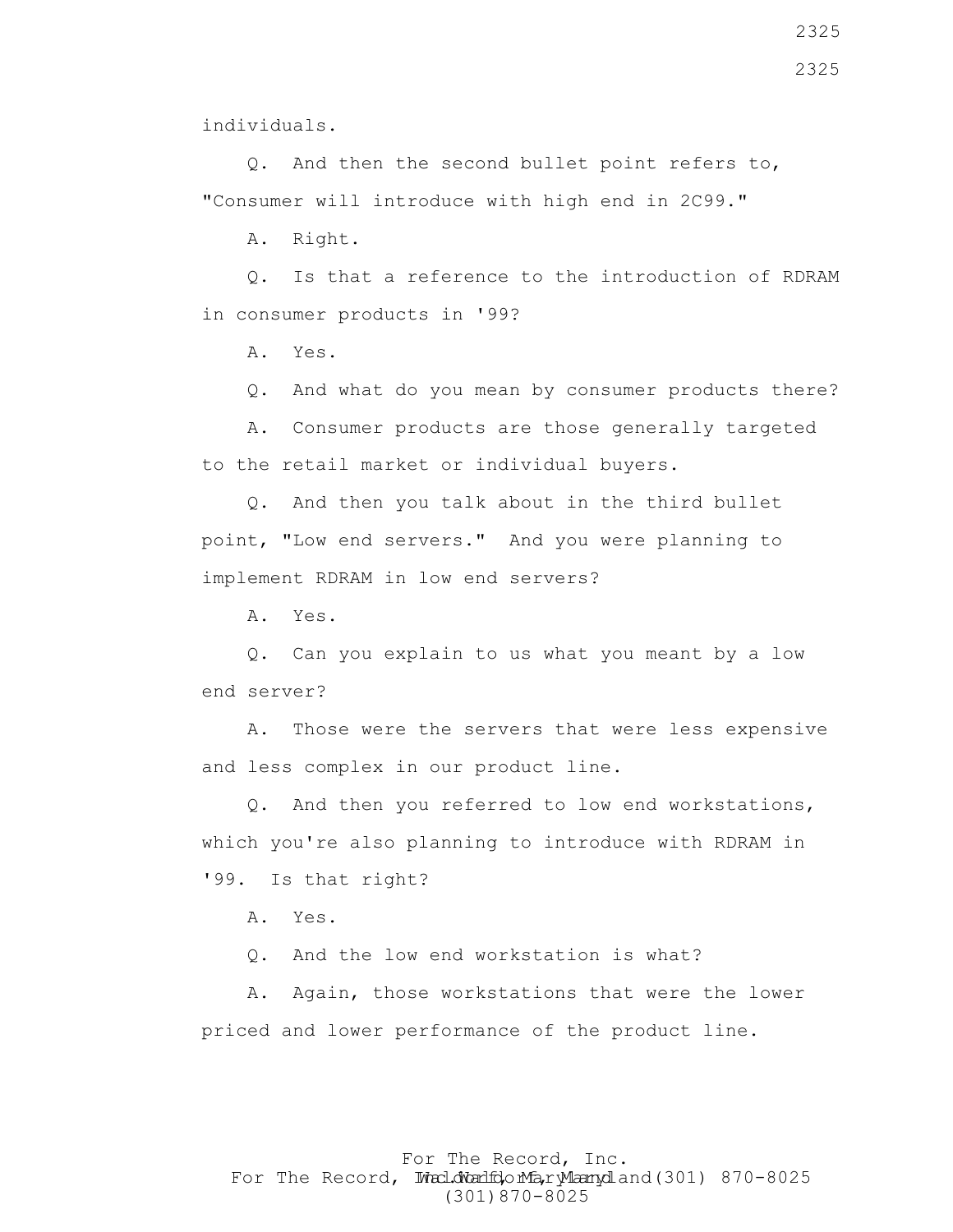individuals.

Q. And then the second bullet point refers to, "Consumer will introduce with high end in 2C99."

A. Right.

Q. Is that a reference to the introduction of RDRAM in consumer products in '99?

A. Yes.

Q. And what do you mean by consumer products there?

A. Consumer products are those generally targeted to the retail market or individual buyers.

Q. And then you talk about in the third bullet point, "Low end servers." And you were planning to implement RDRAM in low end servers?

A. Yes.

Q. Can you explain to us what you meant by a low end server?

A. Those were the servers that were less expensive and less complex in our product line.

Q. And then you referred to low end workstations, which you're also planning to introduce with RDRAM in '99. Is that right?

A. Yes.

Q. And the low end workstation is what?

A. Again, those workstations that were the lower priced and lower performance of the product line.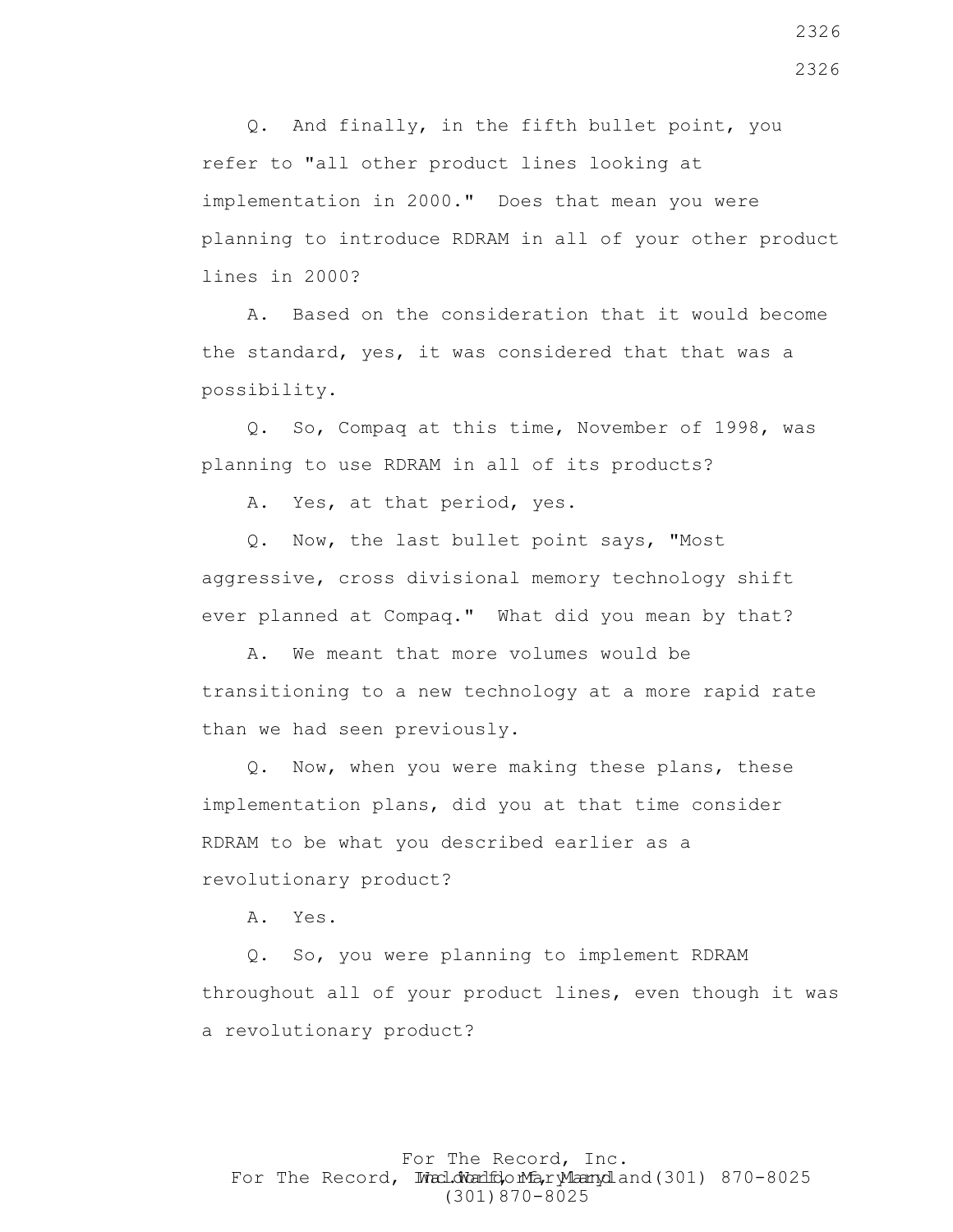Q. And finally, in the fifth bullet point, you refer to "all other product lines looking at implementation in 2000." Does that mean you were planning to introduce RDRAM in all of your other product lines in 2000?

A. Based on the consideration that it would become the standard, yes, it was considered that that was a possibility.

Q. So, Compaq at this time, November of 1998, was planning to use RDRAM in all of its products?

A. Yes, at that period, yes.

Q. Now, the last bullet point says, "Most aggressive, cross divisional memory technology shift ever planned at Compaq." What did you mean by that?

A. We meant that more volumes would be transitioning to a new technology at a more rapid rate than we had seen previously.

Q. Now, when you were making these plans, these implementation plans, did you at that time consider RDRAM to be what you described earlier as a revolutionary product?

A. Yes.

Q. So, you were planning to implement RDRAM throughout all of your product lines, even though it was a revolutionary product?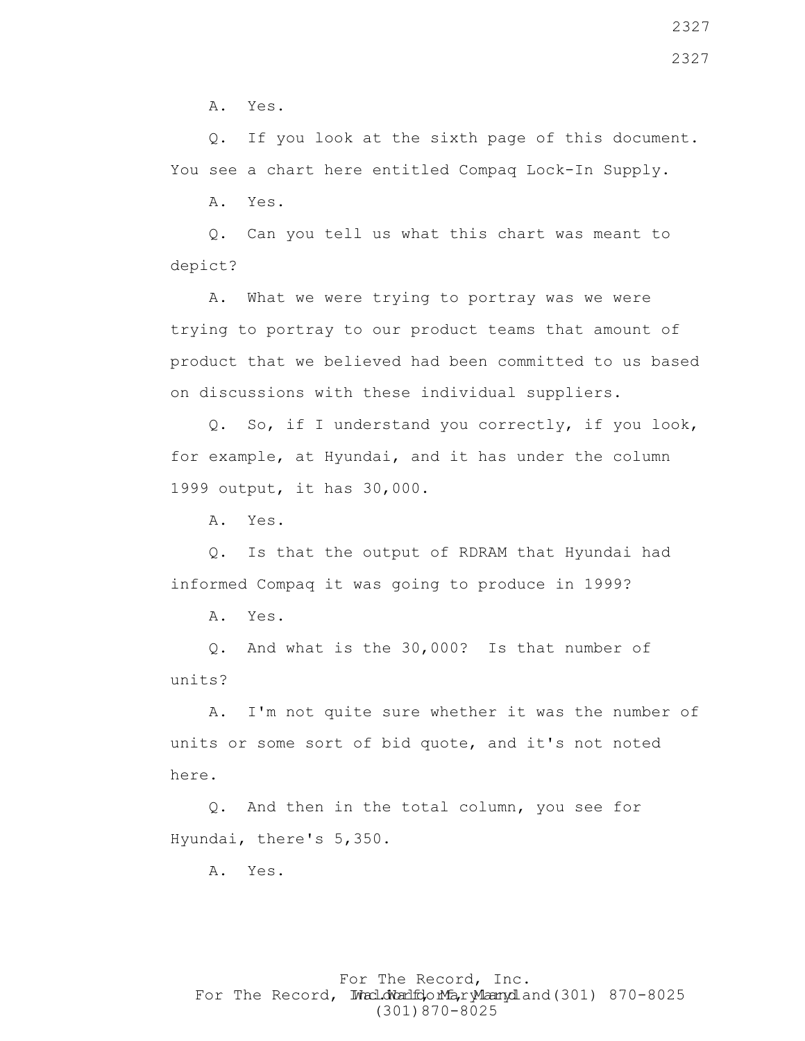A. Yes.

Q. If you look at the sixth page of this document. You see a chart here entitled Compaq Lock-In Supply.

A. Yes.

Q. Can you tell us what this chart was meant to depict?

A. What we were trying to portray was we were trying to portray to our product teams that amount of product that we believed had been committed to us based on discussions with these individual suppliers.

Q. So, if I understand you correctly, if you look, for example, at Hyundai, and it has under the column 1999 output, it has 30,000.

A. Yes.

Q. Is that the output of RDRAM that Hyundai had informed Compaq it was going to produce in 1999?

A. Yes.

Q. And what is the 30,000? Is that number of units?

A. I'm not quite sure whether it was the number of units or some sort of bid quote, and it's not noted here.

Q. And then in the total column, you see for Hyundai, there's 5,350.

A. Yes.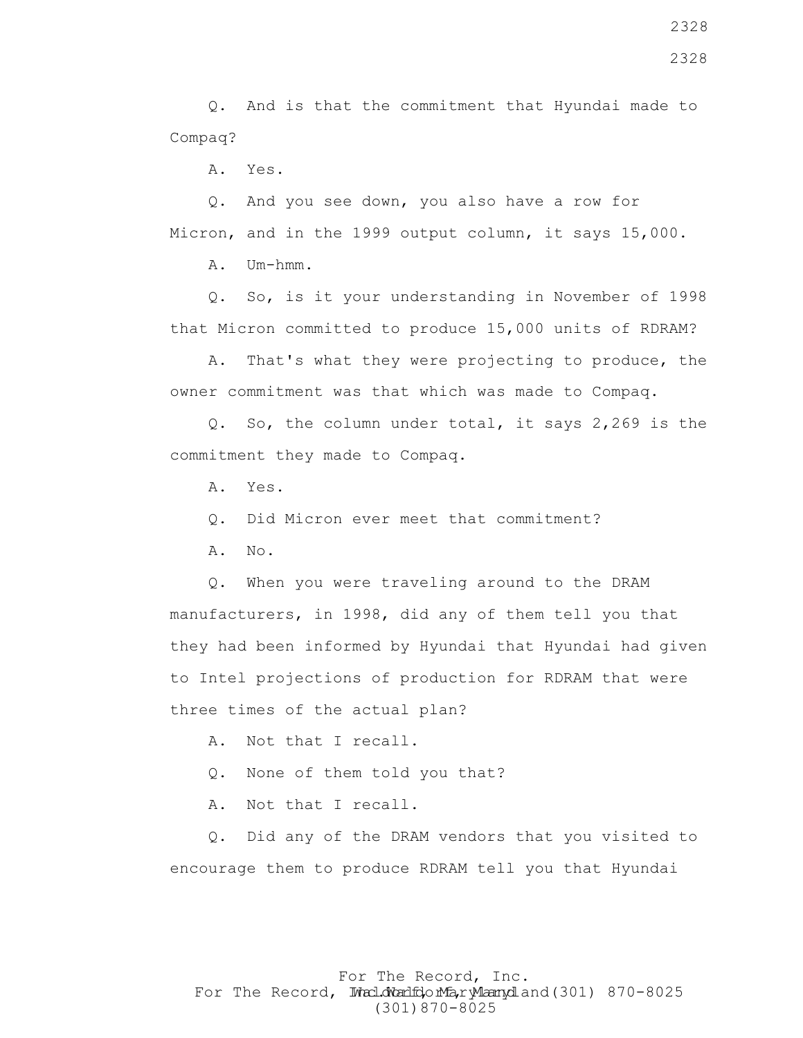Q. And is that the commitment that Hyundai made to Compaq?

A. Yes.

Q. And you see down, you also have a row for Micron, and in the 1999 output column, it says 15,000.

A. Um-hmm.

Q. So, is it your understanding in November of 1998 that Micron committed to produce 15,000 units of RDRAM?

A. That's what they were projecting to produce, the owner commitment was that which was made to Compaq.

Q. So, the column under total, it says 2,269 is the commitment they made to Compaq.

A. Yes.

Q. Did Micron ever meet that commitment?

A. No.

Q. When you were traveling around to the DRAM manufacturers, in 1998, did any of them tell you that they had been informed by Hyundai that Hyundai had given to Intel projections of production for RDRAM that were three times of the actual plan?

A. Not that I recall.

Q. None of them told you that?

A. Not that I recall.

Q. Did any of the DRAM vendors that you visited to encourage them to produce RDRAM tell you that Hyundai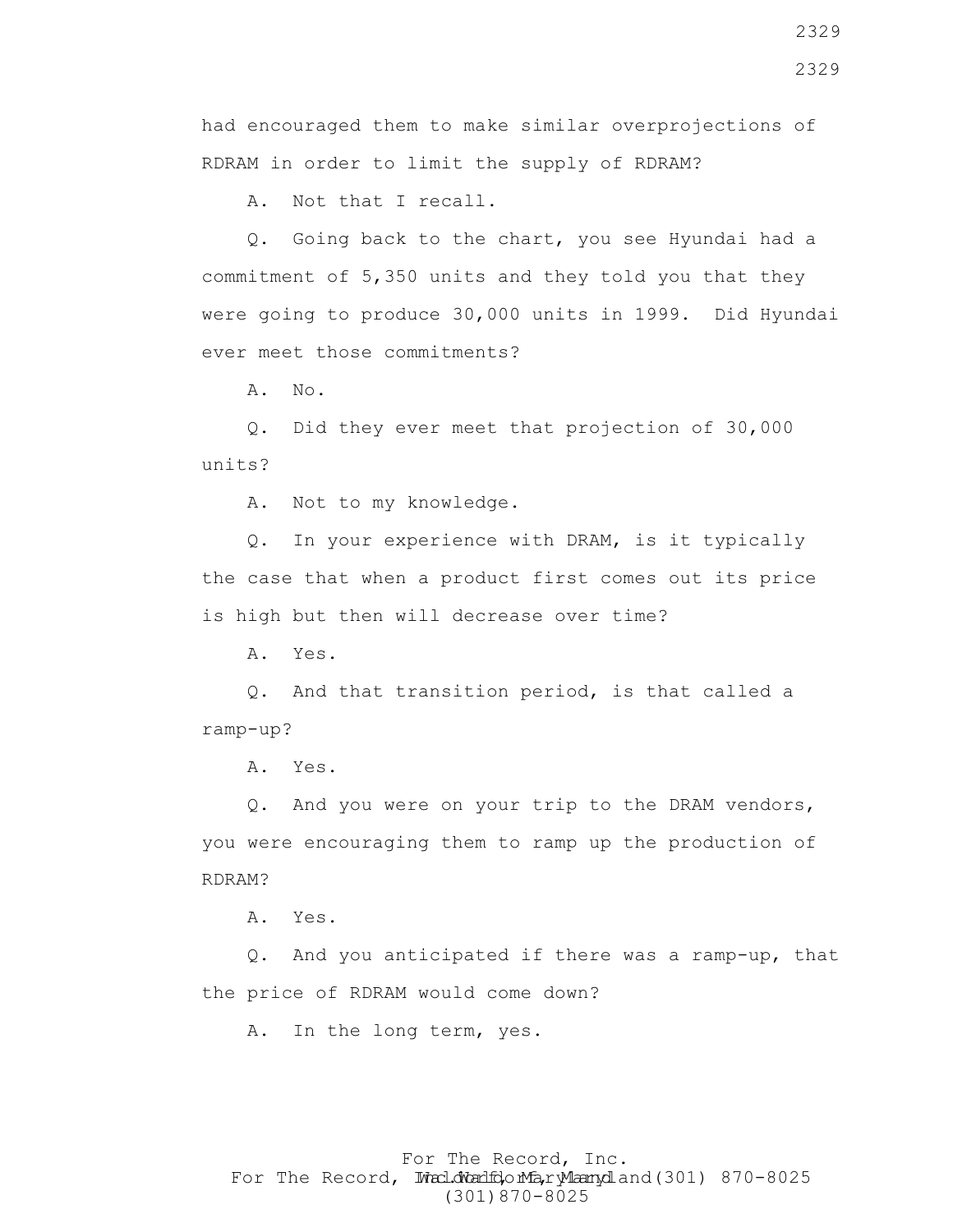had encouraged them to make similar overprojections of RDRAM in order to limit the supply of RDRAM?

A. Not that I recall.

Q. Going back to the chart, you see Hyundai had a commitment of 5,350 units and they told you that they were going to produce 30,000 units in 1999. Did Hyundai ever meet those commitments?

A. No.

Q. Did they ever meet that projection of 30,000 units?

A. Not to my knowledge.

Q. In your experience with DRAM, is it typically the case that when a product first comes out its price is high but then will decrease over time?

A. Yes.

Q. And that transition period, is that called a ramp-up?

A. Yes.

Q. And you were on your trip to the DRAM vendors, you were encouraging them to ramp up the production of RDRAM?

A. Yes.

Q. And you anticipated if there was a ramp-up, that the price of RDRAM would come down?

A. In the long term, yes.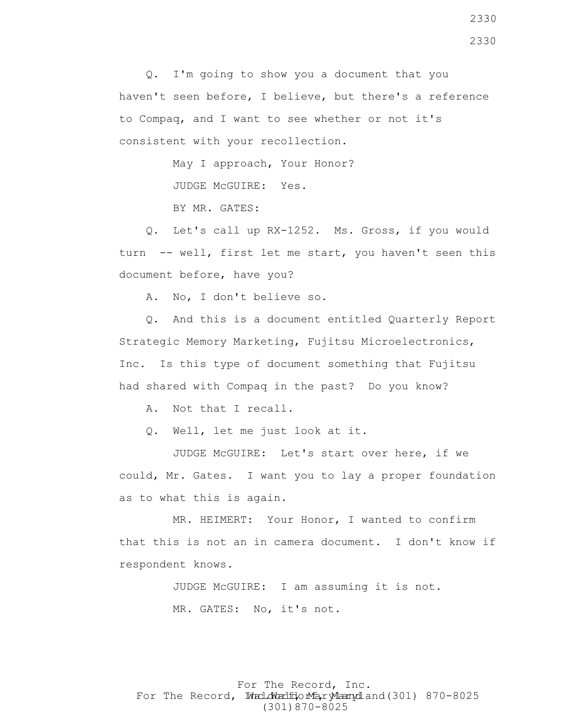Q. I'm going to show you a document that you haven't seen before, I believe, but there's a reference to Compaq, and I want to see whether or not it's consistent with your recollection.

May I approach, Your Honor?

JUDGE McGUIRE: Yes.

BY MR. GATES:

Q. Let's call up RX-1252. Ms. Gross, if you would turn -- well, first let me start, you haven't seen this document before, have you?

A. No, I don't believe so.

Q. And this is a document entitled Quarterly Report Strategic Memory Marketing, Fujitsu Microelectronics, Inc. Is this type of document something that Fujitsu had shared with Compaq in the past? Do you know?

A. Not that I recall.

Q. Well, let me just look at it.

JUDGE McGUIRE: Let's start over here, if we could, Mr. Gates. I want you to lay a proper foundation as to what this is again.

MR. HEIMERT: Your Honor, I wanted to confirm that this is not an in camera document. I don't know if respondent knows.

JUDGE McGUIRE: I am assuming it is not.

MR. GATES: No, it's not.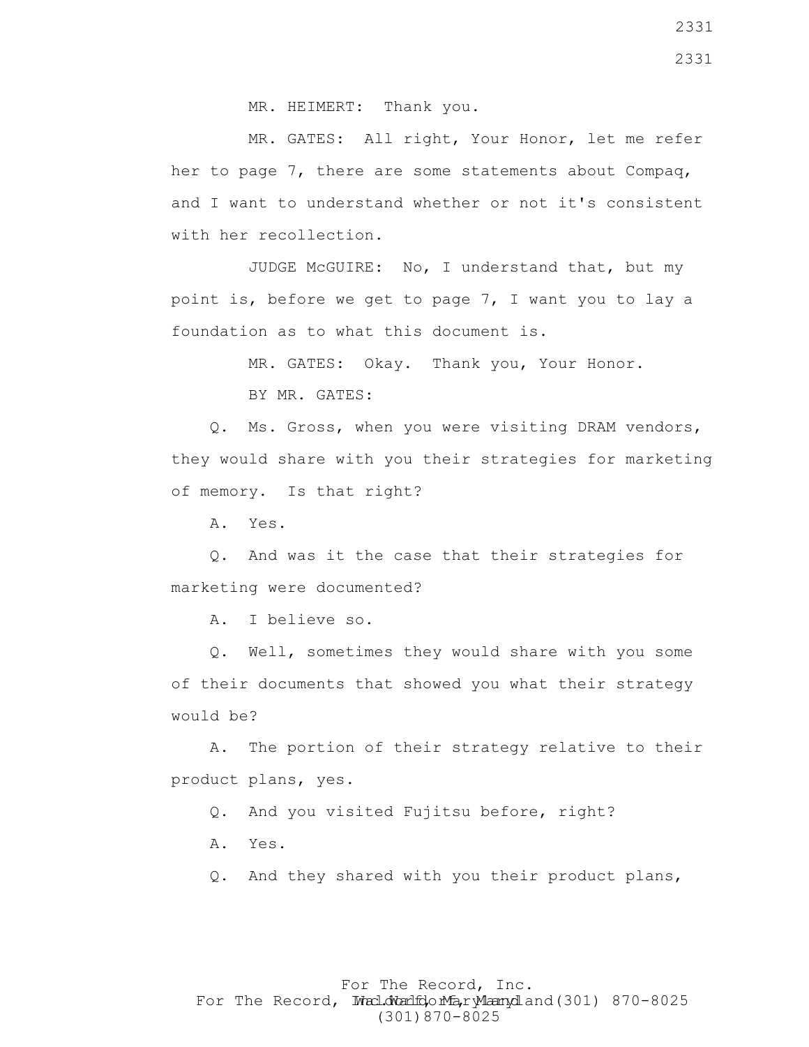MR. HEIMERT: Thank you.

MR. GATES: All right, Your Honor, let me refer her to page 7, there are some statements about Compaq, and I want to understand whether or not it's consistent with her recollection.

JUDGE McGUIRE: No, I understand that, but my point is, before we get to page 7, I want you to lay a foundation as to what this document is.

MR. GATES: Okay. Thank you, Your Honor.

BY MR. GATES:

Q. Ms. Gross, when you were visiting DRAM vendors, they would share with you their strategies for marketing of memory. Is that right?

A. Yes.

Q. And was it the case that their strategies for marketing were documented?

A. I believe so.

Q. Well, sometimes they would share with you some of their documents that showed you what their strategy would be?

A. The portion of their strategy relative to their product plans, yes.

Q. And you visited Fujitsu before, right?

A. Yes.

Q. And they shared with you their product plans,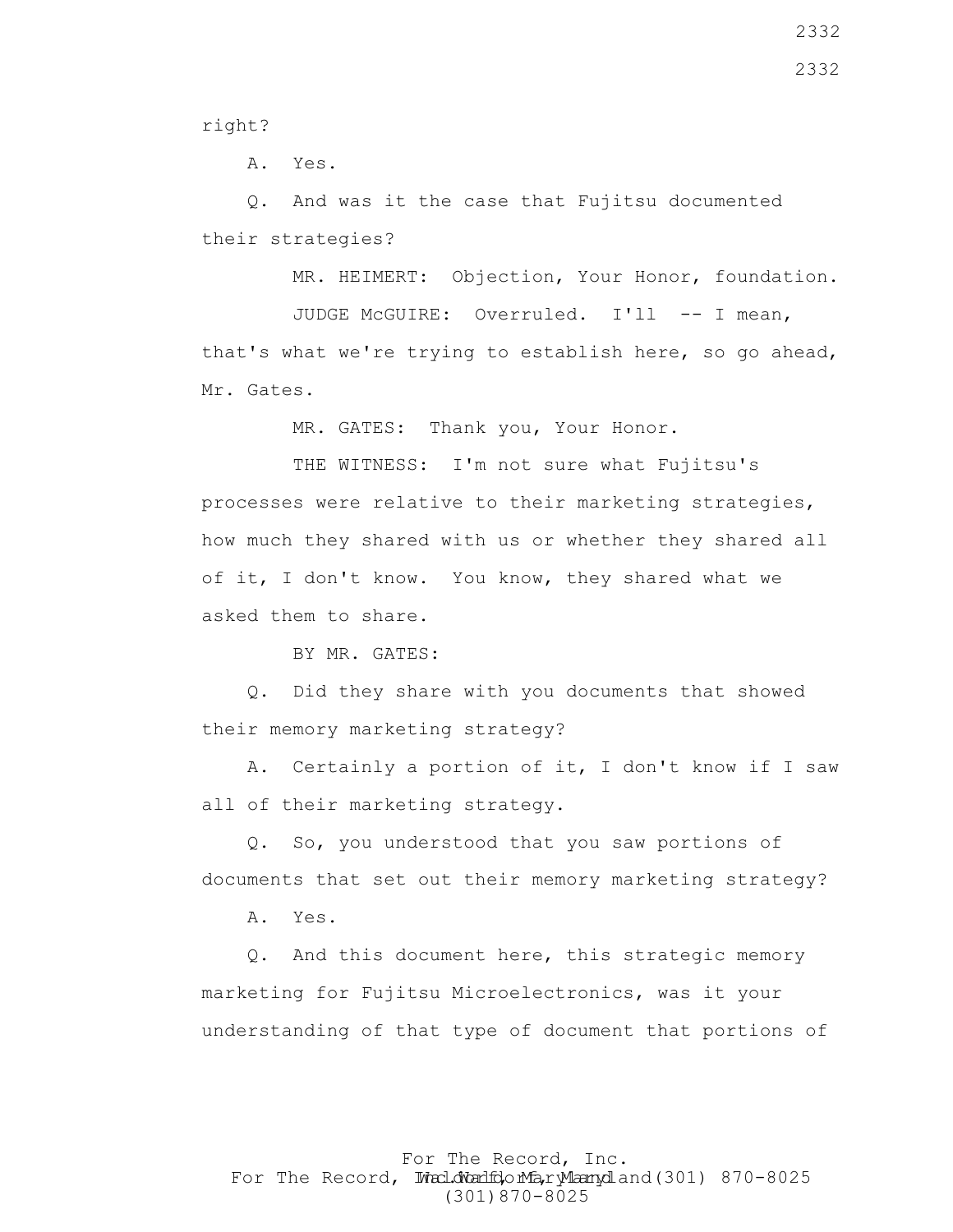right?

A. Yes.

Q. And was it the case that Fujitsu documented their strategies?

MR. HEIMERT: Objection, Your Honor, foundation.

JUDGE McGUIRE: Overruled. I'll -- I mean, that's what we're trying to establish here, so go ahead, Mr. Gates.

MR. GATES: Thank you, Your Honor.

THE WITNESS: I'm not sure what Fujitsu's processes were relative to their marketing strategies, how much they shared with us or whether they shared all of it, I don't know. You know, they shared what we asked them to share.

BY MR. GATES:

Q. Did they share with you documents that showed their memory marketing strategy?

A. Certainly a portion of it, I don't know if I saw all of their marketing strategy.

Q. So, you understood that you saw portions of documents that set out their memory marketing strategy?

A. Yes.

Q. And this document here, this strategic memory marketing for Fujitsu Microelectronics, was it your understanding of that type of document that portions of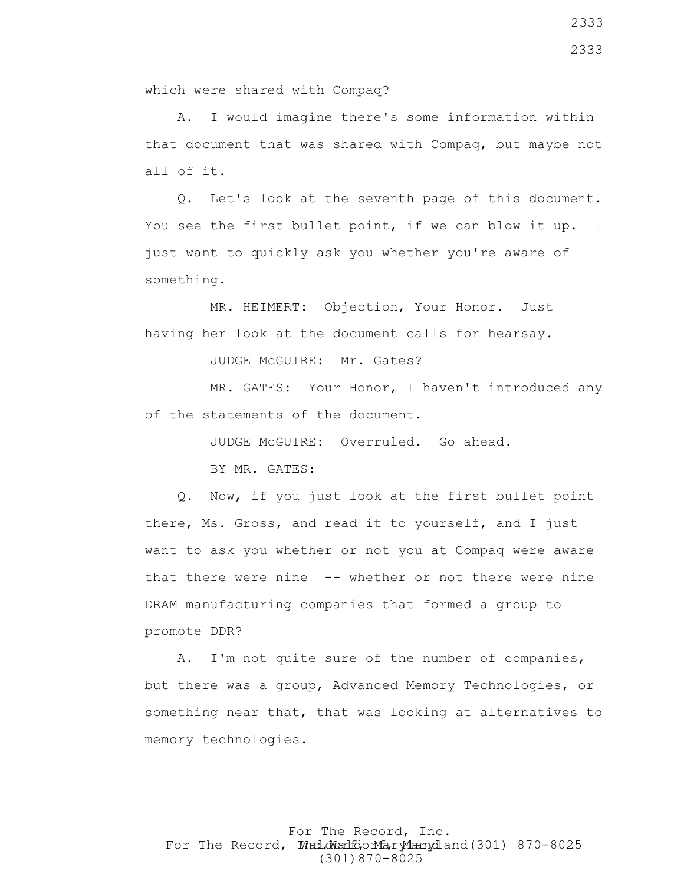which were shared with Compaq?

A. I would imagine there's some information within that document that was shared with Compaq, but maybe not all of it.

Q. Let's look at the seventh page of this document. You see the first bullet point, if we can blow it up. I just want to quickly ask you whether you're aware of something.

MR. HEIMERT: Objection, Your Honor. Just having her look at the document calls for hearsay.

JUDGE McGUIRE: Mr. Gates?

MR. GATES: Your Honor, I haven't introduced any of the statements of the document.

JUDGE McGUIRE: Overruled. Go ahead.

BY MR. GATES:

Q. Now, if you just look at the first bullet point there, Ms. Gross, and read it to yourself, and I just want to ask you whether or not you at Compaq were aware that there were nine -- whether or not there were nine DRAM manufacturing companies that formed a group to promote DDR?

A. I'm not quite sure of the number of companies, but there was a group, Advanced Memory Technologies, or something near that, that was looking at alternatives to memory technologies.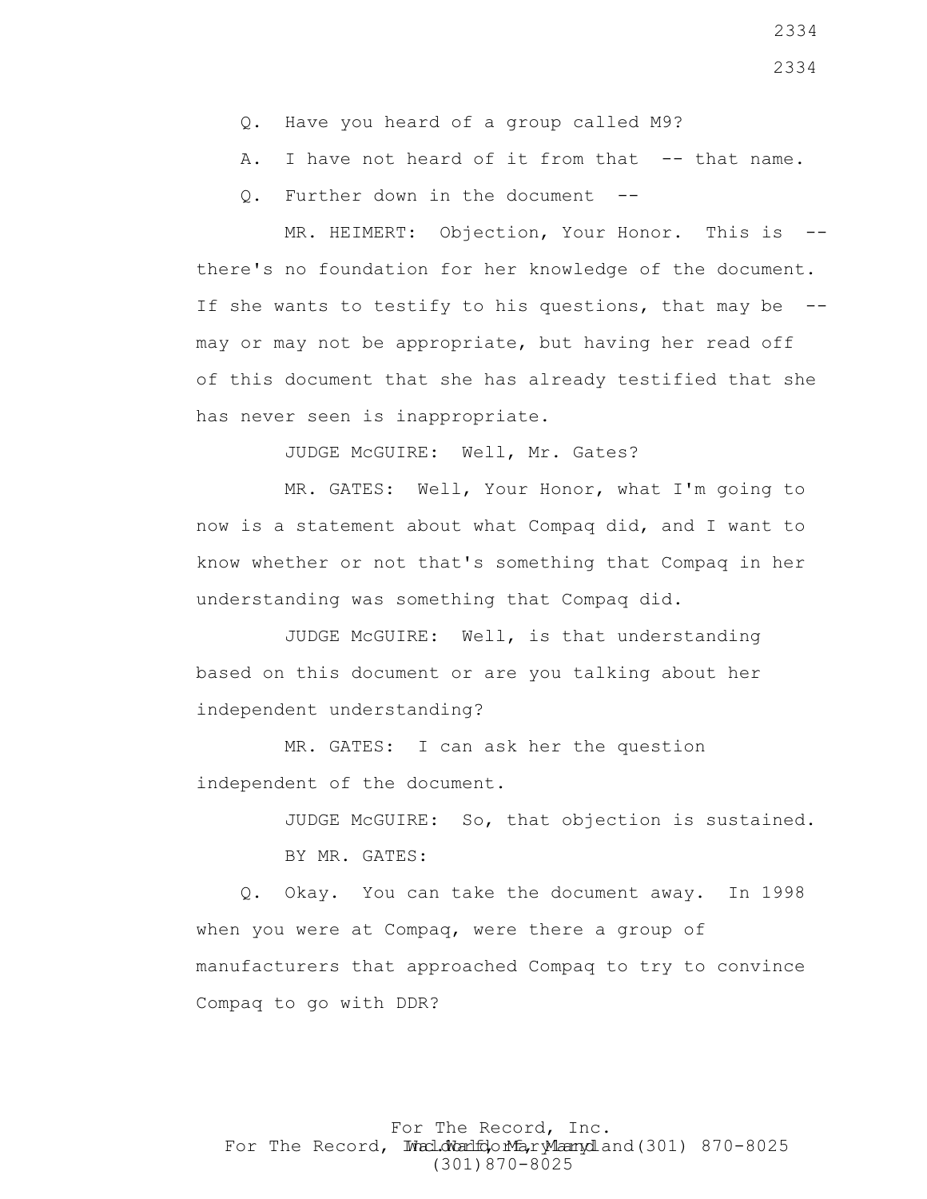Q. Have you heard of a group called M9?

A. I have not heard of it from that -- that name.

Q. Further down in the document --

MR. HEIMERT: Objection, Your Honor. This is -- there's no foundation for her knowledge of the document. If she wants to testify to his questions, that may be -- may or may not be appropriate, but having her read off of this document that she has already testified that she has never seen is inappropriate.

JUDGE McGUIRE: Well, Mr. Gates?

MR. GATES: Well, Your Honor, what I'm going to now is a statement about what Compaq did, and I want to know whether or not that's something that Compaq in her understanding was something that Compaq did.

JUDGE McGUIRE: Well, is that understanding based on this document or are you talking about her independent understanding?

MR. GATES: I can ask her the question independent of the document.

JUDGE McGUIRE: So, that objection is sustained.

BY MR. GATES:

Q. Okay. You can take the document away. In 1998 when you were at Compaq, were there a group of manufacturers that approached Compaq to try to convince Compaq to go with DDR?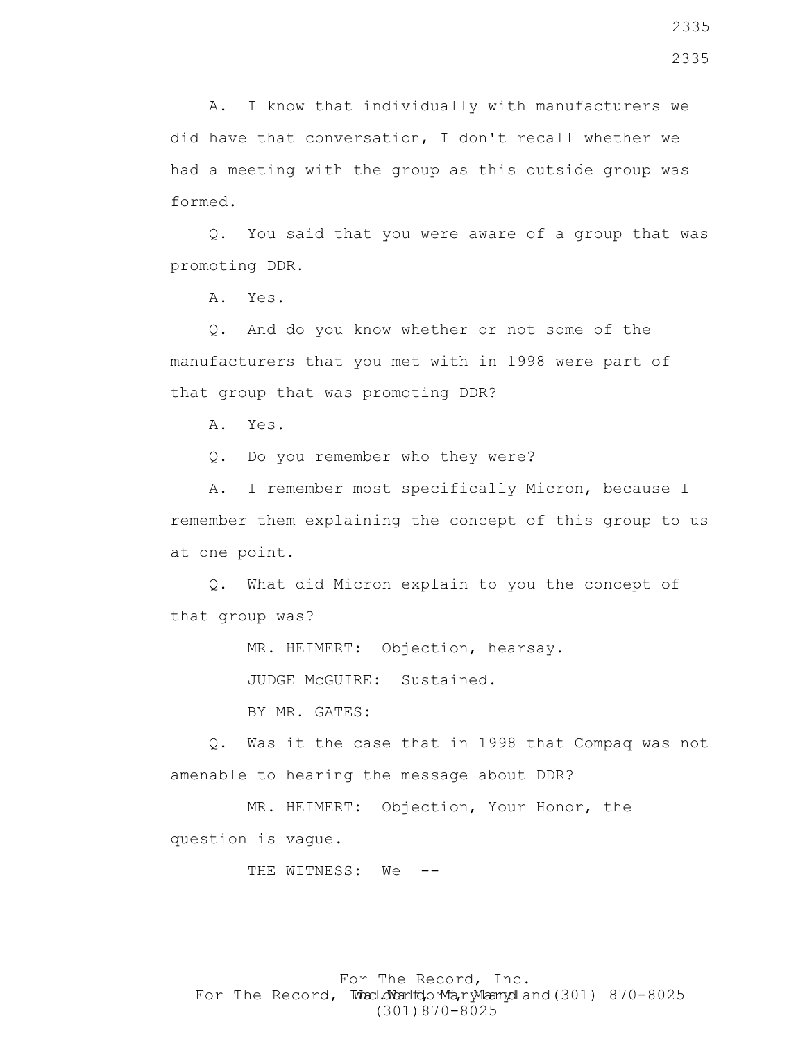A. I know that individually with manufacturers we did have that conversation, I don't recall whether we had a meeting with the group as this outside group was formed.

Q. You said that you were aware of a group that was promoting DDR.

A. Yes.

Q. And do you know whether or not some of the manufacturers that you met with in 1998 were part of that group that was promoting DDR?

A. Yes.

Q. Do you remember who they were?

A. I remember most specifically Micron, because I remember them explaining the concept of this group to us at one point.

Q. What did Micron explain to you the concept of that group was?

MR. HEIMERT: Objection, hearsay.

JUDGE McGUIRE: Sustained.

BY MR. GATES:

Q. Was it the case that in 1998 that Compaq was not amenable to hearing the message about DDR?

MR. HEIMERT: Objection, Your Honor, the question is vague.

THE WITNESS: We --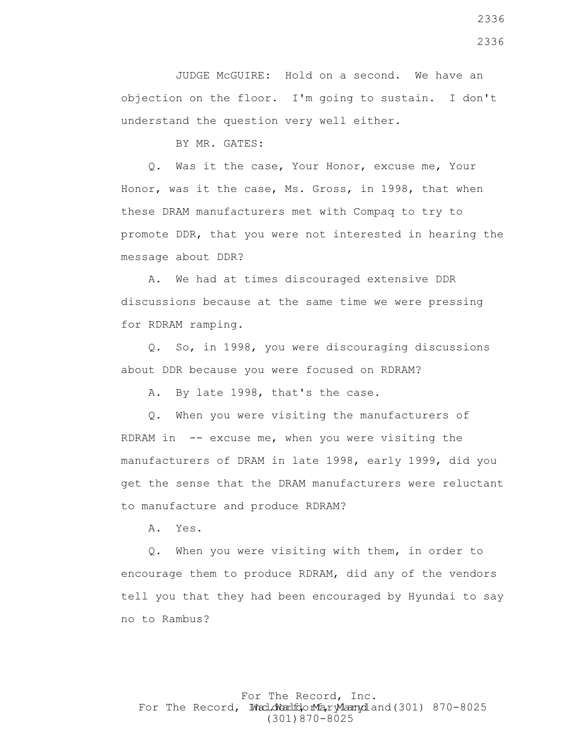JUDGE McGUIRE: Hold on a second. We have an objection on the floor. I'm going to sustain. I don't understand the question very well either.

BY MR. GATES:

Q. Was it the case, Your Honor, excuse me, Your Honor, was it the case, Ms. Gross, in 1998, that when these DRAM manufacturers met with Compaq to try to promote DDR, that you were not interested in hearing the message about DDR?

A. We had at times discouraged extensive DDR discussions because at the same time we were pressing for RDRAM ramping.

Q. So, in 1998, you were discouraging discussions about DDR because you were focused on RDRAM?

A. By late 1998, that's the case.

Q. When you were visiting the manufacturers of RDRAM in -- excuse me, when you were visiting the manufacturers of DRAM in late 1998, early 1999, did you get the sense that the DRAM manufacturers were reluctant to manufacture and produce RDRAM?

A. Yes.

Q. When you were visiting with them, in order to encourage them to produce RDRAM, did any of the vendors tell you that they had been encouraged by Hyundai to say no to Rambus?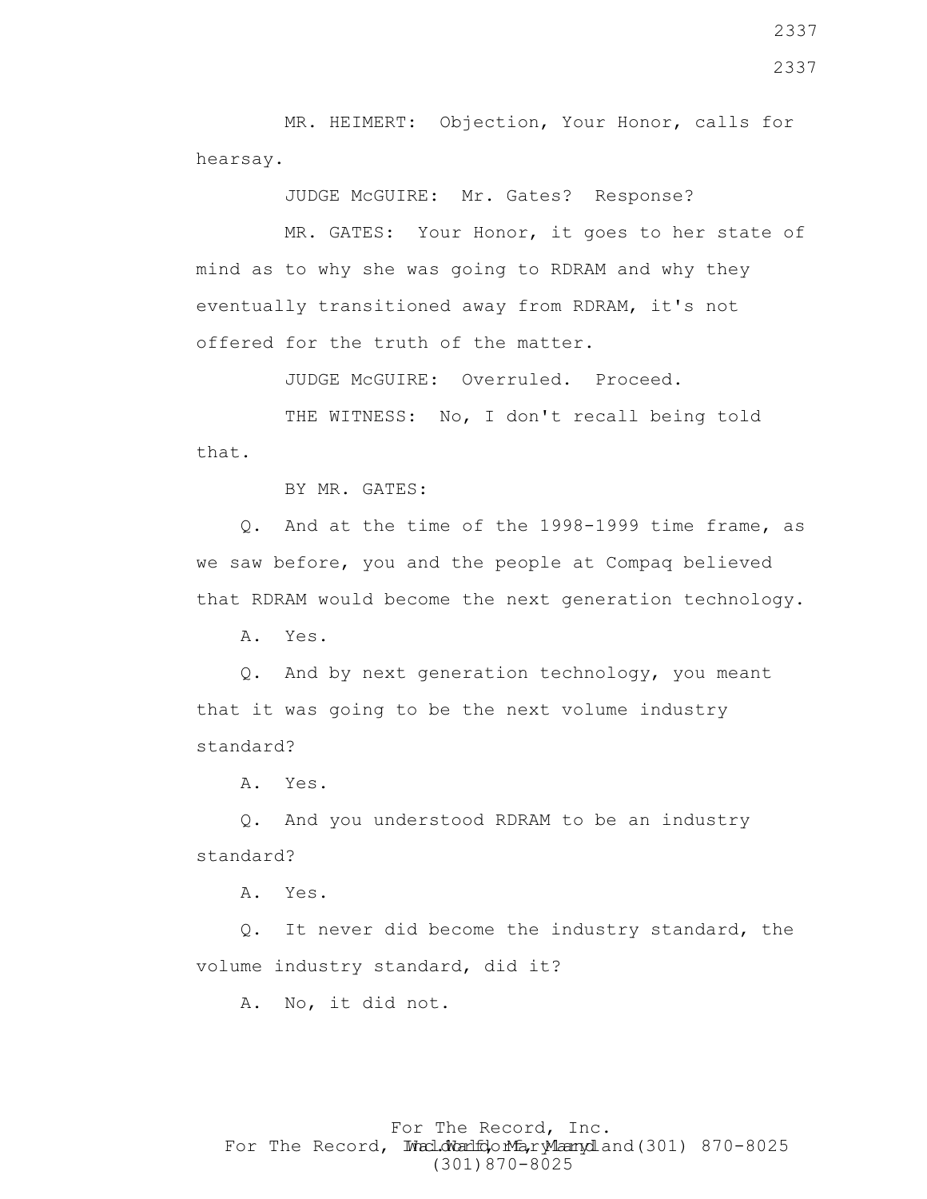MR. HEIMERT: Objection, Your Honor, calls for hearsay.

JUDGE McGUIRE: Mr. Gates? Response?

MR. GATES: Your Honor, it goes to her state of mind as to why she was going to RDRAM and why they eventually transitioned away from RDRAM, it's not offered for the truth of the matter.

JUDGE McGUIRE: Overruled. Proceed.

THE WITNESS: No, I don't recall being told that.

BY MR. GATES:

Q. And at the time of the 1998-1999 time frame, as we saw before, you and the people at Compaq believed that RDRAM would become the next generation technology.

A. Yes.

Q. And by next generation technology, you meant that it was going to be the next volume industry standard?

A. Yes.

Q. And you understood RDRAM to be an industry standard?

A. Yes.

Q. It never did become the industry standard, the volume industry standard, did it?

A. No, it did not.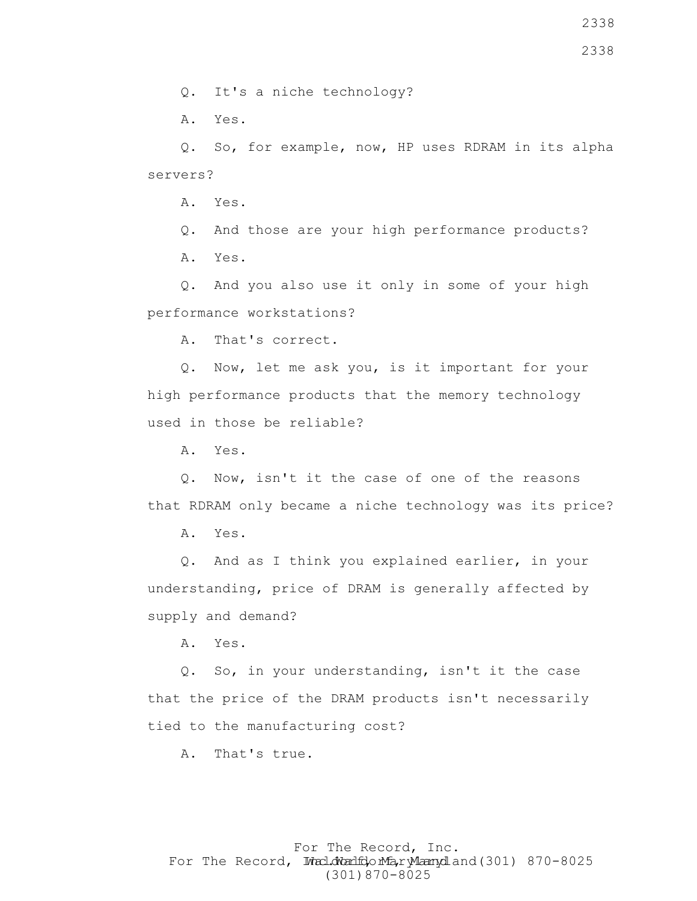Q. It's a niche technology?

A. Yes.

Q. So, for example, now, HP uses RDRAM in its alpha servers?

A. Yes.

Q. And those are your high performance products?

A. Yes.

Q. And you also use it only in some of your high performance workstations?

A. That's correct.

Q. Now, let me ask you, is it important for your high performance products that the memory technology used in those be reliable?

A. Yes.

Q. Now, isn't it the case of one of the reasons that RDRAM only became a niche technology was its price?

A. Yes.

Q. And as I think you explained earlier, in your understanding, price of DRAM is generally affected by supply and demand?

A. Yes.

Q. So, in your understanding, isn't it the case that the price of the DRAM products isn't necessarily tied to the manufacturing cost?

A. That's true.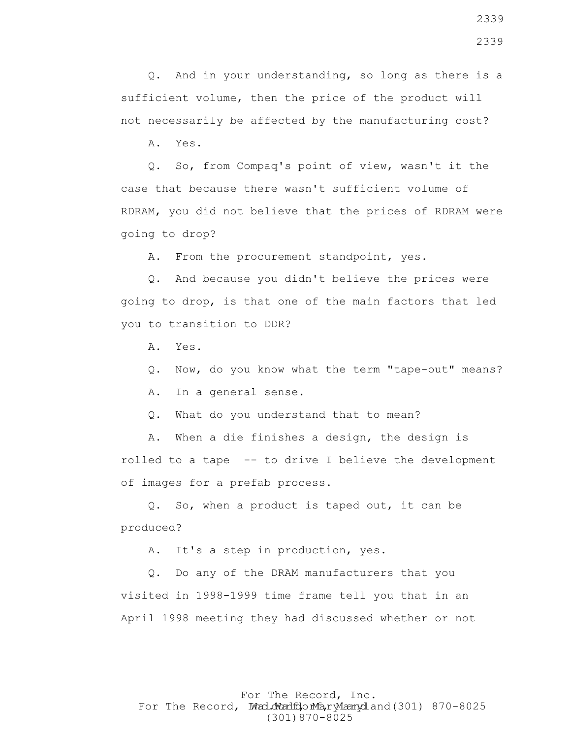Q. And in your understanding, so long as there is a sufficient volume, then the price of the product will not necessarily be affected by the manufacturing cost?

A. Yes.

Q. So, from Compaq's point of view, wasn't it the case that because there wasn't sufficient volume of RDRAM, you did not believe that the prices of RDRAM were going to drop?

A. From the procurement standpoint, yes.

Q. And because you didn't believe the prices were going to drop, is that one of the main factors that led you to transition to DDR?

A. Yes.

Q. Now, do you know what the term "tape-out" means?

A. In a general sense.

Q. What do you understand that to mean?

A. When a die finishes a design, the design is rolled to a tape -- to drive I believe the development of images for a prefab process.

Q. So, when a product is taped out, it can be produced?

A. It's a step in production, yes.

Q. Do any of the DRAM manufacturers that you visited in 1998-1999 time frame tell you that in an April 1998 meeting they had discussed whether or not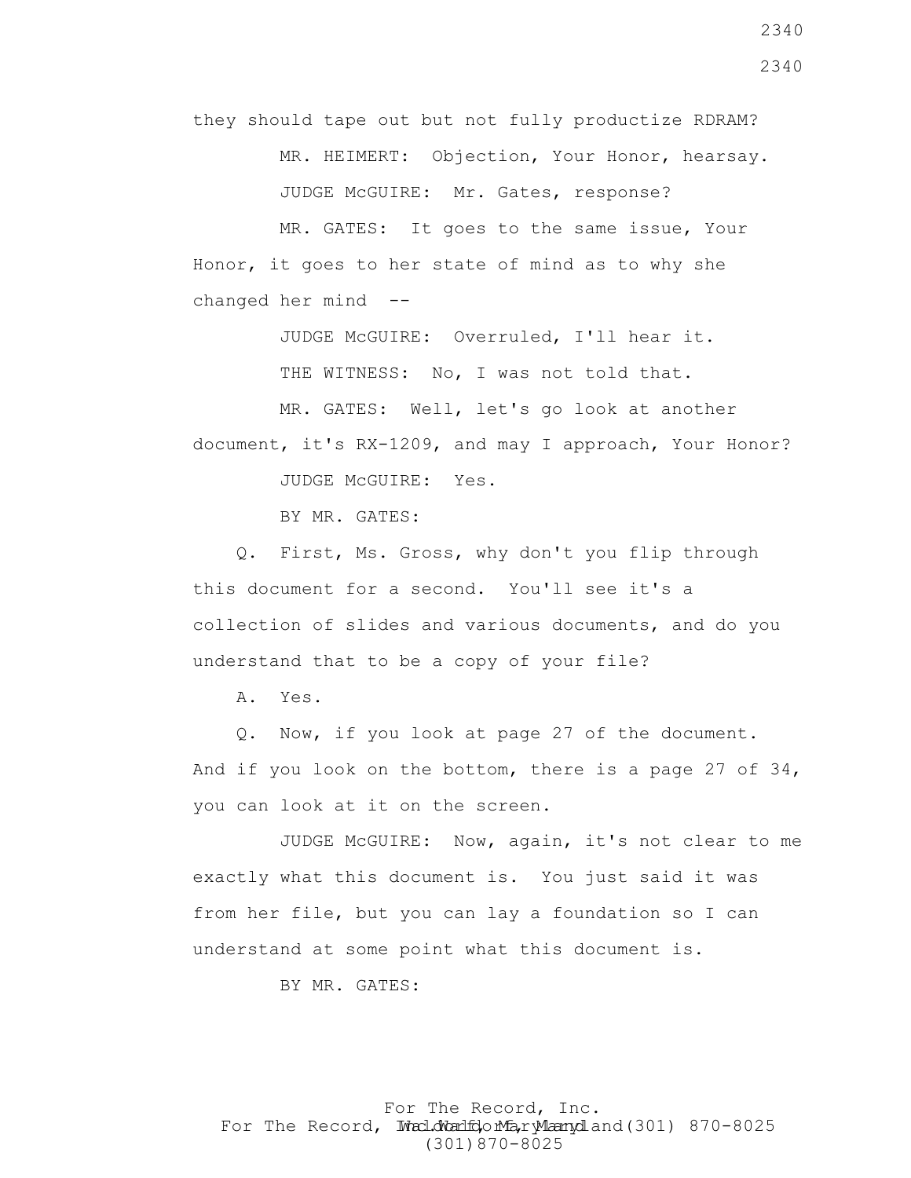they should tape out but not fully productize RDRAM?

MR. HEIMERT: Objection, Your Honor, hearsay.

JUDGE McGUIRE: Mr. Gates, response?

MR. GATES: It goes to the same issue, Your Honor, it goes to her state of mind as to why she changed her mind --

JUDGE McGUIRE: Overruled, I'll hear it.

THE WITNESS: No, I was not told that.

MR. GATES: Well, let's go look at another document, it's RX-1209, and may I approach, Your Honor?

JUDGE McGUIRE: Yes.

BY MR. GATES:

Q. First, Ms. Gross, why don't you flip through this document for a second. You'll see it's a collection of slides and various documents, and do you understand that to be a copy of your file?

A. Yes.

Q. Now, if you look at page 27 of the document. And if you look on the bottom, there is a page 27 of 34, you can look at it on the screen.

JUDGE McGUIRE: Now, again, it's not clear to me exactly what this document is. You just said it was from her file, but you can lay a foundation so I can understand at some point what this document is.

BY MR. GATES: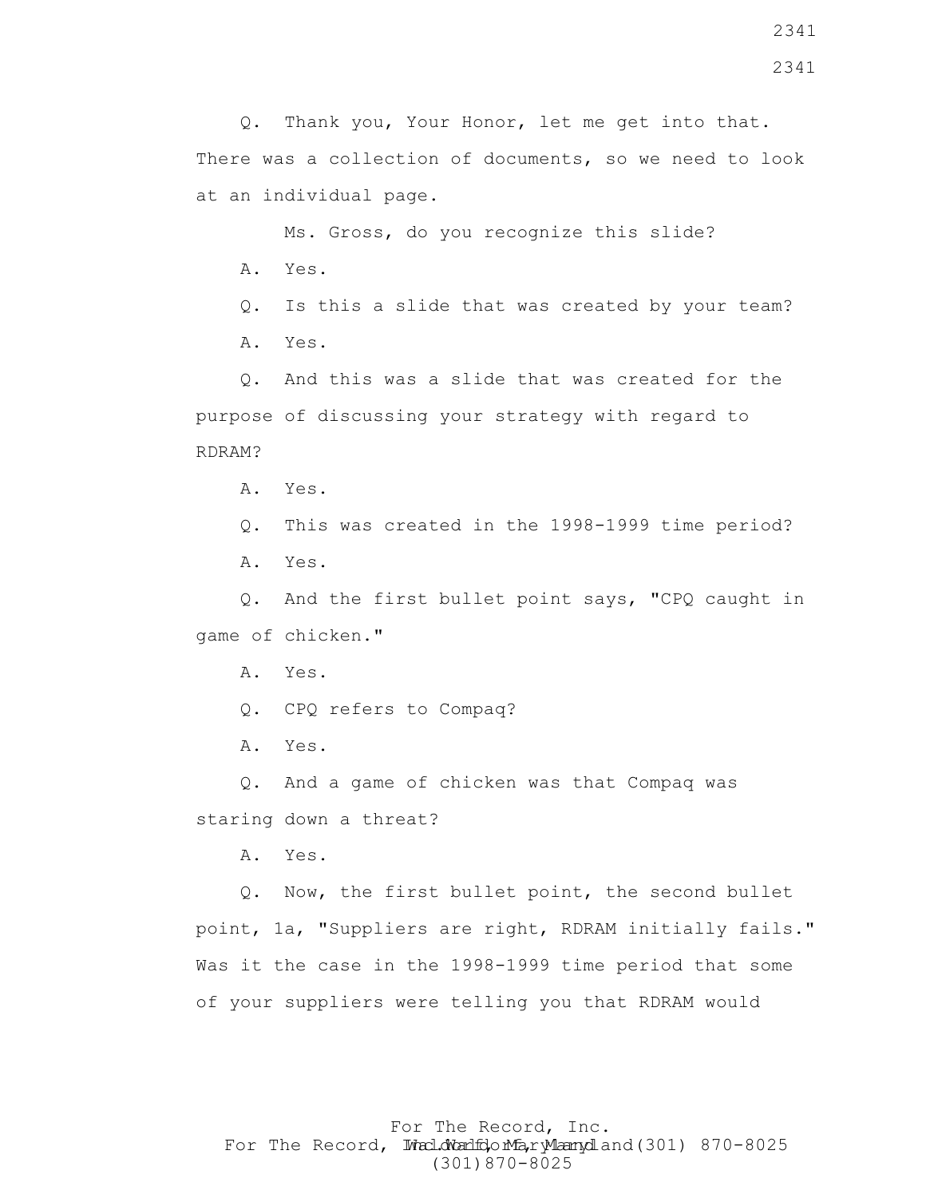Q. Thank you, Your Honor, let me get into that. There was a collection of documents, so we need to look at an individual page.

Ms. Gross, do you recognize this slide?

A. Yes.

Q. Is this a slide that was created by your team?

A. Yes.

Q. And this was a slide that was created for the purpose of discussing your strategy with regard to RDRAM?

A. Yes.

Q. This was created in the 1998-1999 time period?

A. Yes.

Q. And the first bullet point says, "CPQ caught in game of chicken."

A. Yes.

Q. CPQ refers to Compaq?

A. Yes.

Q. And a game of chicken was that Compaq was staring down a threat?

A. Yes.

Q. Now, the first bullet point, the second bullet point, 1a, "Suppliers are right, RDRAM initially fails." Was it the case in the 1998-1999 time period that some of your suppliers were telling you that RDRAM would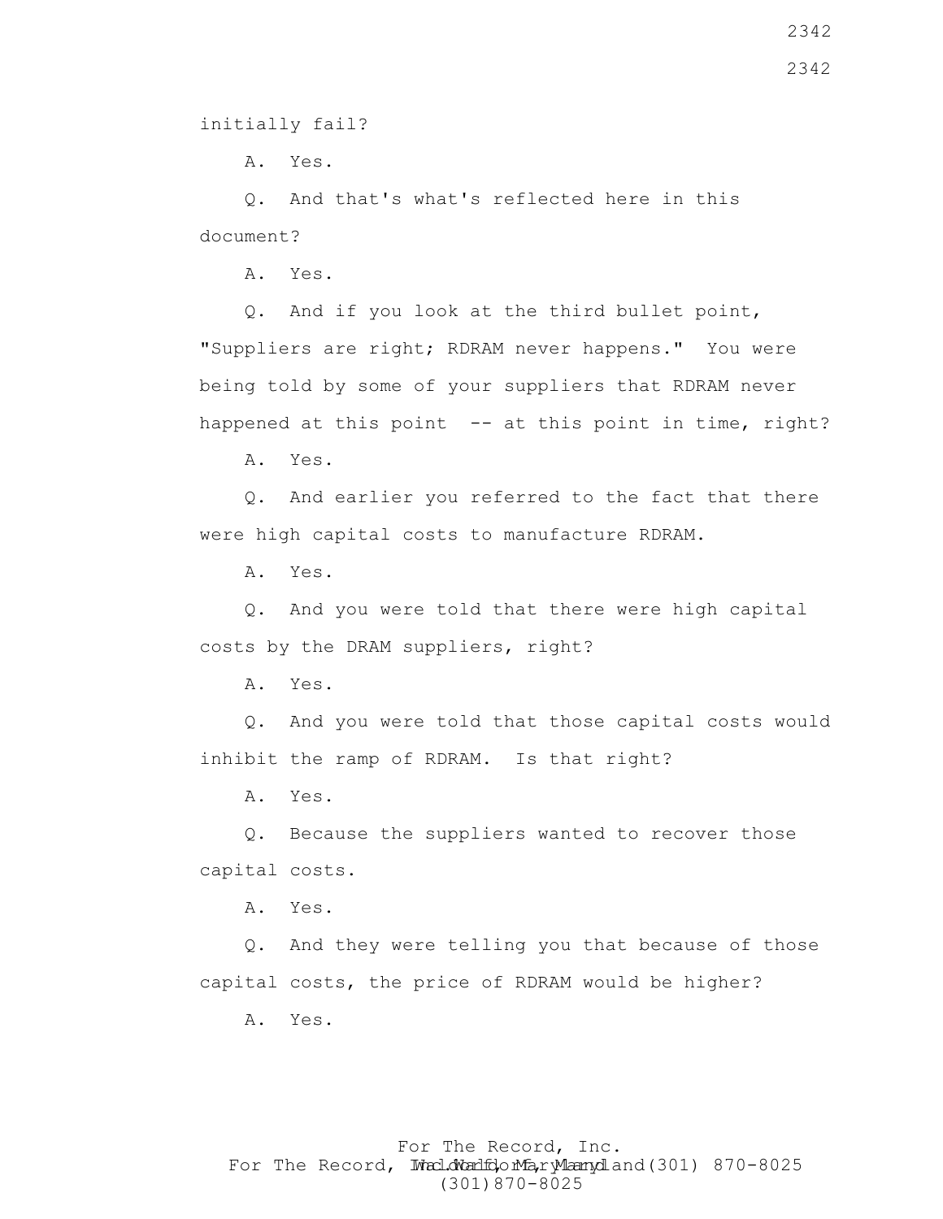initially fail?

A. Yes.

Q. And that's what's reflected here in this document?

A. Yes.

Q. And if you look at the third bullet point, "Suppliers are right; RDRAM never happens." You were being told by some of your suppliers that RDRAM never happened at this point -- at this point in time, right?

A. Yes.

Q. And earlier you referred to the fact that there were high capital costs to manufacture RDRAM.

A. Yes.

Q. And you were told that there were high capital costs by the DRAM suppliers, right?

A. Yes.

Q. And you were told that those capital costs would inhibit the ramp of RDRAM. Is that right?

A. Yes.

Q. Because the suppliers wanted to recover those capital costs.

A. Yes.

Q. And they were telling you that because of those capital costs, the price of RDRAM would be higher?

A. Yes.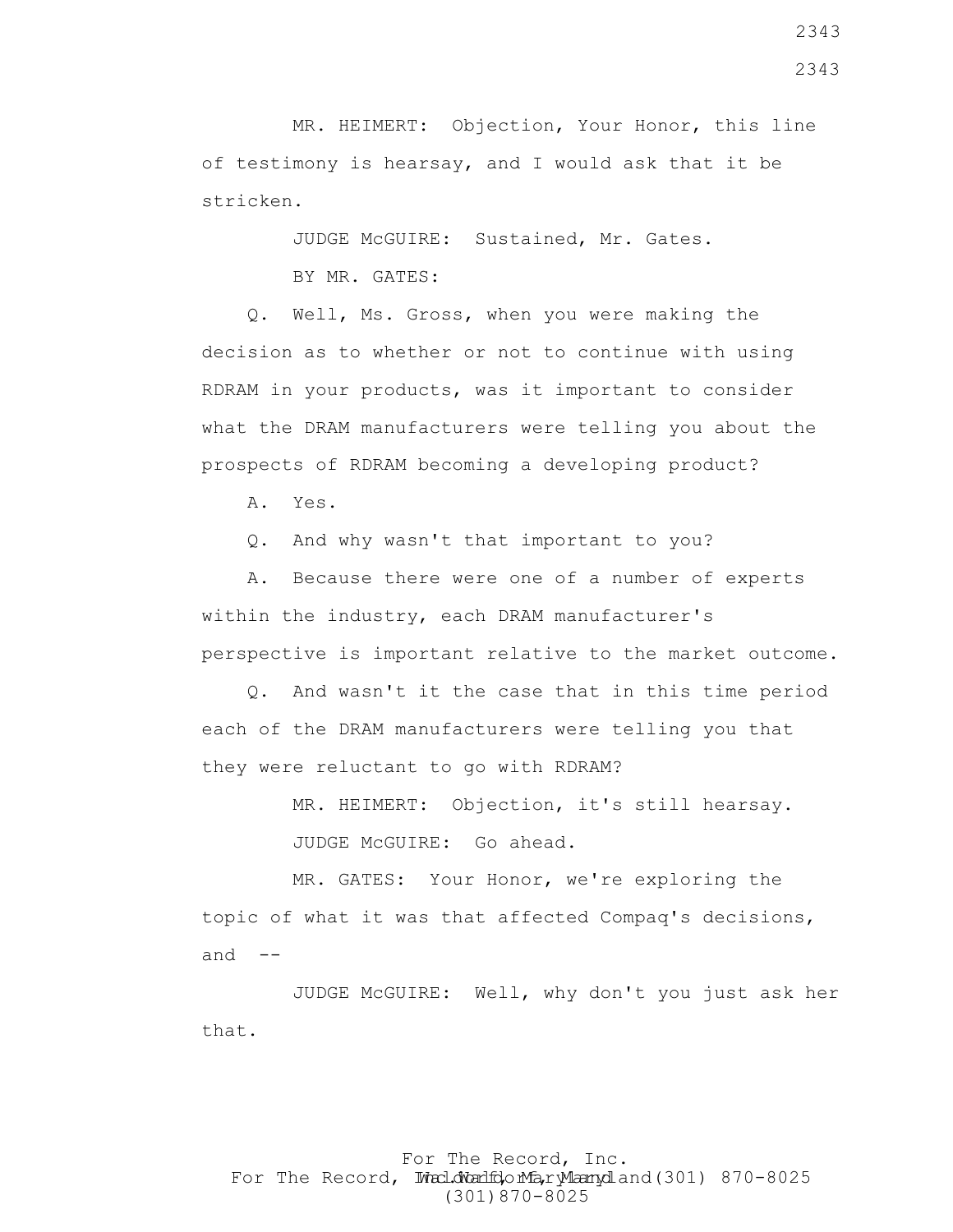MR. HEIMERT: Objection, Your Honor, this line of testimony is hearsay, and I would ask that it be stricken.

JUDGE McGUIRE: Sustained, Mr. Gates.

BY MR. GATES:

Q. Well, Ms. Gross, when you were making the decision as to whether or not to continue with using RDRAM in your products, was it important to consider what the DRAM manufacturers were telling you about the prospects of RDRAM becoming a developing product?

A. Yes.

Q. And why wasn't that important to you?

A. Because there were one of a number of experts within the industry, each DRAM manufacturer's perspective is important relative to the market outcome.

Q. And wasn't it the case that in this time period each of the DRAM manufacturers were telling you that they were reluctant to go with RDRAM?

MR. HEIMERT: Objection, it's still hearsay.

JUDGE McGUIRE: Go ahead.

MR. GATES: Your Honor, we're exploring the topic of what it was that affected Compaq's decisions, and --

JUDGE McGUIRE: Well, why don't you just ask her that.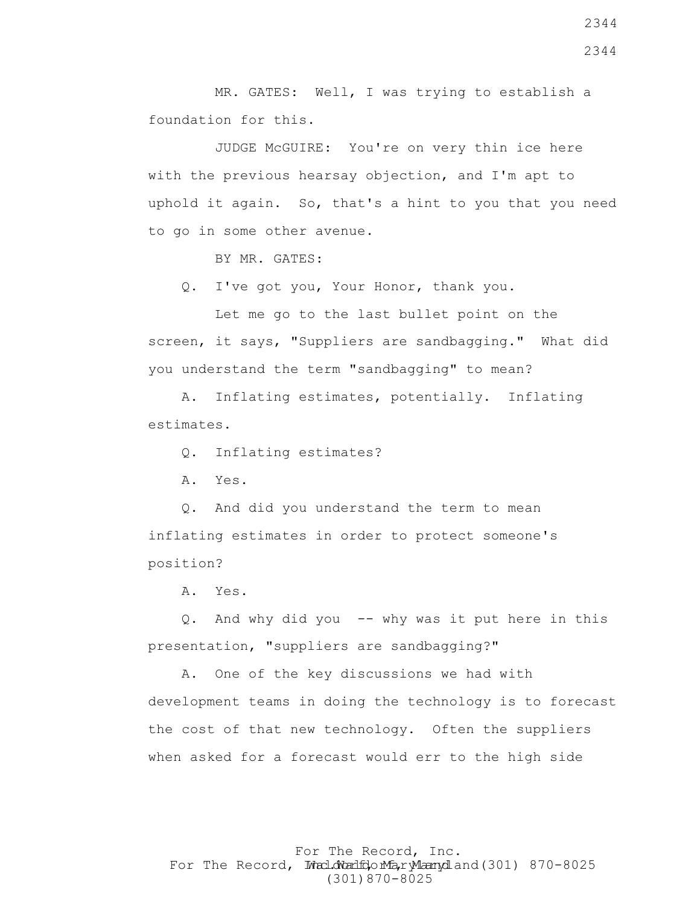MR. GATES: Well, I was trying to establish a foundation for this.

JUDGE McGUIRE: You're on very thin ice here with the previous hearsay objection, and I'm apt to uphold it again. So, that's a hint to you that you need to go in some other avenue.

BY MR. GATES:

Q. I've got you, Your Honor, thank you.

Let me go to the last bullet point on the screen, it says, "Suppliers are sandbagging." What did you understand the term "sandbagging" to mean?

A. Inflating estimates, potentially. Inflating estimates.

Q. Inflating estimates?

A. Yes.

Q. And did you understand the term to mean inflating estimates in order to protect someone's position?

A. Yes.

Q. And why did you -- why was it put here in this presentation, "suppliers are sandbagging?"

A. One of the key discussions we had with development teams in doing the technology is to forecast the cost of that new technology. Often the suppliers when asked for a forecast would err to the high side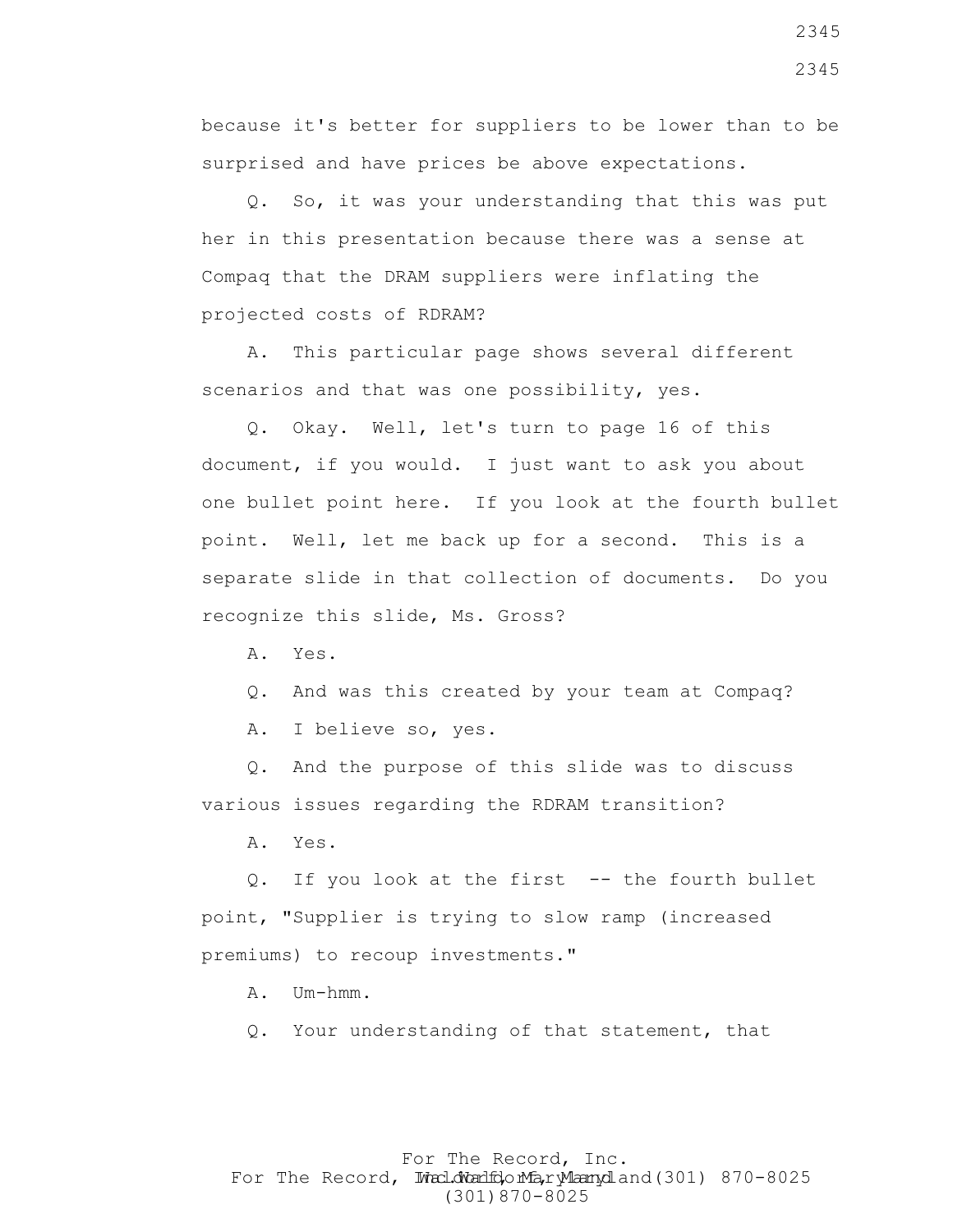because it's better for suppliers to be lower than to be surprised and have prices be above expectations.

Q. So, it was your understanding that this was put her in this presentation because there was a sense at Compaq that the DRAM suppliers were inflating the projected costs of RDRAM?

A. This particular page shows several different scenarios and that was one possibility, yes.

Q. Okay. Well, let's turn to page 16 of this document, if you would. I just want to ask you about one bullet point here. If you look at the fourth bullet point. Well, let me back up for a second. This is a separate slide in that collection of documents. Do you recognize this slide, Ms. Gross?

A. Yes.

Q. And was this created by your team at Compaq?

A. I believe so, yes.

Q. And the purpose of this slide was to discuss various issues regarding the RDRAM transition?

A. Yes.

Q. If you look at the first -- the fourth bullet point, "Supplier is trying to slow ramp (increased premiums) to recoup investments."

A. Um-hmm.

Q. Your understanding of that statement, that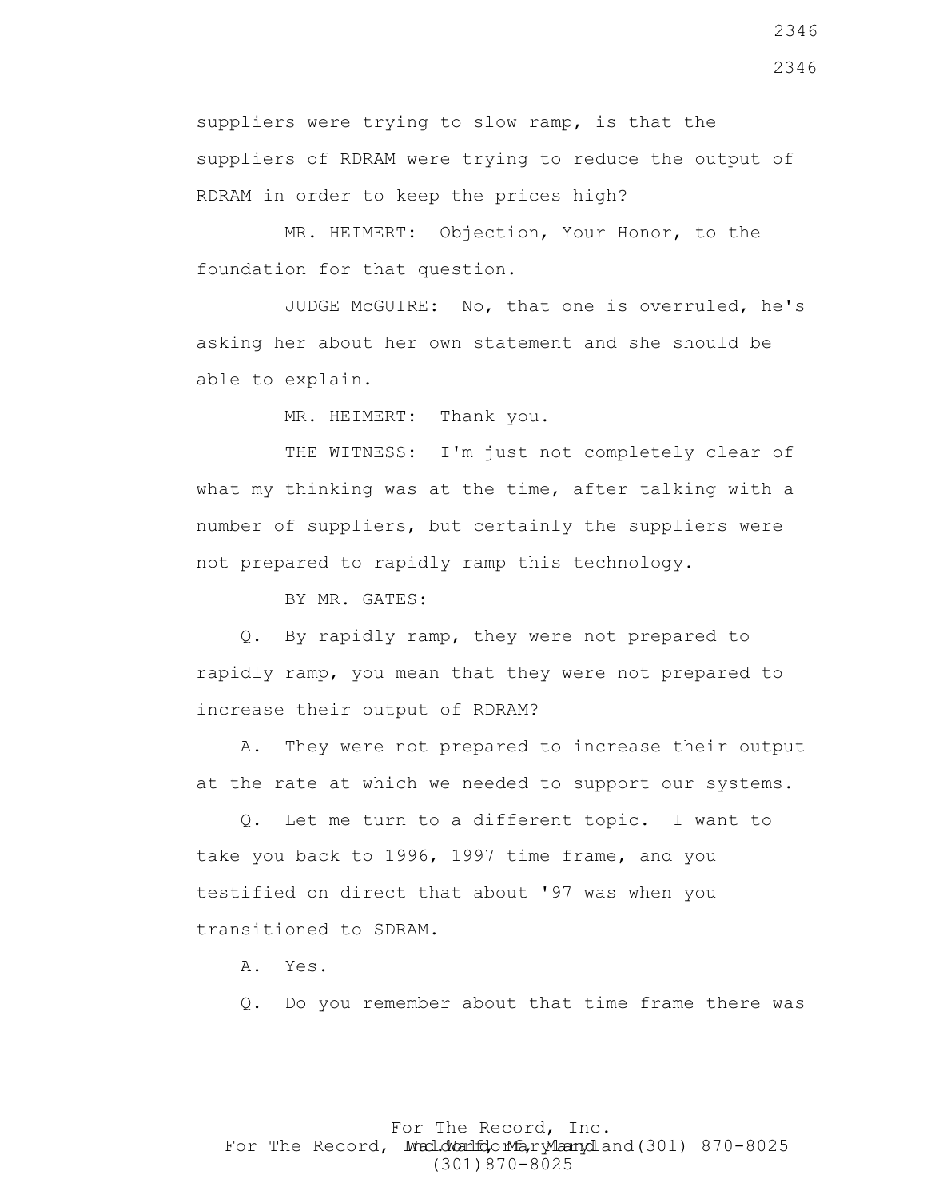suppliers were trying to slow ramp, is that the suppliers of RDRAM were trying to reduce the output of RDRAM in order to keep the prices high?

MR. HEIMERT: Objection, Your Honor, to the foundation for that question.

JUDGE McGUIRE: No, that one is overruled, he's asking her about her own statement and she should be able to explain.

MR. HEIMERT: Thank you.

THE WITNESS: I'm just not completely clear of what my thinking was at the time, after talking with a number of suppliers, but certainly the suppliers were not prepared to rapidly ramp this technology.

BY MR. GATES:

Q. By rapidly ramp, they were not prepared to rapidly ramp, you mean that they were not prepared to increase their output of RDRAM?

A. They were not prepared to increase their output at the rate at which we needed to support our systems.

Q. Let me turn to a different topic. I want to take you back to 1996, 1997 time frame, and you testified on direct that about '97 was when you transitioned to SDRAM.

A. Yes.

Q. Do you remember about that time frame there was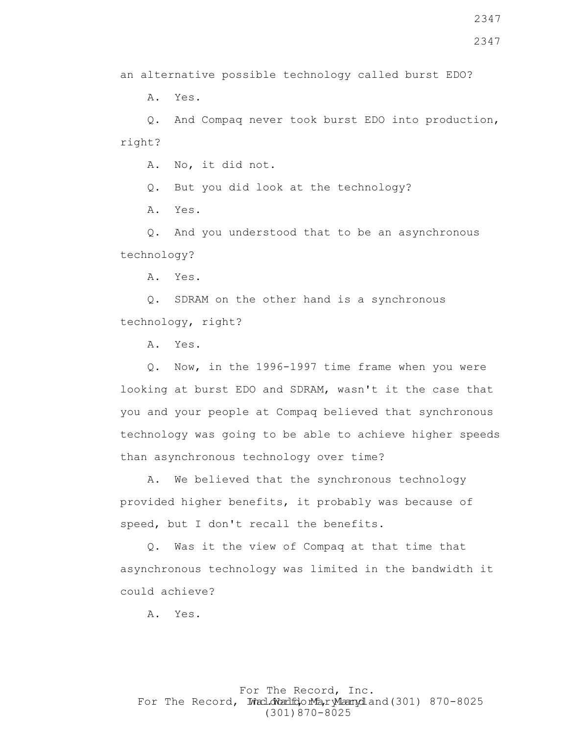an alternative possible technology called burst EDO?

A. Yes.

Q. And Compaq never took burst EDO into production, right?

A. No, it did not.

Q. But you did look at the technology?

A. Yes.

Q. And you understood that to be an asynchronous technology?

A. Yes.

Q. SDRAM on the other hand is a synchronous technology, right?

A. Yes.

Q. Now, in the 1996-1997 time frame when you were looking at burst EDO and SDRAM, wasn't it the case that you and your people at Compaq believed that synchronous technology was going to be able to achieve higher speeds than asynchronous technology over time?

A. We believed that the synchronous technology provided higher benefits, it probably was because of speed, but I don't recall the benefits.

Q. Was it the view of Compaq at that time that asynchronous technology was limited in the bandwidth it could achieve?

A. Yes.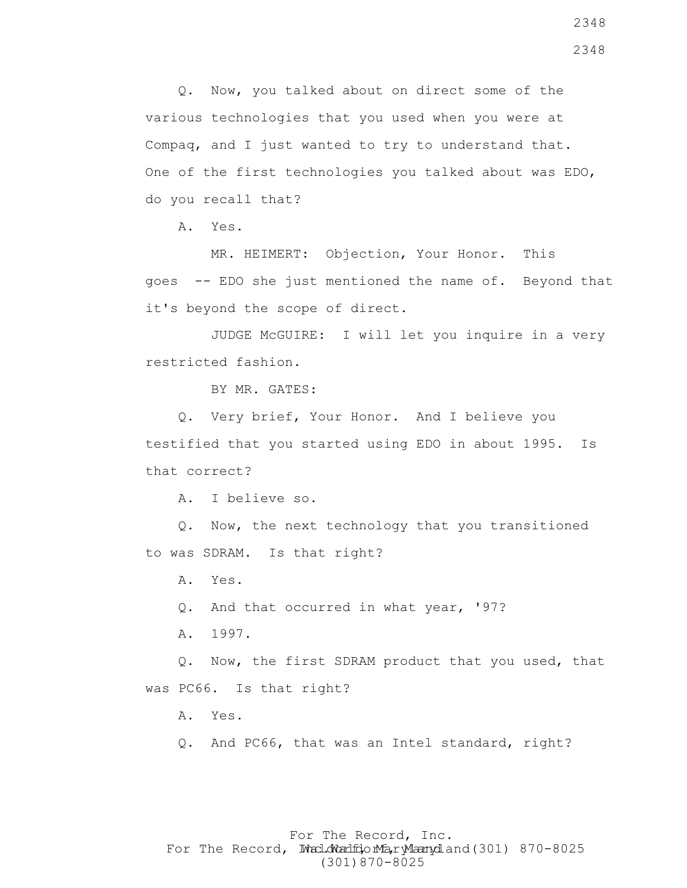Q. Now, you talked about on direct some of the various technologies that you used when you were at Compaq, and I just wanted to try to understand that. One of the first technologies you talked about was EDO, do you recall that?

A. Yes.

MR. HEIMERT: Objection, Your Honor. This goes -- EDO she just mentioned the name of. Beyond that it's beyond the scope of direct.

JUDGE McGUIRE: I will let you inquire in a very restricted fashion.

BY MR. GATES:

Q. Very brief, Your Honor. And I believe you testified that you started using EDO in about 1995. Is that correct?

A. I believe so.

Q. Now, the next technology that you transitioned to was SDRAM. Is that right?

A. Yes.

Q. And that occurred in what year, '97?

A. 1997.

Q. Now, the first SDRAM product that you used, that was PC66. Is that right?

A. Yes.

Q. And PC66, that was an Intel standard, right?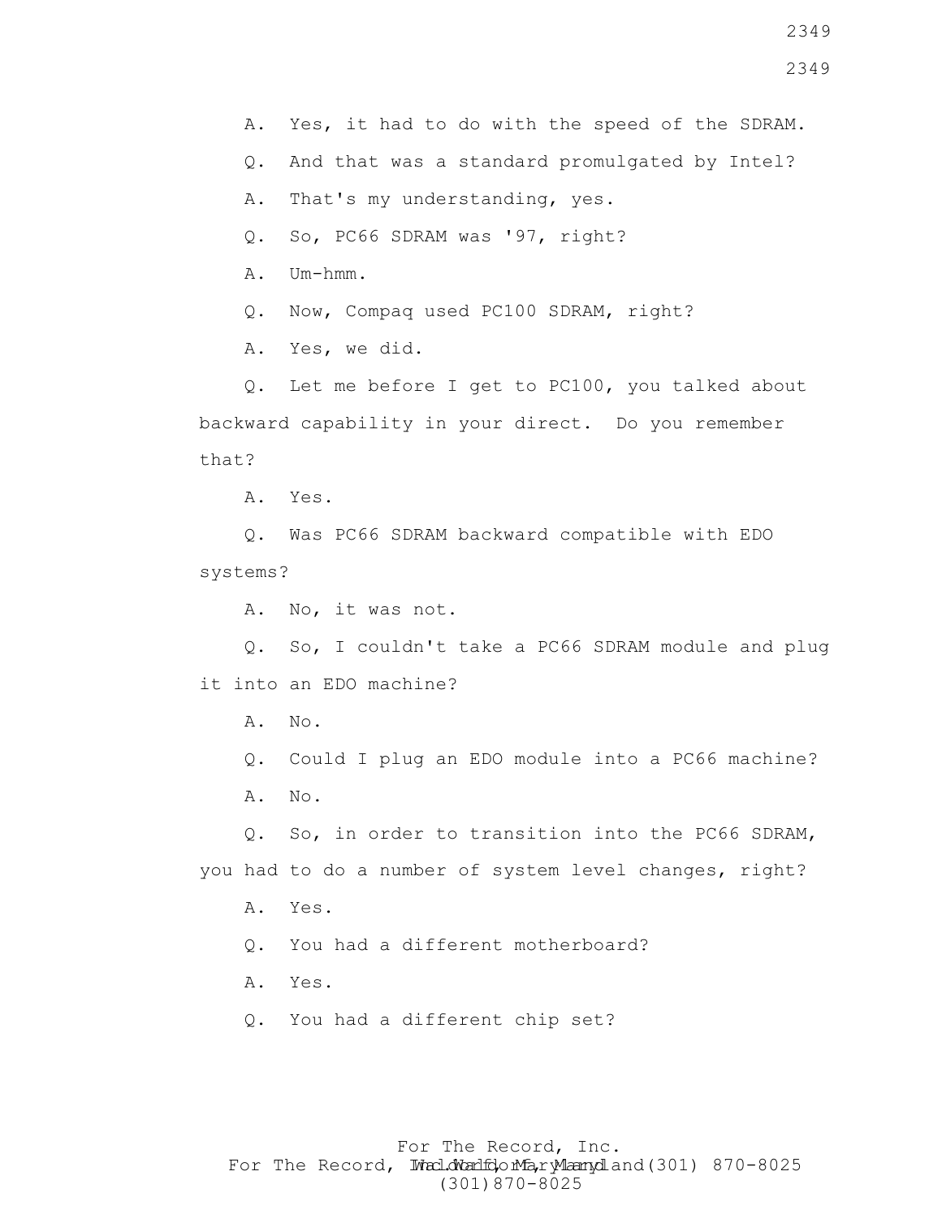A. Yes, it had to do with the speed of the SDRAM.

Q. And that was a standard promulgated by Intel?

A. That's my understanding, yes.

Q. So, PC66 SDRAM was '97, right?

A. Um-hmm.

Q. Now, Compaq used PC100 SDRAM, right?

A. Yes, we did.

Q. Let me before I get to PC100, you talked about backward capability in your direct. Do you remember that?

A. Yes.

Q. Was PC66 SDRAM backward compatible with EDO systems?

A. No, it was not.

Q. So, I couldn't take a PC66 SDRAM module and plug it into an EDO machine?

A. No.

Q. Could I plug an EDO module into a PC66 machine?

A. No.

Q. So, in order to transition into the PC66 SDRAM, you had to do a number of system level changes, right?

A. Yes.

Q. You had a different motherboard?

A. Yes.

Q. You had a different chip set?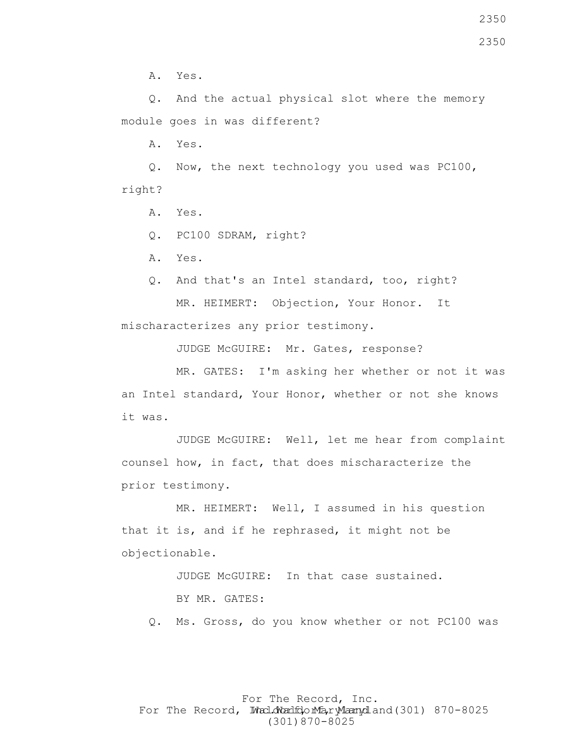A. Yes.

Q. And the actual physical slot where the memory module goes in was different?

A. Yes.

Q. Now, the next technology you used was PC100, right?

A. Yes.

Q. PC100 SDRAM, right?

A. Yes.

Q. And that's an Intel standard, too, right?

MR. HEIMERT: Objection, Your Honor. It mischaracterizes any prior testimony.

JUDGE McGUIRE: Mr. Gates, response?

MR. GATES: I'm asking her whether or not it was an Intel standard, Your Honor, whether or not she knows it was.

JUDGE McGUIRE: Well, let me hear from complaint counsel how, in fact, that does mischaracterize the prior testimony.

MR. HEIMERT: Well, I assumed in his question that it is, and if he rephrased, it might not be objectionable.

JUDGE McGUIRE: In that case sustained.

BY MR. GATES:

Q. Ms. Gross, do you know whether or not PC100 was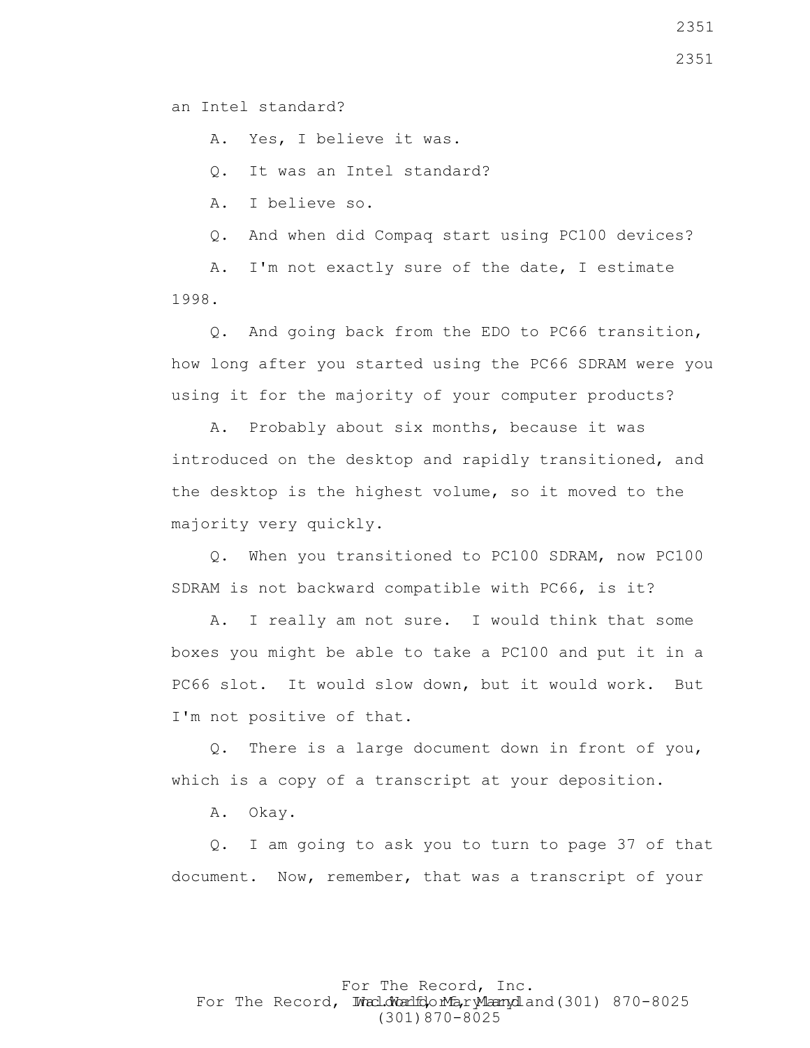an Intel standard?

A. Yes, I believe it was.

Q. It was an Intel standard?

A. I believe so.

Q. And when did Compaq start using PC100 devices?

A. I'm not exactly sure of the date, I estimate 1998.

Q. And going back from the EDO to PC66 transition, how long after you started using the PC66 SDRAM were you using it for the majority of your computer products?

A. Probably about six months, because it was introduced on the desktop and rapidly transitioned, and the desktop is the highest volume, so it moved to the majority very quickly.

Q. When you transitioned to PC100 SDRAM, now PC100 SDRAM is not backward compatible with PC66, is it?

A. I really am not sure. I would think that some boxes you might be able to take a PC100 and put it in a PC66 slot. It would slow down, but it would work. But I'm not positive of that.

Q. There is a large document down in front of you, which is a copy of a transcript at your deposition.

A. Okay.

Q. I am going to ask you to turn to page 37 of that document. Now, remember, that was a transcript of your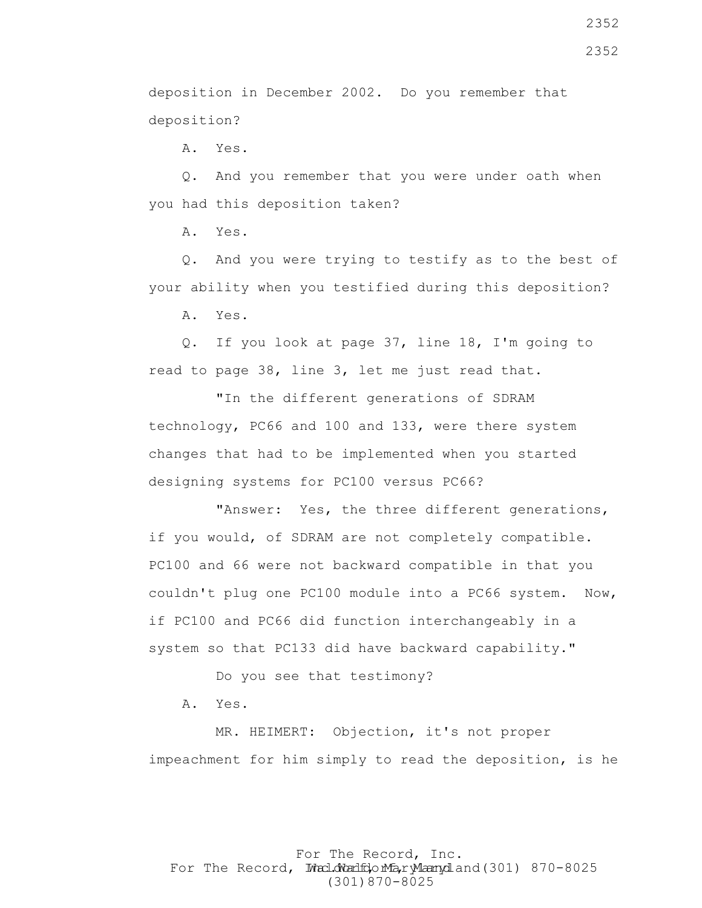deposition in December 2002. Do you remember that deposition?

A. Yes.

Q. And you remember that you were under oath when you had this deposition taken?

A. Yes.

Q. And you were trying to testify as to the best of your ability when you testified during this deposition?

A. Yes.

Q. If you look at page 37, line 18, I'm going to read to page 38, line 3, let me just read that.

"In the different generations of SDRAM technology, PC66 and 100 and 133, were there system changes that had to be implemented when you started designing systems for PC100 versus PC66?

"Answer: Yes, the three different generations, if you would, of SDRAM are not completely compatible. PC100 and 66 were not backward compatible in that you couldn't plug one PC100 module into a PC66 system. Now, if PC100 and PC66 did function interchangeably in a system so that PC133 did have backward capability."

Do you see that testimony?

A. Yes.

MR. HEIMERT: Objection, it's not proper impeachment for him simply to read the deposition, is he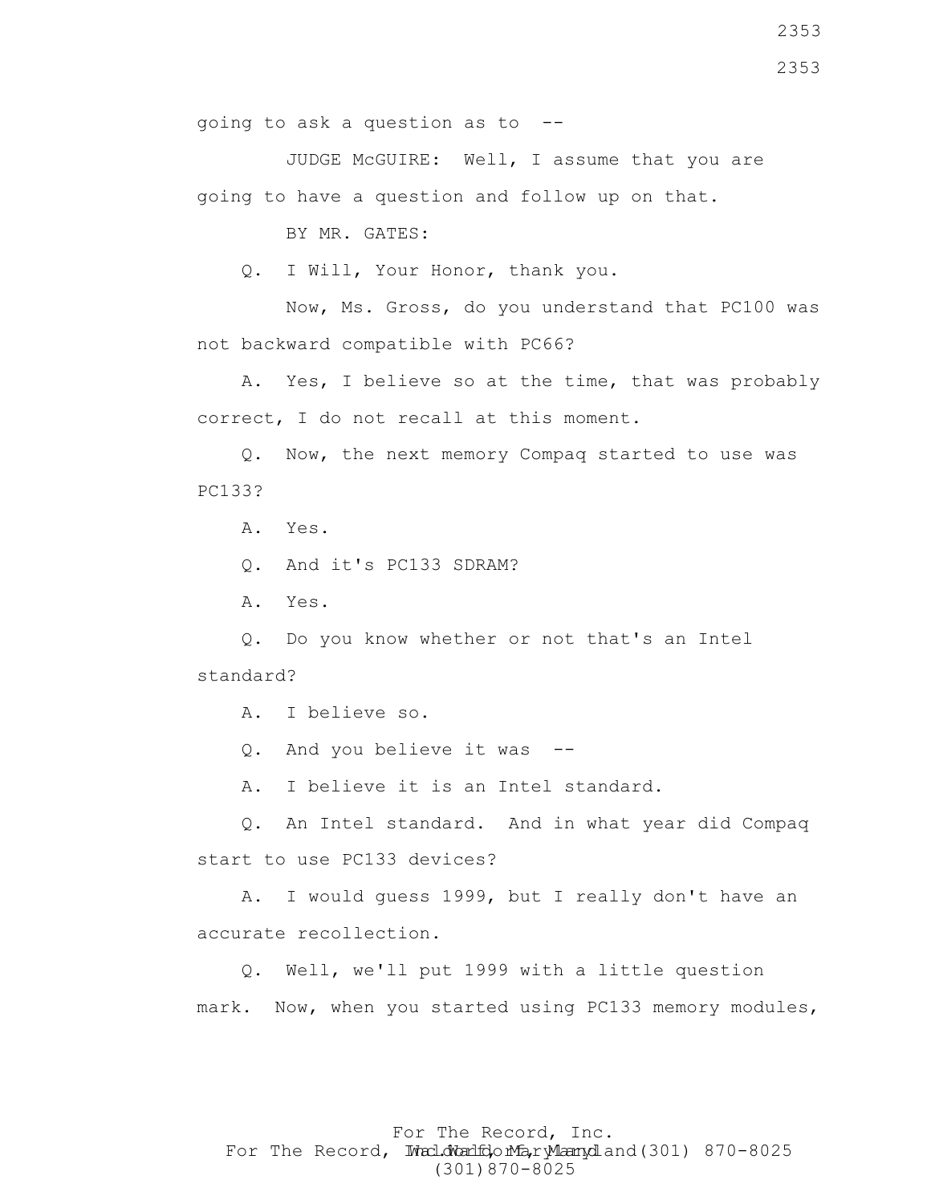going to ask a question as to --

JUDGE McGUIRE: Well, I assume that you are going to have a question and follow up on that.

BY MR. GATES:

Q. I Will, Your Honor, thank you.

Now, Ms. Gross, do you understand that PC100 was not backward compatible with PC66?

A. Yes, I believe so at the time, that was probably correct, I do not recall at this moment.

Q. Now, the next memory Compaq started to use was PC133?

A. Yes.

Q. And it's PC133 SDRAM?

A. Yes.

Q. Do you know whether or not that's an Intel standard?

A. I believe so.

Q. And you believe it was --

A. I believe it is an Intel standard.

Q. An Intel standard. And in what year did Compaq start to use PC133 devices?

A. I would guess 1999, but I really don't have an accurate recollection.

Q. Well, we'll put 1999 with a little question mark. Now, when you started using PC133 memory modules,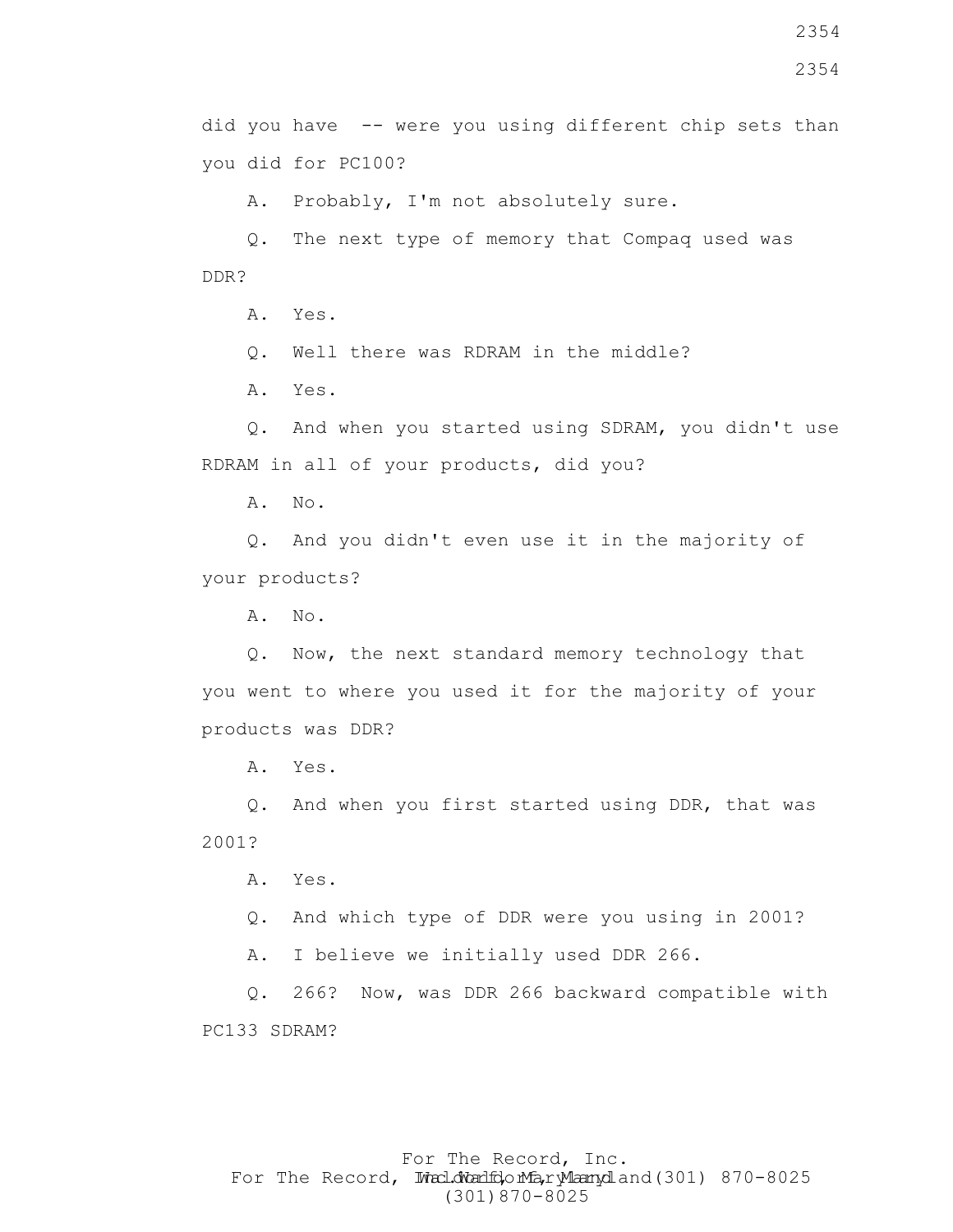did you have -- were you using different chip sets than you did for PC100?

A. Probably, I'm not absolutely sure.

Q. The next type of memory that Compaq used was DDR?

A. Yes.

Q. Well there was RDRAM in the middle?

A. Yes.

Q. And when you started using SDRAM, you didn't use RDRAM in all of your products, did you?

A. No.

Q. And you didn't even use it in the majority of your products?

A. No.

Q. Now, the next standard memory technology that you went to where you used it for the majority of your products was DDR?

A. Yes.

Q. And when you first started using DDR, that was 2001?

A. Yes.

Q. And which type of DDR were you using in 2001?

A. I believe we initially used DDR 266.

Q. 266? Now, was DDR 266 backward compatible with PC133 SDRAM?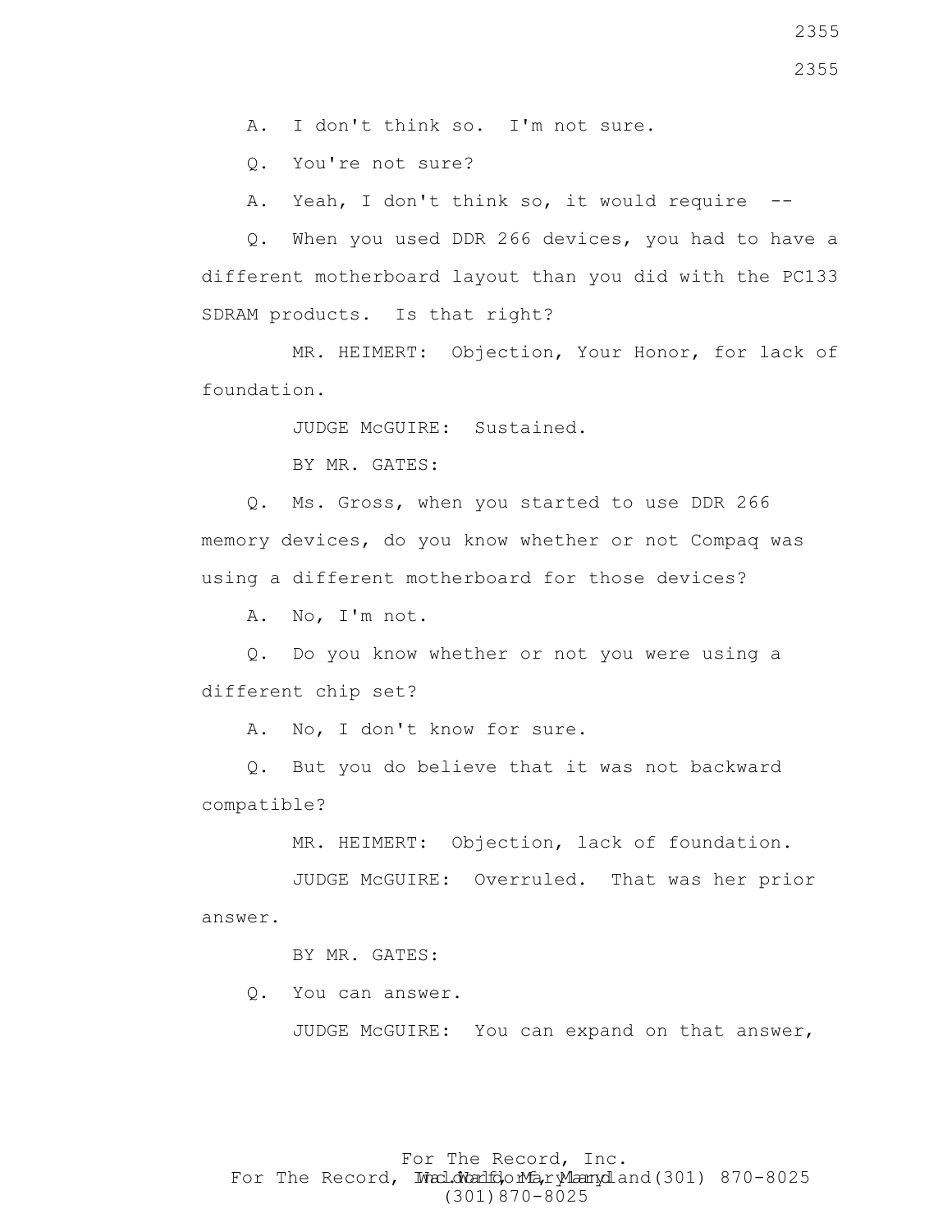A. I don't think so. I'm not sure.

Q. You're not sure?

A. Yeah, I don't think so, it would require --

Q. When you used DDR 266 devices, you had to have a different motherboard layout than you did with the PC133 SDRAM products. Is that right?

MR. HEIMERT: Objection, Your Honor, for lack of foundation.

JUDGE McGUIRE: Sustained.

BY MR. GATES:

Q. Ms. Gross, when you started to use DDR 266 memory devices, do you know whether or not Compaq was using a different motherboard for those devices?

A. No, I'm not.

Q. Do you know whether or not you were using a different chip set?

A. No, I don't know for sure.

Q. But you do believe that it was not backward compatible?

MR. HEIMERT: Objection, lack of foundation.

JUDGE McGUIRE: Overruled. That was her prior answer.

BY MR. GATES:

Q. You can answer.

JUDGE McGUIRE: You can expand on that answer,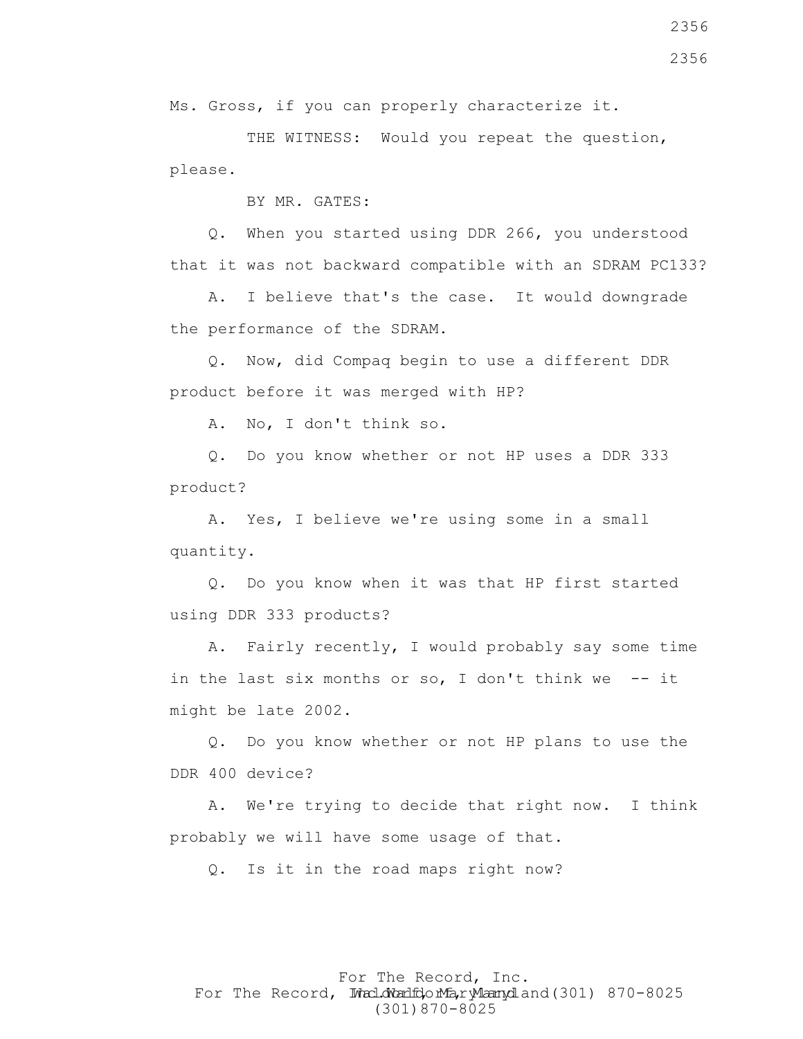Ms. Gross, if you can properly characterize it.

THE WITNESS: Would you repeat the question, please.

BY MR. GATES:

Q. When you started using DDR 266, you understood that it was not backward compatible with an SDRAM PC133?

A. I believe that's the case. It would downgrade the performance of the SDRAM.

Q. Now, did Compaq begin to use a different DDR product before it was merged with HP?

A. No, I don't think so.

Q. Do you know whether or not HP uses a DDR 333 product?

A. Yes, I believe we're using some in a small quantity.

Q. Do you know when it was that HP first started using DDR 333 products?

A. Fairly recently, I would probably say some time in the last six months or so, I don't think we -- it might be late 2002.

Q. Do you know whether or not HP plans to use the DDR 400 device?

A. We're trying to decide that right now. I think probably we will have some usage of that.

Q. Is it in the road maps right now?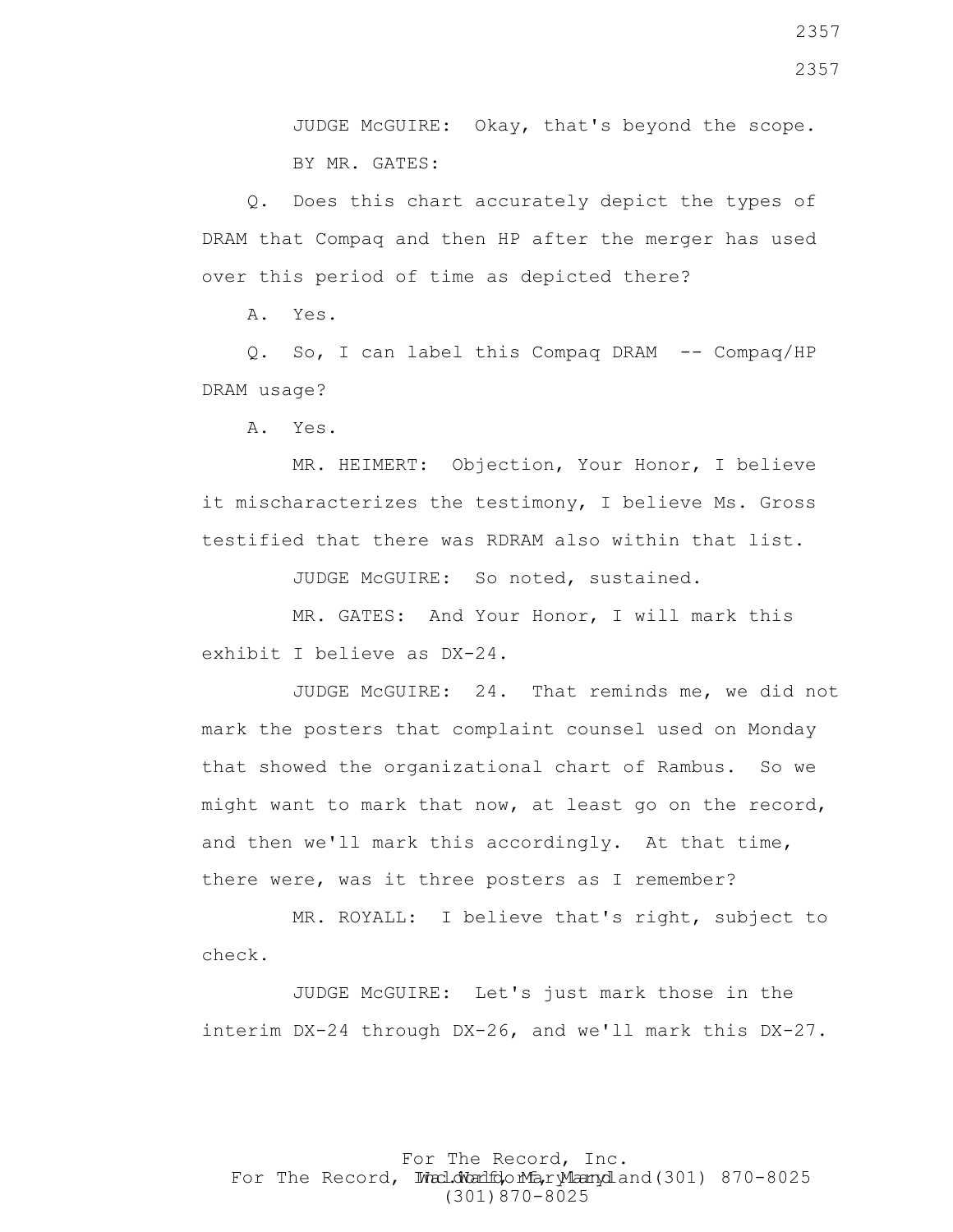JUDGE McGUIRE: Okay, that's beyond the scope.

BY MR. GATES:

Q. Does this chart accurately depict the types of DRAM that Compaq and then HP after the merger has used over this period of time as depicted there?

A. Yes.

Q. So, I can label this Compaq DRAM -- Compaq/HP DRAM usage?

A. Yes.

MR. HEIMERT: Objection, Your Honor, I believe it mischaracterizes the testimony, I believe Ms. Gross testified that there was RDRAM also within that list.

JUDGE McGUIRE: So noted, sustained.

MR. GATES: And Your Honor, I will mark this exhibit I believe as DX-24.

JUDGE McGUIRE: 24. That reminds me, we did not mark the posters that complaint counsel used on Monday that showed the organizational chart of Rambus. So we might want to mark that now, at least go on the record, and then we'll mark this accordingly. At that time, there were, was it three posters as I remember?

MR. ROYALL: I believe that's right, subject to check.

JUDGE McGUIRE: Let's just mark those in the interim DX-24 through DX-26, and we'll mark this DX-27.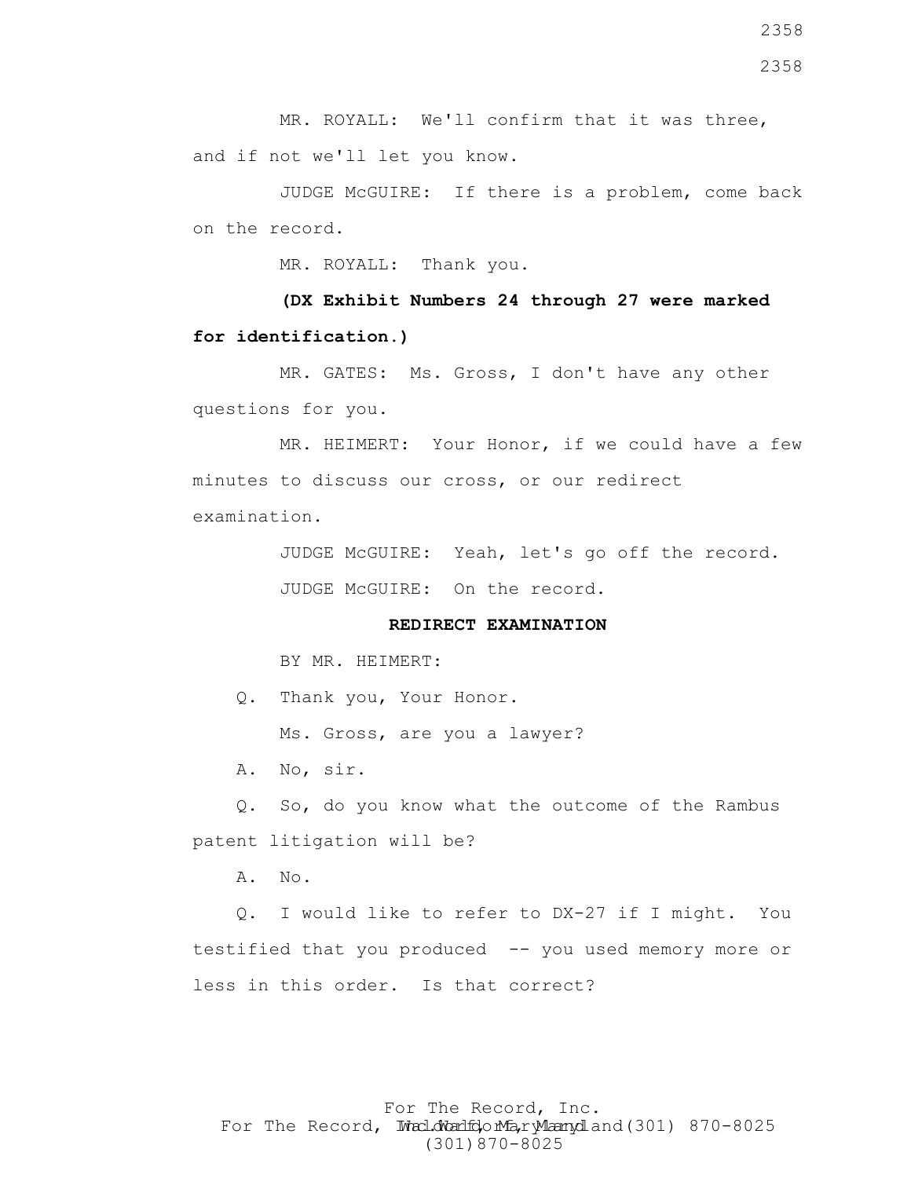MR. ROYALL: We'll confirm that it was three, and if not we'll let you know.

JUDGE McGUIRE: If there is a problem, come back on the record.

MR. ROYALL: Thank you.

**(DX Exhibit Numbers 24 through 27 were marked for identification.)**

MR. GATES: Ms. Gross, I don't have any other questions for you.

MR. HEIMERT: Your Honor, if we could have a few minutes to discuss our cross, or our redirect examination.

JUDGE McGUIRE: Yeah, let's go off the record.

JUDGE McGUIRE: On the record.

**REDIRECT EXAMINATION**

BY MR. HEIMERT:

Q. Thank you, Your Honor.

Ms. Gross, are you a lawyer?

A. No, sir.

Q. So, do you know what the outcome of the Rambus patent litigation will be?

A. No.

Q. I would like to refer to DX-27 if I might. You testified that you produced -- you used memory more or less in this order. Is that correct?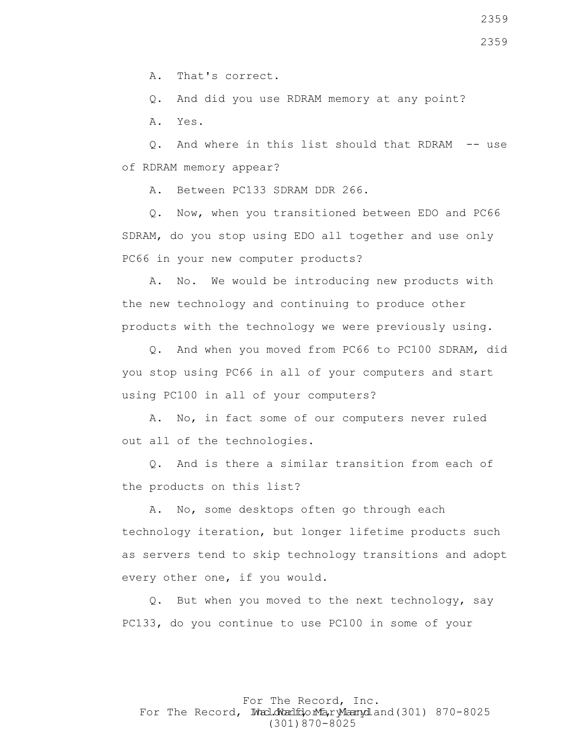A. That's correct.

Q. And did you use RDRAM memory at any point?

A. Yes.

Q. And where in this list should that RDRAM -- use of RDRAM memory appear?

A. Between PC133 SDRAM DDR 266.

Q. Now, when you transitioned between EDO and PC66 SDRAM, do you stop using EDO all together and use only PC66 in your new computer products?

A. No. We would be introducing new products with the new technology and continuing to produce other products with the technology we were previously using.

Q. And when you moved from PC66 to PC100 SDRAM, did you stop using PC66 in all of your computers and start using PC100 in all of your computers?

A. No, in fact some of our computers never ruled out all of the technologies.

Q. And is there a similar transition from each of the products on this list?

A. No, some desktops often go through each technology iteration, but longer lifetime products such as servers tend to skip technology transitions and adopt every other one, if you would.

Q. But when you moved to the next technology, say PC133, do you continue to use PC100 in some of your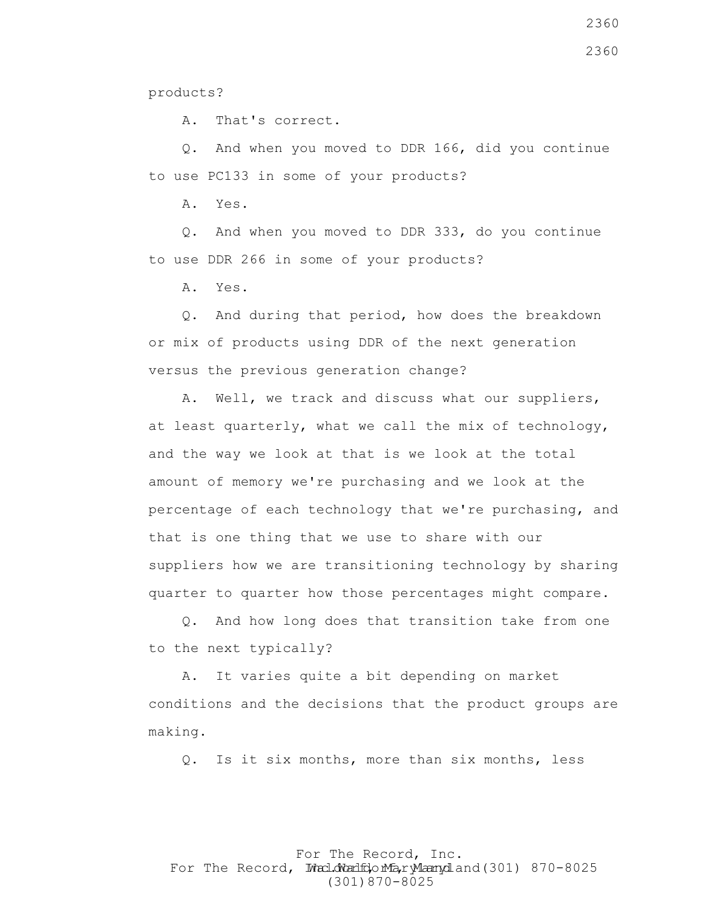products?

A. That's correct.

Q. And when you moved to DDR 166, did you continue to use PC133 in some of your products?

A. Yes.

Q. And when you moved to DDR 333, do you continue to use DDR 266 in some of your products?

A. Yes.

Q. And during that period, how does the breakdown or mix of products using DDR of the next generation versus the previous generation change?

A. Well, we track and discuss what our suppliers, at least quarterly, what we call the mix of technology, and the way we look at that is we look at the total amount of memory we're purchasing and we look at the percentage of each technology that we're purchasing, and that is one thing that we use to share with our suppliers how we are transitioning technology by sharing quarter to quarter how those percentages might compare.

Q. And how long does that transition take from one to the next typically?

A. It varies quite a bit depending on market conditions and the decisions that the product groups are making.

Q. Is it six months, more than six months, less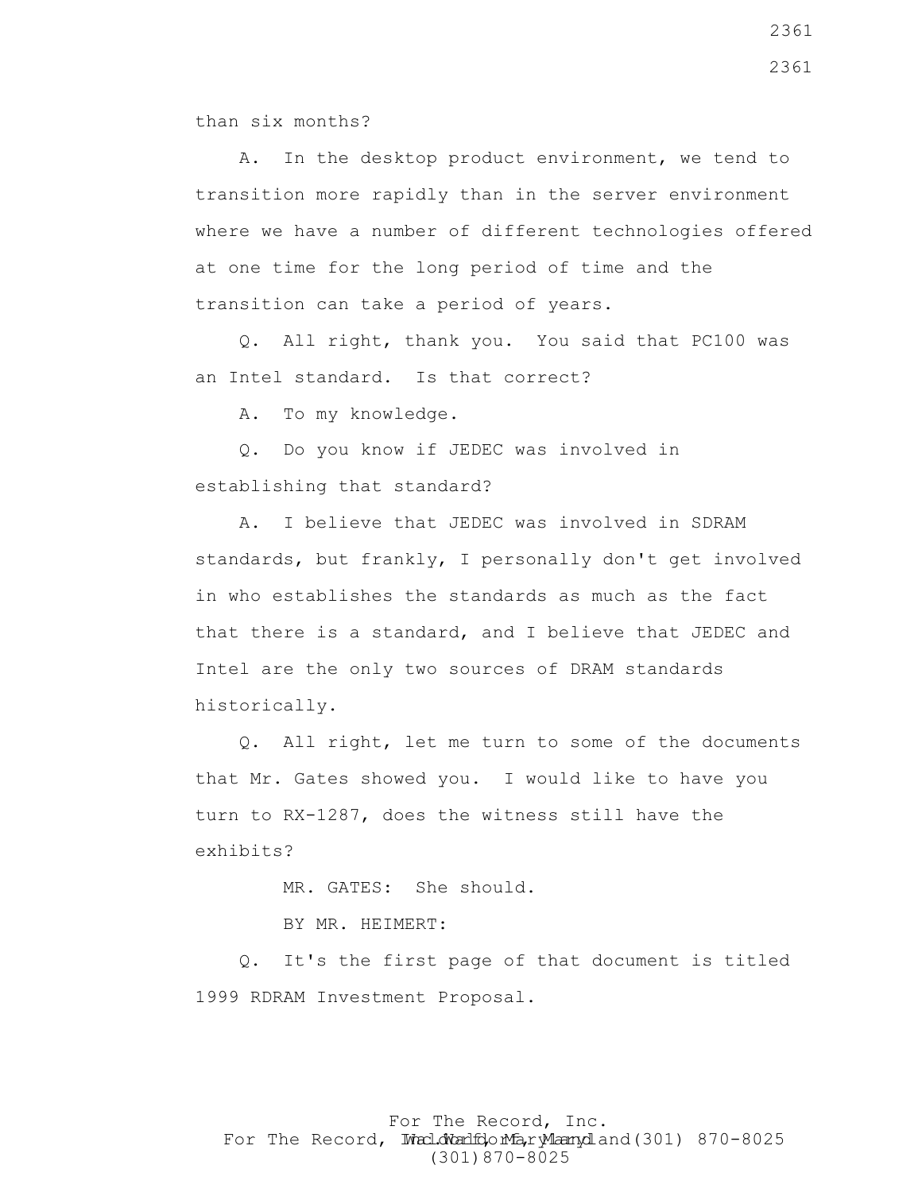than six months?

A. In the desktop product environment, we tend to transition more rapidly than in the server environment where we have a number of different technologies offered at one time for the long period of time and the transition can take a period of years.

Q. All right, thank you. You said that PC100 was an Intel standard. Is that correct?

A. To my knowledge.

Q. Do you know if JEDEC was involved in establishing that standard?

A. I believe that JEDEC was involved in SDRAM standards, but frankly, I personally don't get involved in who establishes the standards as much as the fact that there is a standard, and I believe that JEDEC and Intel are the only two sources of DRAM standards historically.

Q. All right, let me turn to some of the documents that Mr. Gates showed you. I would like to have you turn to RX-1287, does the witness still have the exhibits?

MR. GATES: She should.

BY MR. HEIMERT:

Q. It's the first page of that document is titled 1999 RDRAM Investment Proposal.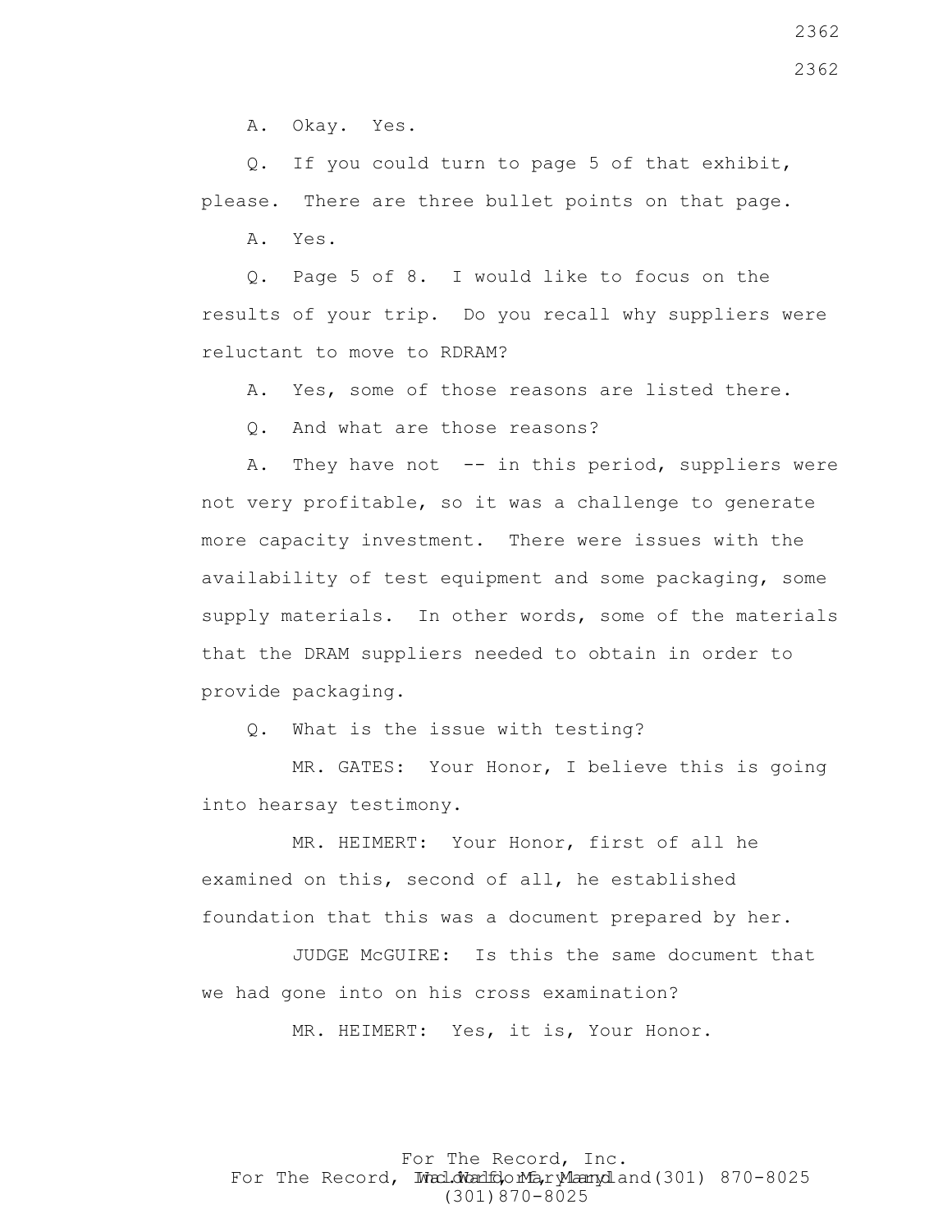A. Okay. Yes.

Q. If you could turn to page 5 of that exhibit, please. There are three bullet points on that page.

A. Yes.

Q. Page 5 of 8. I would like to focus on the results of your trip. Do you recall why suppliers were reluctant to move to RDRAM?

A. Yes, some of those reasons are listed there.

Q. And what are those reasons?

A. They have not -- in this period, suppliers were not very profitable, so it was a challenge to generate more capacity investment. There were issues with the availability of test equipment and some packaging, some supply materials. In other words, some of the materials that the DRAM suppliers needed to obtain in order to provide packaging.

Q. What is the issue with testing?

MR. GATES: Your Honor, I believe this is going into hearsay testimony.

MR. HEIMERT: Your Honor, first of all he examined on this, second of all, he established foundation that this was a document prepared by her.

JUDGE McGUIRE: Is this the same document that we had gone into on his cross examination?

MR. HEIMERT: Yes, it is, Your Honor.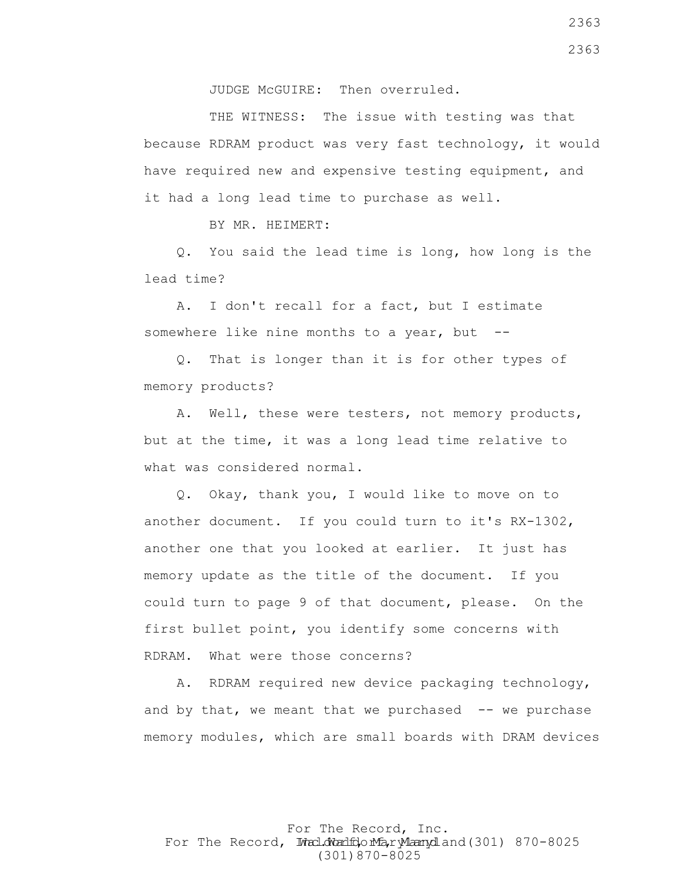JUDGE McGUIRE: Then overruled.

THE WITNESS: The issue with testing was that because RDRAM product was very fast technology, it would have required new and expensive testing equipment, and it had a long lead time to purchase as well.

BY MR. HEIMERT:

Q. You said the lead time is long, how long is the lead time?

A. I don't recall for a fact, but I estimate somewhere like nine months to a year, but --

Q. That is longer than it is for other types of memory products?

A. Well, these were testers, not memory products, but at the time, it was a long lead time relative to what was considered normal.

Q. Okay, thank you, I would like to move on to another document. If you could turn to it's RX-1302, another one that you looked at earlier. It just has memory update as the title of the document. If you could turn to page 9 of that document, please. On the first bullet point, you identify some concerns with RDRAM. What were those concerns?

A. RDRAM required new device packaging technology, and by that, we meant that we purchased -- we purchase memory modules, which are small boards with DRAM devices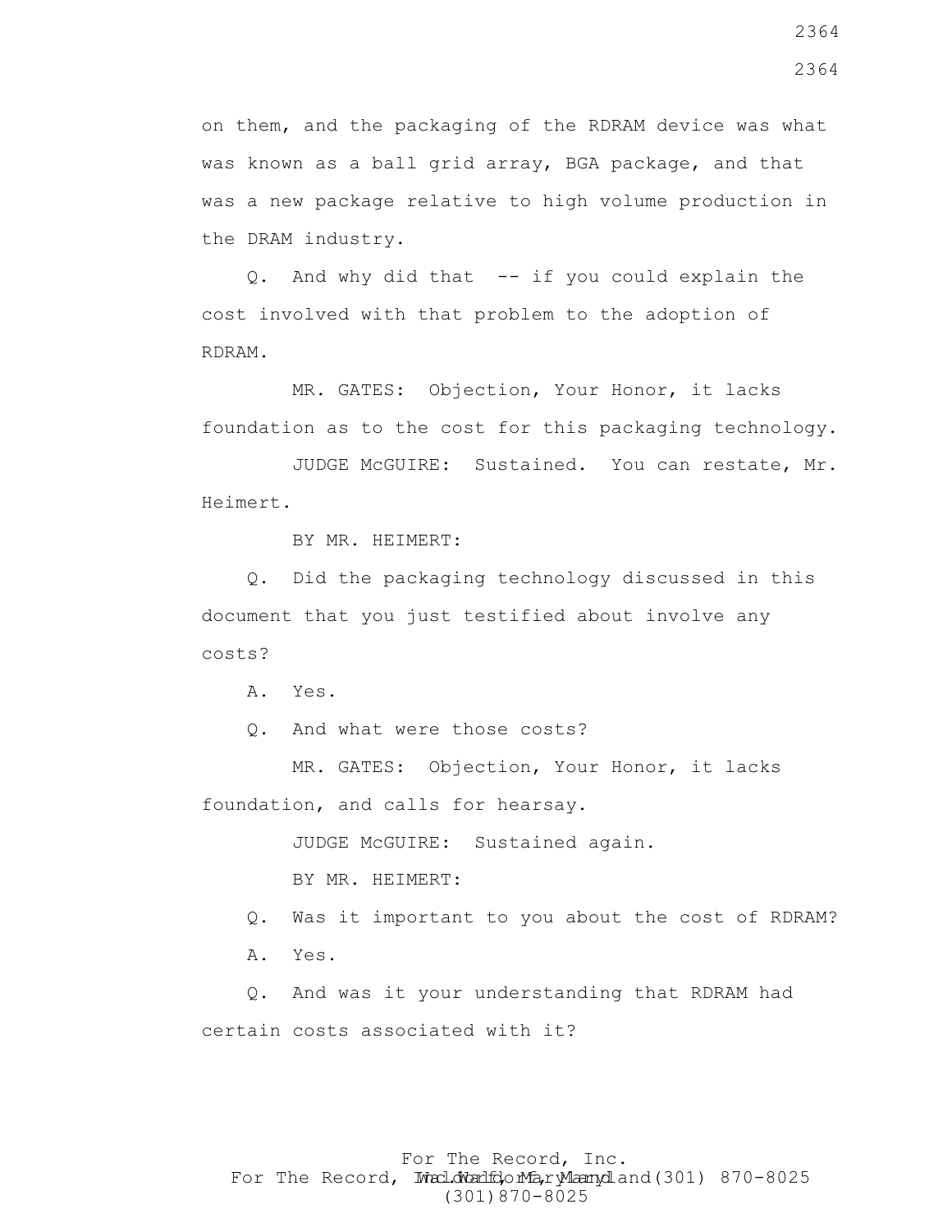on them, and the packaging of the RDRAM device was what was known as a ball grid array, BGA package, and that was a new package relative to high volume production in the DRAM industry.

Q. And why did that -- if you could explain the cost involved with that problem to the adoption of RDRAM.

MR. GATES: Objection, Your Honor, it lacks foundation as to the cost for this packaging technology.

JUDGE McGUIRE: Sustained. You can restate, Mr. Heimert.

BY MR. HEIMERT:

Q. Did the packaging technology discussed in this document that you just testified about involve any costs?

A. Yes.

Q. And what were those costs?

MR. GATES: Objection, Your Honor, it lacks foundation, and calls for hearsay.

JUDGE McGUIRE: Sustained again.

BY MR. HEIMERT:

Q. Was it important to you about the cost of RDRAM?

A. Yes.

Q. And was it your understanding that RDRAM had certain costs associated with it?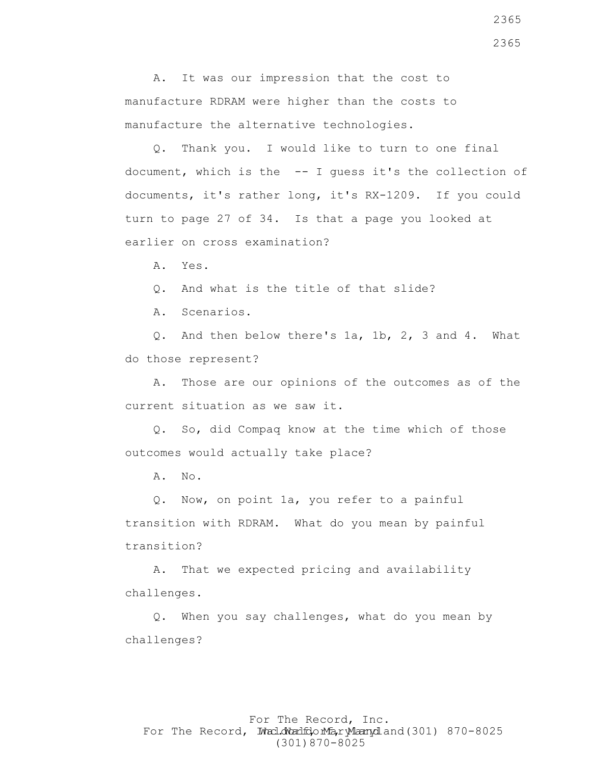A. It was our impression that the cost to manufacture RDRAM were higher than the costs to manufacture the alternative technologies.

Q. Thank you. I would like to turn to one final document, which is the -- I guess it's the collection of documents, it's rather long, it's RX-1209. If you could turn to page 27 of 34. Is that a page you looked at earlier on cross examination?

A. Yes.

Q. And what is the title of that slide?

A. Scenarios.

Q. And then below there's 1a, 1b, 2, 3 and 4. What do those represent?

A. Those are our opinions of the outcomes as of the current situation as we saw it.

Q. So, did Compaq know at the time which of those outcomes would actually take place?

A. No.

Q. Now, on point 1a, you refer to a painful transition with RDRAM. What do you mean by painful transition?

A. That we expected pricing and availability challenges.

Q. When you say challenges, what do you mean by challenges?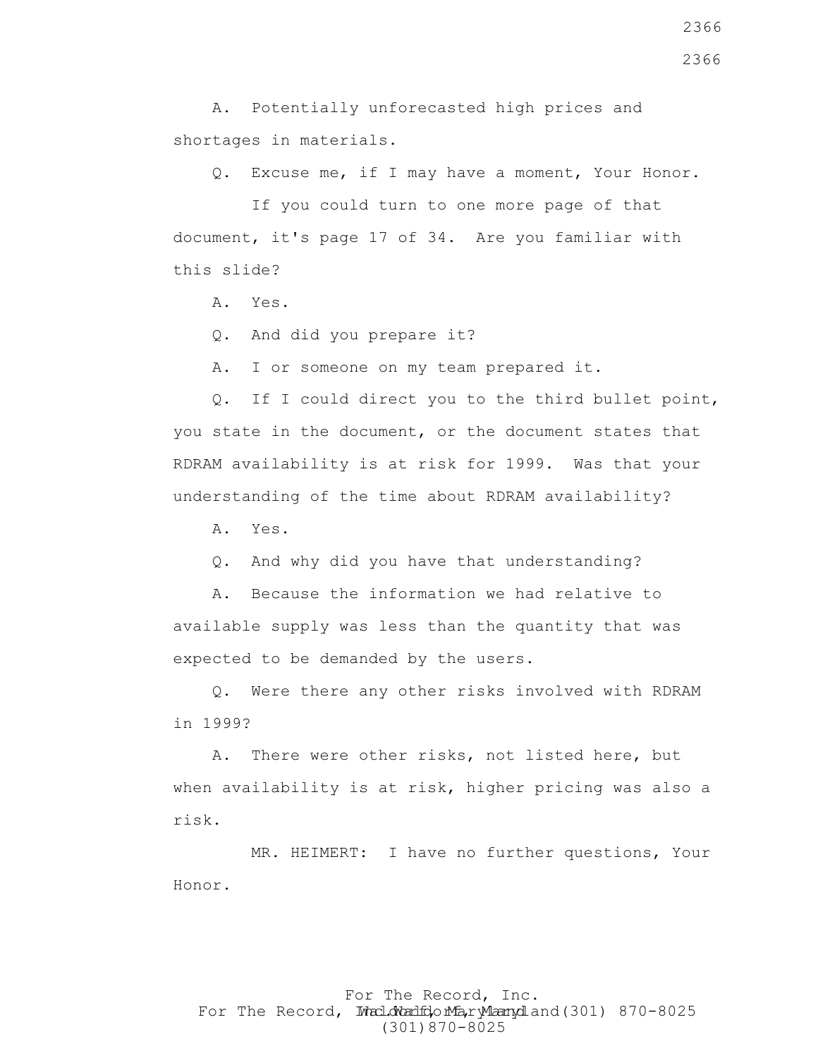A. Potentially unforecasted high prices and shortages in materials.

Q. Excuse me, if I may have a moment, Your Honor.

If you could turn to one more page of that document, it's page 17 of 34. Are you familiar with this slide?

A. Yes.

Q. And did you prepare it?

A. I or someone on my team prepared it.

Q. If I could direct you to the third bullet point, you state in the document, or the document states that RDRAM availability is at risk for 1999. Was that your understanding of the time about RDRAM availability?

A. Yes.

Q. And why did you have that understanding?

A. Because the information we had relative to available supply was less than the quantity that was expected to be demanded by the users.

Q. Were there any other risks involved with RDRAM in 1999?

A. There were other risks, not listed here, but when availability is at risk, higher pricing was also a risk.

MR. HEIMERT: I have no further questions, Your Honor.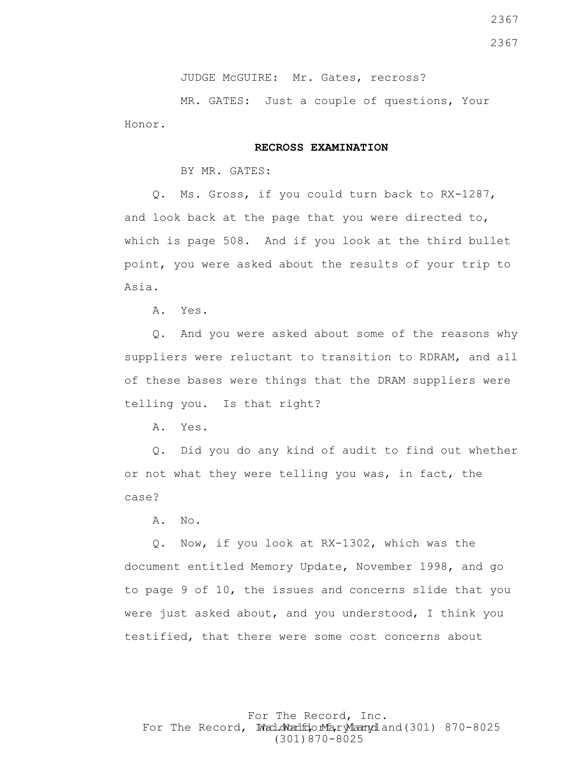JUDGE McGUIRE: Mr. Gates, recross?

MR. GATES: Just a couple of questions, Your Honor.

**RECROSS EXAMINATION**

BY MR. GATES:

Q. Ms. Gross, if you could turn back to RX-1287, and look back at the page that you were directed to, which is page 508. And if you look at the third bullet point, you were asked about the results of your trip to Asia.

A. Yes.

Q. And you were asked about some of the reasons why suppliers were reluctant to transition to RDRAM, and all of these bases were things that the DRAM suppliers were telling you. Is that right?

A. Yes.

Q. Did you do any kind of audit to find out whether or not what they were telling you was, in fact, the case?

A. No.

Q. Now, if you look at RX-1302, which was the document entitled Memory Update, November 1998, and go to page 9 of 10, the issues and concerns slide that you were just asked about, and you understood, I think you testified, that there were some cost concerns about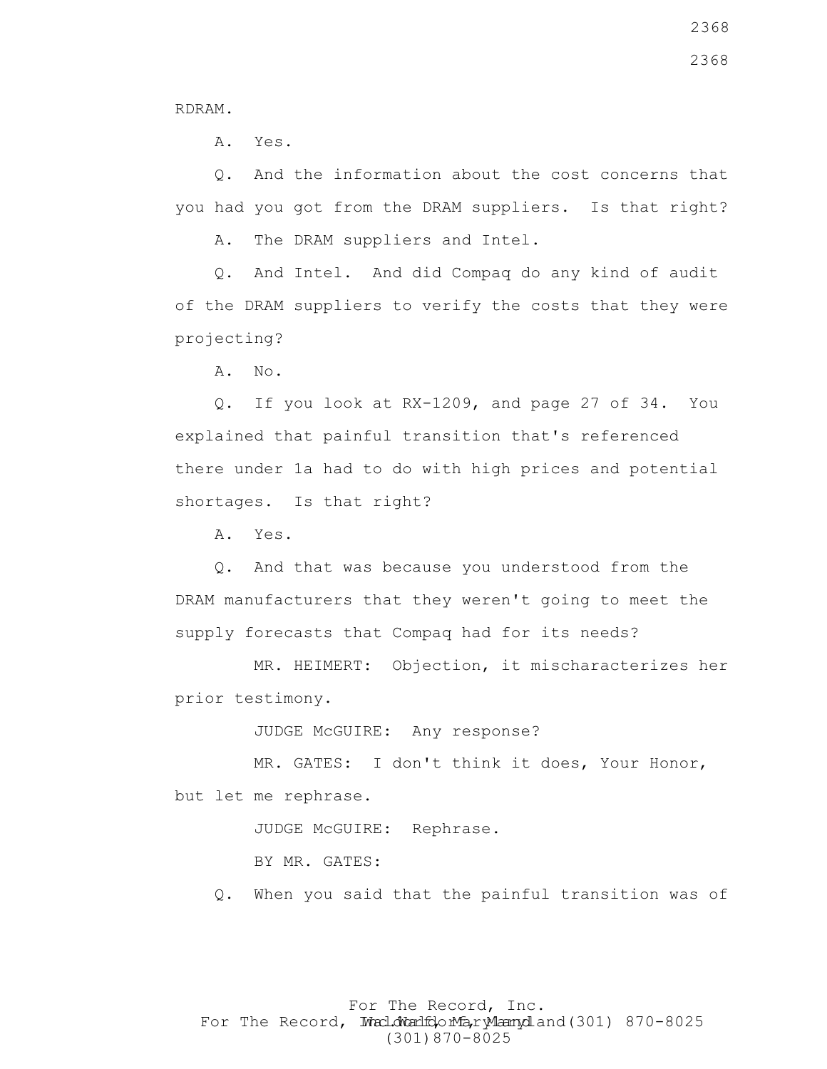RDRAM.

A. Yes.

Q. And the information about the cost concerns that you had you got from the DRAM suppliers. Is that right?

A. The DRAM suppliers and Intel.

Q. And Intel. And did Compaq do any kind of audit of the DRAM suppliers to verify the costs that they were projecting?

A. No.

Q. If you look at RX-1209, and page 27 of 34. You explained that painful transition that's referenced there under 1a had to do with high prices and potential shortages. Is that right?

A. Yes.

Q. And that was because you understood from the DRAM manufacturers that they weren't going to meet the supply forecasts that Compaq had for its needs?

MR. HEIMERT: Objection, it mischaracterizes her prior testimony.

JUDGE McGUIRE: Any response?

MR. GATES: I don't think it does, Your Honor, but let me rephrase.

JUDGE McGUIRE: Rephrase.

BY MR. GATES:

Q. When you said that the painful transition was of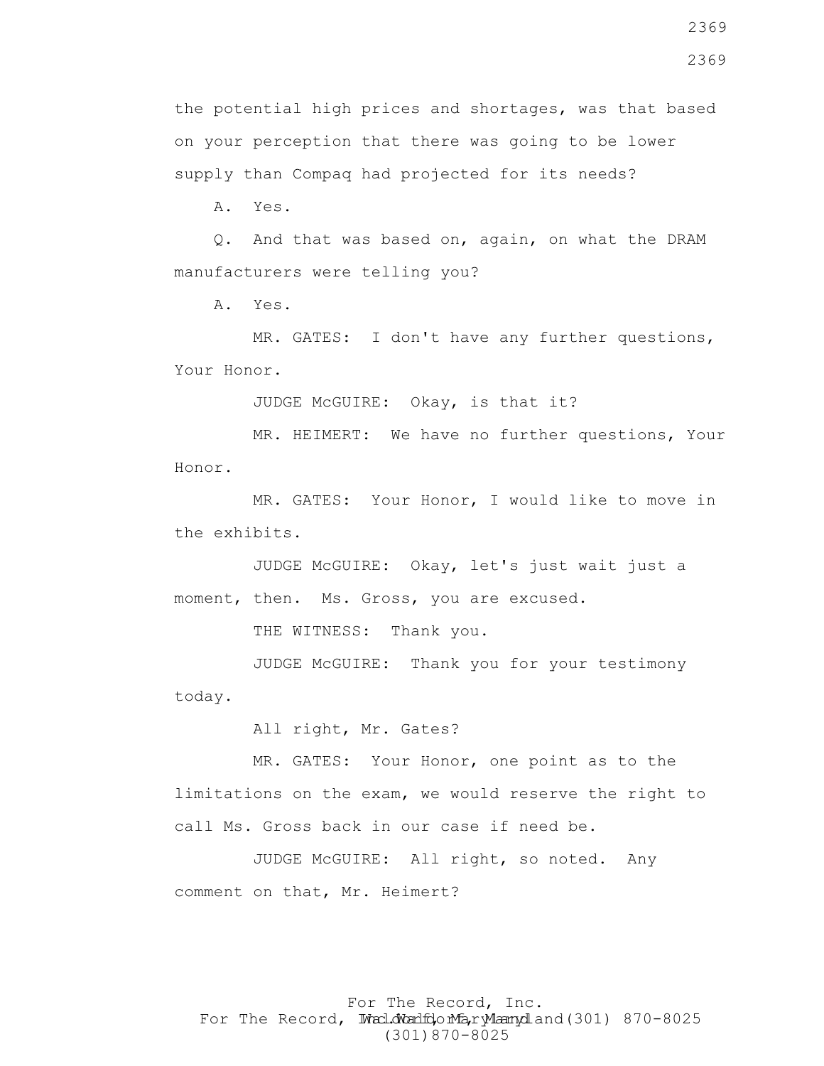the potential high prices and shortages, was that based on your perception that there was going to be lower supply than Compaq had projected for its needs?

A. Yes.

Q. And that was based on, again, on what the DRAM manufacturers were telling you?

A. Yes.

MR. GATES: I don't have any further questions, Your Honor.

JUDGE McGUIRE: Okay, is that it?

MR. HEIMERT: We have no further questions, Your Honor.

MR. GATES: Your Honor, I would like to move in the exhibits.

JUDGE McGUIRE: Okay, let's just wait just a moment, then. Ms. Gross, you are excused.

THE WITNESS: Thank you.

JUDGE McGUIRE: Thank you for your testimony today.

All right, Mr. Gates?

MR. GATES: Your Honor, one point as to the limitations on the exam, we would reserve the right to call Ms. Gross back in our case if need be.

JUDGE McGUIRE: All right, so noted. Any comment on that, Mr. Heimert?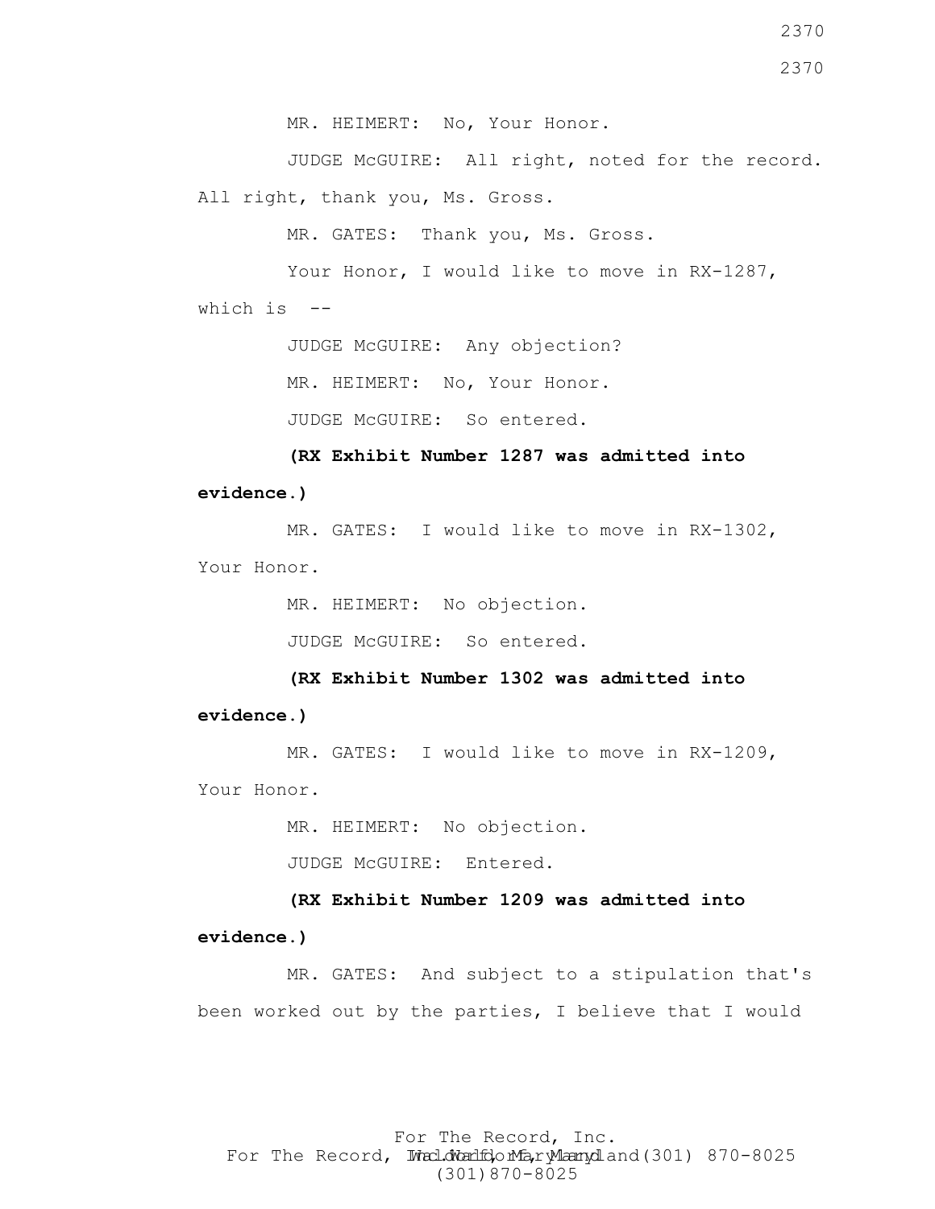MR. HEIMERT: No, Your Honor.

JUDGE McGUIRE: All right, noted for the record. All right, thank you, Ms. Gross.

MR. GATES: Thank you, Ms. Gross.

Your Honor, I would like to move in RX-1287, which is --

JUDGE McGUIRE: Any objection?

MR. HEIMERT: No, Your Honor.

JUDGE McGUIRE: So entered.

**(RX Exhibit Number 1287 was admitted into evidence.)**

MR. GATES: I would like to move in RX-1302, Your Honor.

MR. HEIMERT: No objection.

JUDGE McGUIRE: So entered.

**(RX Exhibit Number 1302 was admitted into evidence.)**

MR. GATES: I would like to move in RX-1209, Your Honor.

MR. HEIMERT: No objection.

JUDGE McGUIRE: Entered.

**(RX Exhibit Number 1209 was admitted into evidence.)**

MR. GATES: And subject to a stipulation that's been worked out by the parties, I believe that I would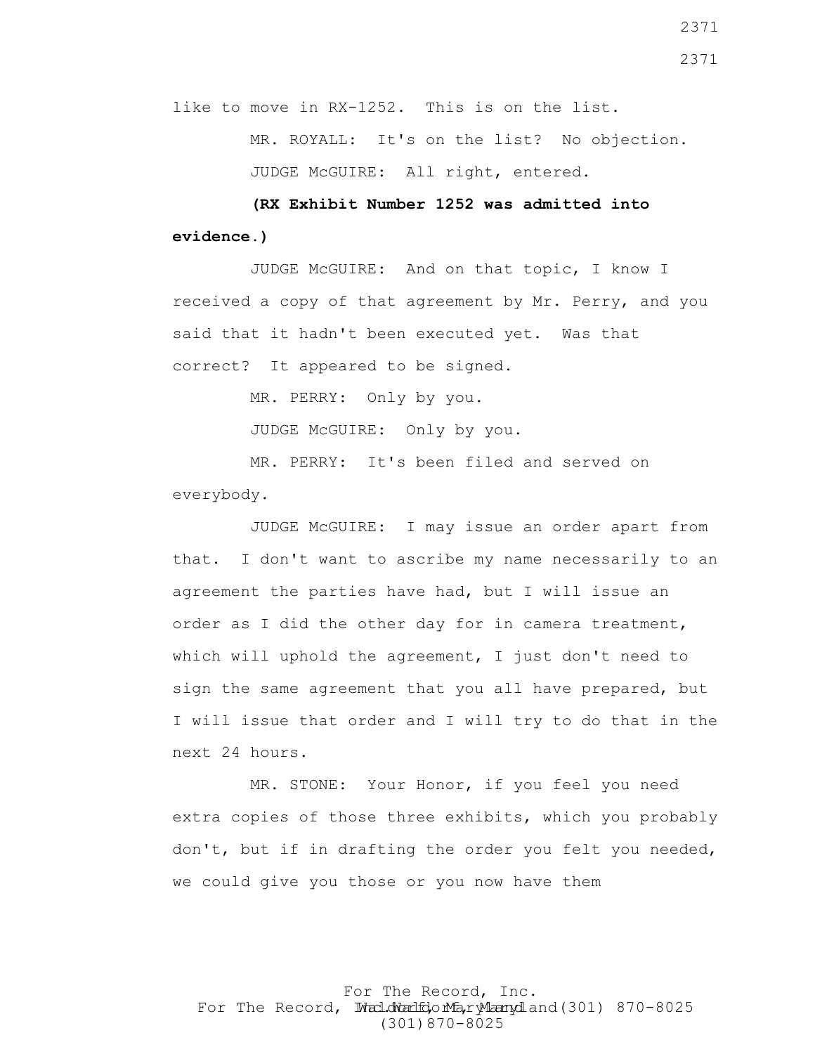like to move in RX-1252. This is on the list.

MR. ROYALL: It's on the list? No objection.

JUDGE McGUIRE: All right, entered.

**(RX Exhibit Number 1252 was admitted into evidence.)**

JUDGE McGUIRE: And on that topic, I know I received a copy of that agreement by Mr. Perry, and you said that it hadn't been executed yet. Was that correct? It appeared to be signed.

MR. PERRY: Only by you.

JUDGE McGUIRE: Only by you.

MR. PERRY: It's been filed and served on everybody.

JUDGE McGUIRE: I may issue an order apart from that. I don't want to ascribe my name necessarily to an agreement the parties have had, but I will issue an order as I did the other day for in camera treatment, which will uphold the agreement, I just don't need to sign the same agreement that you all have prepared, but I will issue that order and I will try to do that in the next 24 hours.

MR. STONE: Your Honor, if you feel you need extra copies of those three exhibits, which you probably don't, but if in drafting the order you felt you needed, we could give you those or you now have them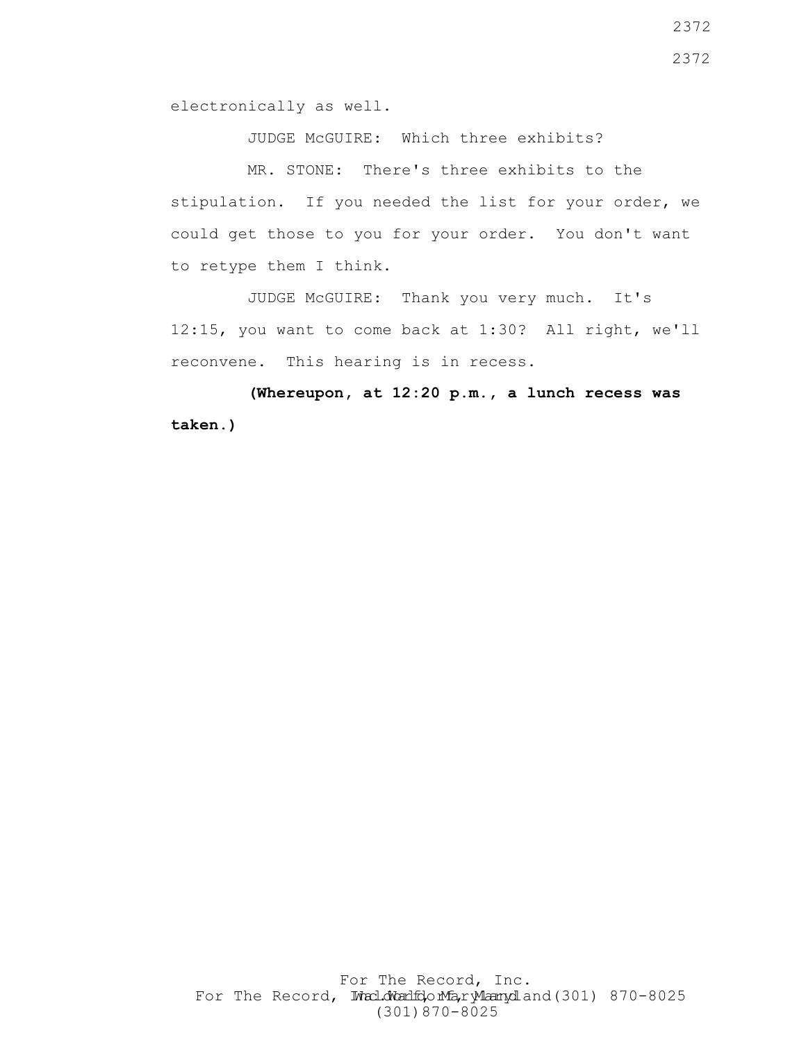electronically as well.

JUDGE McGUIRE: Which three exhibits?

MR. STONE: There's three exhibits to the stipulation. If you needed the list for your order, we could get those to you for your order. You don't want to retype them I think.

JUDGE McGUIRE: Thank you very much. It's 12:15, you want to come back at 1:30? All right, we'll reconvene. This hearing is in recess.

**(Whereupon, at 12:20 p.m., a lunch recess was taken.)**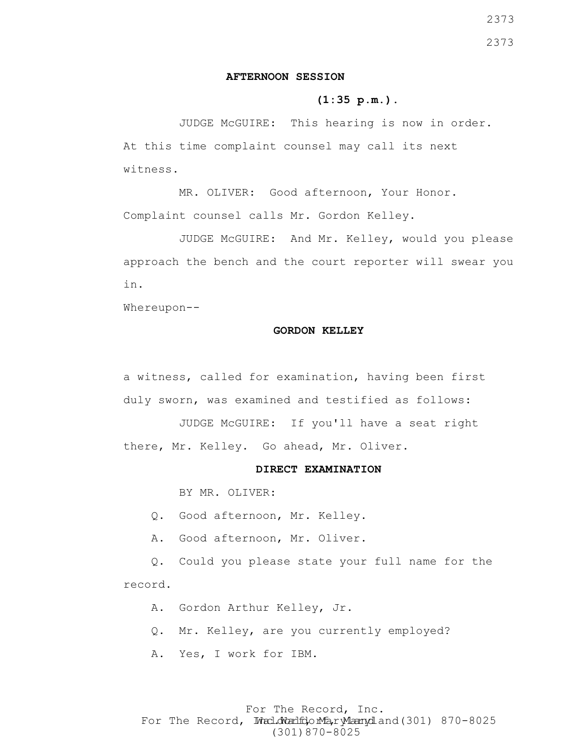**AFTERNOON SESSION**

**(1:35 p.m.).**

JUDGE McGUIRE: This hearing is now in order. At this time complaint counsel may call its next witness.

MR. OLIVER: Good afternoon, Your Honor. Complaint counsel calls Mr. Gordon Kelley.

JUDGE McGUIRE: And Mr. Kelley, would you please approach the bench and the court reporter will swear you in.

Whereupon--

**GORDON KELLEY**

a witness, called for examination, having been first duly sworn, was examined and testified as follows:

JUDGE McGUIRE: If you'll have a seat right there, Mr. Kelley. Go ahead, Mr. Oliver.

**DIRECT EXAMINATION**

BY MR. OLIVER:

Q. Good afternoon, Mr. Kelley.

A. Good afternoon, Mr. Oliver.

Q. Could you please state your full name for the record.

A. Gordon Arthur Kelley, Jr.

Q. Mr. Kelley, are you currently employed?

A. Yes, I work for IBM.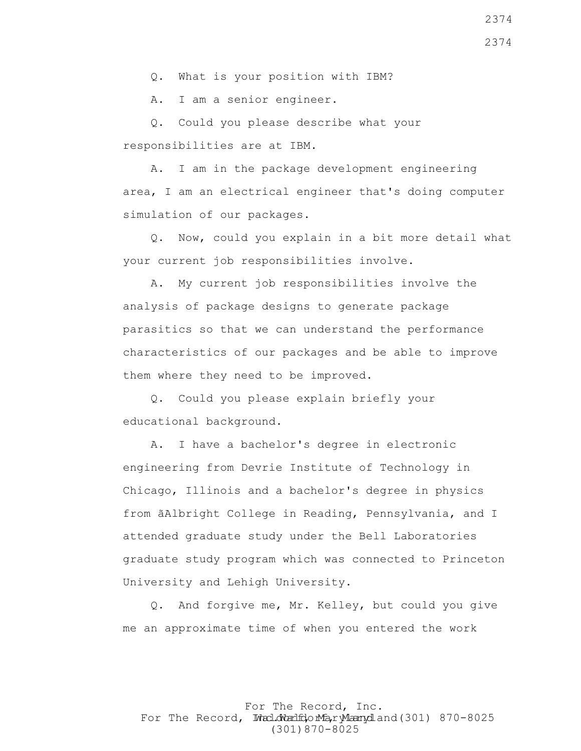Q. What is your position with IBM?

A. I am a senior engineer.

Q. Could you please describe what your responsibilities are at IBM.

A. I am in the package development engineering area, I am an electrical engineer that's doing computer simulation of our packages.

Q. Now, could you explain in a bit more detail what your current job responsibilities involve.

A. My current job responsibilities involve the analysis of package designs to generate package parasitics so that we can understand the performance characteristics of our packages and be able to improve them where they need to be improved.

Q. Could you please explain briefly your educational background.

A. I have a bachelor's degree in electronic engineering from Devrie Institute of Technology in Chicago, Illinois and a bachelor's degree in physics from ãAlbright College in Reading, Pennsylvania, and I attended graduate study under the Bell Laboratories graduate study program which was connected to Princeton University and Lehigh University.

Q. And forgive me, Mr. Kelley, but could you give me an approximate time of when you entered the work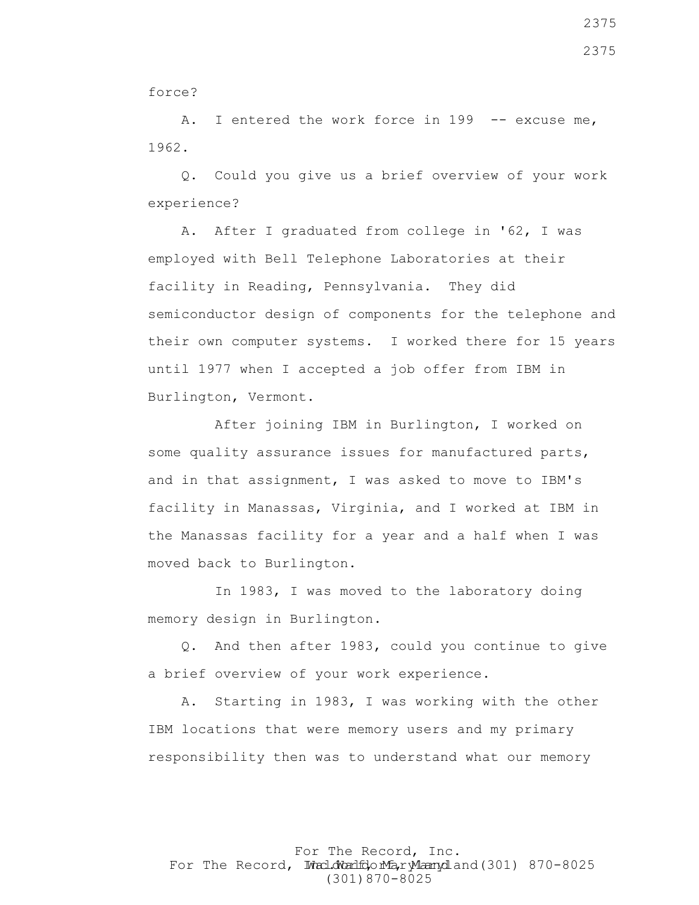force?

A. I entered the work force in 199 -- excuse me, 1962.

Q. Could you give us a brief overview of your work experience?

A. After I graduated from college in '62, I was employed with Bell Telephone Laboratories at their facility in Reading, Pennsylvania. They did semiconductor design of components for the telephone and their own computer systems. I worked there for 15 years until 1977 when I accepted a job offer from IBM in Burlington, Vermont.

After joining IBM in Burlington, I worked on some quality assurance issues for manufactured parts, and in that assignment, I was asked to move to IBM's facility in Manassas, Virginia, and I worked at IBM in the Manassas facility for a year and a half when I was moved back to Burlington.

In 1983, I was moved to the laboratory doing memory design in Burlington.

Q. And then after 1983, could you continue to give a brief overview of your work experience.

A. Starting in 1983, I was working with the other IBM locations that were memory users and my primary responsibility then was to understand what our memory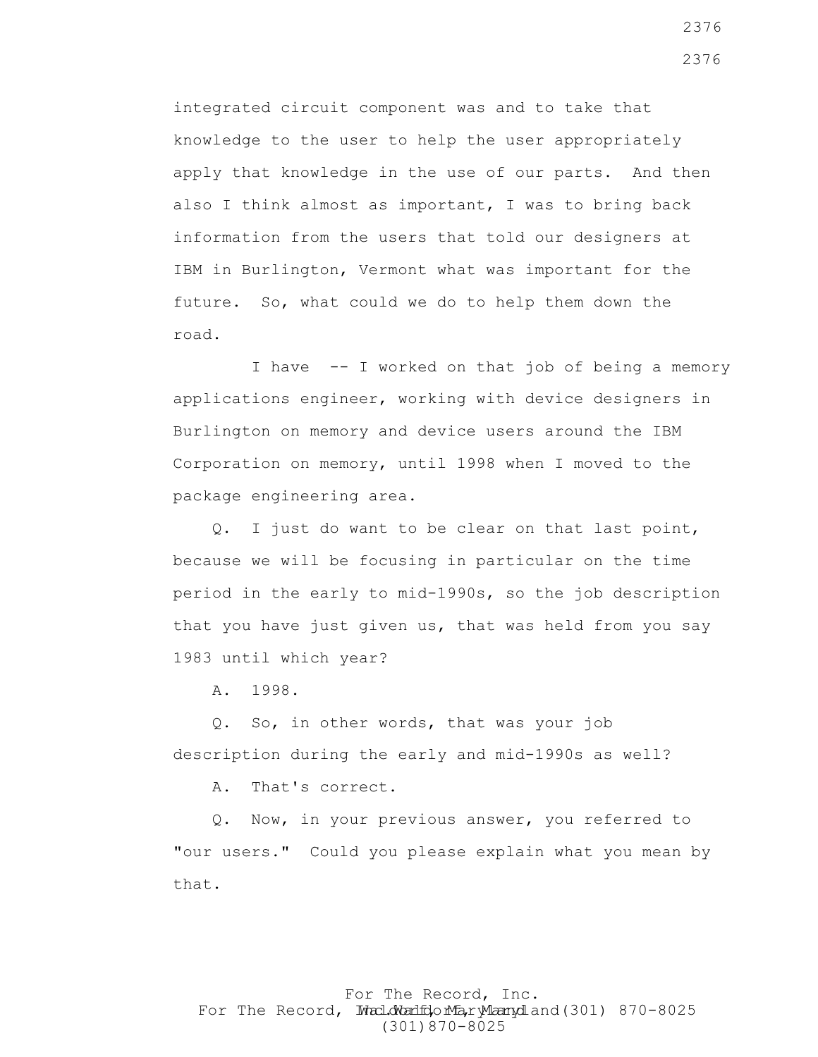integrated circuit component was and to take that knowledge to the user to help the user appropriately apply that knowledge in the use of our parts. And then also I think almost as important, I was to bring back information from the users that told our designers at IBM in Burlington, Vermont what was important for the future. So, what could we do to help them down the road.

I have -- I worked on that job of being a memory applications engineer, working with device designers in Burlington on memory and device users around the IBM Corporation on memory, until 1998 when I moved to the package engineering area.

Q. I just do want to be clear on that last point, because we will be focusing in particular on the time period in the early to mid-1990s, so the job description that you have just given us, that was held from you say 1983 until which year?

A. 1998.

Q. So, in other words, that was your job description during the early and mid-1990s as well?

A. That's correct.

Q. Now, in your previous answer, you referred to "our users." Could you please explain what you mean by that.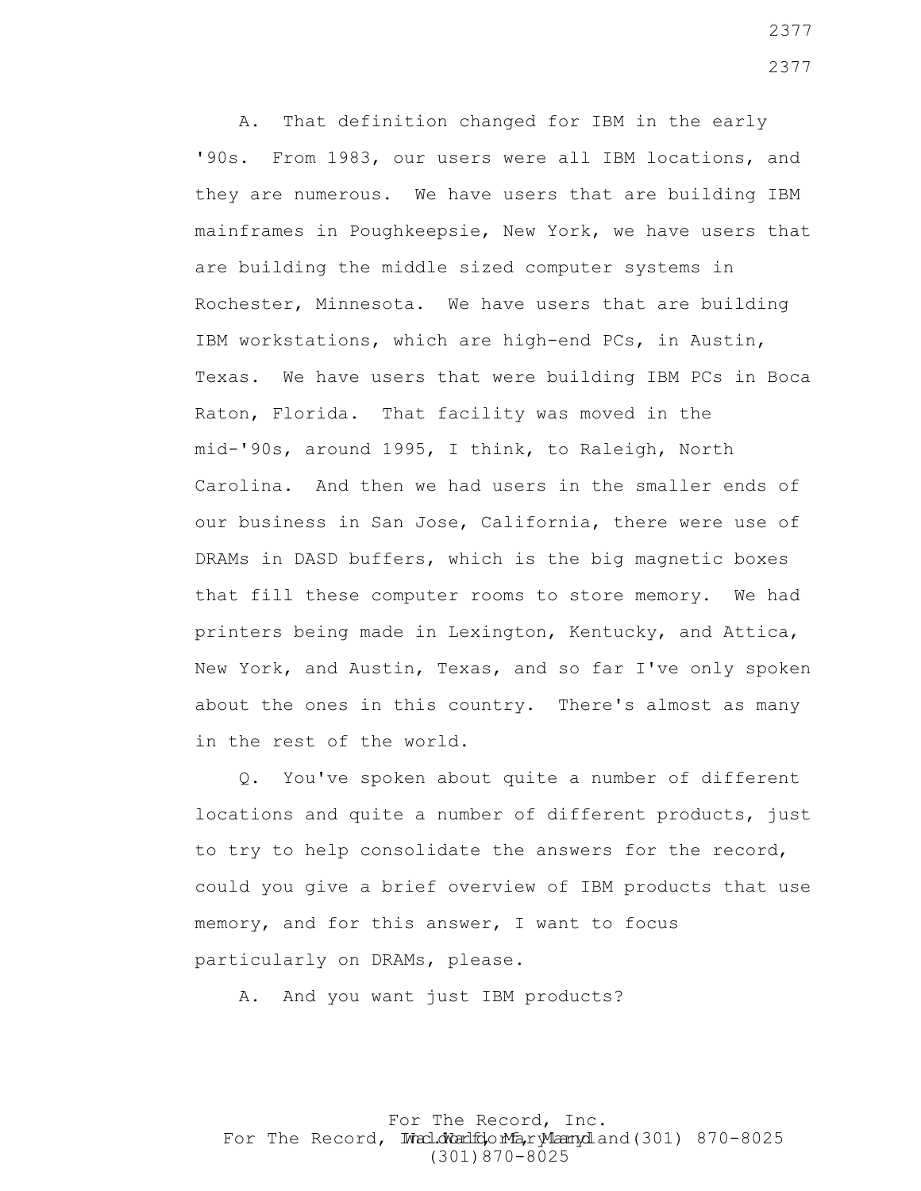A. That definition changed for IBM in the early '90s. From 1983, our users were all IBM locations, and they are numerous. We have users that are building IBM mainframes in Poughkeepsie, New York, we have users that are building the middle sized computer systems in Rochester, Minnesota. We have users that are building IBM workstations, which are high-end PCs, in Austin, Texas. We have users that were building IBM PCs in Boca Raton, Florida. That facility was moved in the mid-'90s, around 1995, I think, to Raleigh, North Carolina. And then we had users in the smaller ends of our business in San Jose, California, there were use of DRAMs in DASD buffers, which is the big magnetic boxes that fill these computer rooms to store memory. We had printers being made in Lexington, Kentucky, and Attica, New York, and Austin, Texas, and so far I've only spoken about the ones in this country. There's almost as many in the rest of the world.

Q. You've spoken about quite a number of different locations and quite a number of different products, just to try to help consolidate the answers for the record, could you give a brief overview of IBM products that use memory, and for this answer, I want to focus particularly on DRAMs, please.

A. And you want just IBM products?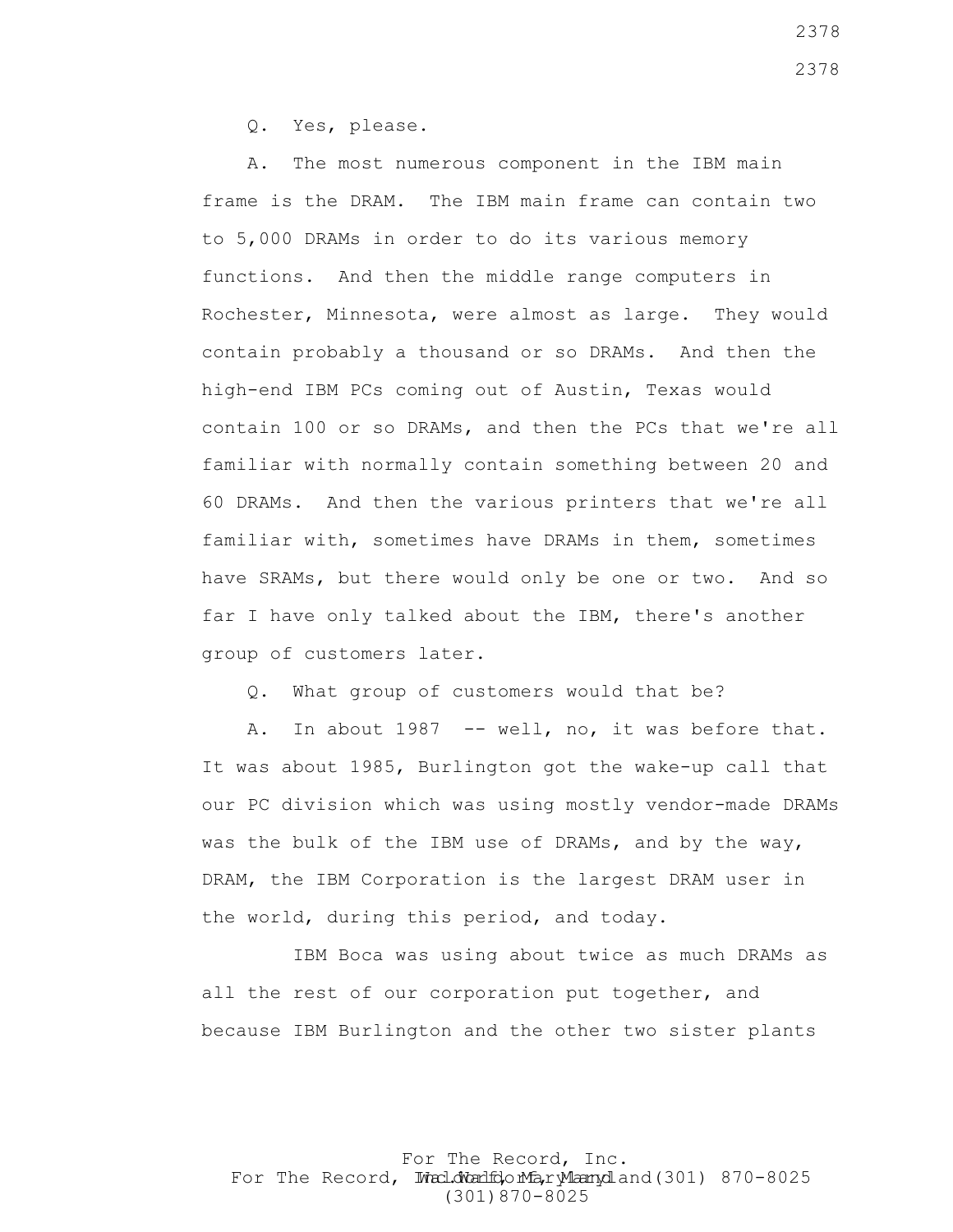Q. Yes, please.

A. The most numerous component in the IBM main frame is the DRAM. The IBM main frame can contain two to 5,000 DRAMs in order to do its various memory functions. And then the middle range computers in Rochester, Minnesota, were almost as large. They would contain probably a thousand or so DRAMs. And then the high-end IBM PCs coming out of Austin, Texas would contain 100 or so DRAMs, and then the PCs that we're all familiar with normally contain something between 20 and 60 DRAMs. And then the various printers that we're all familiar with, sometimes have DRAMs in them, sometimes have SRAMs, but there would only be one or two. And so far I have only talked about the IBM, there's another group of customers later.

Q. What group of customers would that be?

A. In about 1987 -- well, no, it was before that. It was about 1985, Burlington got the wake-up call that our PC division which was using mostly vendor-made DRAMs was the bulk of the IBM use of DRAMs, and by the way, DRAM, the IBM Corporation is the largest DRAM user in the world, during this period, and today.

IBM Boca was using about twice as much DRAMs as all the rest of our corporation put together, and because IBM Burlington and the other two sister plants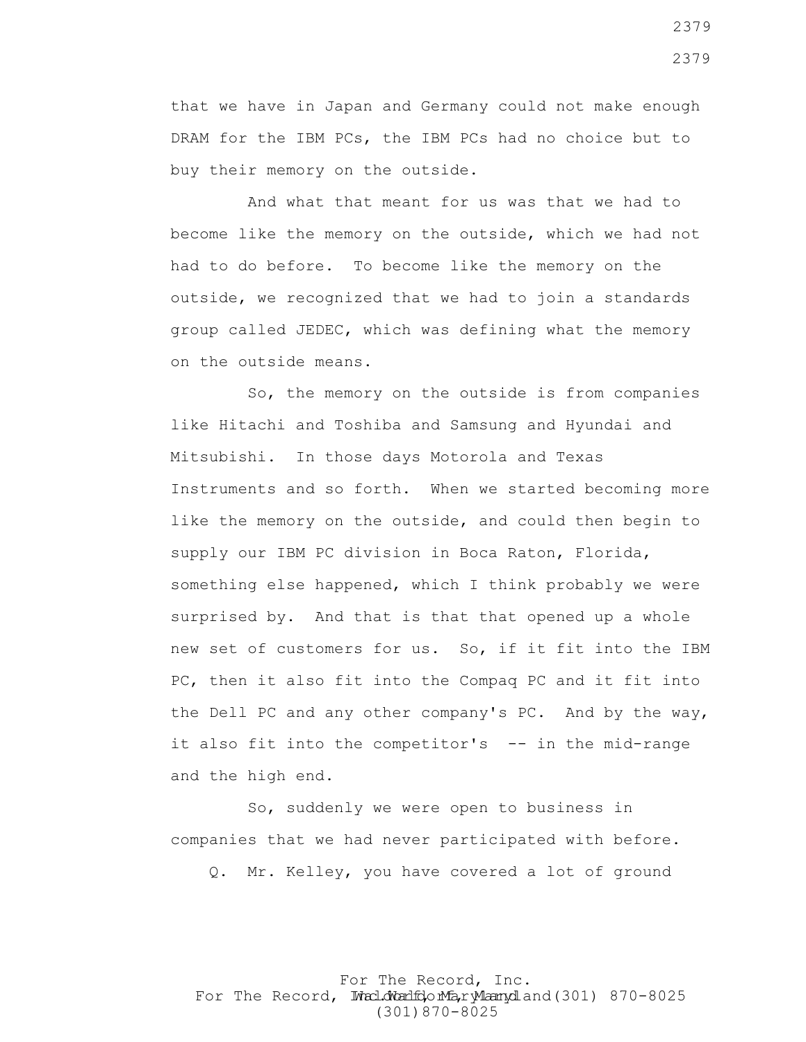that we have in Japan and Germany could not make enough DRAM for the IBM PCs, the IBM PCs had no choice but to buy their memory on the outside.

And what that meant for us was that we had to become like the memory on the outside, which we had not had to do before. To become like the memory on the outside, we recognized that we had to join a standards group called JEDEC, which was defining what the memory on the outside means.

So, the memory on the outside is from companies like Hitachi and Toshiba and Samsung and Hyundai and Mitsubishi. In those days Motorola and Texas Instruments and so forth. When we started becoming more like the memory on the outside, and could then begin to supply our IBM PC division in Boca Raton, Florida, something else happened, which I think probably we were surprised by. And that is that that opened up a whole new set of customers for us. So, if it fit into the IBM PC, then it also fit into the Compaq PC and it fit into the Dell PC and any other company's PC. And by the way, it also fit into the competitor's -- in the mid-range and the high end.

So, suddenly we were open to business in companies that we had never participated with before.

Q. Mr. Kelley, you have covered a lot of ground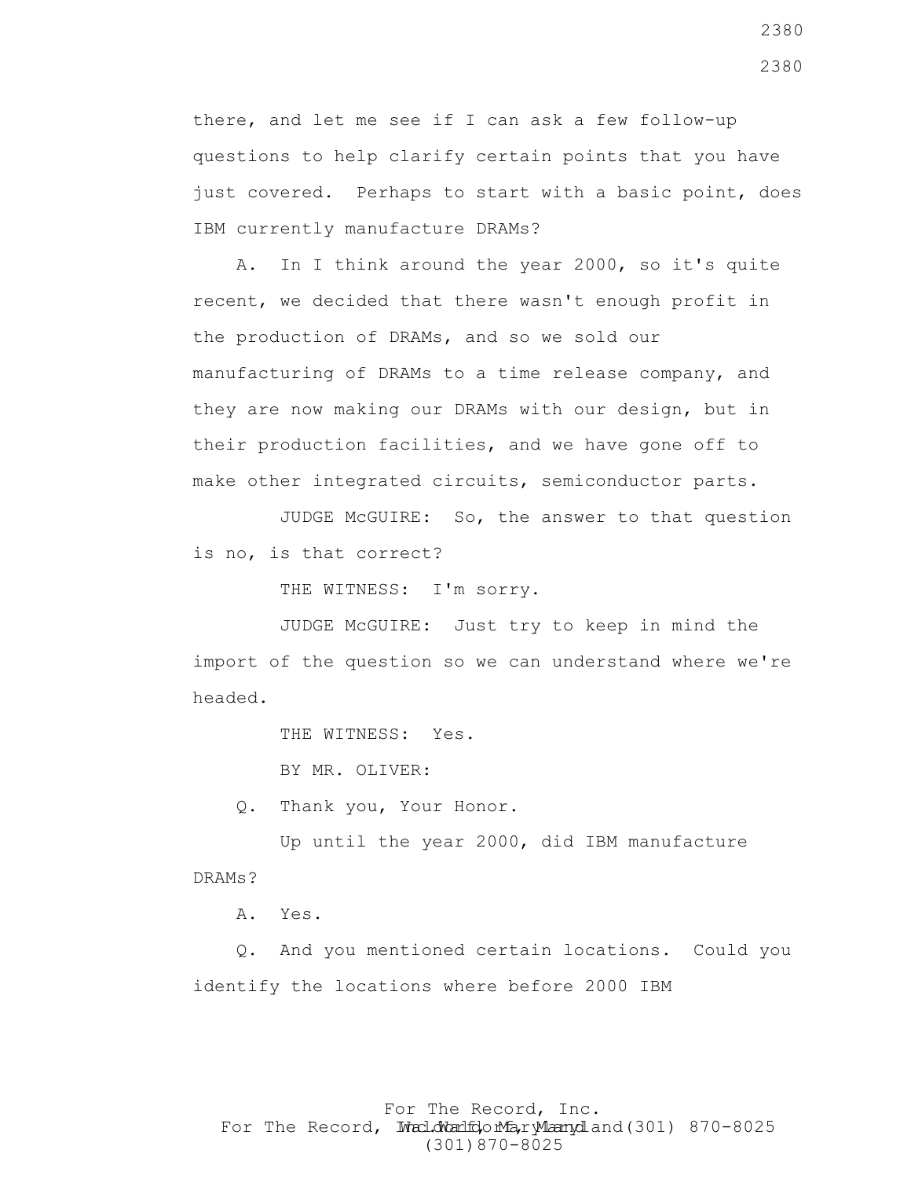there, and let me see if I can ask a few follow-up questions to help clarify certain points that you have just covered. Perhaps to start with a basic point, does IBM currently manufacture DRAMs?

A. In I think around the year 2000, so it's quite recent, we decided that there wasn't enough profit in the production of DRAMs, and so we sold our manufacturing of DRAMs to a time release company, and they are now making our DRAMs with our design, but in their production facilities, and we have gone off to make other integrated circuits, semiconductor parts.

JUDGE McGUIRE: So, the answer to that question is no, is that correct?

THE WITNESS: I'm sorry.

JUDGE McGUIRE: Just try to keep in mind the import of the question so we can understand where we're headed.

THE WITNESS: Yes.

BY MR. OLIVER:

Q. Thank you, Your Honor.

Up until the year 2000, did IBM manufacture DRAMs?

A. Yes.

Q. And you mentioned certain locations. Could you identify the locations where before 2000 IBM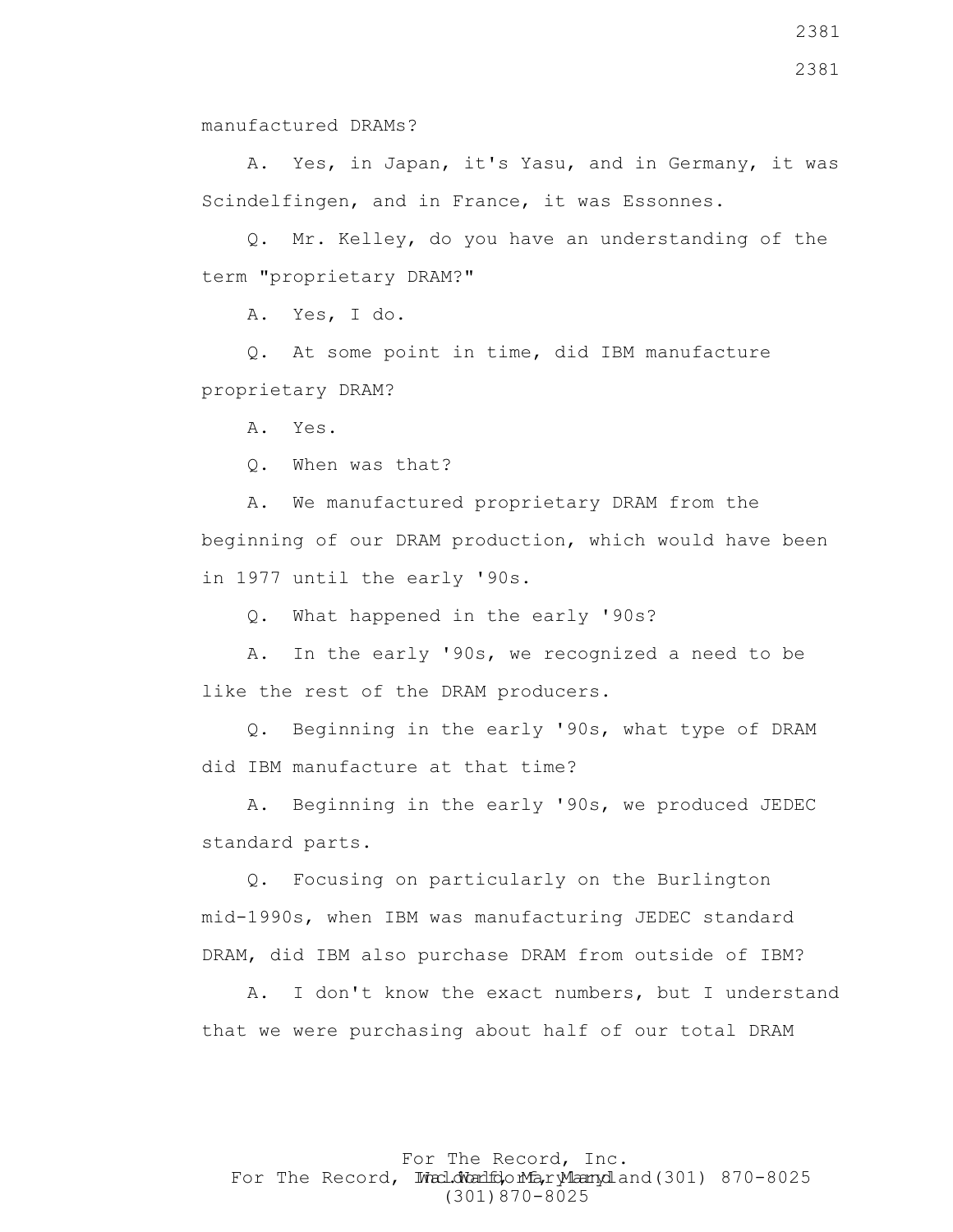manufactured DRAMs?

A. Yes, in Japan, it's Yasu, and in Germany, it was Scindelfingen, and in France, it was Essonnes.

Q. Mr. Kelley, do you have an understanding of the term "proprietary DRAM?"

A. Yes, I do.

Q. At some point in time, did IBM manufacture proprietary DRAM?

A. Yes.

Q. When was that?

A. We manufactured proprietary DRAM from the beginning of our DRAM production, which would have been in 1977 until the early '90s.

Q. What happened in the early '90s?

A. In the early '90s, we recognized a need to be like the rest of the DRAM producers.

Q. Beginning in the early '90s, what type of DRAM did IBM manufacture at that time?

A. Beginning in the early '90s, we produced JEDEC standard parts.

Q. Focusing on particularly on the Burlington mid-1990s, when IBM was manufacturing JEDEC standard DRAM, did IBM also purchase DRAM from outside of IBM?

A. I don't know the exact numbers, but I understand that we were purchasing about half of our total DRAM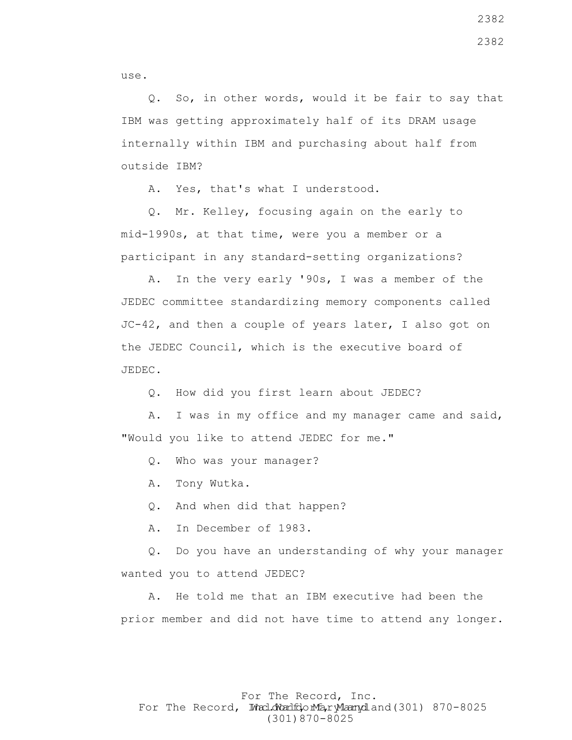use.

Q. So, in other words, would it be fair to say that IBM was getting approximately half of its DRAM usage internally within IBM and purchasing about half from outside IBM?

A. Yes, that's what I understood.

Q. Mr. Kelley, focusing again on the early to mid-1990s, at that time, were you a member or a participant in any standard-setting organizations?

A. In the very early '90s, I was a member of the JEDEC committee standardizing memory components called JC-42, and then a couple of years later, I also got on the JEDEC Council, which is the executive board of JEDEC.

Q. How did you first learn about JEDEC?

A. I was in my office and my manager came and said, "Would you like to attend JEDEC for me."

Q. Who was your manager?

A. Tony Wutka.

Q. And when did that happen?

A. In December of 1983.

Q. Do you have an understanding of why your manager wanted you to attend JEDEC?

A. He told me that an IBM executive had been the prior member and did not have time to attend any longer.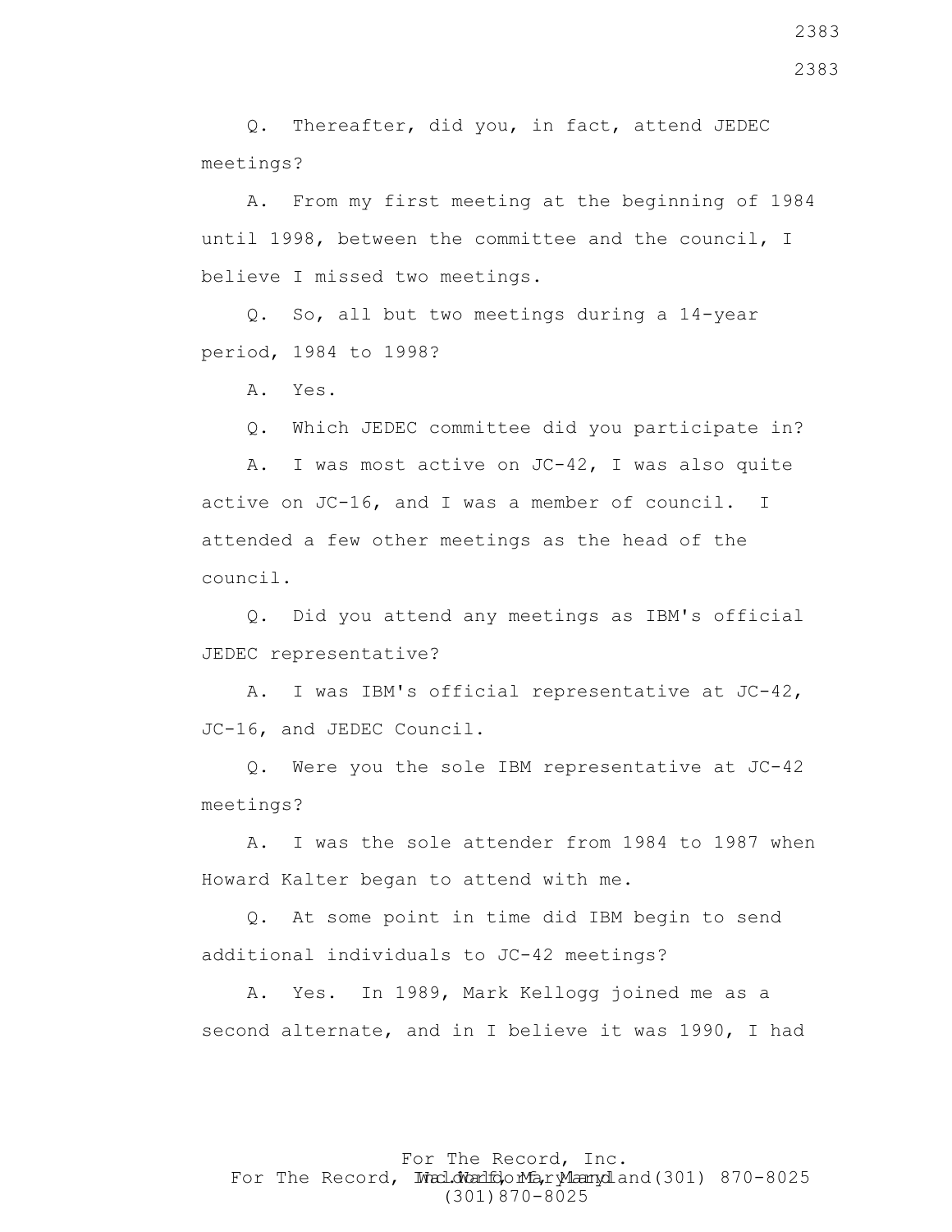Q. Thereafter, did you, in fact, attend JEDEC meetings?

A. From my first meeting at the beginning of 1984 until 1998, between the committee and the council, I believe I missed two meetings.

Q. So, all but two meetings during a 14-year period, 1984 to 1998?

A. Yes.

Q. Which JEDEC committee did you participate in?

A. I was most active on JC-42, I was also quite active on JC-16, and I was a member of council. I attended a few other meetings as the head of the council.

Q. Did you attend any meetings as IBM's official JEDEC representative?

A. I was IBM's official representative at JC-42, JC-16, and JEDEC Council.

Q. Were you the sole IBM representative at JC-42 meetings?

A. I was the sole attender from 1984 to 1987 when Howard Kalter began to attend with me.

Q. At some point in time did IBM begin to send additional individuals to JC-42 meetings?

A. Yes. In 1989, Mark Kellogg joined me as a second alternate, and in I believe it was 1990, I had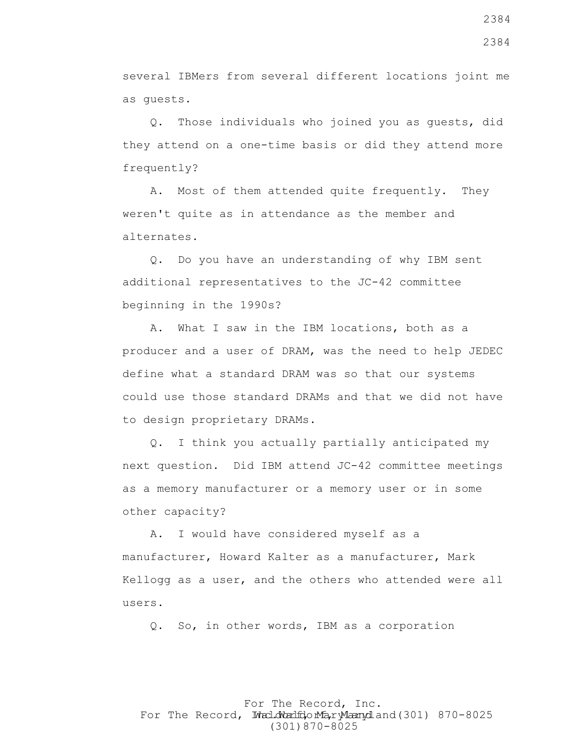several IBMers from several different locations joint me as guests.

Q. Those individuals who joined you as guests, did they attend on a one-time basis or did they attend more frequently?

A. Most of them attended quite frequently. They weren't quite as in attendance as the member and alternates.

Q. Do you have an understanding of why IBM sent additional representatives to the JC-42 committee beginning in the 1990s?

A. What I saw in the IBM locations, both as a producer and a user of DRAM, was the need to help JEDEC define what a standard DRAM was so that our systems could use those standard DRAMs and that we did not have to design proprietary DRAMs.

Q. I think you actually partially anticipated my next question. Did IBM attend JC-42 committee meetings as a memory manufacturer or a memory user or in some other capacity?

A. I would have considered myself as a manufacturer, Howard Kalter as a manufacturer, Mark Kellogg as a user, and the others who attended were all users.

Q. So, in other words, IBM as a corporation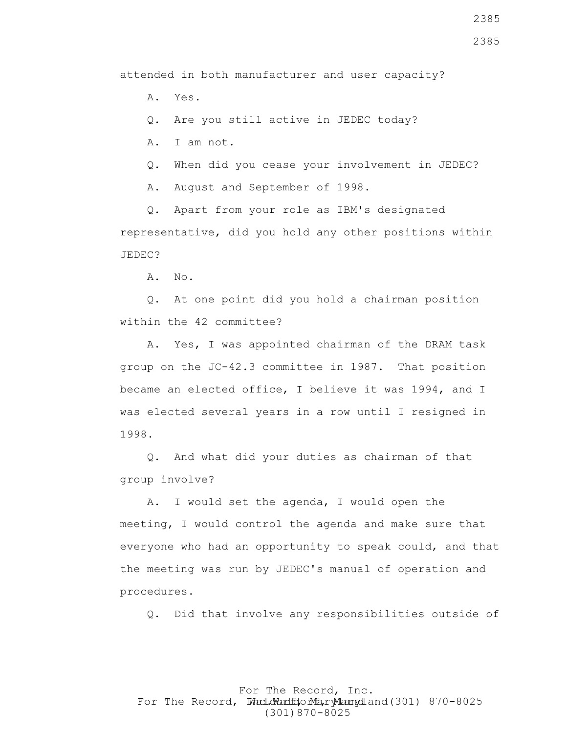attended in both manufacturer and user capacity?

A. Yes.

Q. Are you still active in JEDEC today?

A. I am not.

Q. When did you cease your involvement in JEDEC?

A. August and September of 1998.

Q. Apart from your role as IBM's designated representative, did you hold any other positions within JEDEC?

A. No.

Q. At one point did you hold a chairman position within the 42 committee?

A. Yes, I was appointed chairman of the DRAM task group on the JC-42.3 committee in 1987. That position became an elected office, I believe it was 1994, and I was elected several years in a row until I resigned in 1998.

Q. And what did your duties as chairman of that group involve?

A. I would set the agenda, I would open the meeting, I would control the agenda and make sure that everyone who had an opportunity to speak could, and that the meeting was run by JEDEC's manual of operation and procedures.

Q. Did that involve any responsibilities outside of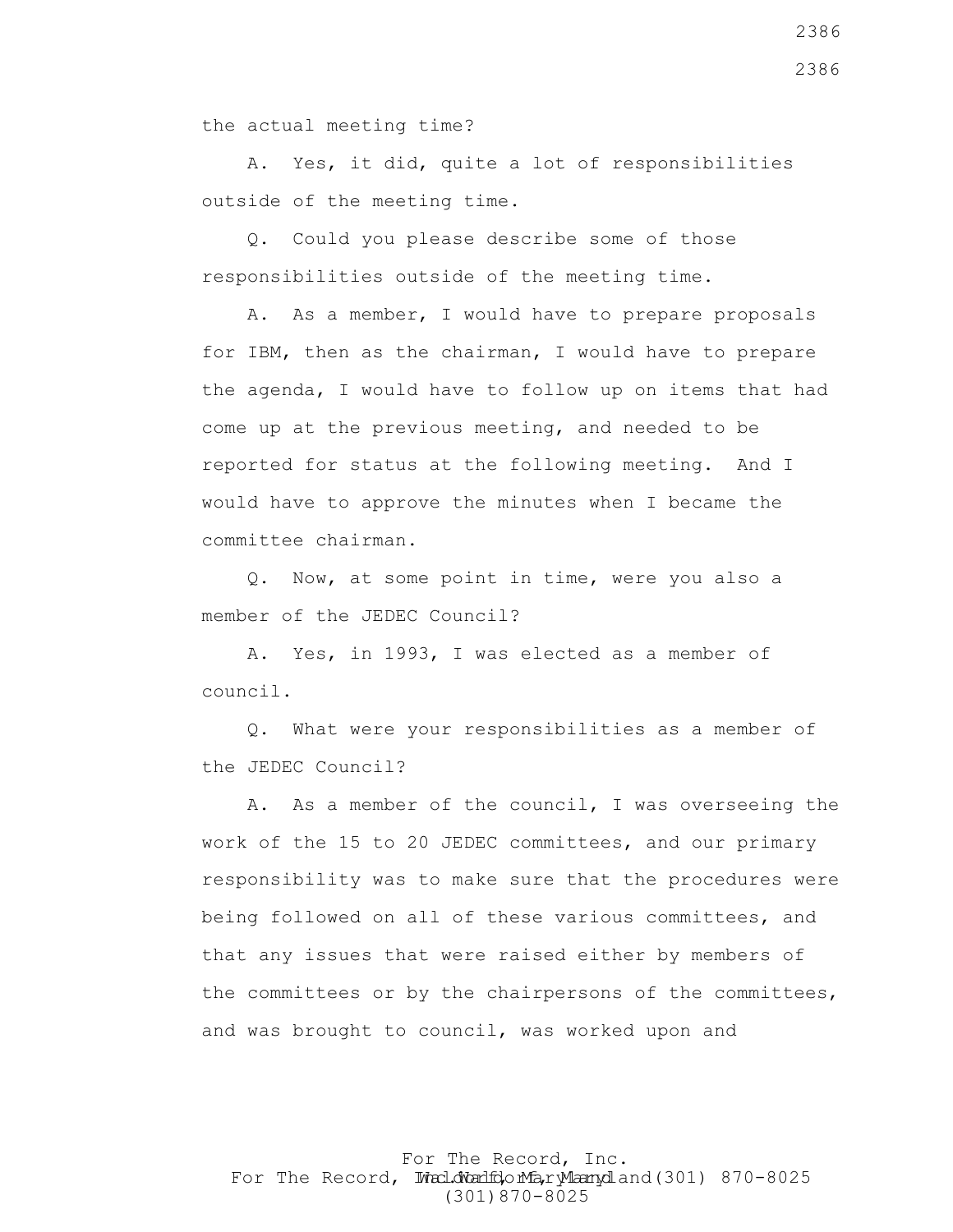the actual meeting time?

A. Yes, it did, quite a lot of responsibilities outside of the meeting time.

Q. Could you please describe some of those responsibilities outside of the meeting time.

A. As a member, I would have to prepare proposals for IBM, then as the chairman, I would have to prepare the agenda, I would have to follow up on items that had come up at the previous meeting, and needed to be reported for status at the following meeting. And I would have to approve the minutes when I became the committee chairman.

Q. Now, at some point in time, were you also a member of the JEDEC Council?

A. Yes, in 1993, I was elected as a member of council.

Q. What were your responsibilities as a member of the JEDEC Council?

A. As a member of the council, I was overseeing the work of the 15 to 20 JEDEC committees, and our primary responsibility was to make sure that the procedures were being followed on all of these various committees, and that any issues that were raised either by members of the committees or by the chairpersons of the committees, and was brought to council, was worked upon and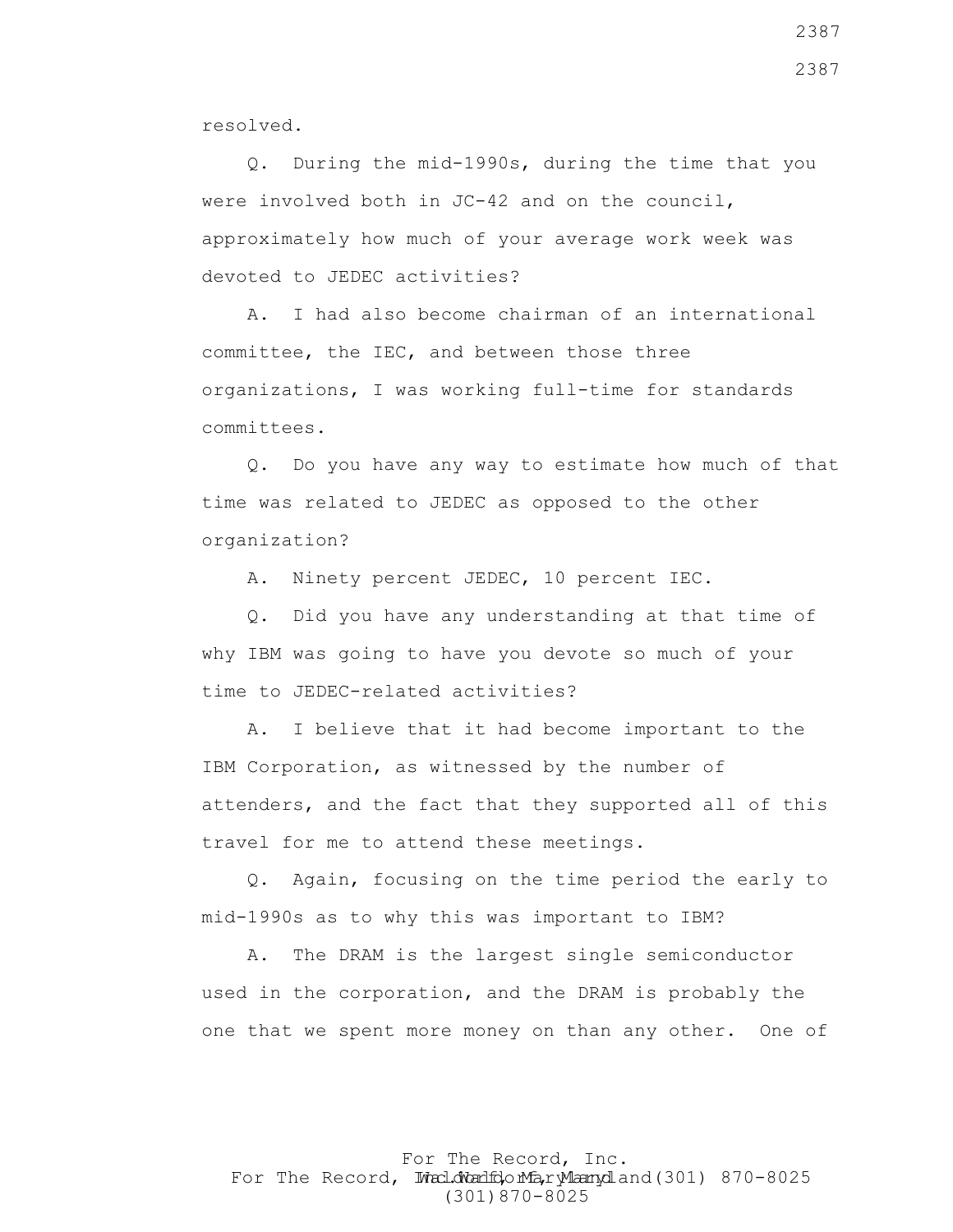resolved.

Q. During the mid-1990s, during the time that you were involved both in JC-42 and on the council, approximately how much of your average work week was devoted to JEDEC activities?

A. I had also become chairman of an international committee, the IEC, and between those three organizations, I was working full-time for standards committees.

Q. Do you have any way to estimate how much of that time was related to JEDEC as opposed to the other organization?

A. Ninety percent JEDEC, 10 percent IEC.

Q. Did you have any understanding at that time of why IBM was going to have you devote so much of your time to JEDEC-related activities?

A. I believe that it had become important to the IBM Corporation, as witnessed by the number of attenders, and the fact that they supported all of this travel for me to attend these meetings.

Q. Again, focusing on the time period the early to mid-1990s as to why this was important to IBM?

A. The DRAM is the largest single semiconductor used in the corporation, and the DRAM is probably the one that we spent more money on than any other. One of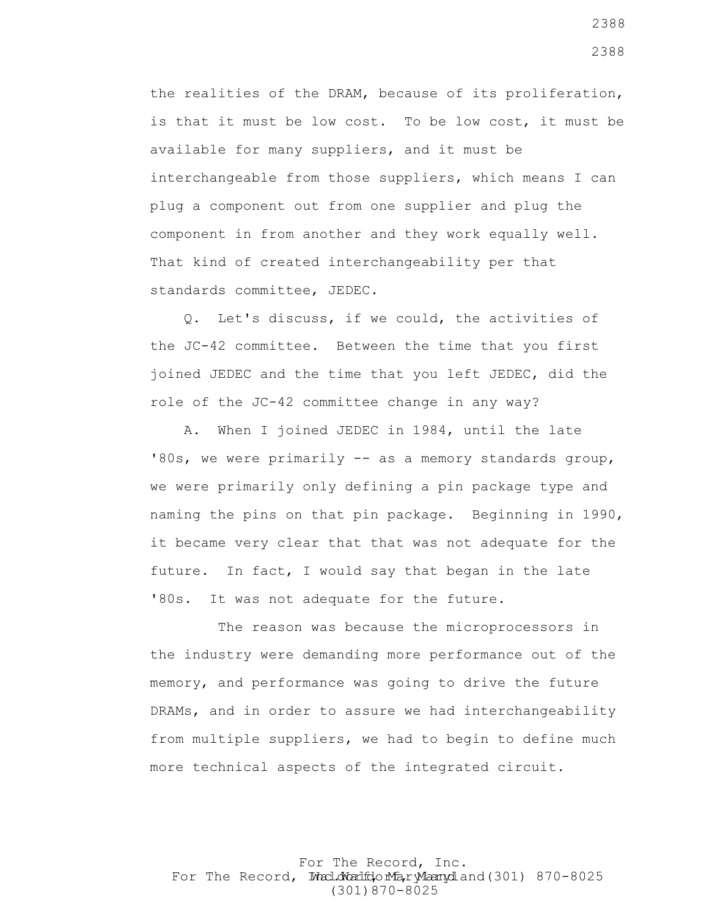the realities of the DRAM, because of its proliferation, is that it must be low cost. To be low cost, it must be available for many suppliers, and it must be interchangeable from those suppliers, which means I can plug a component out from one supplier and plug the component in from another and they work equally well. That kind of created interchangeability per that standards committee, JEDEC.

Q. Let's discuss, if we could, the activities of the JC-42 committee. Between the time that you first joined JEDEC and the time that you left JEDEC, did the role of the JC-42 committee change in any way?

A. When I joined JEDEC in 1984, until the late '80s, we were primarily -- as a memory standards group, we were primarily only defining a pin package type and naming the pins on that pin package. Beginning in 1990, it became very clear that that was not adequate for the future. In fact, I would say that began in the late '80s. It was not adequate for the future.

The reason was because the microprocessors in the industry were demanding more performance out of the memory, and performance was going to drive the future DRAMs, and in order to assure we had interchangeability from multiple suppliers, we had to begin to define much more technical aspects of the integrated circuit.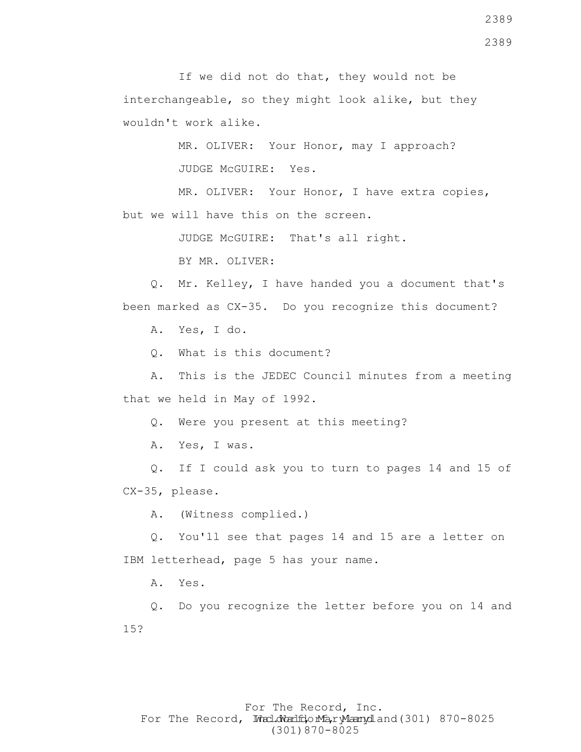If we did not do that, they would not be interchangeable, so they might look alike, but they wouldn't work alike.

MR. OLIVER: Your Honor, may I approach?

JUDGE McGUIRE: Yes.

MR. OLIVER: Your Honor, I have extra copies, but we will have this on the screen.

JUDGE McGUIRE: That's all right.

BY MR. OLIVER:

Q. Mr. Kelley, I have handed you a document that's been marked as CX-35. Do you recognize this document?

A. Yes, I do.

Q. What is this document?

A. This is the JEDEC Council minutes from a meeting that we held in May of 1992.

Q. Were you present at this meeting?

A. Yes, I was.

Q. If I could ask you to turn to pages 14 and 15 of CX-35, please.

A. (Witness complied.)

Q. You'll see that pages 14 and 15 are a letter on IBM letterhead, page 5 has your name.

A. Yes.

Q. Do you recognize the letter before you on 14 and 15?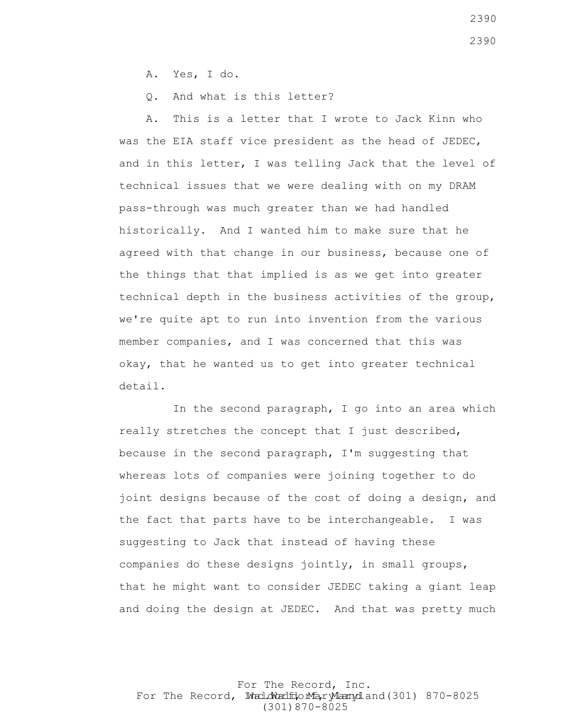A. Yes, I do.

Q. And what is this letter?

A. This is a letter that I wrote to Jack Kinn who was the EIA staff vice president as the head of JEDEC, and in this letter, I was telling Jack that the level of technical issues that we were dealing with on my DRAM pass-through was much greater than we had handled historically. And I wanted him to make sure that he agreed with that change in our business, because one of the things that that implied is as we get into greater technical depth in the business activities of the group, we're quite apt to run into invention from the various member companies, and I was concerned that this was okay, that he wanted us to get into greater technical detail.

In the second paragraph, I go into an area which really stretches the concept that I just described, because in the second paragraph, I'm suggesting that whereas lots of companies were joining together to do joint designs because of the cost of doing a design, and the fact that parts have to be interchangeable. I was suggesting to Jack that instead of having these companies do these designs jointly, in small groups, that he might want to consider JEDEC taking a giant leap and doing the design at JEDEC. And that was pretty much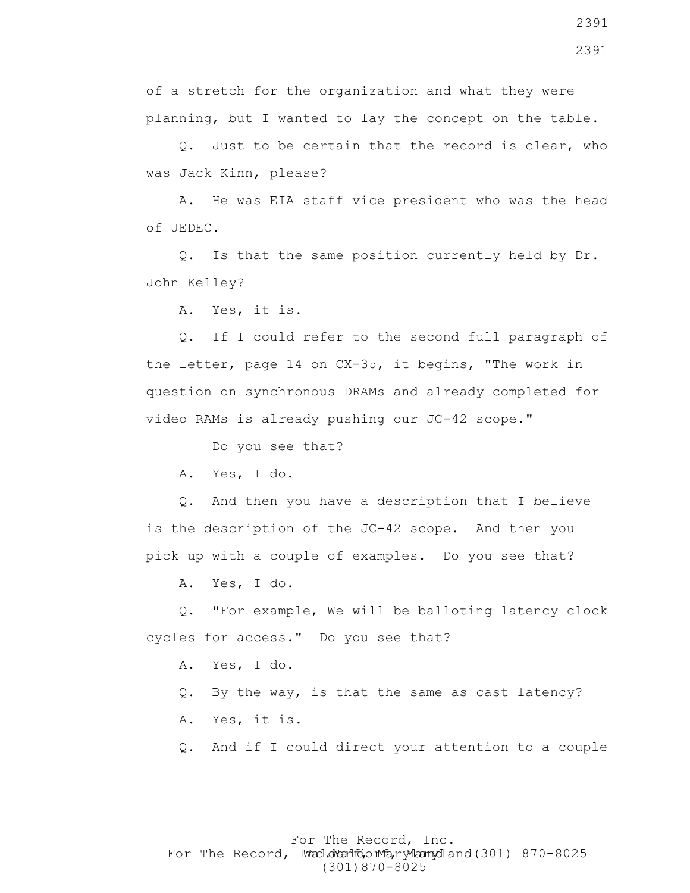of a stretch for the organization and what they were planning, but I wanted to lay the concept on the table.

Q. Just to be certain that the record is clear, who was Jack Kinn, please?

A. He was EIA staff vice president who was the head of JEDEC.

Q. Is that the same position currently held by Dr. John Kelley?

A. Yes, it is.

Q. If I could refer to the second full paragraph of the letter, page 14 on CX-35, it begins, "The work in question on synchronous DRAMs and already completed for video RAMs is already pushing our JC-42 scope."

Do you see that?

A. Yes, I do.

Q. And then you have a description that I believe is the description of the JC-42 scope. And then you pick up with a couple of examples. Do you see that?

A. Yes, I do.

Q. "For example, We will be balloting latency clock cycles for access." Do you see that?

A. Yes, I do.

Q. By the way, is that the same as cast latency?

A. Yes, it is.

Q. And if I could direct your attention to a couple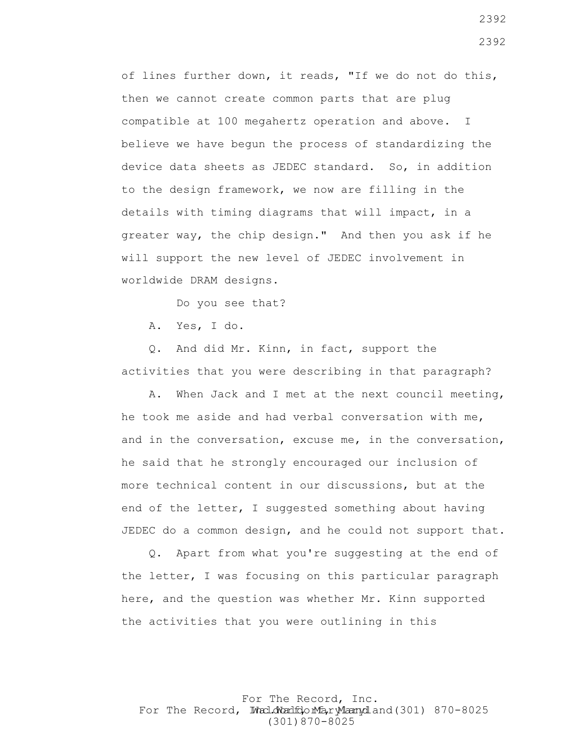of lines further down, it reads, "If we do not do this, then we cannot create common parts that are plug compatible at 100 megahertz operation and above. I believe we have begun the process of standardizing the device data sheets as JEDEC standard. So, in addition to the design framework, we now are filling in the details with timing diagrams that will impact, in a greater way, the chip design." And then you ask if he will support the new level of JEDEC involvement in worldwide DRAM designs.

Do you see that?

A. Yes, I do.

Q. And did Mr. Kinn, in fact, support the activities that you were describing in that paragraph?

A. When Jack and I met at the next council meeting, he took me aside and had verbal conversation with me, and in the conversation, excuse me, in the conversation, he said that he strongly encouraged our inclusion of more technical content in our discussions, but at the end of the letter, I suggested something about having JEDEC do a common design, and he could not support that.

Q. Apart from what you're suggesting at the end of the letter, I was focusing on this particular paragraph here, and the question was whether Mr. Kinn supported the activities that you were outlining in this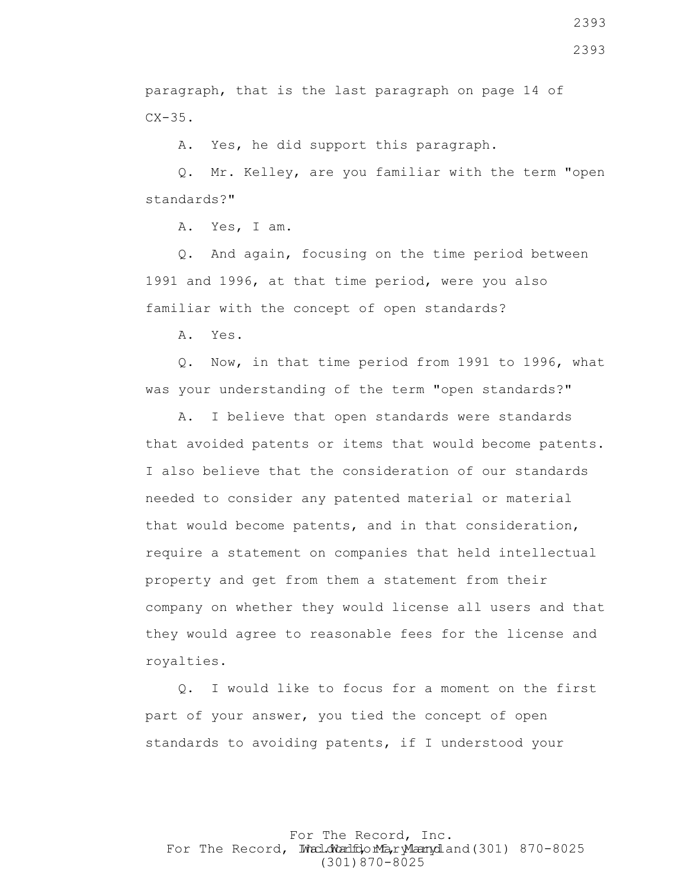paragraph, that is the last paragraph on page 14 of CX-35.

A. Yes, he did support this paragraph.

Q. Mr. Kelley, are you familiar with the term "open standards?"

A. Yes, I am.

Q. And again, focusing on the time period between 1991 and 1996, at that time period, were you also familiar with the concept of open standards?

A. Yes.

Q. Now, in that time period from 1991 to 1996, what was your understanding of the term "open standards?"

A. I believe that open standards were standards that avoided patents or items that would become patents. I also believe that the consideration of our standards needed to consider any patented material or material that would become patents, and in that consideration, require a statement on companies that held intellectual property and get from them a statement from their company on whether they would license all users and that they would agree to reasonable fees for the license and royalties.

Q. I would like to focus for a moment on the first part of your answer, you tied the concept of open standards to avoiding patents, if I understood your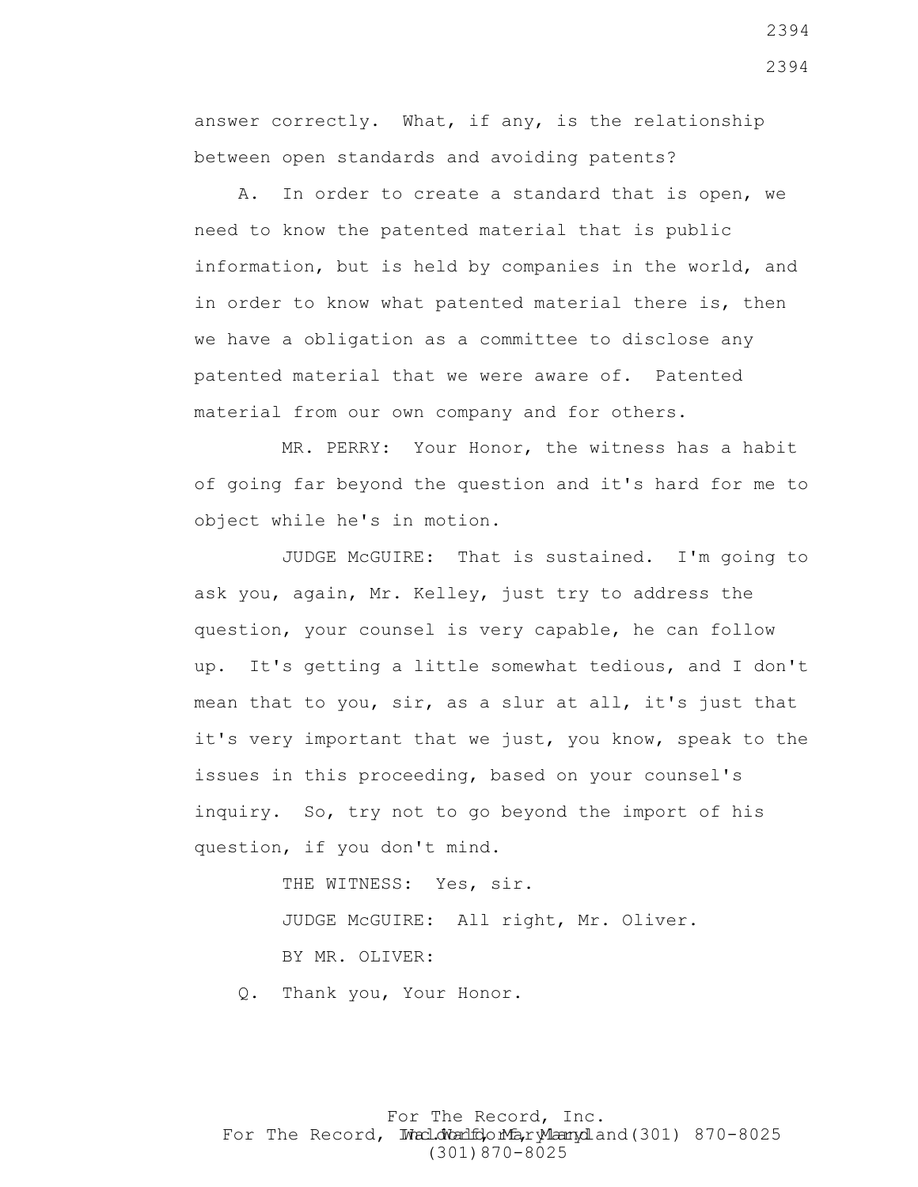answer correctly. What, if any, is the relationship between open standards and avoiding patents?

A. In order to create a standard that is open, we need to know the patented material that is public information, but is held by companies in the world, and in order to know what patented material there is, then we have a obligation as a committee to disclose any patented material that we were aware of. Patented material from our own company and for others.

MR. PERRY: Your Honor, the witness has a habit of going far beyond the question and it's hard for me to object while he's in motion.

JUDGE McGUIRE: That is sustained. I'm going to ask you, again, Mr. Kelley, just try to address the question, your counsel is very capable, he can follow up. It's getting a little somewhat tedious, and I don't mean that to you, sir, as a slur at all, it's just that it's very important that we just, you know, speak to the issues in this proceeding, based on your counsel's inquiry. So, try not to go beyond the import of his question, if you don't mind.

THE WITNESS: Yes, sir.

JUDGE McGUIRE: All right, Mr. Oliver.

BY MR. OLIVER:

Q. Thank you, Your Honor.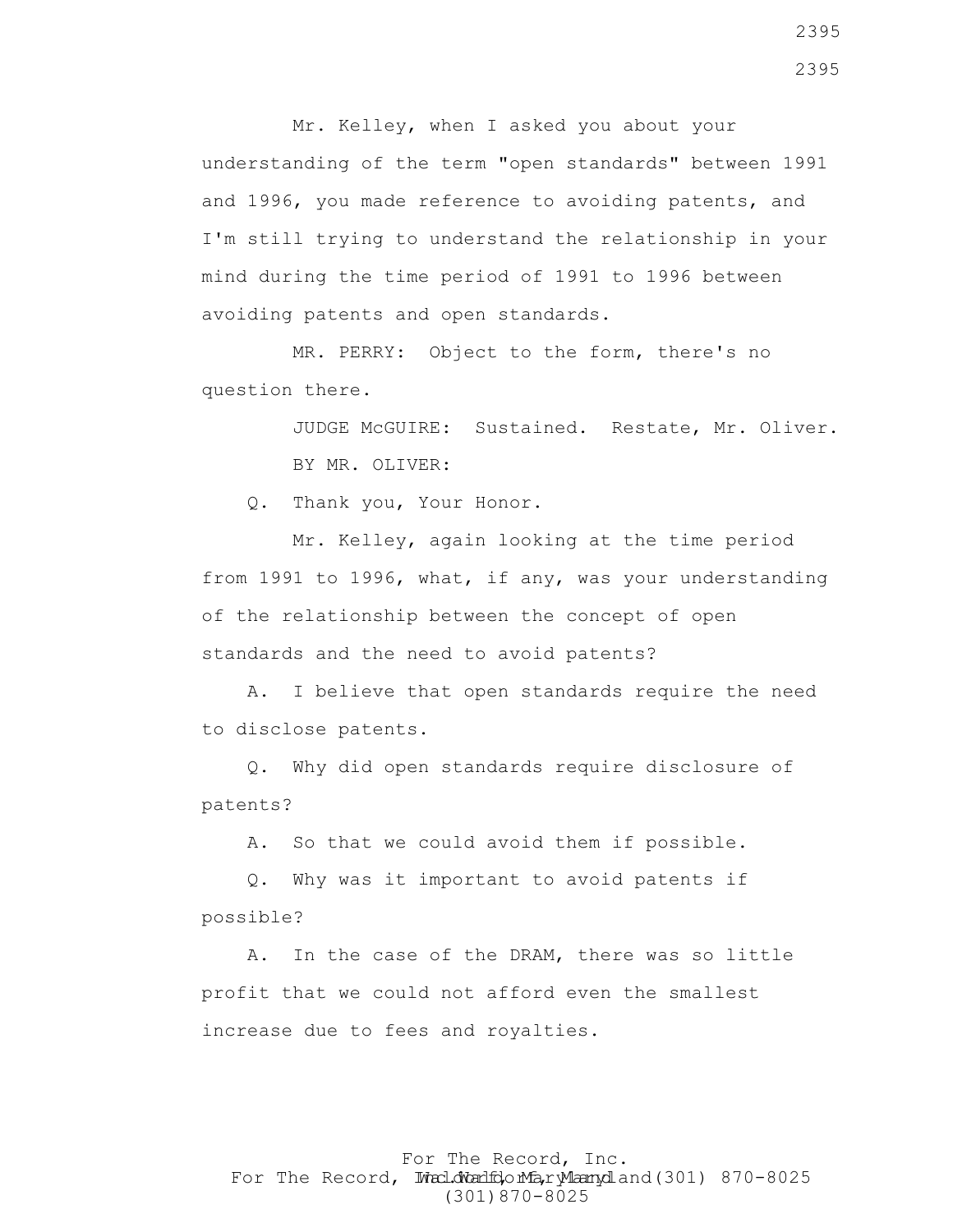Mr. Kelley, when I asked you about your understanding of the term "open standards" between 1991 and 1996, you made reference to avoiding patents, and I'm still trying to understand the relationship in your mind during the time period of 1991 to 1996 between avoiding patents and open standards.

MR. PERRY: Object to the form, there's no question there.

JUDGE McGUIRE: Sustained. Restate, Mr. Oliver.

BY MR. OLIVER:

Q. Thank you, Your Honor.

Mr. Kelley, again looking at the time period from 1991 to 1996, what, if any, was your understanding of the relationship between the concept of open standards and the need to avoid patents?

A. I believe that open standards require the need to disclose patents.

Q. Why did open standards require disclosure of patents?

A. So that we could avoid them if possible.

Q. Why was it important to avoid patents if possible?

A. In the case of the DRAM, there was so little profit that we could not afford even the smallest increase due to fees and royalties.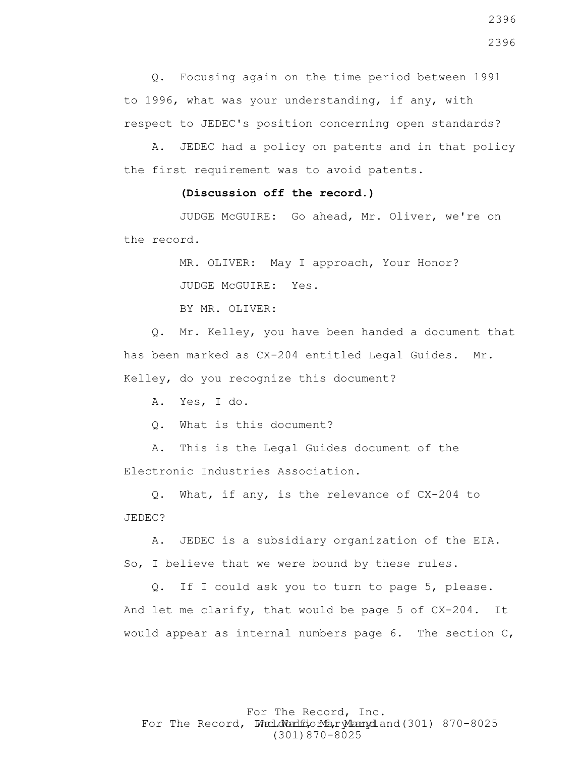Q. Focusing again on the time period between 1991 to 1996, what was your understanding, if any, with respect to JEDEC's position concerning open standards?

A. JEDEC had a policy on patents and in that policy the first requirement was to avoid patents.

**(Discussion off the record.)**

JUDGE McGUIRE: Go ahead, Mr. Oliver, we're on the record.

MR. OLIVER: May I approach, Your Honor?

JUDGE McGUIRE: Yes.

BY MR. OLIVER:

Q. Mr. Kelley, you have been handed a document that has been marked as CX-204 entitled Legal Guides. Mr. Kelley, do you recognize this document?

A. Yes, I do.

Q. What is this document?

A. This is the Legal Guides document of the Electronic Industries Association.

Q. What, if any, is the relevance of CX-204 to JEDEC?

A. JEDEC is a subsidiary organization of the EIA. So, I believe that we were bound by these rules.

Q. If I could ask you to turn to page 5, please. And let me clarify, that would be page 5 of CX-204. It would appear as internal numbers page 6. The section C,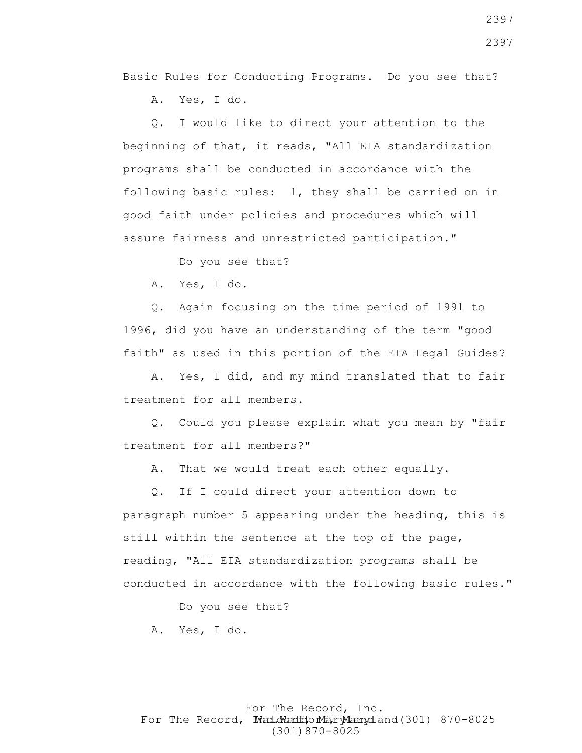Basic Rules for Conducting Programs. Do you see that?

A. Yes, I do.

Q. I would like to direct your attention to the beginning of that, it reads, "All EIA standardization programs shall be conducted in accordance with the following basic rules: 1, they shall be carried on in good faith under policies and procedures which will assure fairness and unrestricted participation."

Do you see that?

A. Yes, I do.

Q. Again focusing on the time period of 1991 to 1996, did you have an understanding of the term "good faith" as used in this portion of the EIA Legal Guides?

A. Yes, I did, and my mind translated that to fair treatment for all members.

Q. Could you please explain what you mean by "fair treatment for all members?"

A. That we would treat each other equally.

Q. If I could direct your attention down to paragraph number 5 appearing under the heading, this is still within the sentence at the top of the page, reading, "All EIA standardization programs shall be conducted in accordance with the following basic rules."

Do you see that?

A. Yes, I do.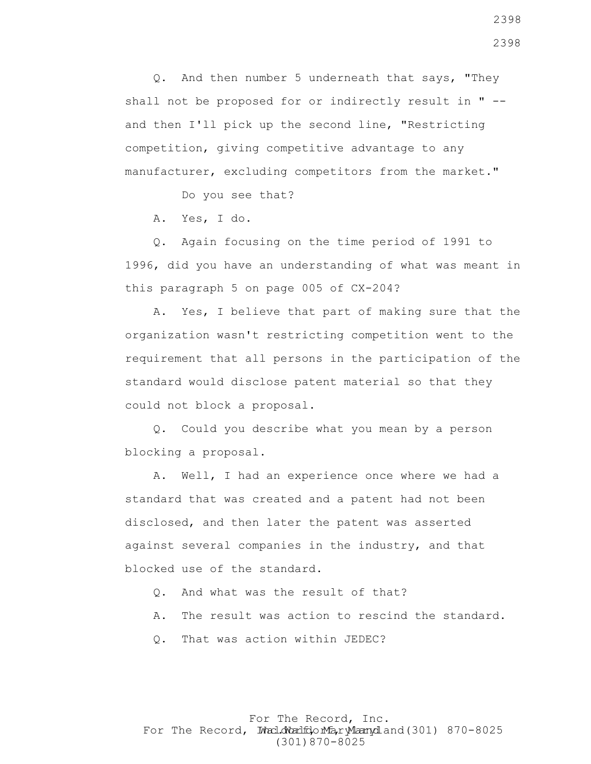Q. And then number 5 underneath that says, "They shall not be proposed for or indirectly result in " -- and then I'll pick up the second line, "Restricting competition, giving competitive advantage to any manufacturer, excluding competitors from the market."

Do you see that?

A. Yes, I do.

Q. Again focusing on the time period of 1991 to 1996, did you have an understanding of what was meant in this paragraph 5 on page 005 of CX-204?

A. Yes, I believe that part of making sure that the organization wasn't restricting competition went to the requirement that all persons in the participation of the standard would disclose patent material so that they could not block a proposal.

Q. Could you describe what you mean by a person blocking a proposal.

A. Well, I had an experience once where we had a standard that was created and a patent had not been disclosed, and then later the patent was asserted against several companies in the industry, and that blocked use of the standard.

Q. And what was the result of that?

A. The result was action to rescind the standard.

Q. That was action within JEDEC?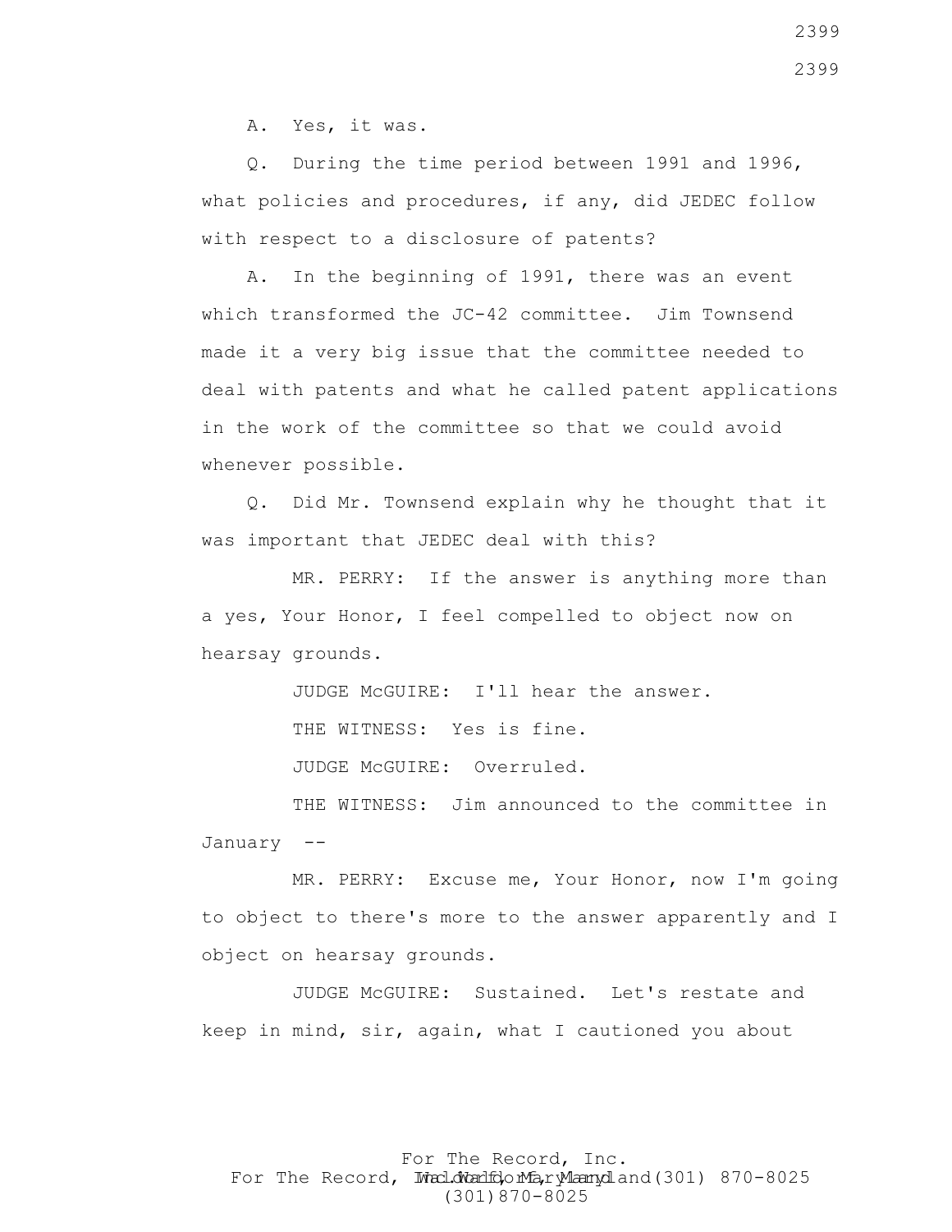A. Yes, it was.

Q. During the time period between 1991 and 1996, what policies and procedures, if any, did JEDEC follow with respect to a disclosure of patents?

A. In the beginning of 1991, there was an event which transformed the JC-42 committee. Jim Townsend made it a very big issue that the committee needed to deal with patents and what he called patent applications in the work of the committee so that we could avoid whenever possible.

Q. Did Mr. Townsend explain why he thought that it was important that JEDEC deal with this?

MR. PERRY: If the answer is anything more than a yes, Your Honor, I feel compelled to object now on hearsay grounds.

JUDGE McGUIRE: I'll hear the answer.

THE WITNESS: Yes is fine.

JUDGE McGUIRE: Overruled.

THE WITNESS: Jim announced to the committee in January --

MR. PERRY: Excuse me, Your Honor, now I'm going to object to there's more to the answer apparently and I object on hearsay grounds.

JUDGE McGUIRE: Sustained. Let's restate and keep in mind, sir, again, what I cautioned you about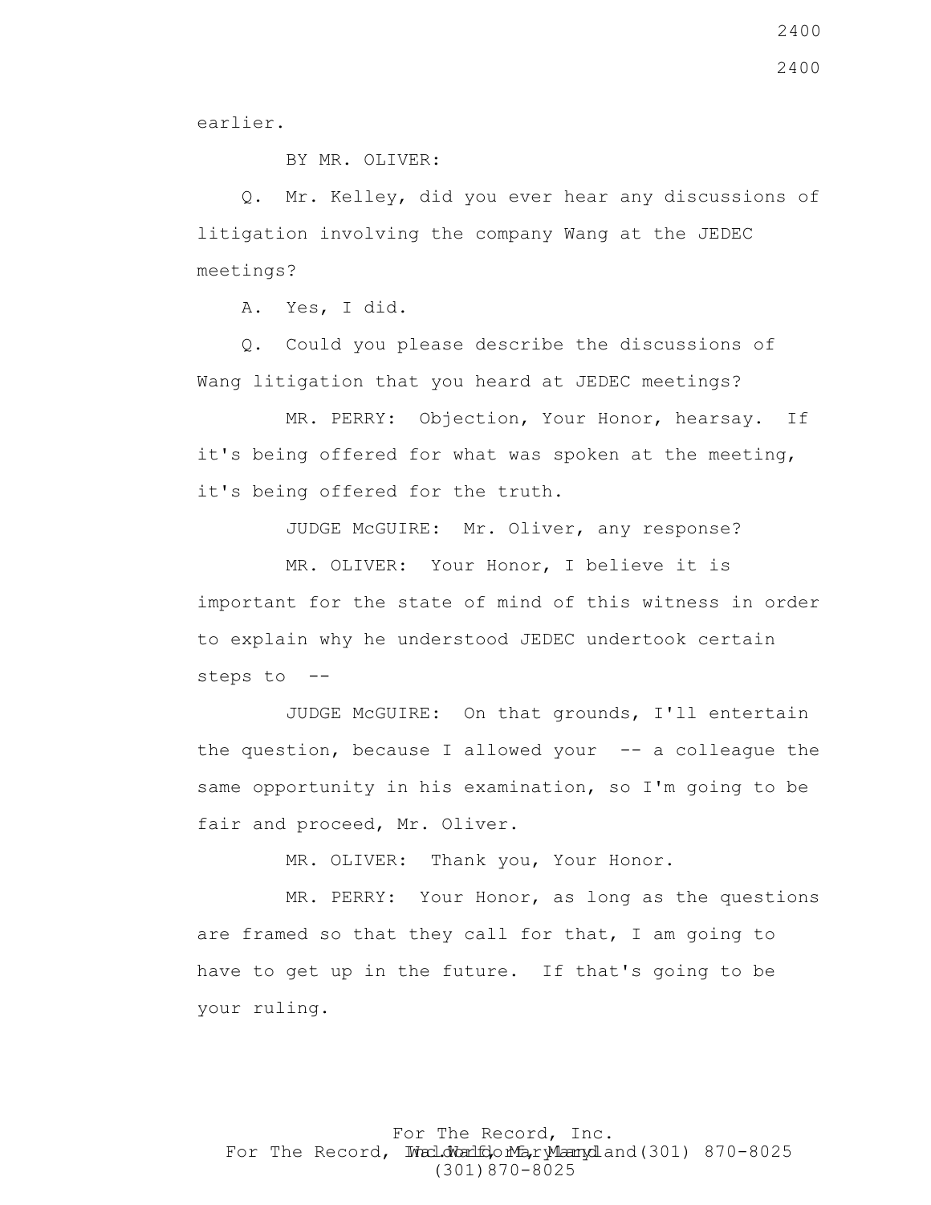earlier.

BY MR. OLIVER:

Q. Mr. Kelley, did you ever hear any discussions of litigation involving the company Wang at the JEDEC meetings?

A. Yes, I did.

Q. Could you please describe the discussions of Wang litigation that you heard at JEDEC meetings?

MR. PERRY: Objection, Your Honor, hearsay. If it's being offered for what was spoken at the meeting, it's being offered for the truth.

JUDGE McGUIRE: Mr. Oliver, any response?

MR. OLIVER: Your Honor, I believe it is important for the state of mind of this witness in order to explain why he understood JEDEC undertook certain steps to --

JUDGE McGUIRE: On that grounds, I'll entertain the question, because I allowed your -- a colleague the same opportunity in his examination, so I'm going to be fair and proceed, Mr. Oliver.

MR. OLIVER: Thank you, Your Honor.

MR. PERRY: Your Honor, as long as the questions are framed so that they call for that, I am going to have to get up in the future. If that's going to be your ruling.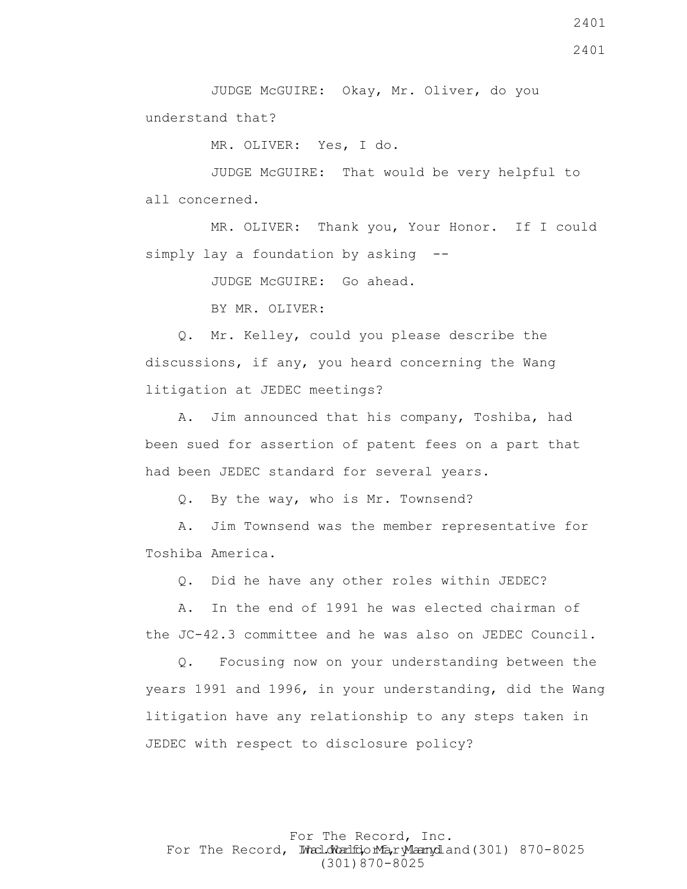JUDGE McGUIRE: Okay, Mr. Oliver, do you understand that?

MR. OLIVER: Yes, I do.

JUDGE McGUIRE: That would be very helpful to all concerned.

MR. OLIVER: Thank you, Your Honor. If I could simply lay a foundation by asking --

JUDGE McGUIRE: Go ahead.

BY MR. OLIVER:

Q. Mr. Kelley, could you please describe the discussions, if any, you heard concerning the Wang litigation at JEDEC meetings?

A. Jim announced that his company, Toshiba, had been sued for assertion of patent fees on a part that had been JEDEC standard for several years.

Q. By the way, who is Mr. Townsend?

A. Jim Townsend was the member representative for Toshiba America.

Q. Did he have any other roles within JEDEC?

A. In the end of 1991 he was elected chairman of the JC-42.3 committee and he was also on JEDEC Council.

Q. Focusing now on your understanding between the years 1991 and 1996, in your understanding, did the Wang litigation have any relationship to any steps taken in JEDEC with respect to disclosure policy?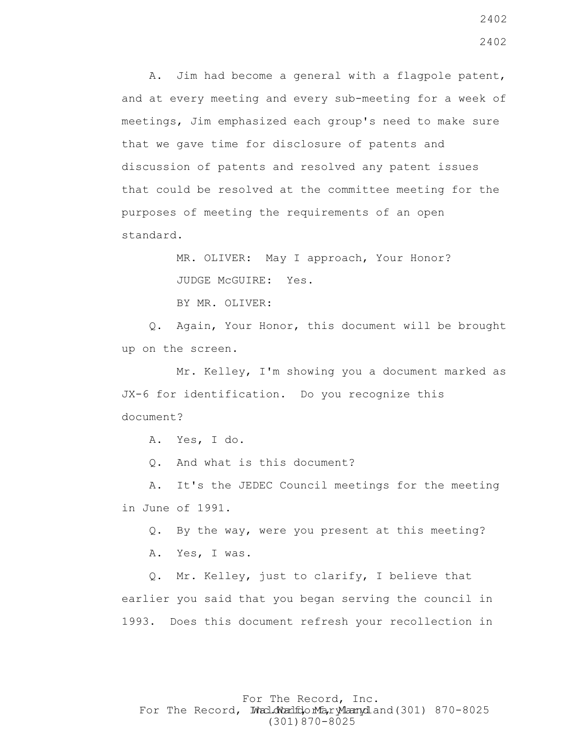A. Jim had become a general with a flagpole patent, and at every meeting and every sub-meeting for a week of meetings, Jim emphasized each group's need to make sure that we gave time for disclosure of patents and discussion of patents and resolved any patent issues that could be resolved at the committee meeting for the purposes of meeting the requirements of an open standard.

MR. OLIVER: May I approach, Your Honor?

JUDGE McGUIRE: Yes.

BY MR. OLIVER:

Q. Again, Your Honor, this document will be brought up on the screen.

Mr. Kelley, I'm showing you a document marked as JX-6 for identification. Do you recognize this document?

A. Yes, I do.

Q. And what is this document?

A. It's the JEDEC Council meetings for the meeting in June of 1991.

Q. By the way, were you present at this meeting?

A. Yes, I was.

Q. Mr. Kelley, just to clarify, I believe that earlier you said that you began serving the council in 1993. Does this document refresh your recollection in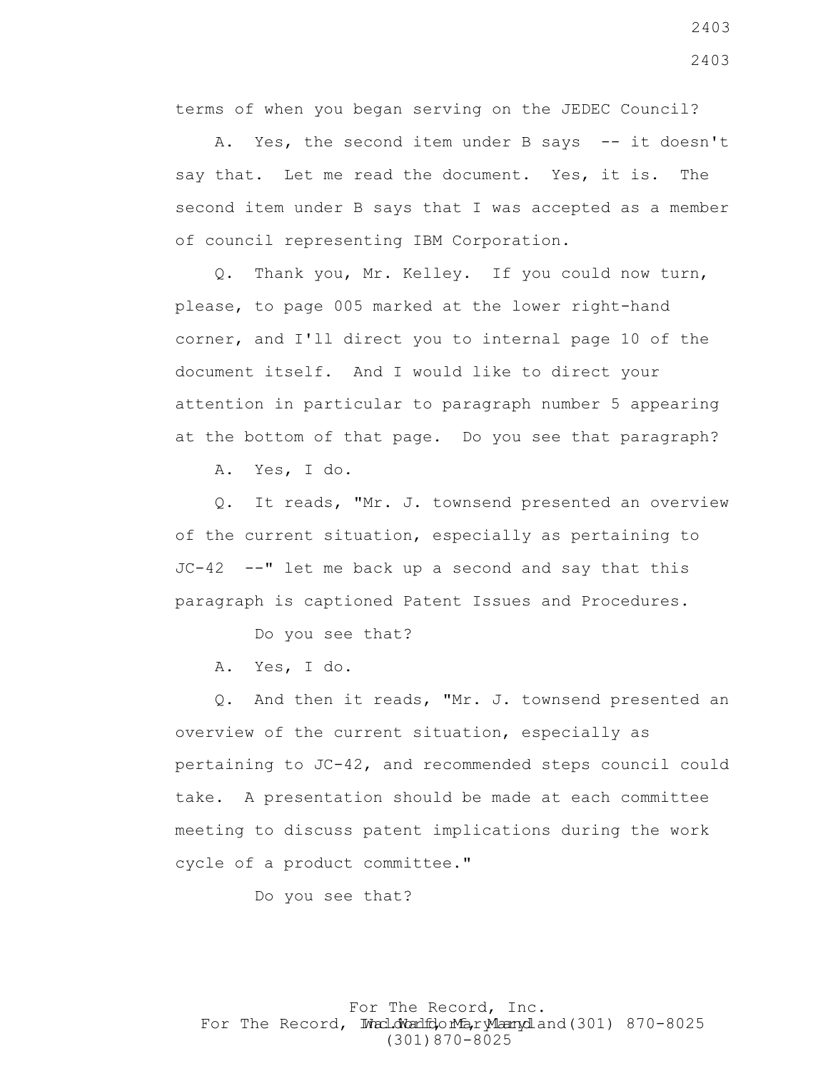terms of when you began serving on the JEDEC Council?

A. Yes, the second item under B says -- it doesn't say that. Let me read the document. Yes, it is. The second item under B says that I was accepted as a member of council representing IBM Corporation.

Q. Thank you, Mr. Kelley. If you could now turn, please, to page 005 marked at the lower right-hand corner, and I'll direct you to internal page 10 of the document itself. And I would like to direct your attention in particular to paragraph number 5 appearing at the bottom of that page. Do you see that paragraph?

A. Yes, I do.

Q. It reads, "Mr. J. townsend presented an overview of the current situation, especially as pertaining to JC-42 --" let me back up a second and say that this paragraph is captioned Patent Issues and Procedures.

Do you see that?

A. Yes, I do.

Q. And then it reads, "Mr. J. townsend presented an overview of the current situation, especially as pertaining to JC-42, and recommended steps council could take. A presentation should be made at each committee meeting to discuss patent implications during the work cycle of a product committee."

Do you see that?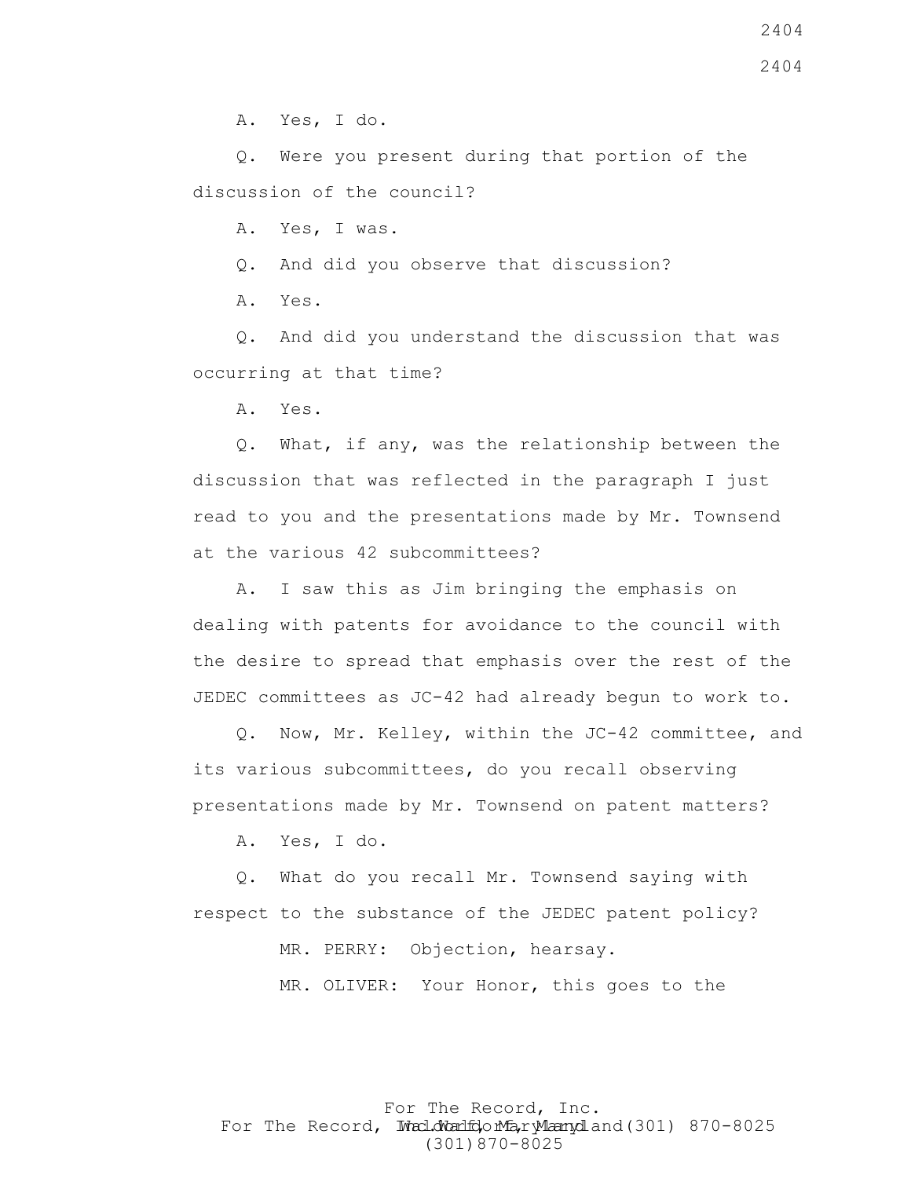A. Yes, I do.

Q. Were you present during that portion of the discussion of the council?

A. Yes, I was.

Q. And did you observe that discussion?

A. Yes.

Q. And did you understand the discussion that was occurring at that time?

A. Yes.

Q. What, if any, was the relationship between the discussion that was reflected in the paragraph I just read to you and the presentations made by Mr. Townsend at the various 42 subcommittees?

A. I saw this as Jim bringing the emphasis on dealing with patents for avoidance to the council with the desire to spread that emphasis over the rest of the JEDEC committees as JC-42 had already begun to work to.

Q. Now, Mr. Kelley, within the JC-42 committee, and its various subcommittees, do you recall observing presentations made by Mr. Townsend on patent matters?

A. Yes, I do.

Q. What do you recall Mr. Townsend saying with respect to the substance of the JEDEC patent policy?

MR. PERRY: Objection, hearsay.

MR. OLIVER: Your Honor, this goes to the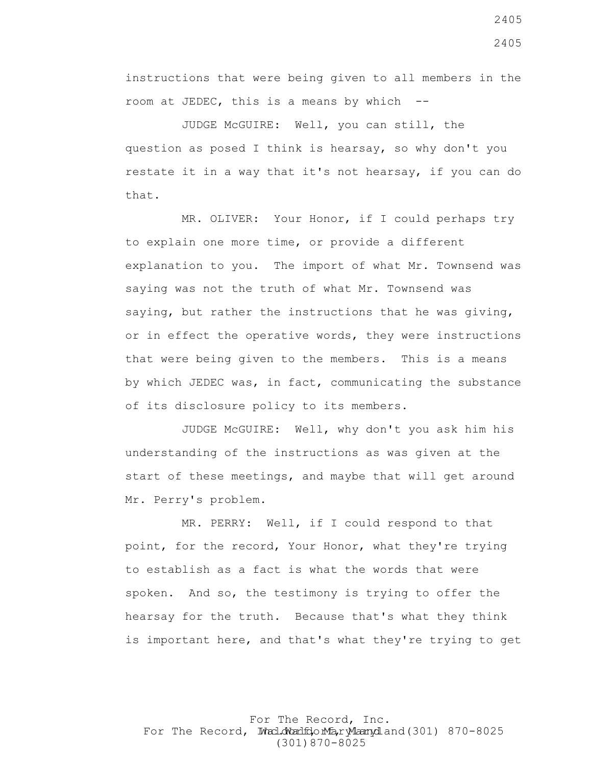instructions that were being given to all members in the room at JEDEC, this is a means by which --

JUDGE McGUIRE: Well, you can still, the question as posed I think is hearsay, so why don't you restate it in a way that it's not hearsay, if you can do that.

MR. OLIVER: Your Honor, if I could perhaps try to explain one more time, or provide a different explanation to you. The import of what Mr. Townsend was saying was not the truth of what Mr. Townsend was saying, but rather the instructions that he was giving, or in effect the operative words, they were instructions that were being given to the members. This is a means by which JEDEC was, in fact, communicating the substance of its disclosure policy to its members.

JUDGE McGUIRE: Well, why don't you ask him his understanding of the instructions as was given at the start of these meetings, and maybe that will get around Mr. Perry's problem.

MR. PERRY: Well, if I could respond to that point, for the record, Your Honor, what they're trying to establish as a fact is what the words that were spoken. And so, the testimony is trying to offer the hearsay for the truth. Because that's what they think is important here, and that's what they're trying to get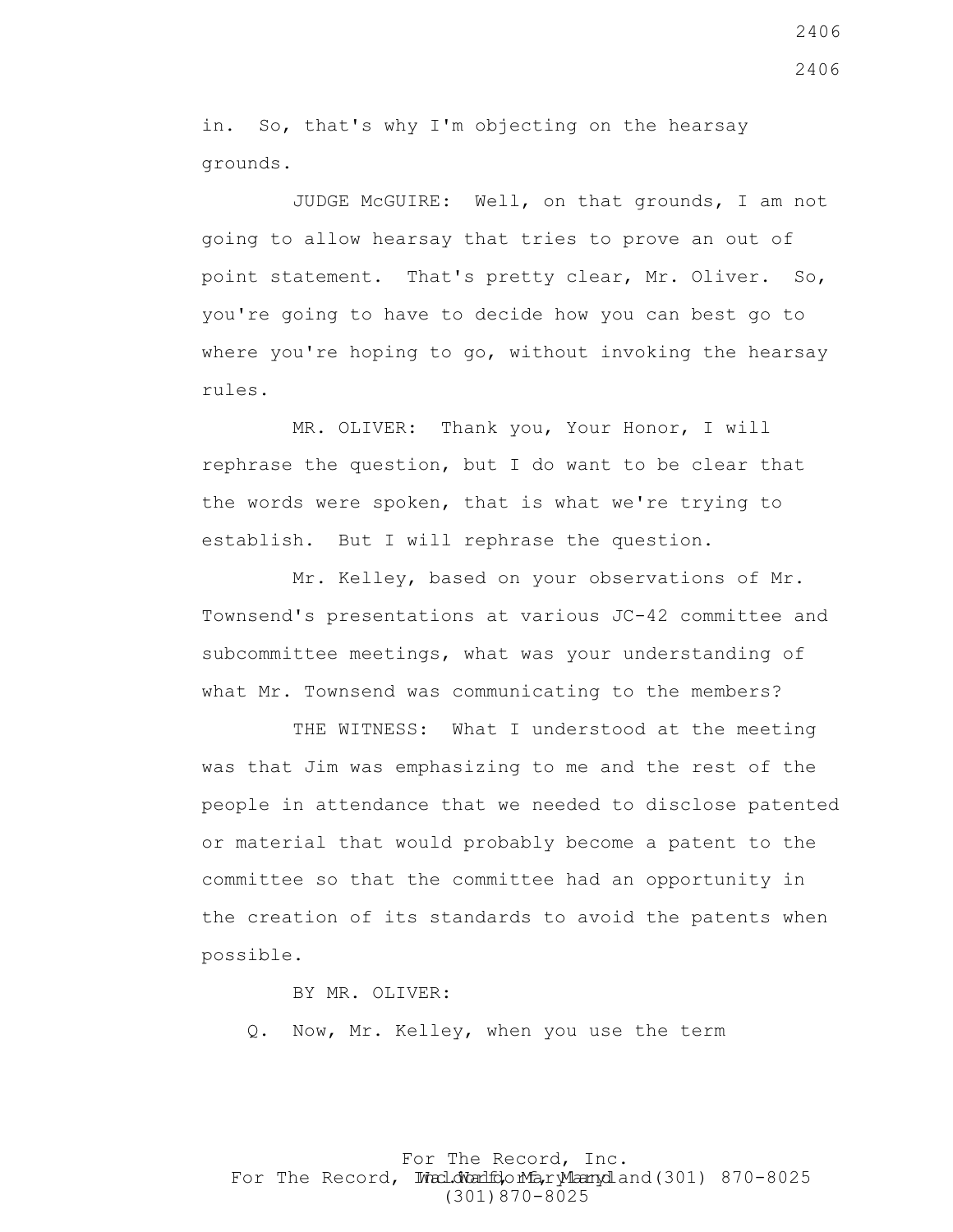in. So, that's why I'm objecting on the hearsay grounds.

JUDGE McGUIRE: Well, on that grounds, I am not going to allow hearsay that tries to prove an out of point statement. That's pretty clear, Mr. Oliver. So, you're going to have to decide how you can best go to where you're hoping to go, without invoking the hearsay rules.

MR. OLIVER: Thank you, Your Honor, I will rephrase the question, but I do want to be clear that the words were spoken, that is what we're trying to establish. But I will rephrase the question.

Mr. Kelley, based on your observations of Mr. Townsend's presentations at various JC-42 committee and subcommittee meetings, what was your understanding of what Mr. Townsend was communicating to the members?

THE WITNESS: What I understood at the meeting was that Jim was emphasizing to me and the rest of the people in attendance that we needed to disclose patented or material that would probably become a patent to the committee so that the committee had an opportunity in the creation of its standards to avoid the patents when possible.

BY MR. OLIVER:

Q. Now, Mr. Kelley, when you use the term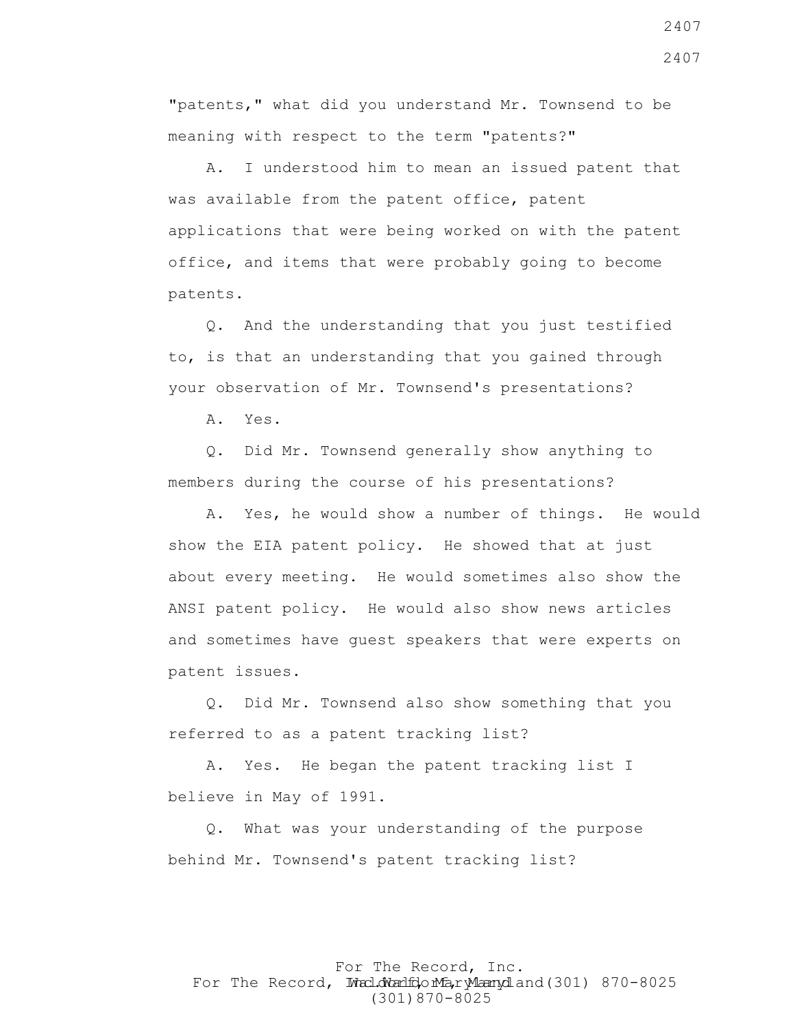"patents," what did you understand Mr. Townsend to be meaning with respect to the term "patents?"

A. I understood him to mean an issued patent that was available from the patent office, patent applications that were being worked on with the patent office, and items that were probably going to become patents.

Q. And the understanding that you just testified to, is that an understanding that you gained through your observation of Mr. Townsend's presentations?

A. Yes.

Q. Did Mr. Townsend generally show anything to members during the course of his presentations?

A. Yes, he would show a number of things. He would show the EIA patent policy. He showed that at just about every meeting. He would sometimes also show the ANSI patent policy. He would also show news articles and sometimes have guest speakers that were experts on patent issues.

Q. Did Mr. Townsend also show something that you referred to as a patent tracking list?

A. Yes. He began the patent tracking list I believe in May of 1991.

Q. What was your understanding of the purpose behind Mr. Townsend's patent tracking list?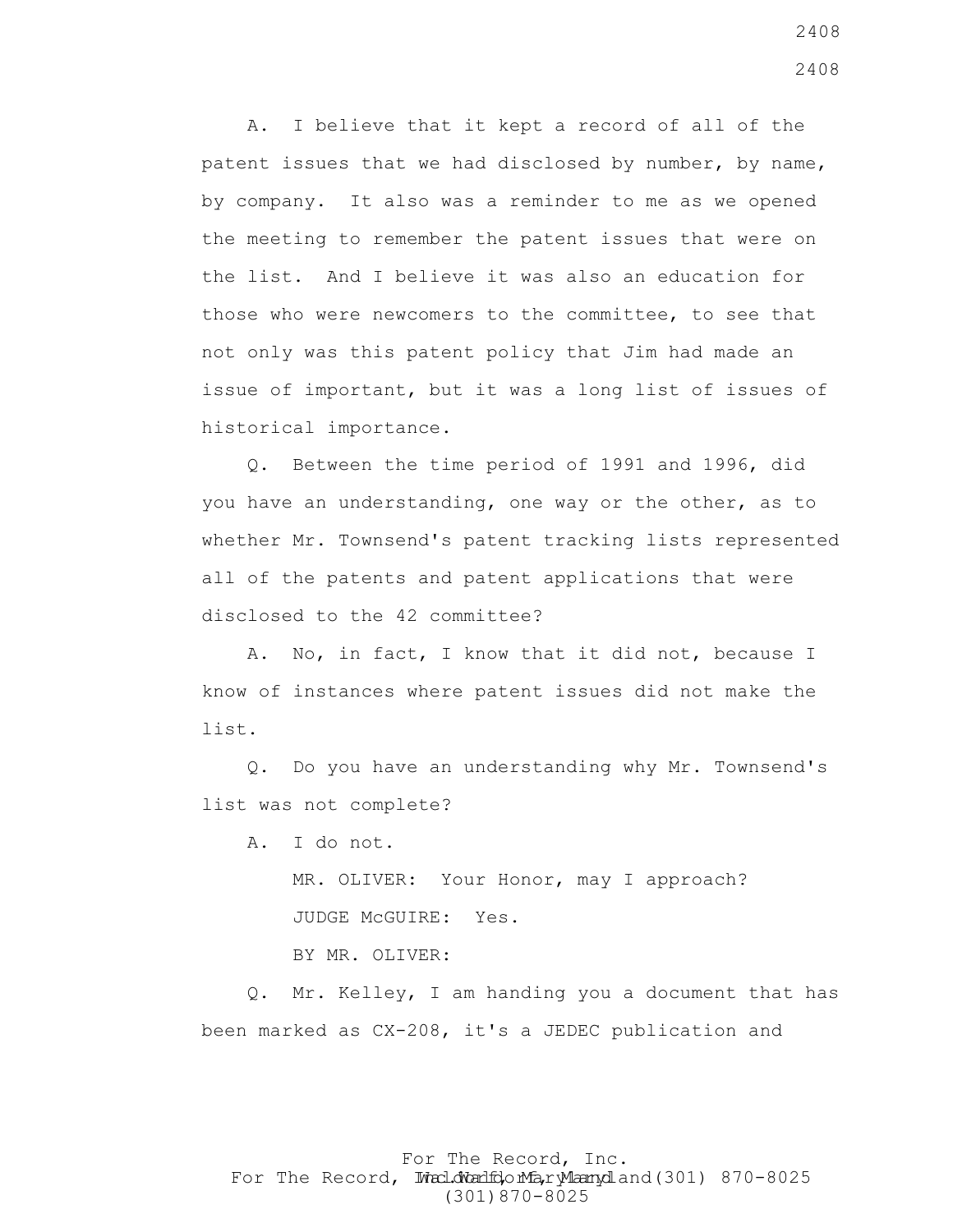A. I believe that it kept a record of all of the patent issues that we had disclosed by number, by name, by company. It also was a reminder to me as we opened the meeting to remember the patent issues that were on the list. And I believe it was also an education for those who were newcomers to the committee, to see that not only was this patent policy that Jim had made an issue of important, but it was a long list of issues of historical importance.

Q. Between the time period of 1991 and 1996, did you have an understanding, one way or the other, as to whether Mr. Townsend's patent tracking lists represented all of the patents and patent applications that were disclosed to the 42 committee?

A. No, in fact, I know that it did not, because I know of instances where patent issues did not make the list.

Q. Do you have an understanding why Mr. Townsend's list was not complete?

A. I do not.

MR. OLIVER: Your Honor, may I approach?

JUDGE McGUIRE: Yes.

BY MR. OLIVER:

Q. Mr. Kelley, I am handing you a document that has been marked as CX-208, it's a JEDEC publication and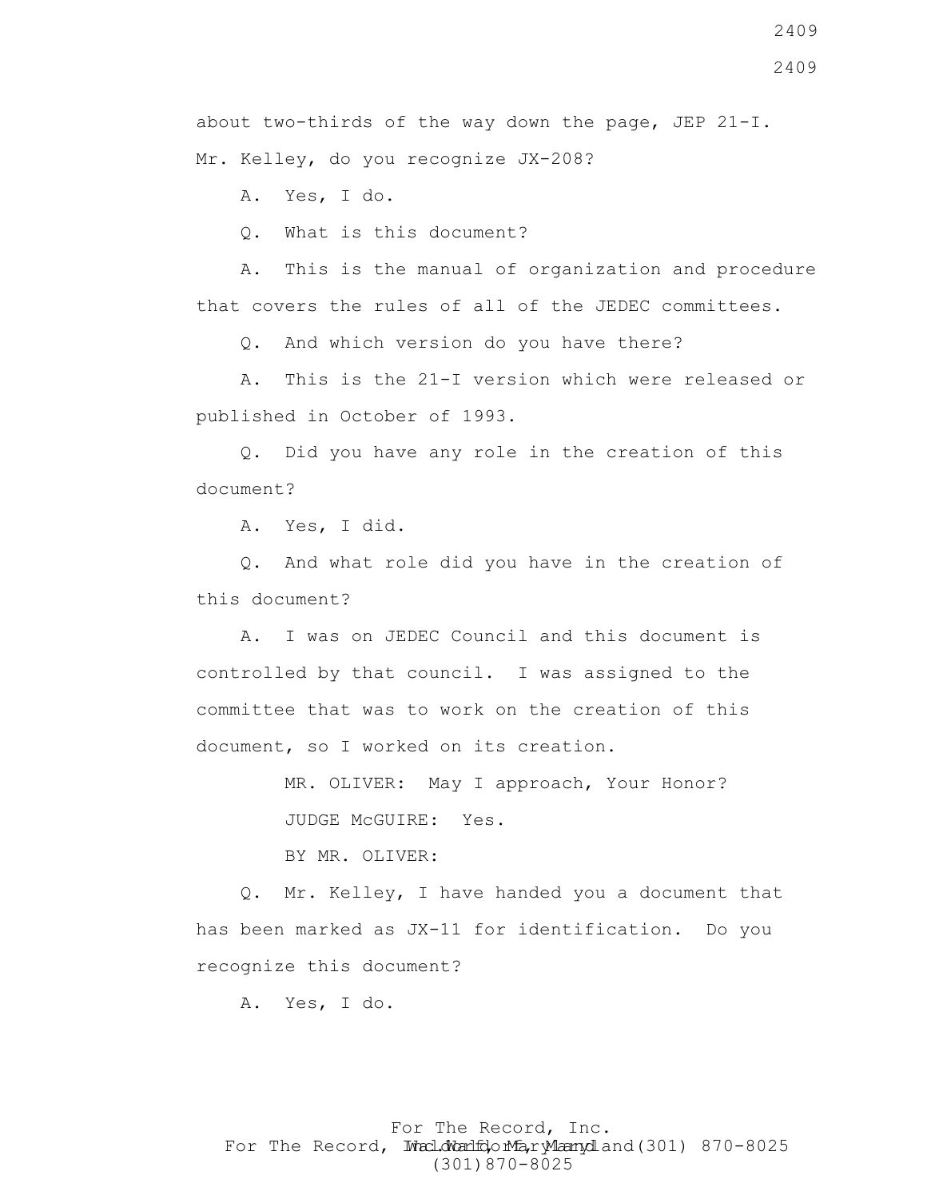about two-thirds of the way down the page, JEP 21-I. Mr. Kelley, do you recognize JX-208?

A. Yes, I do.

Q. What is this document?

A. This is the manual of organization and procedure that covers the rules of all of the JEDEC committees.

Q. And which version do you have there?

A. This is the 21-I version which were released or published in October of 1993.

Q. Did you have any role in the creation of this document?

A. Yes, I did.

Q. And what role did you have in the creation of this document?

A. I was on JEDEC Council and this document is controlled by that council. I was assigned to the committee that was to work on the creation of this document, so I worked on its creation.

MR. OLIVER: May I approach, Your Honor?

JUDGE McGUIRE: Yes.

BY MR. OLIVER:

Q. Mr. Kelley, I have handed you a document that has been marked as JX-11 for identification. Do you recognize this document?

A. Yes, I do.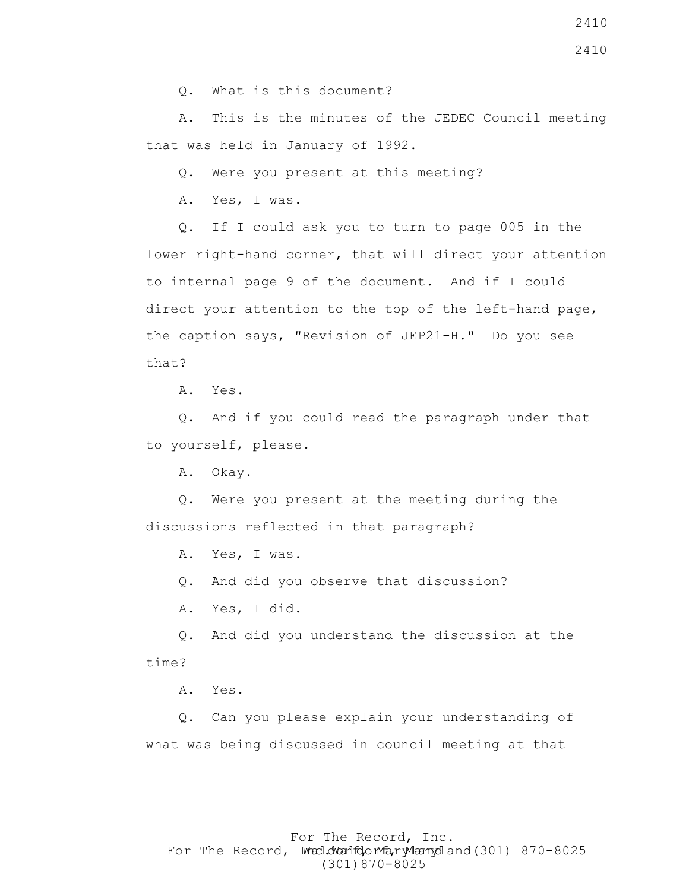Q. What is this document?

A. This is the minutes of the JEDEC Council meeting that was held in January of 1992.

Q. Were you present at this meeting?

A. Yes, I was.

Q. If I could ask you to turn to page 005 in the lower right-hand corner, that will direct your attention to internal page 9 of the document. And if I could direct your attention to the top of the left-hand page, the caption says, "Revision of JEP21-H." Do you see that?

A. Yes.

Q. And if you could read the paragraph under that to yourself, please.

A. Okay.

Q. Were you present at the meeting during the discussions reflected in that paragraph?

A. Yes, I was.

Q. And did you observe that discussion?

A. Yes, I did.

Q. And did you understand the discussion at the time?

A. Yes.

Q. Can you please explain your understanding of what was being discussed in council meeting at that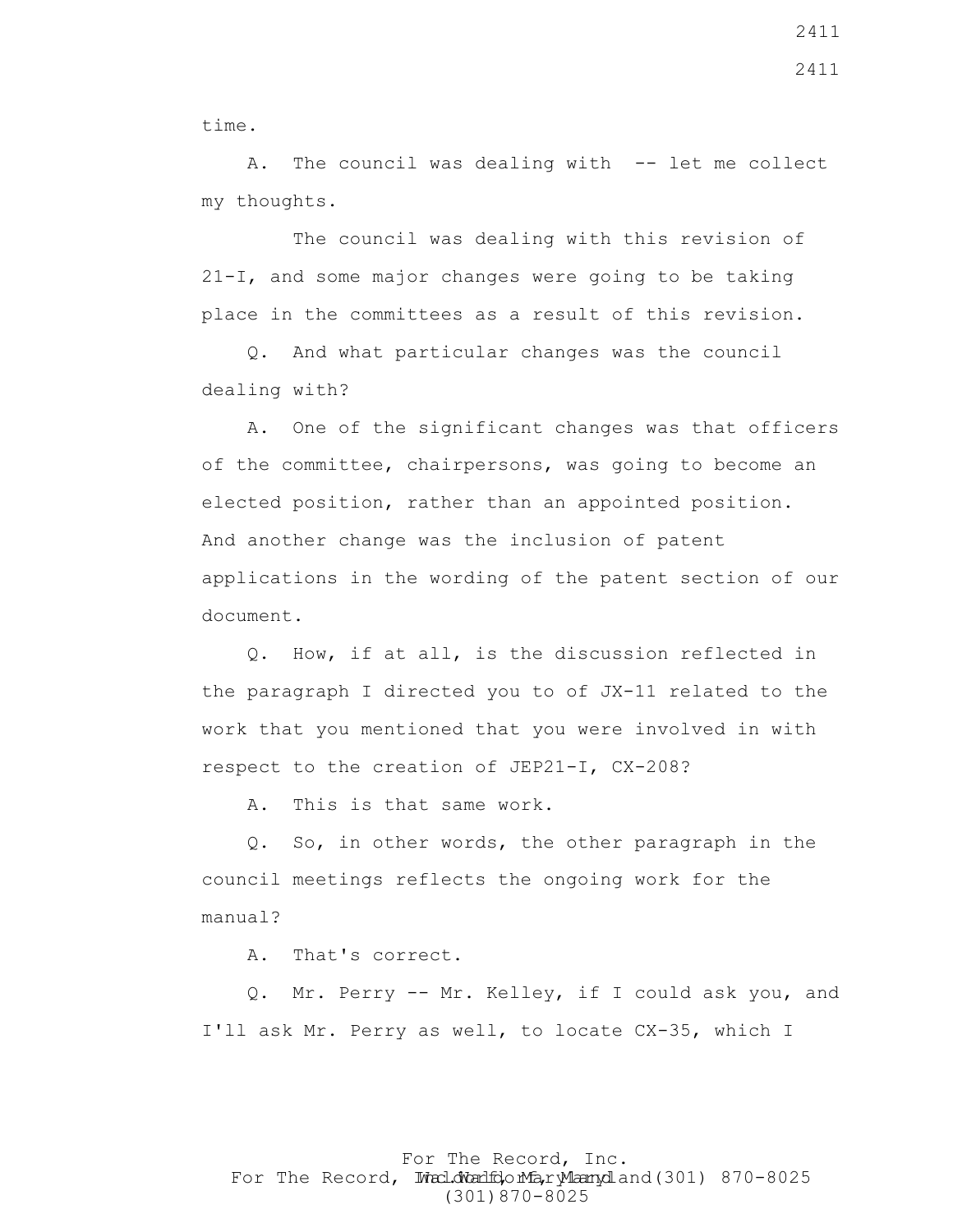time.

A. The council was dealing with -- let me collect my thoughts.

The council was dealing with this revision of 21-I, and some major changes were going to be taking place in the committees as a result of this revision.

Q. And what particular changes was the council dealing with?

A. One of the significant changes was that officers of the committee, chairpersons, was going to become an elected position, rather than an appointed position. And another change was the inclusion of patent applications in the wording of the patent section of our document.

Q. How, if at all, is the discussion reflected in the paragraph I directed you to of JX-11 related to the work that you mentioned that you were involved in with respect to the creation of JEP21-I, CX-208?

A. This is that same work.

Q. So, in other words, the other paragraph in the council meetings reflects the ongoing work for the manual?

A. That's correct.

Q. Mr. Perry -- Mr. Kelley, if I could ask you, and I'll ask Mr. Perry as well, to locate CX-35, which I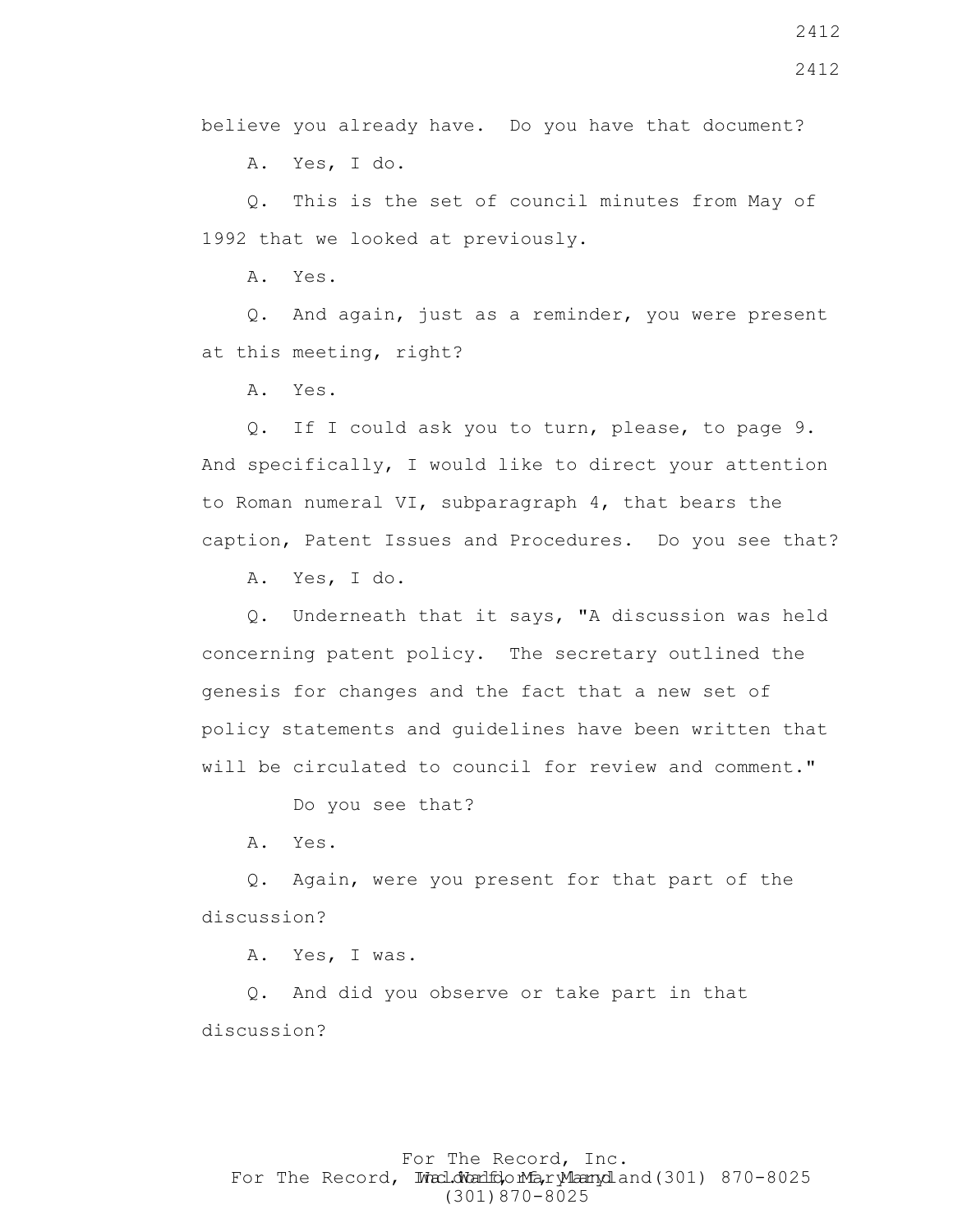believe you already have. Do you have that document?

A. Yes, I do.

Q. This is the set of council minutes from May of 1992 that we looked at previously.

A. Yes.

Q. And again, just as a reminder, you were present at this meeting, right?

A. Yes.

Q. If I could ask you to turn, please, to page 9. And specifically, I would like to direct your attention to Roman numeral VI, subparagraph 4, that bears the caption, Patent Issues and Procedures. Do you see that?

A. Yes, I do.

Q. Underneath that it says, "A discussion was held concerning patent policy. The secretary outlined the genesis for changes and the fact that a new set of policy statements and guidelines have been written that will be circulated to council for review and comment."

Do you see that?

A. Yes.

Q. Again, were you present for that part of the discussion?

A. Yes, I was.

Q. And did you observe or take part in that discussion?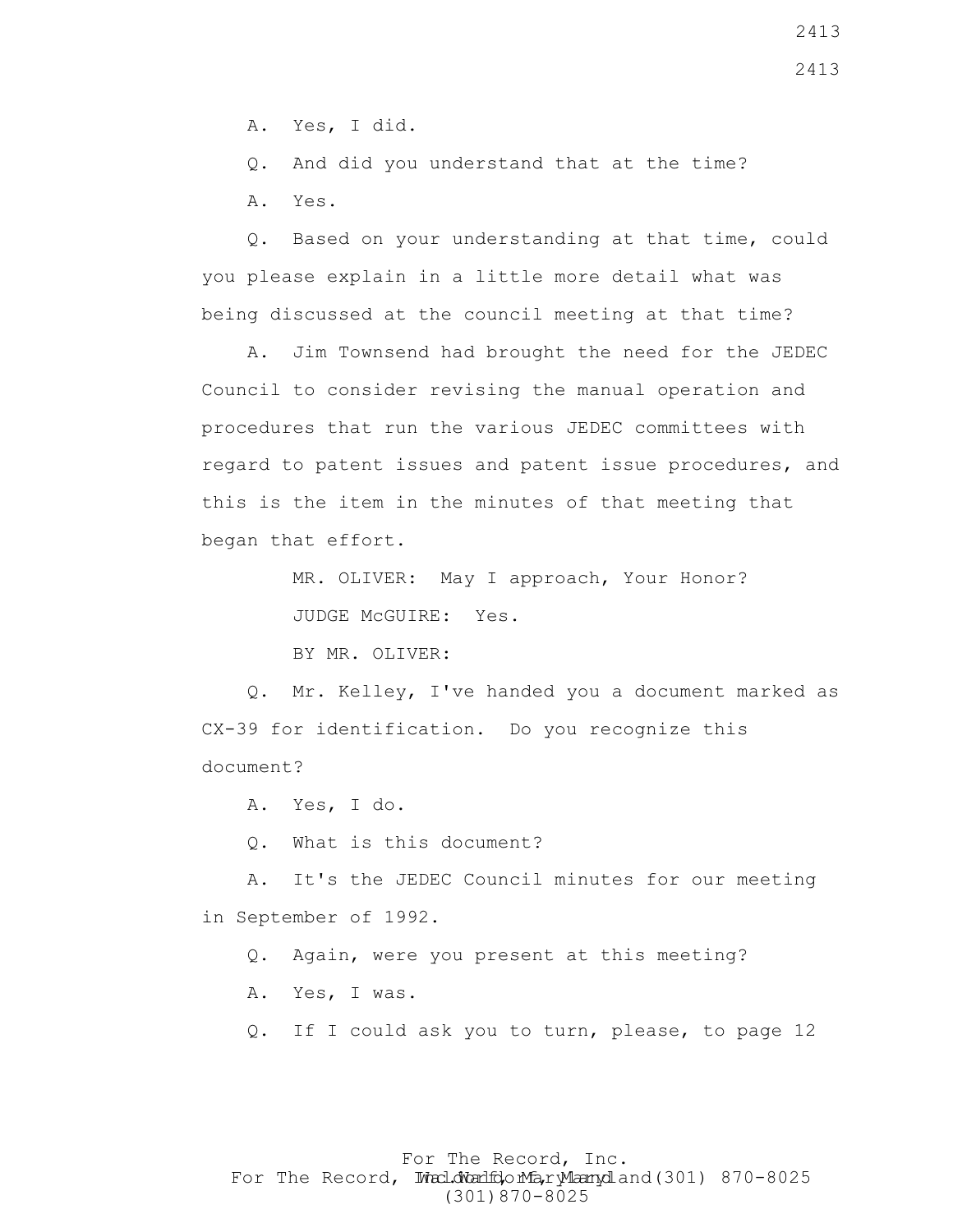A. Yes, I did.

Q. And did you understand that at the time?

A. Yes.

Q. Based on your understanding at that time, could you please explain in a little more detail what was being discussed at the council meeting at that time?

A. Jim Townsend had brought the need for the JEDEC Council to consider revising the manual operation and procedures that run the various JEDEC committees with regard to patent issues and patent issue procedures, and this is the item in the minutes of that meeting that began that effort.

MR. OLIVER: May I approach, Your Honor?

JUDGE McGUIRE: Yes.

BY MR. OLIVER:

Q. Mr. Kelley, I've handed you a document marked as CX-39 for identification. Do you recognize this document?

A. Yes, I do.

Q. What is this document?

A. It's the JEDEC Council minutes for our meeting in September of 1992.

Q. Again, were you present at this meeting?

A. Yes, I was.

Q. If I could ask you to turn, please, to page 12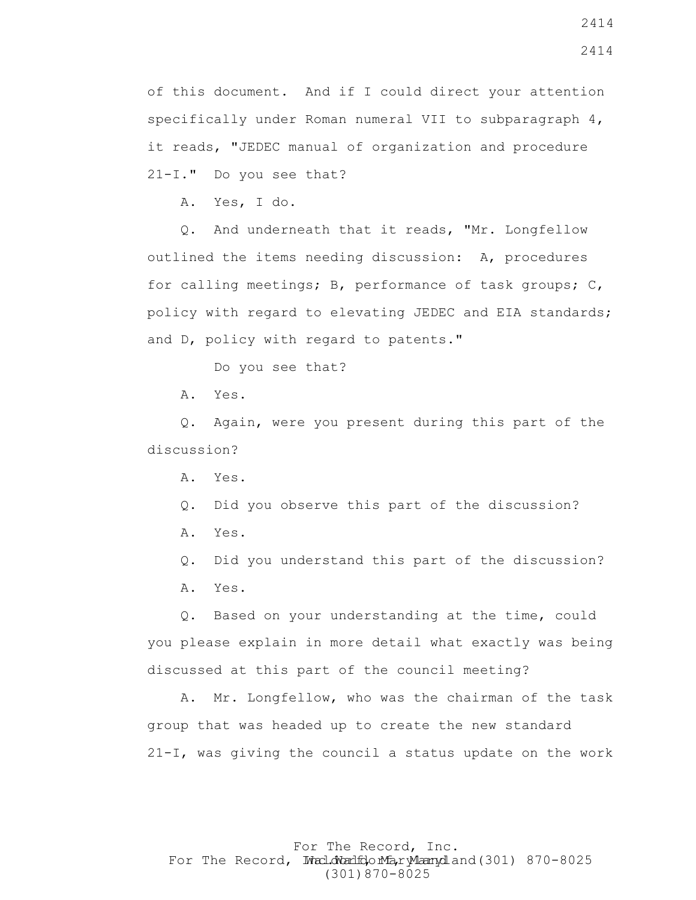of this document. And if I could direct your attention specifically under Roman numeral VII to subparagraph 4, it reads, "JEDEC manual of organization and procedure 21-I." Do you see that?

A. Yes, I do.

Q. And underneath that it reads, "Mr. Longfellow outlined the items needing discussion: A, procedures for calling meetings; B, performance of task groups; C, policy with regard to elevating JEDEC and EIA standards; and D, policy with regard to patents."

Do you see that?

A. Yes.

Q. Again, were you present during this part of the discussion?

A. Yes.

Q. Did you observe this part of the discussion?

A. Yes.

Q. Did you understand this part of the discussion?

A. Yes.

Q. Based on your understanding at the time, could you please explain in more detail what exactly was being discussed at this part of the council meeting?

A. Mr. Longfellow, who was the chairman of the task group that was headed up to create the new standard 21-I, was giving the council a status update on the work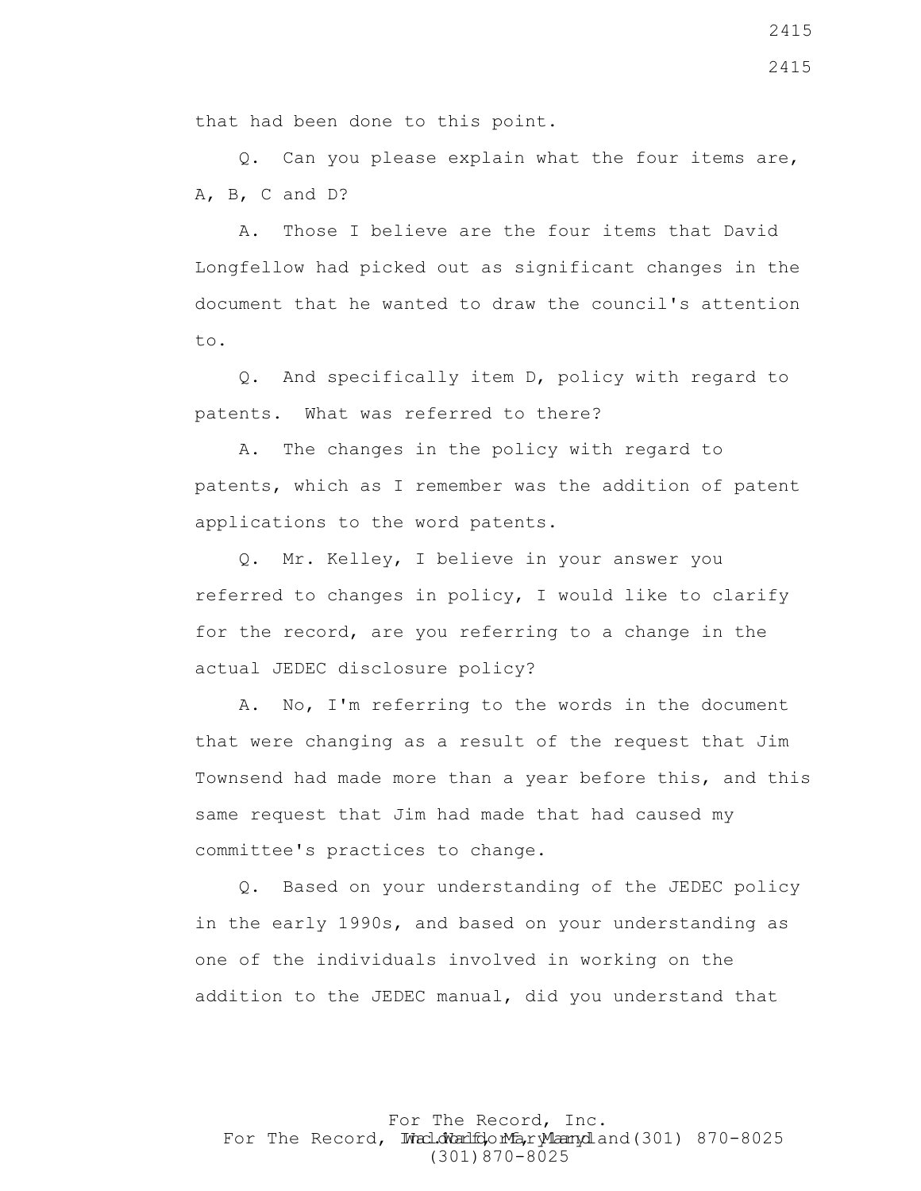that had been done to this point.

Q. Can you please explain what the four items are, A, B, C and D?

A. Those I believe are the four items that David Longfellow had picked out as significant changes in the document that he wanted to draw the council's attention to.

Q. And specifically item D, policy with regard to patents. What was referred to there?

A. The changes in the policy with regard to patents, which as I remember was the addition of patent applications to the word patents.

Q. Mr. Kelley, I believe in your answer you referred to changes in policy, I would like to clarify for the record, are you referring to a change in the actual JEDEC disclosure policy?

A. No, I'm referring to the words in the document that were changing as a result of the request that Jim Townsend had made more than a year before this, and this same request that Jim had made that had caused my committee's practices to change.

Q. Based on your understanding of the JEDEC policy in the early 1990s, and based on your understanding as one of the individuals involved in working on the addition to the JEDEC manual, did you understand that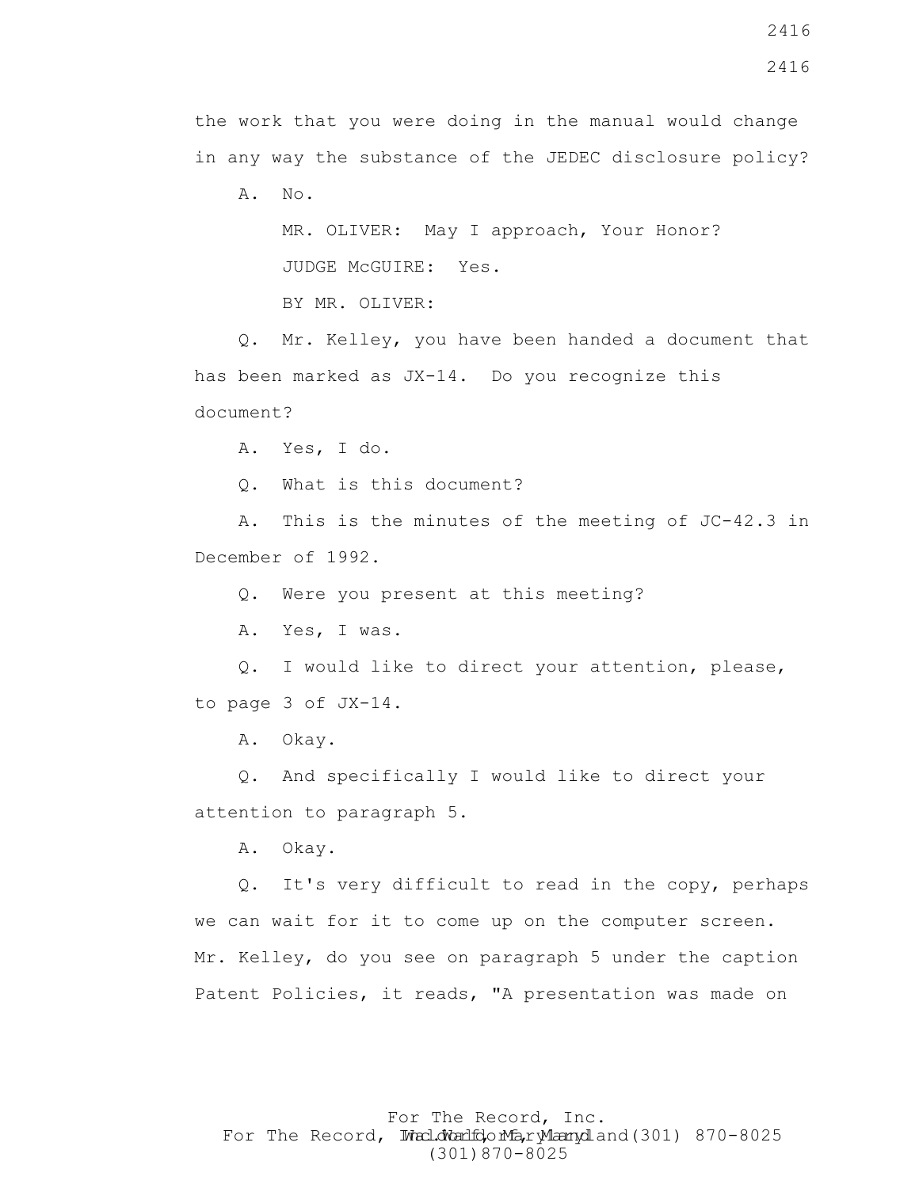the work that you were doing in the manual would change in any way the substance of the JEDEC disclosure policy?

A. No.

MR. OLIVER: May I approach, Your Honor?

JUDGE McGUIRE: Yes.

BY MR. OLIVER:

Q. Mr. Kelley, you have been handed a document that has been marked as JX-14. Do you recognize this document?

A. Yes, I do.

Q. What is this document?

A. This is the minutes of the meeting of JC-42.3 in December of 1992.

Q. Were you present at this meeting?

A. Yes, I was.

Q. I would like to direct your attention, please, to page 3 of JX-14.

A. Okay.

Q. And specifically I would like to direct your attention to paragraph 5.

A. Okay.

Q. It's very difficult to read in the copy, perhaps we can wait for it to come up on the computer screen. Mr. Kelley, do you see on paragraph 5 under the caption Patent Policies, it reads, "A presentation was made on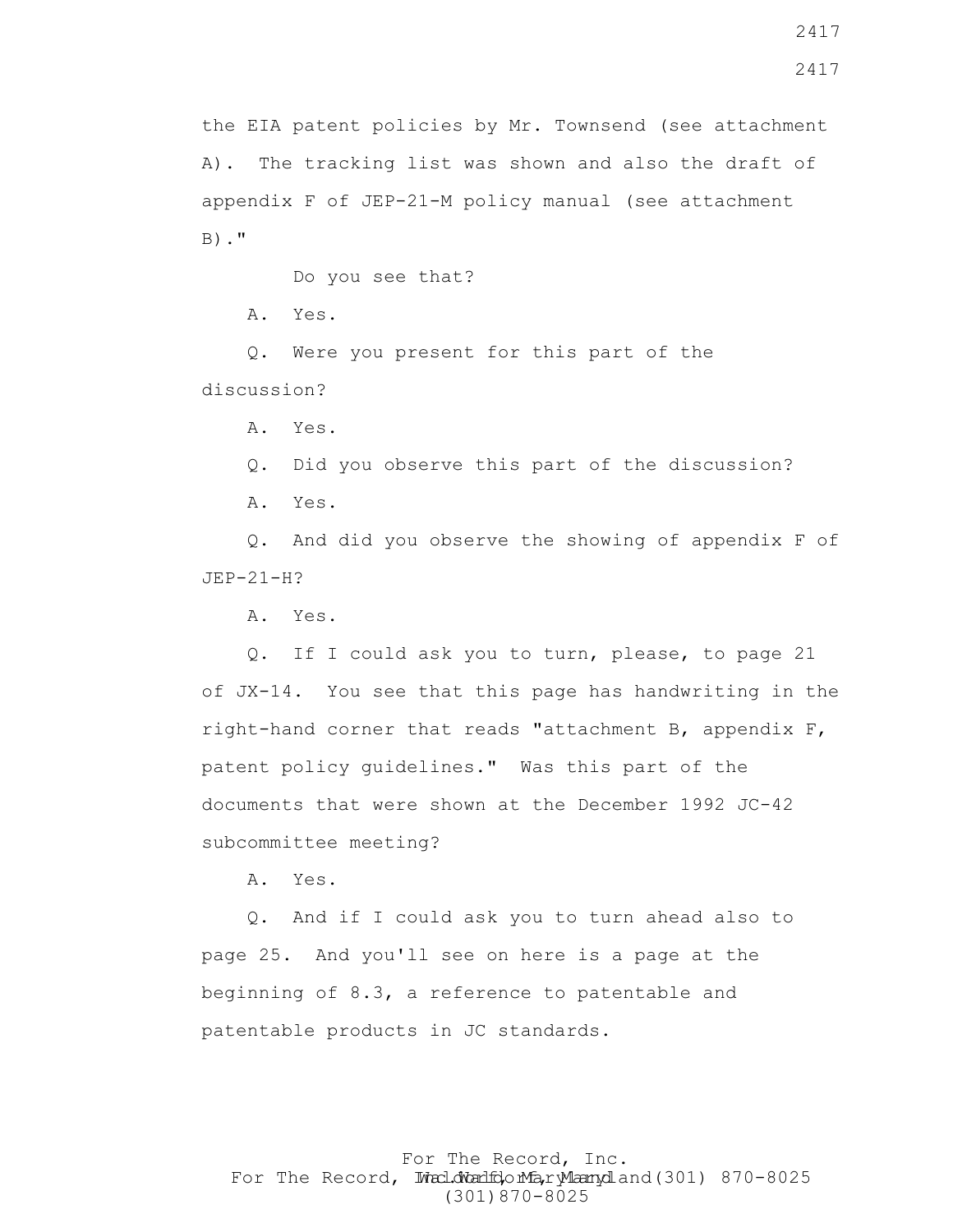the EIA patent policies by Mr. Townsend (see attachment A). The tracking list was shown and also the draft of appendix F of JEP-21-M policy manual (see attachment B)."

Do you see that?

A. Yes.

Q. Were you present for this part of the discussion?

A. Yes.

Q. Did you observe this part of the discussion?

A. Yes.

Q. And did you observe the showing of appendix F of JEP-21-H?

A. Yes.

Q. If I could ask you to turn, please, to page 21 of JX-14. You see that this page has handwriting in the right-hand corner that reads "attachment B, appendix F, patent policy guidelines." Was this part of the documents that were shown at the December 1992 JC-42 subcommittee meeting?

A. Yes.

Q. And if I could ask you to turn ahead also to page 25. And you'll see on here is a page at the beginning of 8.3, a reference to patentable and patentable products in JC standards.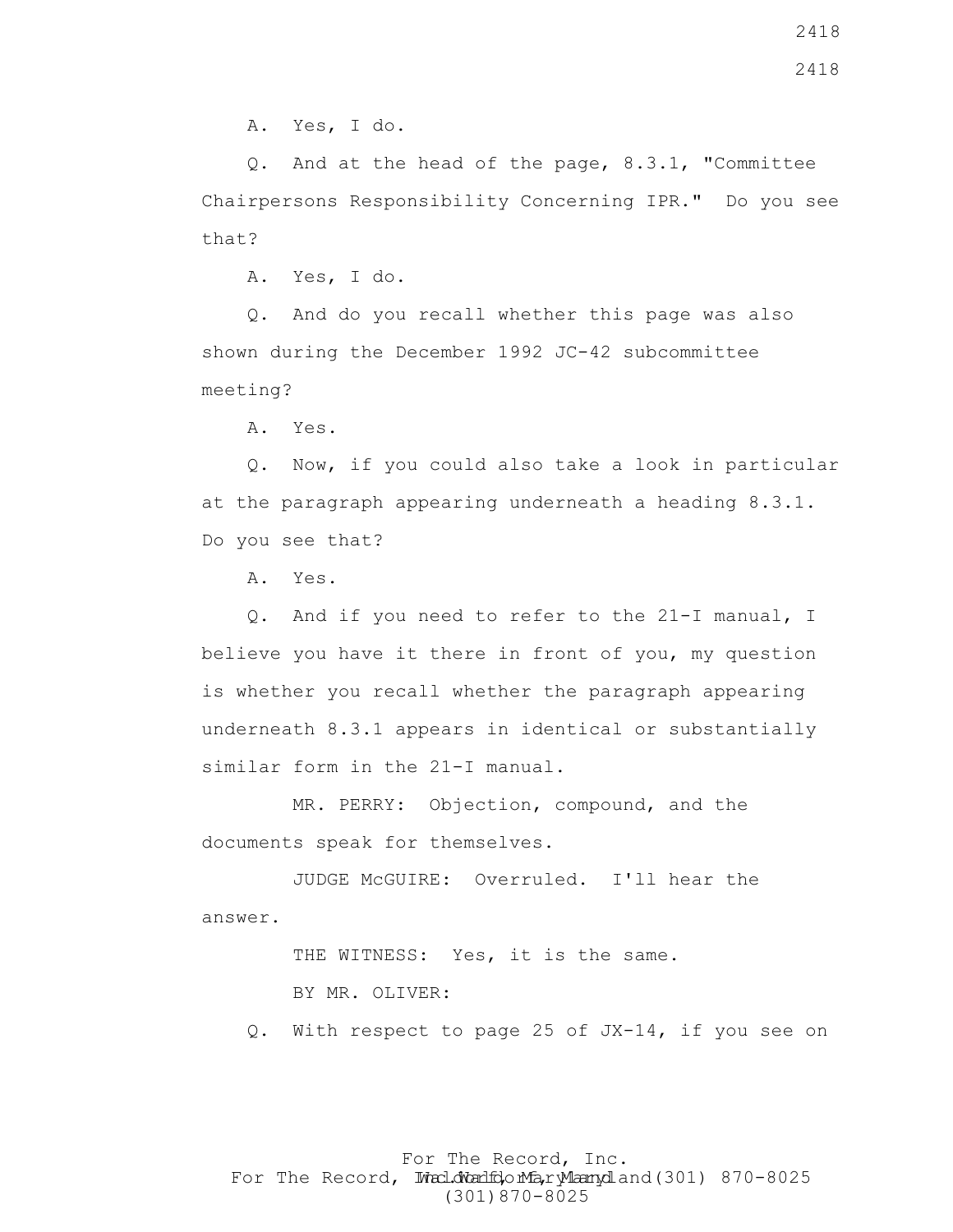A. Yes, I do.

Q. And at the head of the page, 8.3.1, "Committee Chairpersons Responsibility Concerning IPR." Do you see that?

A. Yes, I do.

Q. And do you recall whether this page was also shown during the December 1992 JC-42 subcommittee meeting?

A. Yes.

Q. Now, if you could also take a look in particular at the paragraph appearing underneath a heading 8.3.1. Do you see that?

A. Yes.

Q. And if you need to refer to the 21-I manual, I believe you have it there in front of you, my question is whether you recall whether the paragraph appearing underneath 8.3.1 appears in identical or substantially similar form in the 21-I manual.

MR. PERRY: Objection, compound, and the documents speak for themselves.

JUDGE McGUIRE: Overruled. I'll hear the answer.

THE WITNESS: Yes, it is the same.

BY MR. OLIVER:

Q. With respect to page 25 of JX-14, if you see on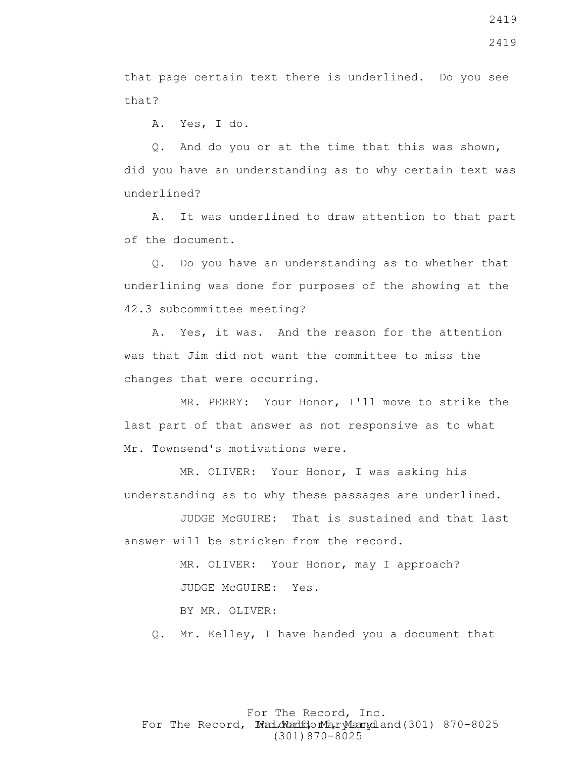that page certain text there is underlined. Do you see that?

A. Yes, I do.

Q. And do you or at the time that this was shown, did you have an understanding as to why certain text was underlined?

A. It was underlined to draw attention to that part of the document.

Q. Do you have an understanding as to whether that underlining was done for purposes of the showing at the 42.3 subcommittee meeting?

A. Yes, it was. And the reason for the attention was that Jim did not want the committee to miss the changes that were occurring.

MR. PERRY: Your Honor, I'll move to strike the last part of that answer as not responsive as to what Mr. Townsend's motivations were.

MR. OLIVER: Your Honor, I was asking his understanding as to why these passages are underlined.

JUDGE McGUIRE: That is sustained and that last answer will be stricken from the record.

MR. OLIVER: Your Honor, may I approach?

JUDGE McGUIRE: Yes.

BY MR. OLIVER:

Q. Mr. Kelley, I have handed you a document that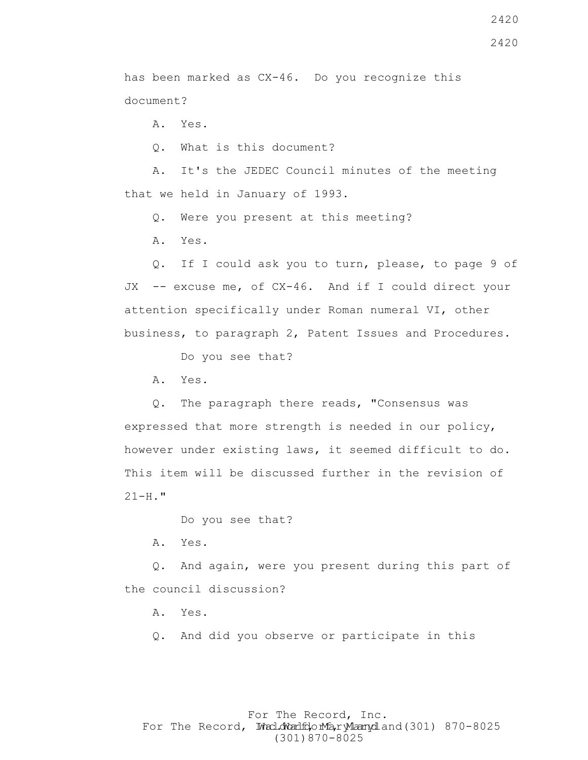has been marked as CX-46. Do you recognize this document?

A. Yes.

Q. What is this document?

A. It's the JEDEC Council minutes of the meeting that we held in January of 1993.

Q. Were you present at this meeting?

A. Yes.

Q. If I could ask you to turn, please, to page 9 of JX -- excuse me, of CX-46. And if I could direct your attention specifically under Roman numeral VI, other business, to paragraph 2, Patent Issues and Procedures.

Do you see that?

A. Yes.

Q. The paragraph there reads, "Consensus was expressed that more strength is needed in our policy, however under existing laws, it seemed difficult to do. This item will be discussed further in the revision of 21-H."

Do you see that?

A. Yes.

Q. And again, were you present during this part of the council discussion?

A. Yes.

Q. And did you observe or participate in this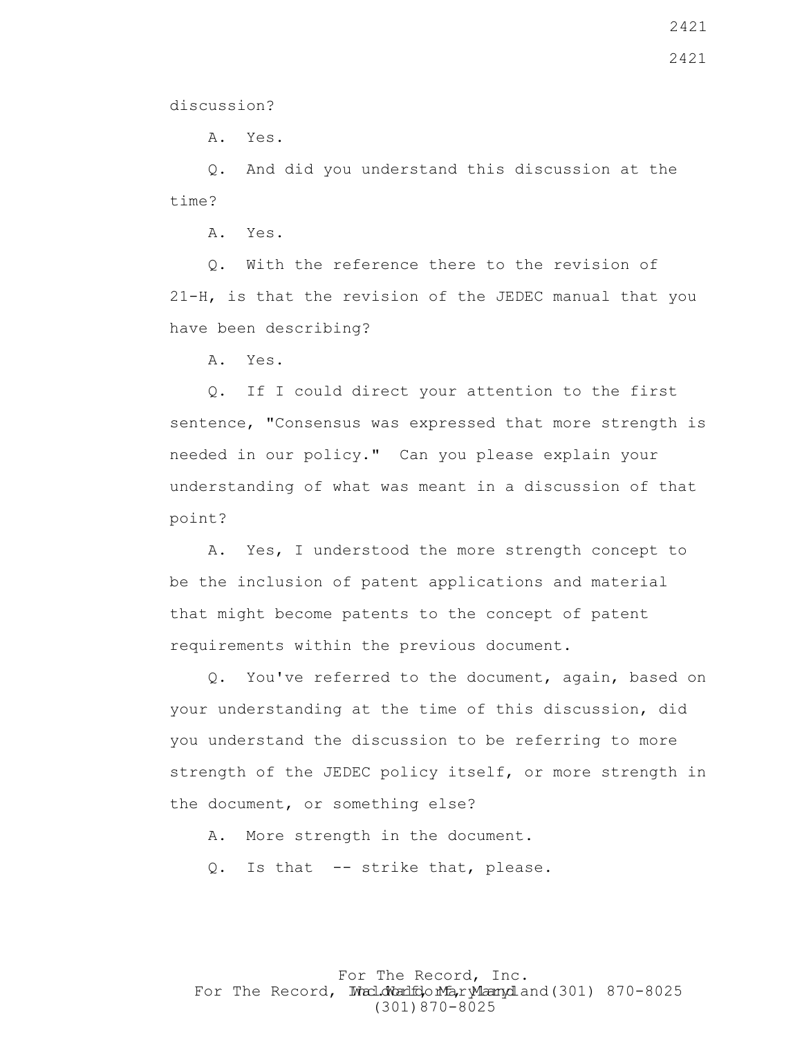discussion?

A. Yes.

Q. And did you understand this discussion at the time?

A. Yes.

Q. With the reference there to the revision of 21-H, is that the revision of the JEDEC manual that you have been describing?

A. Yes.

Q. If I could direct your attention to the first sentence, "Consensus was expressed that more strength is needed in our policy." Can you please explain your understanding of what was meant in a discussion of that point?

A. Yes, I understood the more strength concept to be the inclusion of patent applications and material that might become patents to the concept of patent requirements within the previous document.

Q. You've referred to the document, again, based on your understanding at the time of this discussion, did you understand the discussion to be referring to more strength of the JEDEC policy itself, or more strength in the document, or something else?

A. More strength in the document.

Q. Is that -- strike that, please.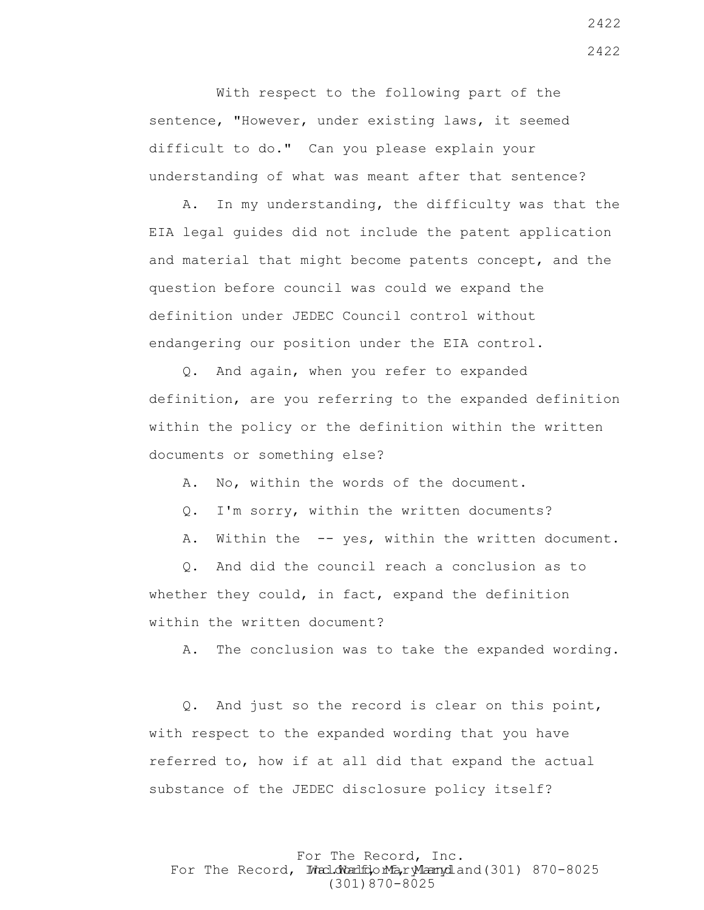With respect to the following part of the sentence, "However, under existing laws, it seemed difficult to do." Can you please explain your understanding of what was meant after that sentence?

A. In my understanding, the difficulty was that the EIA legal guides did not include the patent application and material that might become patents concept, and the question before council was could we expand the definition under JEDEC Council control without endangering our position under the EIA control.

Q. And again, when you refer to expanded definition, are you referring to the expanded definition within the policy or the definition within the written documents or something else?

A. No, within the words of the document.

Q. I'm sorry, within the written documents?

A. Within the -- yes, within the written document.

Q. And did the council reach a conclusion as to whether they could, in fact, expand the definition within the written document?

A. The conclusion was to take the expanded wording.

Q. And just so the record is clear on this point, with respect to the expanded wording that you have referred to, how if at all did that expand the actual substance of the JEDEC disclosure policy itself?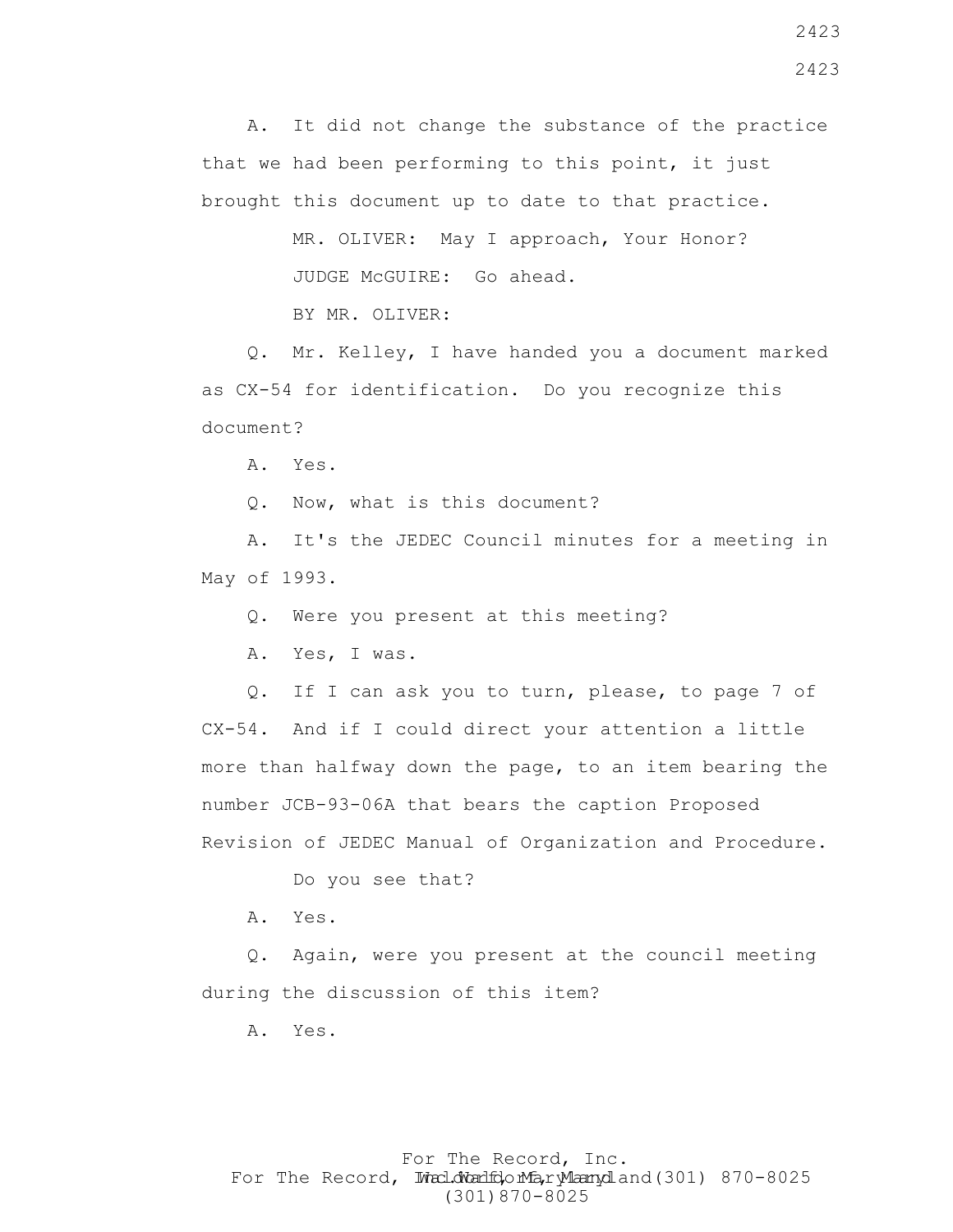A. It did not change the substance of the practice that we had been performing to this point, it just brought this document up to date to that practice.

MR. OLIVER: May I approach, Your Honor?

JUDGE McGUIRE: Go ahead.

BY MR. OLIVER:

Q. Mr. Kelley, I have handed you a document marked as CX-54 for identification. Do you recognize this document?

A. Yes.

Q. Now, what is this document?

A. It's the JEDEC Council minutes for a meeting in May of 1993.

Q. Were you present at this meeting?

A. Yes, I was.

Q. If I can ask you to turn, please, to page 7 of CX-54. And if I could direct your attention a little more than halfway down the page, to an item bearing the number JCB-93-06A that bears the caption Proposed Revision of JEDEC Manual of Organization and Procedure.

Do you see that?

A. Yes.

Q. Again, were you present at the council meeting during the discussion of this item?

A. Yes.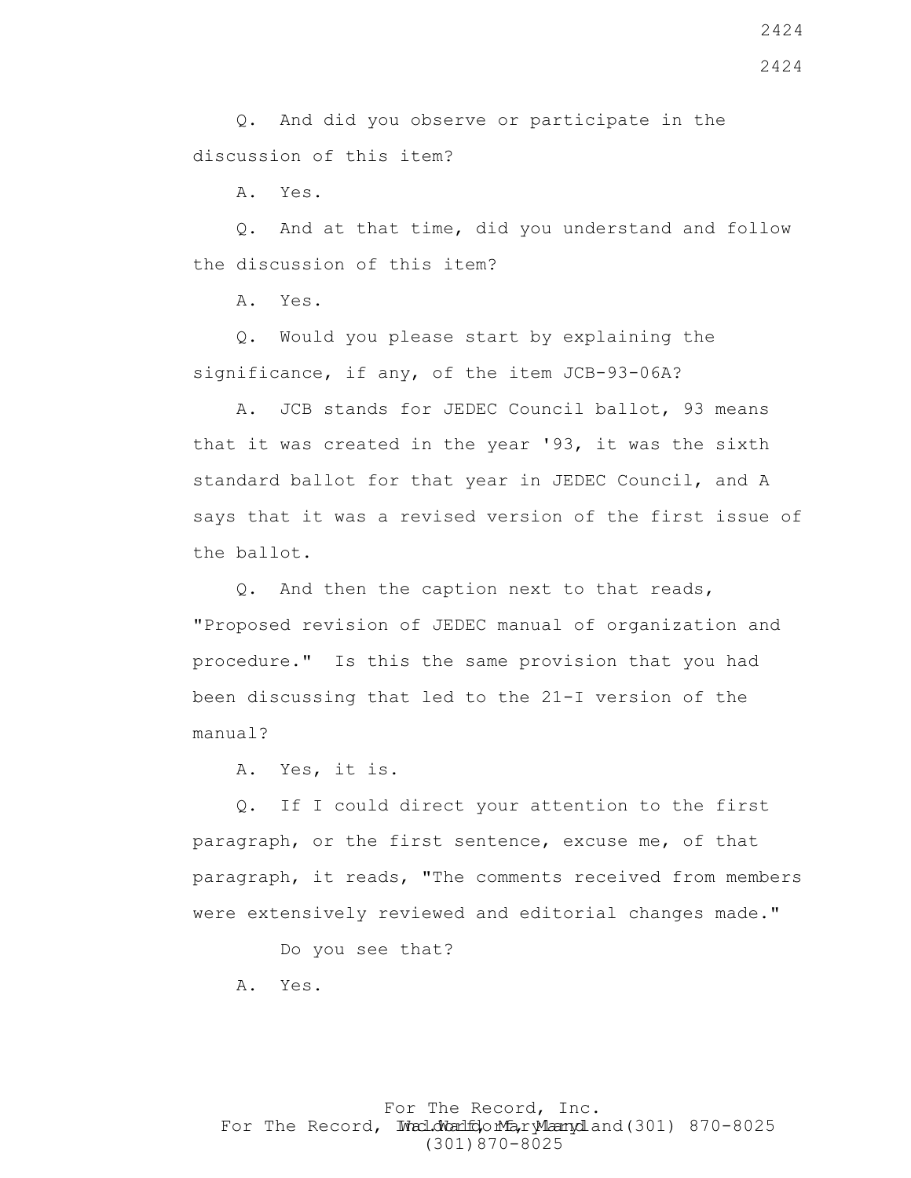Q. And did you observe or participate in the discussion of this item?

A. Yes.

Q. And at that time, did you understand and follow the discussion of this item?

A. Yes.

Q. Would you please start by explaining the significance, if any, of the item JCB-93-06A?

A. JCB stands for JEDEC Council ballot, 93 means that it was created in the year '93, it was the sixth standard ballot for that year in JEDEC Council, and A says that it was a revised version of the first issue of the ballot.

Q. And then the caption next to that reads, "Proposed revision of JEDEC manual of organization and procedure." Is this the same provision that you had been discussing that led to the 21-I version of the manual?

A. Yes, it is.

Q. If I could direct your attention to the first paragraph, or the first sentence, excuse me, of that paragraph, it reads, "The comments received from members were extensively reviewed and editorial changes made."

Do you see that?

A. Yes.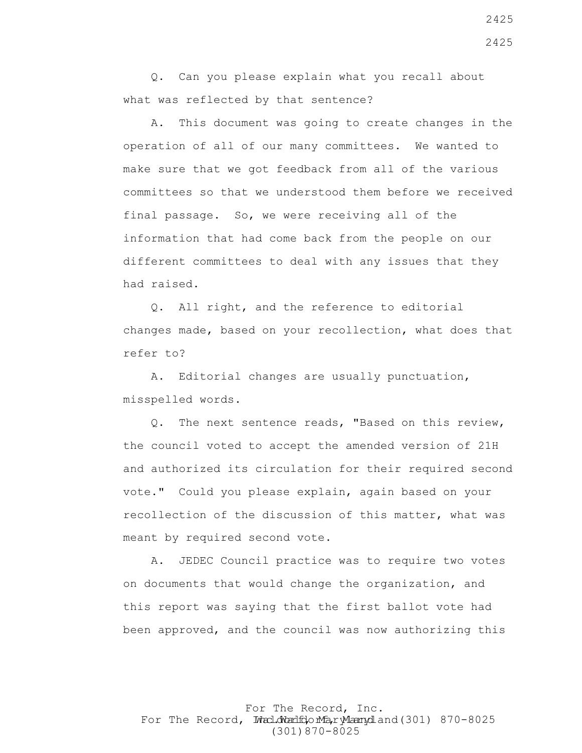Q. Can you please explain what you recall about what was reflected by that sentence?

A. This document was going to create changes in the operation of all of our many committees. We wanted to make sure that we got feedback from all of the various committees so that we understood them before we received final passage. So, we were receiving all of the information that had come back from the people on our different committees to deal with any issues that they had raised.

Q. All right, and the reference to editorial changes made, based on your recollection, what does that refer to?

A. Editorial changes are usually punctuation, misspelled words.

Q. The next sentence reads, "Based on this review, the council voted to accept the amended version of 21H and authorized its circulation for their required second vote." Could you please explain, again based on your recollection of the discussion of this matter, what was meant by required second vote.

A. JEDEC Council practice was to require two votes on documents that would change the organization, and this report was saying that the first ballot vote had been approved, and the council was now authorizing this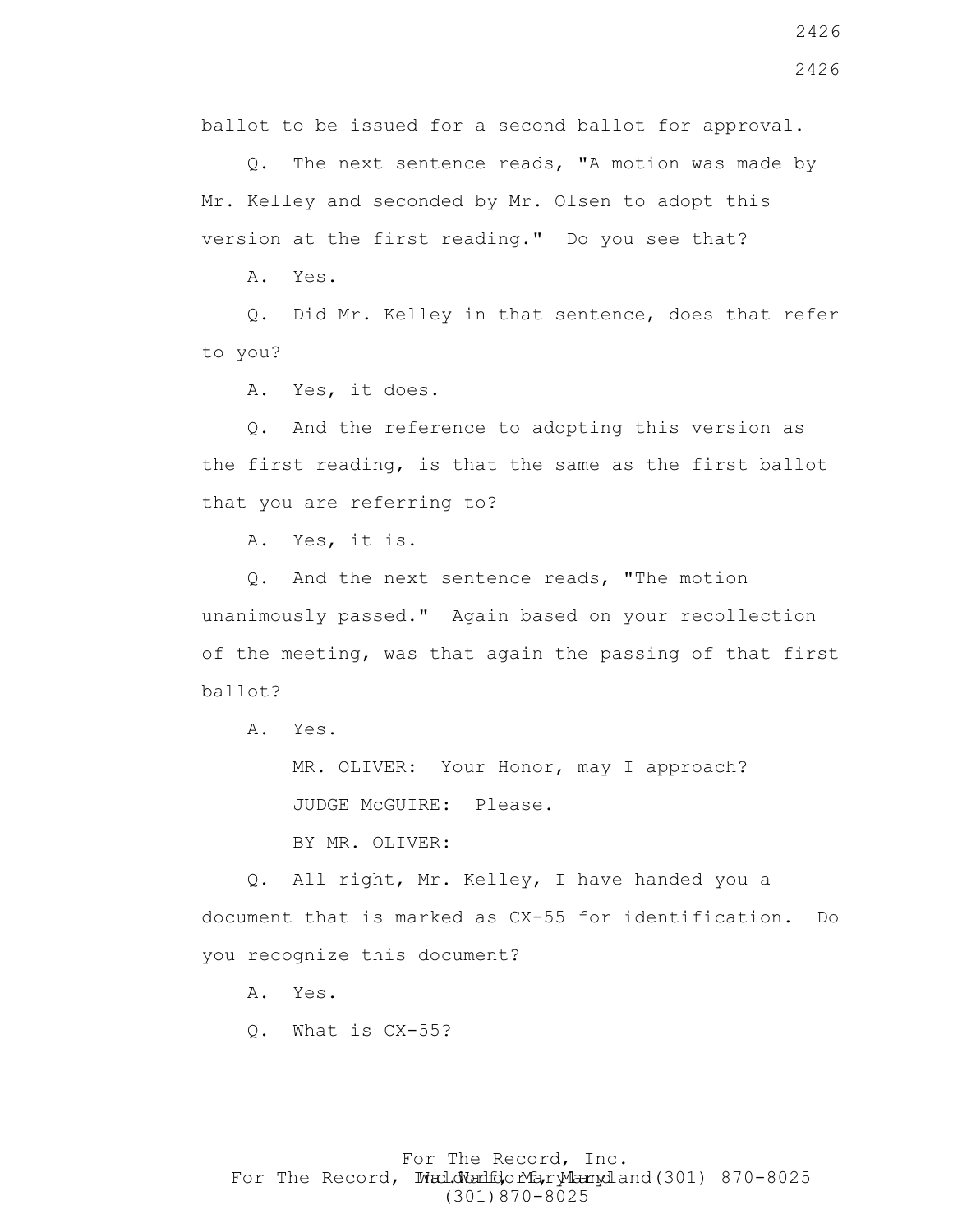ballot to be issued for a second ballot for approval.

Q. The next sentence reads, "A motion was made by Mr. Kelley and seconded by Mr. Olsen to adopt this version at the first reading." Do you see that?

A. Yes.

Q. Did Mr. Kelley in that sentence, does that refer to you?

A. Yes, it does.

Q. And the reference to adopting this version as the first reading, is that the same as the first ballot that you are referring to?

A. Yes, it is.

Q. And the next sentence reads, "The motion unanimously passed." Again based on your recollection of the meeting, was that again the passing of that first ballot?

A. Yes.

MR. OLIVER: Your Honor, may I approach?

JUDGE McGUIRE: Please.

BY MR. OLIVER:

Q. All right, Mr. Kelley, I have handed you a document that is marked as CX-55 for identification. Do you recognize this document?

A. Yes.

Q. What is CX-55?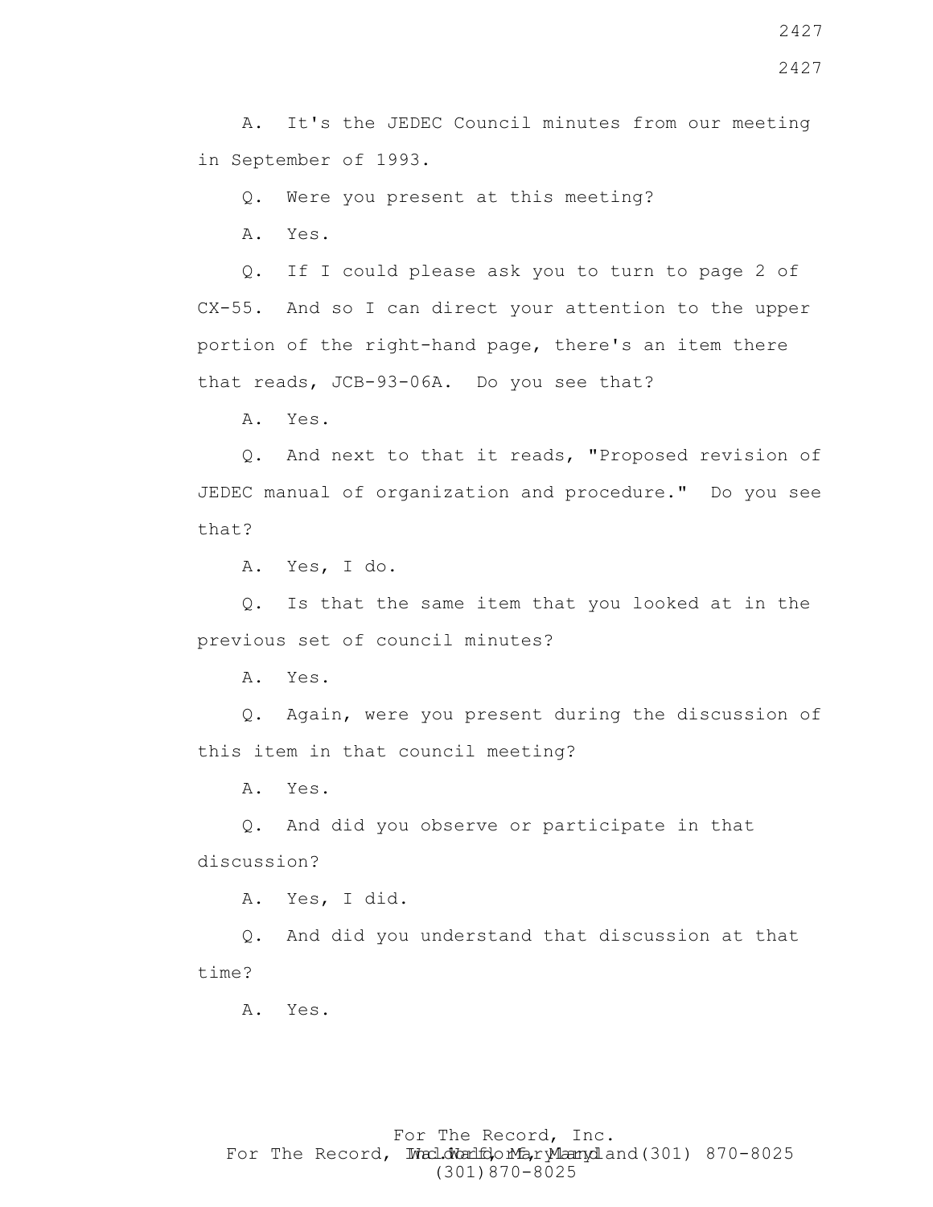A. It's the JEDEC Council minutes from our meeting in September of 1993.

Q. Were you present at this meeting?

A. Yes.

Q. If I could please ask you to turn to page 2 of CX-55. And so I can direct your attention to the upper portion of the right-hand page, there's an item there that reads, JCB-93-06A. Do you see that?

A. Yes.

Q. And next to that it reads, "Proposed revision of JEDEC manual of organization and procedure." Do you see that?

A. Yes, I do.

Q. Is that the same item that you looked at in the previous set of council minutes?

A. Yes.

Q. Again, were you present during the discussion of this item in that council meeting?

A. Yes.

Q. And did you observe or participate in that discussion?

A. Yes, I did.

Q. And did you understand that discussion at that time?

A. Yes.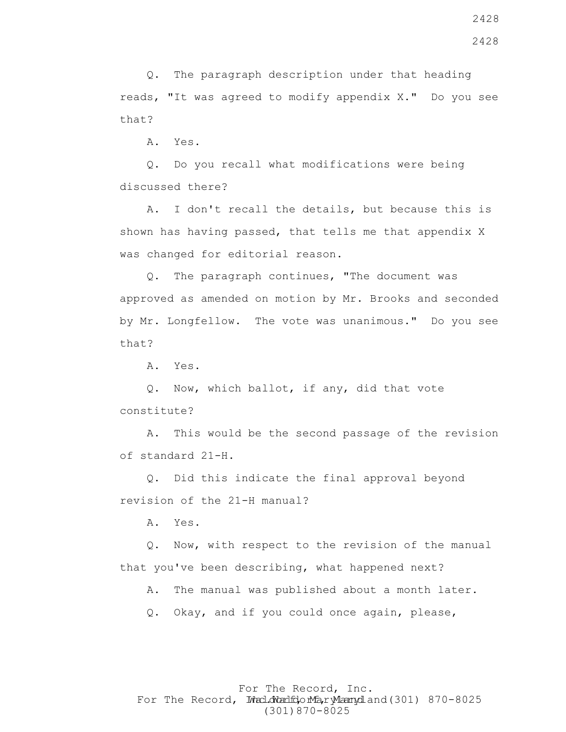Q. The paragraph description under that heading reads, "It was agreed to modify appendix X." Do you see that?

A. Yes.

Q. Do you recall what modifications were being discussed there?

A. I don't recall the details, but because this is shown has having passed, that tells me that appendix X was changed for editorial reason.

Q. The paragraph continues, "The document was approved as amended on motion by Mr. Brooks and seconded by Mr. Longfellow. The vote was unanimous." Do you see that?

A. Yes.

Q. Now, which ballot, if any, did that vote constitute?

A. This would be the second passage of the revision of standard 21-H.

Q. Did this indicate the final approval beyond revision of the 21-H manual?

A. Yes.

Q. Now, with respect to the revision of the manual that you've been describing, what happened next?

A. The manual was published about a month later.

Q. Okay, and if you could once again, please,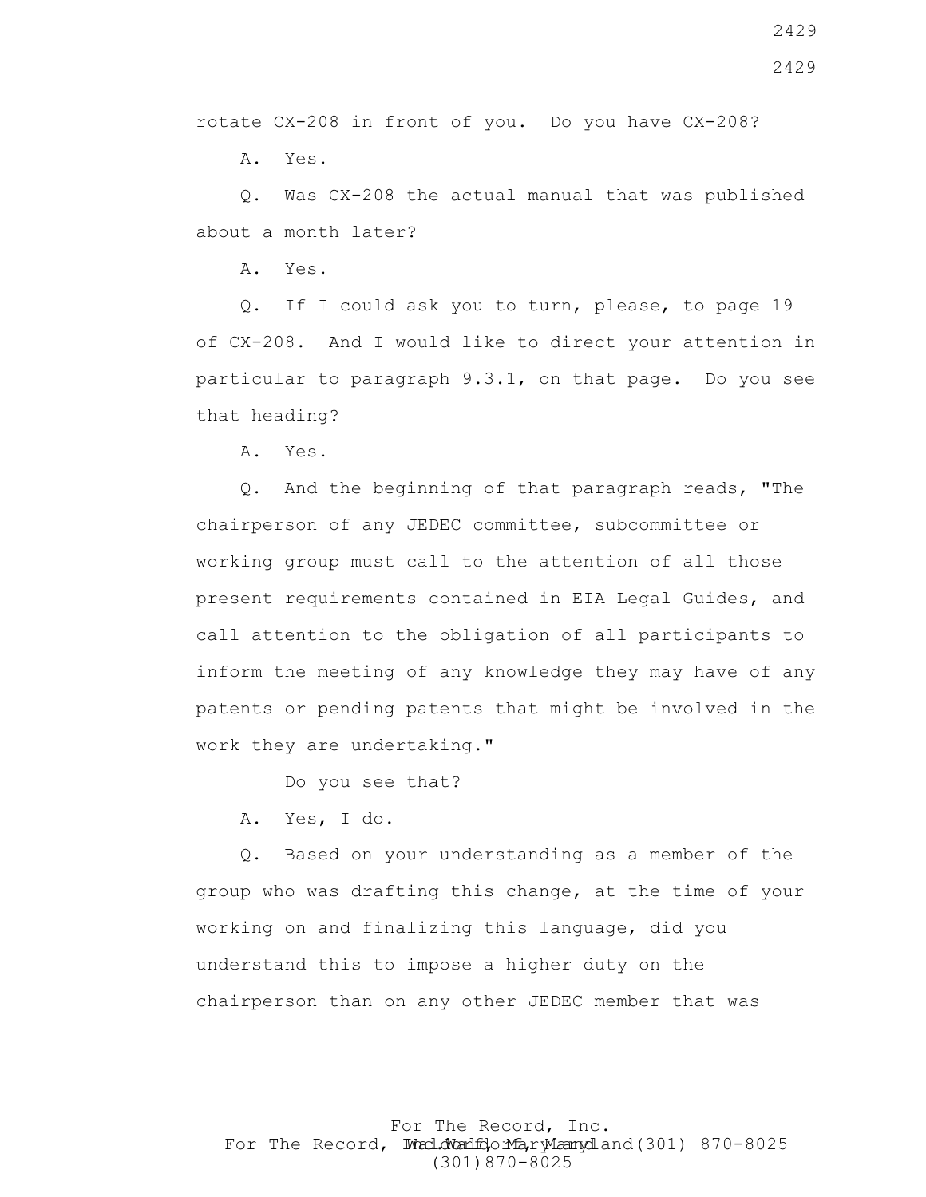rotate CX-208 in front of you. Do you have CX-208?

A. Yes.

Q. Was CX-208 the actual manual that was published about a month later?

A. Yes.

Q. If I could ask you to turn, please, to page 19 of CX-208. And I would like to direct your attention in particular to paragraph 9.3.1, on that page. Do you see that heading?

A. Yes.

Q. And the beginning of that paragraph reads, "The chairperson of any JEDEC committee, subcommittee or working group must call to the attention of all those present requirements contained in EIA Legal Guides, and call attention to the obligation of all participants to inform the meeting of any knowledge they may have of any patents or pending patents that might be involved in the work they are undertaking."

Do you see that?

A. Yes, I do.

Q. Based on your understanding as a member of the group who was drafting this change, at the time of your working on and finalizing this language, did you understand this to impose a higher duty on the chairperson than on any other JEDEC member that was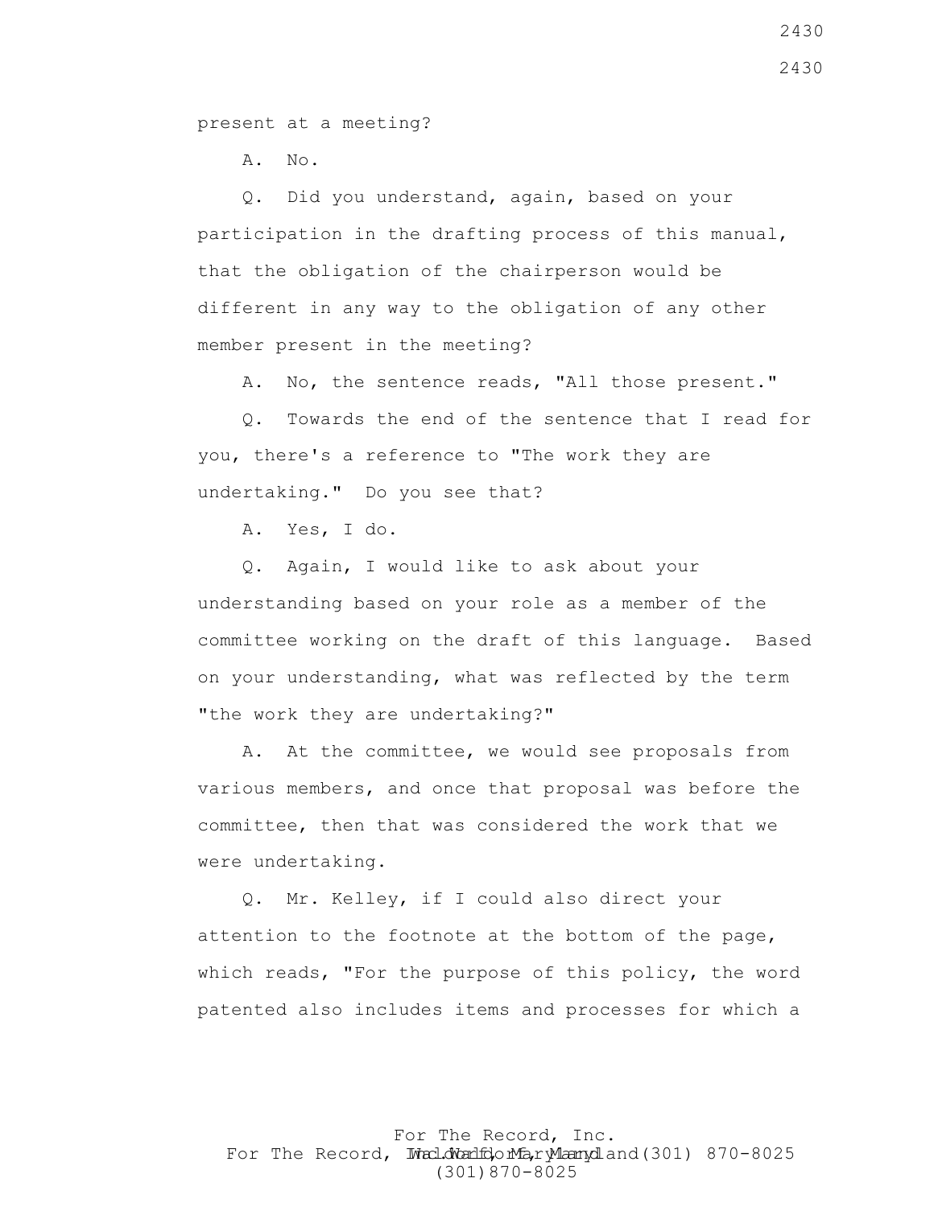present at a meeting?

A. No.

Q. Did you understand, again, based on your participation in the drafting process of this manual, that the obligation of the chairperson would be different in any way to the obligation of any other member present in the meeting?

A. No, the sentence reads, "All those present."

Q. Towards the end of the sentence that I read for you, there's a reference to "The work they are undertaking." Do you see that?

A. Yes, I do.

Q. Again, I would like to ask about your understanding based on your role as a member of the committee working on the draft of this language. Based on your understanding, what was reflected by the term "the work they are undertaking?"

A. At the committee, we would see proposals from various members, and once that proposal was before the committee, then that was considered the work that we were undertaking.

Q. Mr. Kelley, if I could also direct your attention to the footnote at the bottom of the page, which reads, "For the purpose of this policy, the word patented also includes items and processes for which a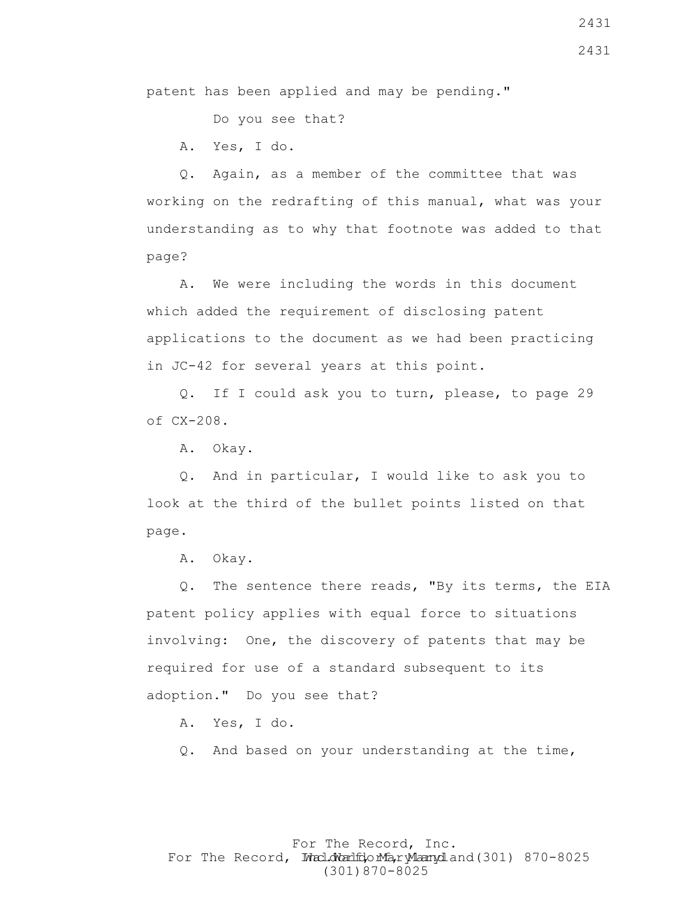patent has been applied and may be pending."

Do you see that?

A. Yes, I do.

Q. Again, as a member of the committee that was working on the redrafting of this manual, what was your understanding as to why that footnote was added to that page?

A. We were including the words in this document which added the requirement of disclosing patent applications to the document as we had been practicing in JC-42 for several years at this point.

Q. If I could ask you to turn, please, to page 29 of CX-208.

A. Okay.

Q. And in particular, I would like to ask you to look at the third of the bullet points listed on that page.

A. Okay.

Q. The sentence there reads, "By its terms, the EIA patent policy applies with equal force to situations involving: One, the discovery of patents that may be required for use of a standard subsequent to its adoption." Do you see that?

A. Yes, I do.

Q. And based on your understanding at the time,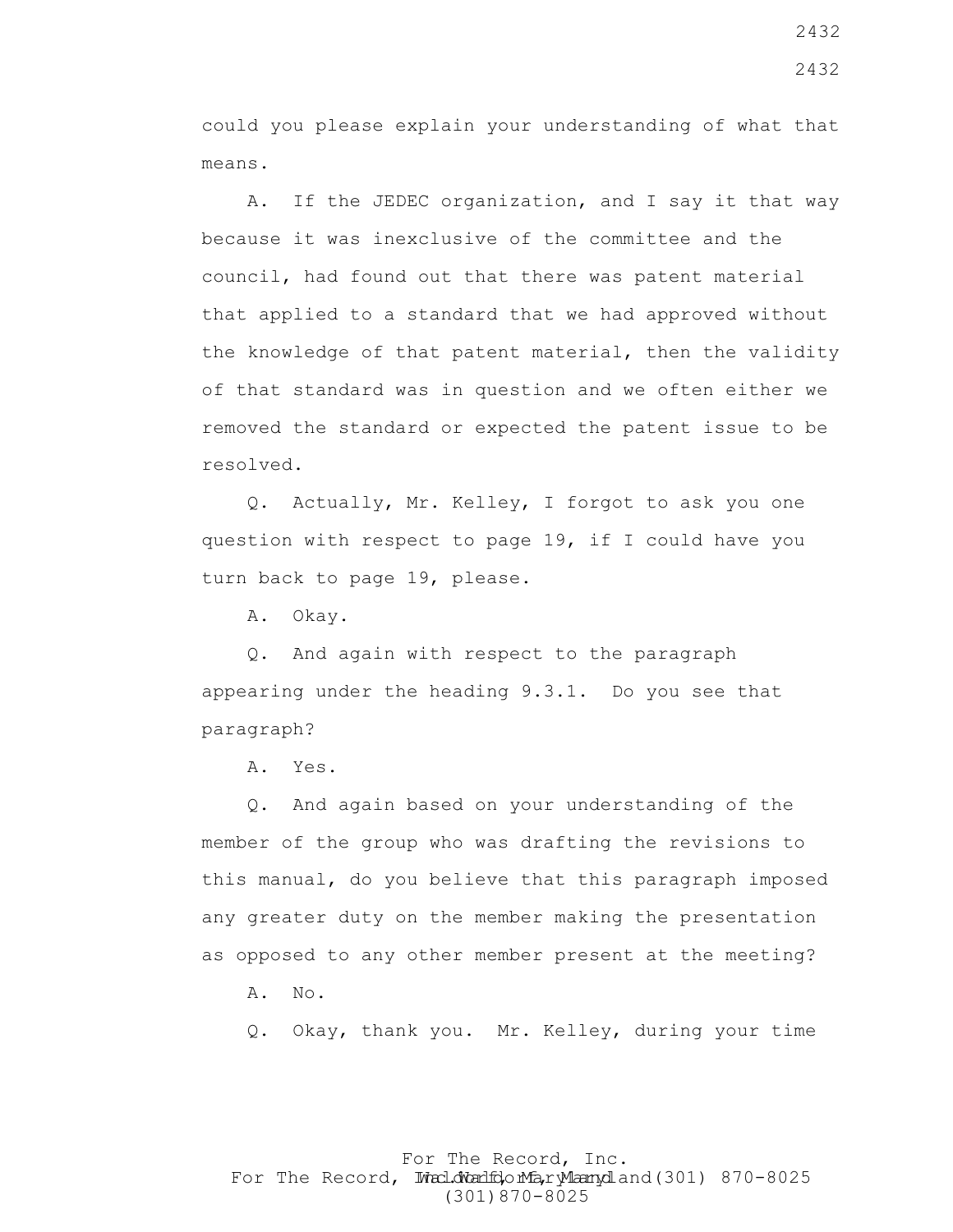could you please explain your understanding of what that means.

A. If the JEDEC organization, and I say it that way because it was inexclusive of the committee and the council, had found out that there was patent material that applied to a standard that we had approved without the knowledge of that patent material, then the validity of that standard was in question and we often either we removed the standard or expected the patent issue to be resolved.

Q. Actually, Mr. Kelley, I forgot to ask you one question with respect to page 19, if I could have you turn back to page 19, please.

A. Okay.

Q. And again with respect to the paragraph appearing under the heading 9.3.1. Do you see that paragraph?

A. Yes.

Q. And again based on your understanding of the member of the group who was drafting the revisions to this manual, do you believe that this paragraph imposed any greater duty on the member making the presentation as opposed to any other member present at the meeting?

A. No.

Q. Okay, thank you. Mr. Kelley, during your time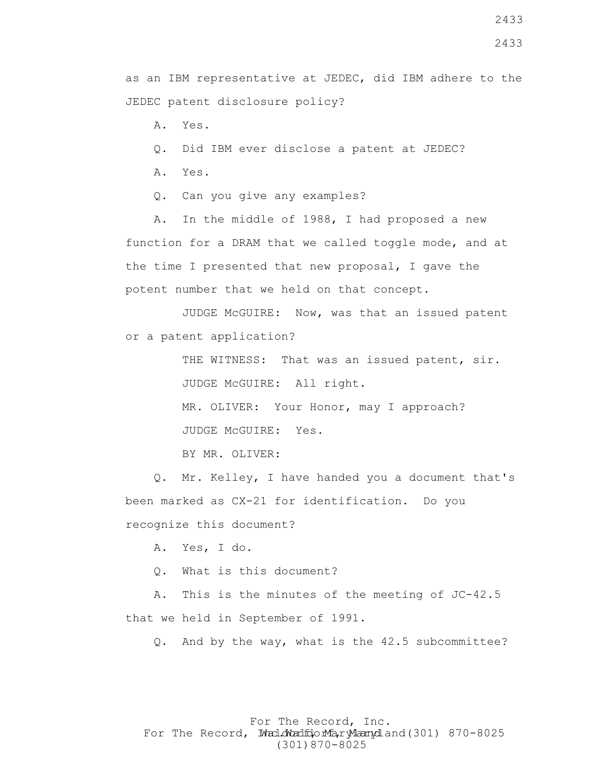as an IBM representative at JEDEC, did IBM adhere to the JEDEC patent disclosure policy?

A. Yes.

Q. Did IBM ever disclose a patent at JEDEC?

A. Yes.

Q. Can you give any examples?

A. In the middle of 1988, I had proposed a new function for a DRAM that we called toggle mode, and at the time I presented that new proposal, I gave the potent number that we held on that concept.

JUDGE McGUIRE: Now, was that an issued patent or a patent application?

THE WITNESS: That was an issued patent, sir.

JUDGE McGUIRE: All right.

MR. OLIVER: Your Honor, may I approach?

JUDGE McGUIRE: Yes.

BY MR. OLIVER:

Q. Mr. Kelley, I have handed you a document that's been marked as CX-21 for identification. Do you recognize this document?

A. Yes, I do.

Q. What is this document?

A. This is the minutes of the meeting of JC-42.5 that we held in September of 1991.

Q. And by the way, what is the 42.5 subcommittee?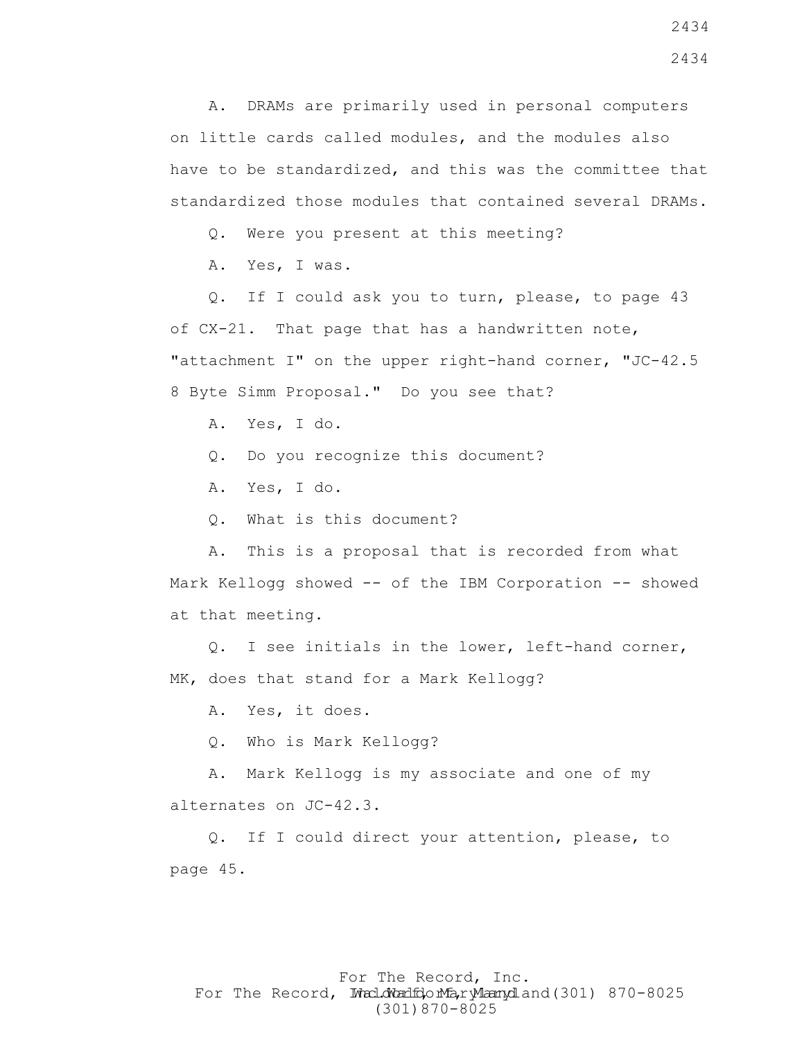A. DRAMs are primarily used in personal computers on little cards called modules, and the modules also have to be standardized, and this was the committee that standardized those modules that contained several DRAMs.

Q. Were you present at this meeting?

A. Yes, I was.

Q. If I could ask you to turn, please, to page 43 of CX-21. That page that has a handwritten note, "attachment I" on the upper right-hand corner, "JC-42.5 8 Byte Simm Proposal." Do you see that?

A. Yes, I do.

Q. Do you recognize this document?

A. Yes, I do.

Q. What is this document?

A. This is a proposal that is recorded from what Mark Kellogg showed -- of the IBM Corporation -- showed at that meeting.

Q. I see initials in the lower, left-hand corner, MK, does that stand for a Mark Kellogg?

A. Yes, it does.

Q. Who is Mark Kellogg?

A. Mark Kellogg is my associate and one of my alternates on JC-42.3.

Q. If I could direct your attention, please, to page 45.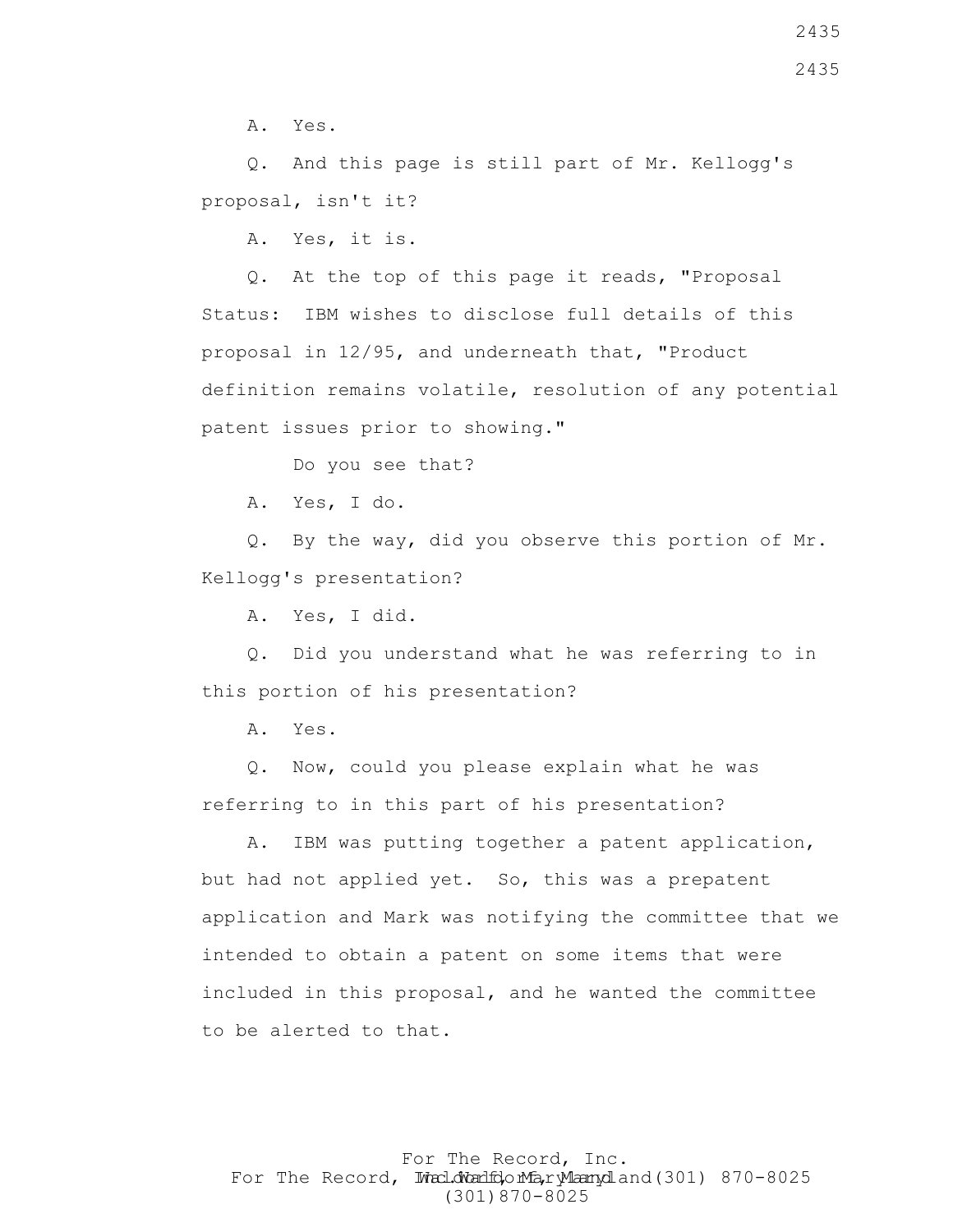A. Yes.

Q. And this page is still part of Mr. Kellogg's proposal, isn't it?

A. Yes, it is.

Q. At the top of this page it reads, "Proposal Status: IBM wishes to disclose full details of this proposal in 12/95, and underneath that, "Product definition remains volatile, resolution of any potential patent issues prior to showing."

Do you see that?

A. Yes, I do.

Q. By the way, did you observe this portion of Mr. Kellogg's presentation?

A. Yes, I did.

Q. Did you understand what he was referring to in this portion of his presentation?

A. Yes.

Q. Now, could you please explain what he was referring to in this part of his presentation?

A. IBM was putting together a patent application, but had not applied yet. So, this was a prepatent application and Mark was notifying the committee that we intended to obtain a patent on some items that were included in this proposal, and he wanted the committee to be alerted to that.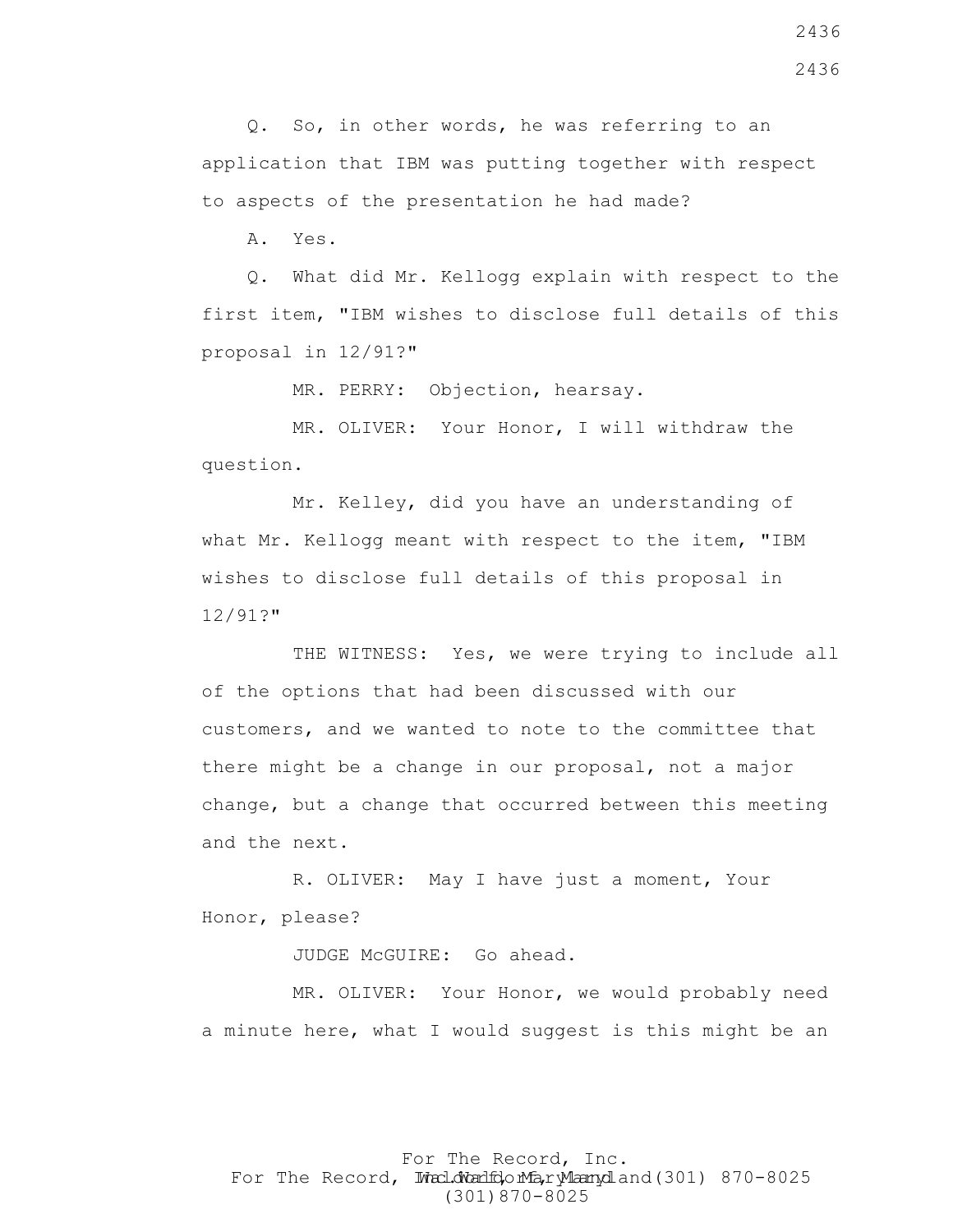Q. So, in other words, he was referring to an application that IBM was putting together with respect to aspects of the presentation he had made?

A. Yes.

Q. What did Mr. Kellogg explain with respect to the first item, "IBM wishes to disclose full details of this proposal in 12/91?"

MR. PERRY: Objection, hearsay.

MR. OLIVER: Your Honor, I will withdraw the question.

Mr. Kelley, did you have an understanding of what Mr. Kellogg meant with respect to the item, "IBM wishes to disclose full details of this proposal in 12/91?"

THE WITNESS: Yes, we were trying to include all of the options that had been discussed with our customers, and we wanted to note to the committee that there might be a change in our proposal, not a major change, but a change that occurred between this meeting and the next.

R. OLIVER: May I have just a moment, Your Honor, please?

JUDGE McGUIRE: Go ahead.

MR. OLIVER: Your Honor, we would probably need a minute here, what I would suggest is this might be an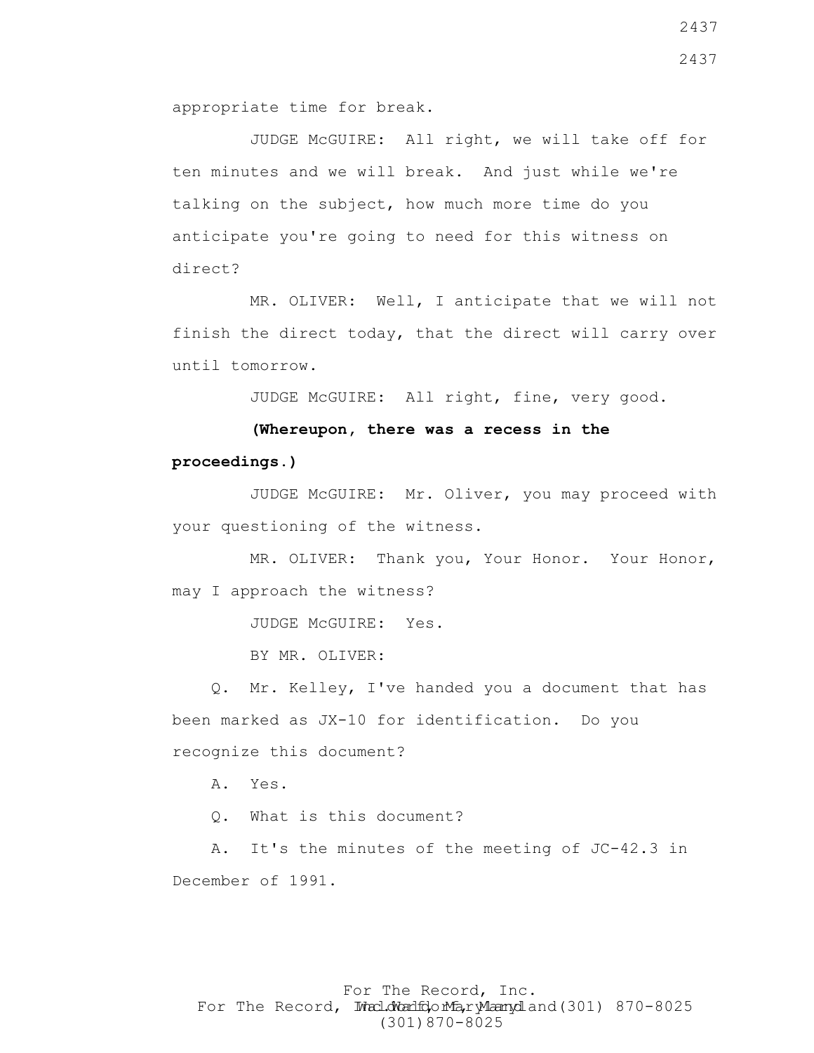appropriate time for break.

JUDGE McGUIRE: All right, we will take off for ten minutes and we will break. And just while we're talking on the subject, how much more time do you anticipate you're going to need for this witness on direct?

MR. OLIVER: Well, I anticipate that we will not finish the direct today, that the direct will carry over until tomorrow.

JUDGE McGUIRE: All right, fine, very good.

**(Whereupon, there was a recess in the proceedings.)**

JUDGE McGUIRE: Mr. Oliver, you may proceed with your questioning of the witness.

MR. OLIVER: Thank you, Your Honor. Your Honor, may I approach the witness?

JUDGE McGUIRE: Yes.

BY MR. OLIVER:

Q. Mr. Kelley, I've handed you a document that has been marked as JX-10 for identification. Do you recognize this document?

A. Yes.

Q. What is this document?

A. It's the minutes of the meeting of JC-42.3 in December of 1991.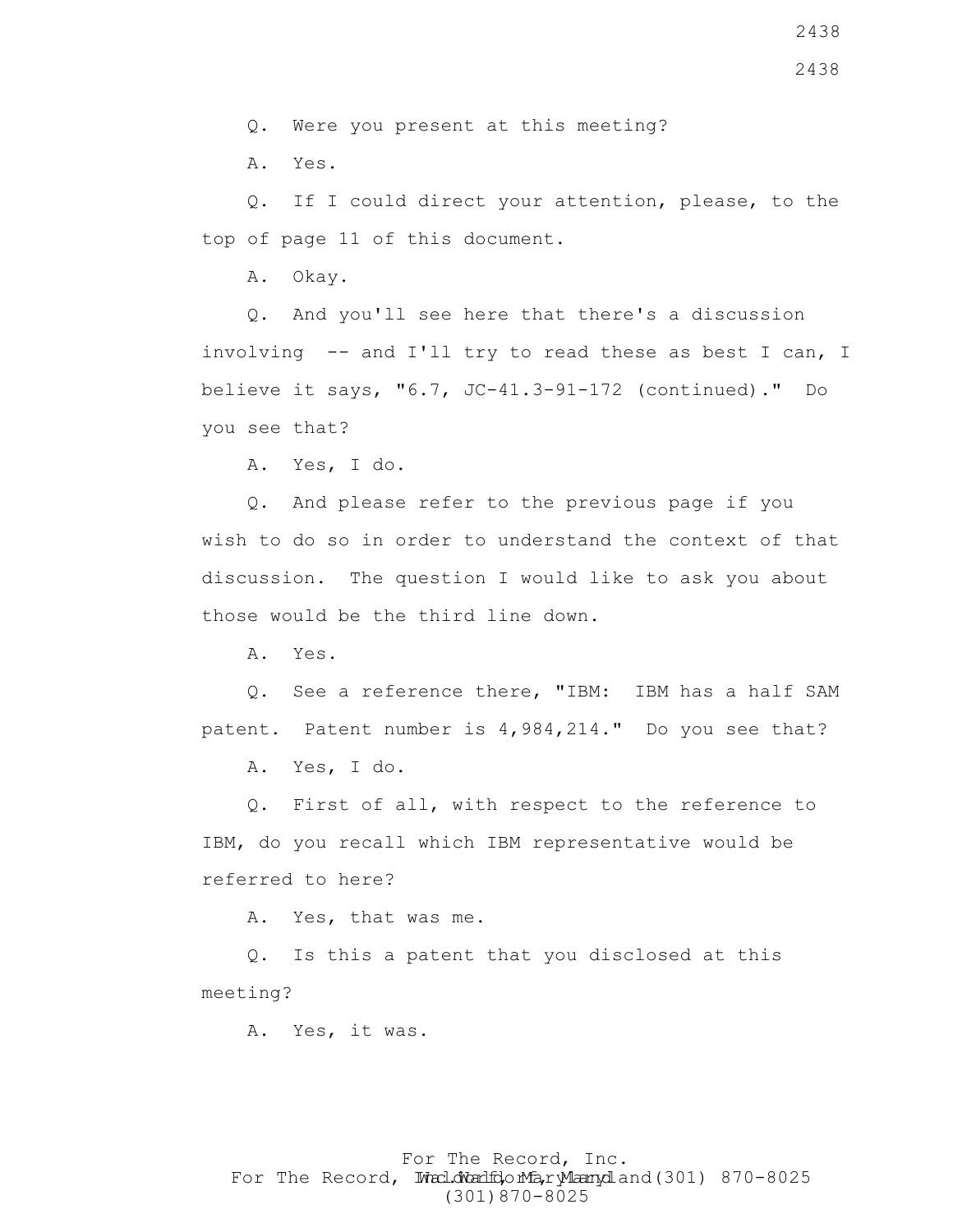Q. Were you present at this meeting?

A. Yes.

Q. If I could direct your attention, please, to the top of page 11 of this document.

A. Okay.

Q. And you'll see here that there's a discussion involving -- and I'll try to read these as best I can, I believe it says, "6.7, JC-41.3-91-172 (continued)." Do you see that?

A. Yes, I do.

Q. And please refer to the previous page if you wish to do so in order to understand the context of that discussion. The question I would like to ask you about those would be the third line down.

A. Yes.

Q. See a reference there, "IBM: IBM has a half SAM patent. Patent number is 4,984,214." Do you see that?

A. Yes, I do.

Q. First of all, with respect to the reference to IBM, do you recall which IBM representative would be referred to here?

A. Yes, that was me.

Q. Is this a patent that you disclosed at this meeting?

A. Yes, it was.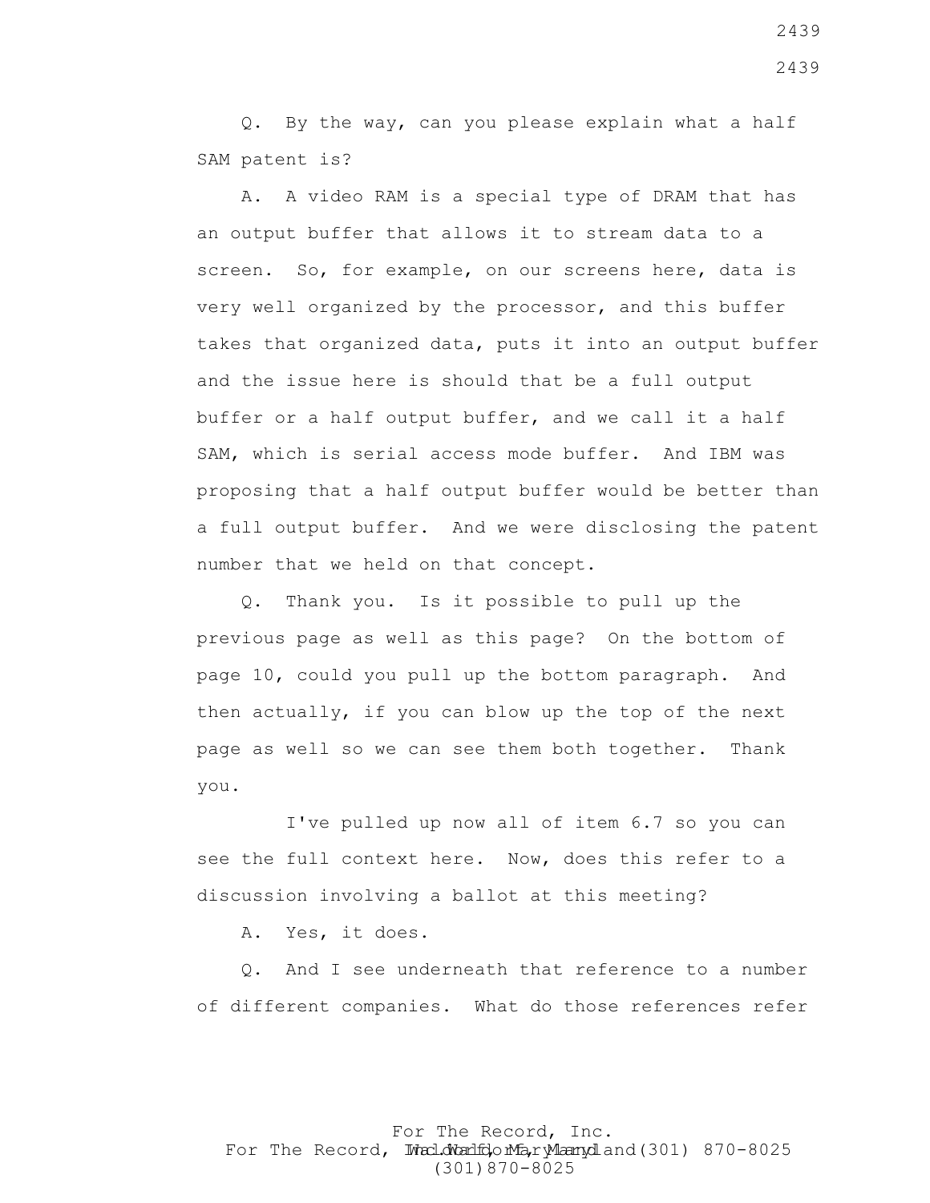Q. By the way, can you please explain what a half SAM patent is?

A. A video RAM is a special type of DRAM that has an output buffer that allows it to stream data to a screen. So, for example, on our screens here, data is very well organized by the processor, and this buffer takes that organized data, puts it into an output buffer and the issue here is should that be a full output buffer or a half output buffer, and we call it a half SAM, which is serial access mode buffer. And IBM was proposing that a half output buffer would be better than a full output buffer. And we were disclosing the patent number that we held on that concept.

Q. Thank you. Is it possible to pull up the previous page as well as this page? On the bottom of page 10, could you pull up the bottom paragraph. And then actually, if you can blow up the top of the next page as well so we can see them both together. Thank you.

I've pulled up now all of item 6.7 so you can see the full context here. Now, does this refer to a discussion involving a ballot at this meeting?

A. Yes, it does.

Q. And I see underneath that reference to a number of different companies. What do those references refer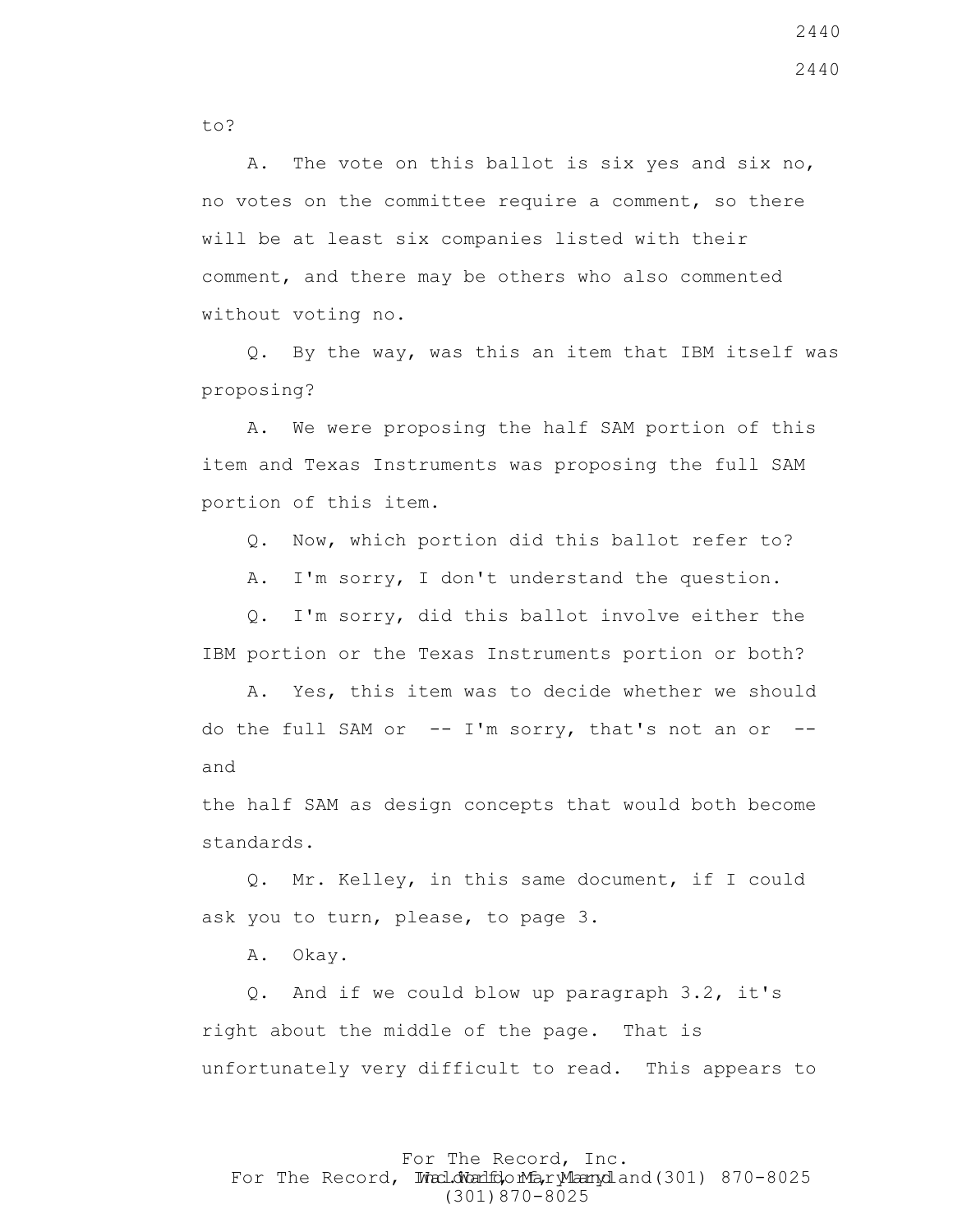to?

A. The vote on this ballot is six yes and six no, no votes on the committee require a comment, so there will be at least six companies listed with their comment, and there may be others who also commented without voting no.

Q. By the way, was this an item that IBM itself was proposing?

A. We were proposing the half SAM portion of this item and Texas Instruments was proposing the full SAM portion of this item.

Q. Now, which portion did this ballot refer to?

A. I'm sorry, I don't understand the question.

Q. I'm sorry, did this ballot involve either the IBM portion or the Texas Instruments portion or both?

A. Yes, this item was to decide whether we should do the full SAM or -- I'm sorry, that's not an or -- and

the half SAM as design concepts that would both become standards.

Q. Mr. Kelley, in this same document, if I could ask you to turn, please, to page 3.

A. Okay.

Q. And if we could blow up paragraph 3.2, it's right about the middle of the page. That is unfortunately very difficult to read. This appears to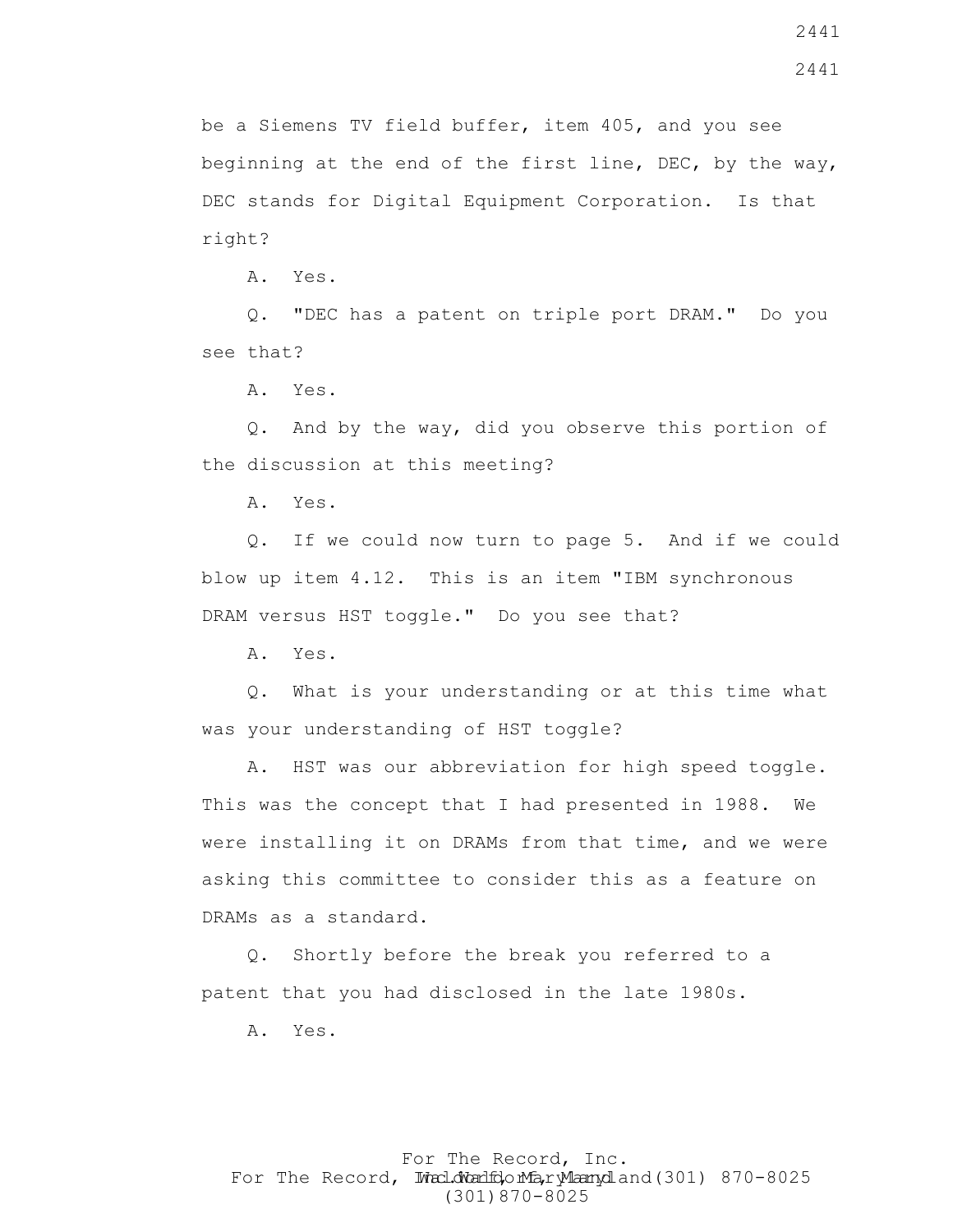be a Siemens TV field buffer, item 405, and you see beginning at the end of the first line, DEC, by the way, DEC stands for Digital Equipment Corporation. Is that right?

A. Yes.

Q. "DEC has a patent on triple port DRAM." Do you see that?

A. Yes.

Q. And by the way, did you observe this portion of the discussion at this meeting?

A. Yes.

Q. If we could now turn to page 5. And if we could blow up item 4.12. This is an item "IBM synchronous DRAM versus HST toggle." Do you see that?

A. Yes.

Q. What is your understanding or at this time what was your understanding of HST toggle?

A. HST was our abbreviation for high speed toggle. This was the concept that I had presented in 1988. We were installing it on DRAMs from that time, and we were asking this committee to consider this as a feature on DRAMs as a standard.

Q. Shortly before the break you referred to a patent that you had disclosed in the late 1980s.

A. Yes.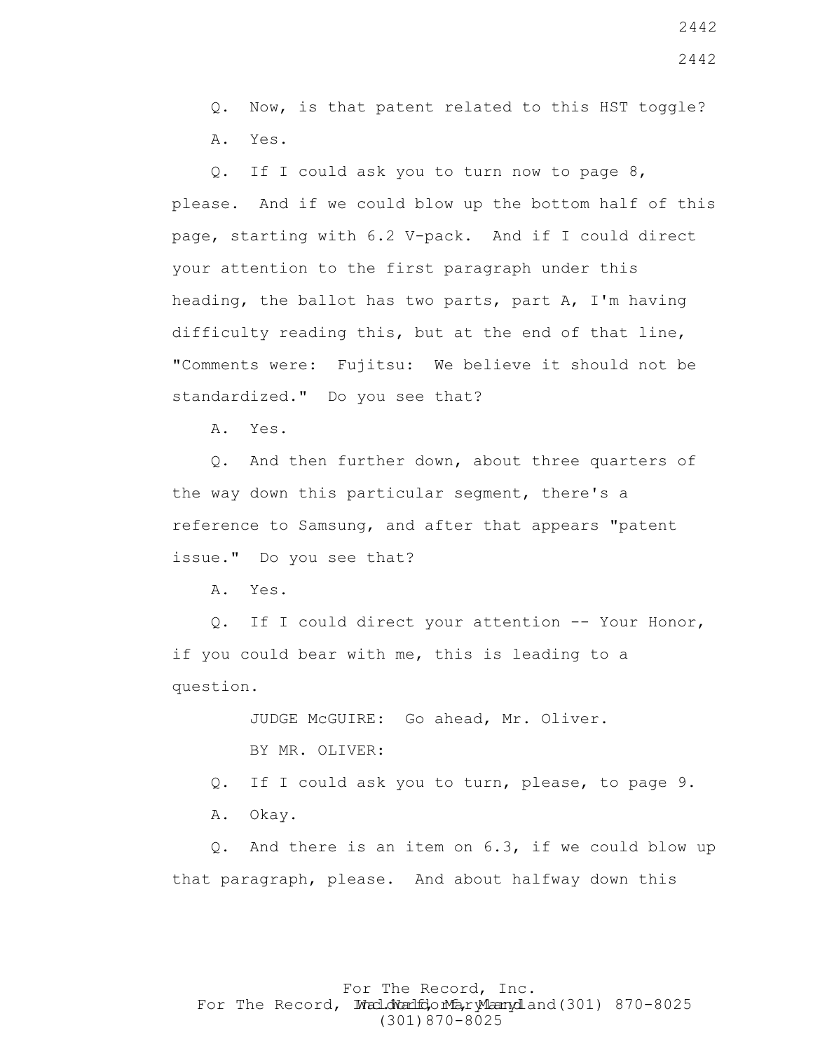Q. Now, is that patent related to this HST toggle?

A. Yes.

Q. If I could ask you to turn now to page 8, please. And if we could blow up the bottom half of this page, starting with 6.2 V-pack. And if I could direct your attention to the first paragraph under this heading, the ballot has two parts, part A, I'm having difficulty reading this, but at the end of that line, "Comments were: Fujitsu: We believe it should not be standardized." Do you see that?

A. Yes.

Q. And then further down, about three quarters of the way down this particular segment, there's a reference to Samsung, and after that appears "patent issue." Do you see that?

A. Yes.

Q. If I could direct your attention -- Your Honor, if you could bear with me, this is leading to a question.

JUDGE McGUIRE: Go ahead, Mr. Oliver.

BY MR. OLIVER:

Q. If I could ask you to turn, please, to page 9.

A. Okay.

Q. And there is an item on 6.3, if we could blow up that paragraph, please. And about halfway down this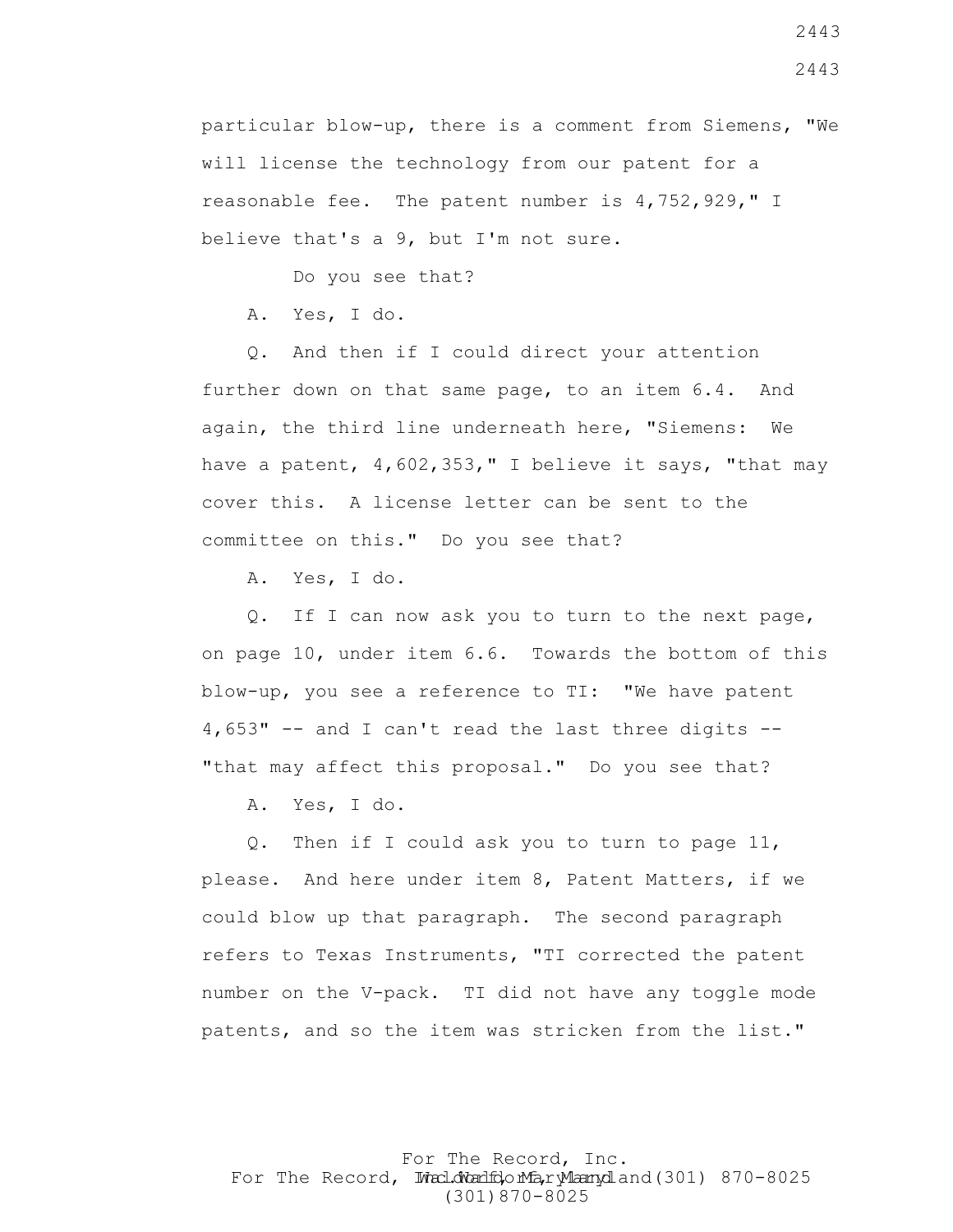particular blow-up, there is a comment from Siemens, "We will license the technology from our patent for a reasonable fee. The patent number is 4,752,929," I believe that's a 9, but I'm not sure.

Do you see that?

A. Yes, I do.

Q. And then if I could direct your attention further down on that same page, to an item 6.4. And again, the third line underneath here, "Siemens: We have a patent, 4,602,353," I believe it says, "that may cover this. A license letter can be sent to the committee on this." Do you see that?

A. Yes, I do.

Q. If I can now ask you to turn to the next page, on page 10, under item 6.6. Towards the bottom of this blow-up, you see a reference to TI: "We have patent 4,653" -- and I can't read the last three digits -- "that may affect this proposal." Do you see that?

A. Yes, I do.

Q. Then if I could ask you to turn to page 11, please. And here under item 8, Patent Matters, if we could blow up that paragraph. The second paragraph refers to Texas Instruments, "TI corrected the patent number on the V-pack. TI did not have any toggle mode patents, and so the item was stricken from the list."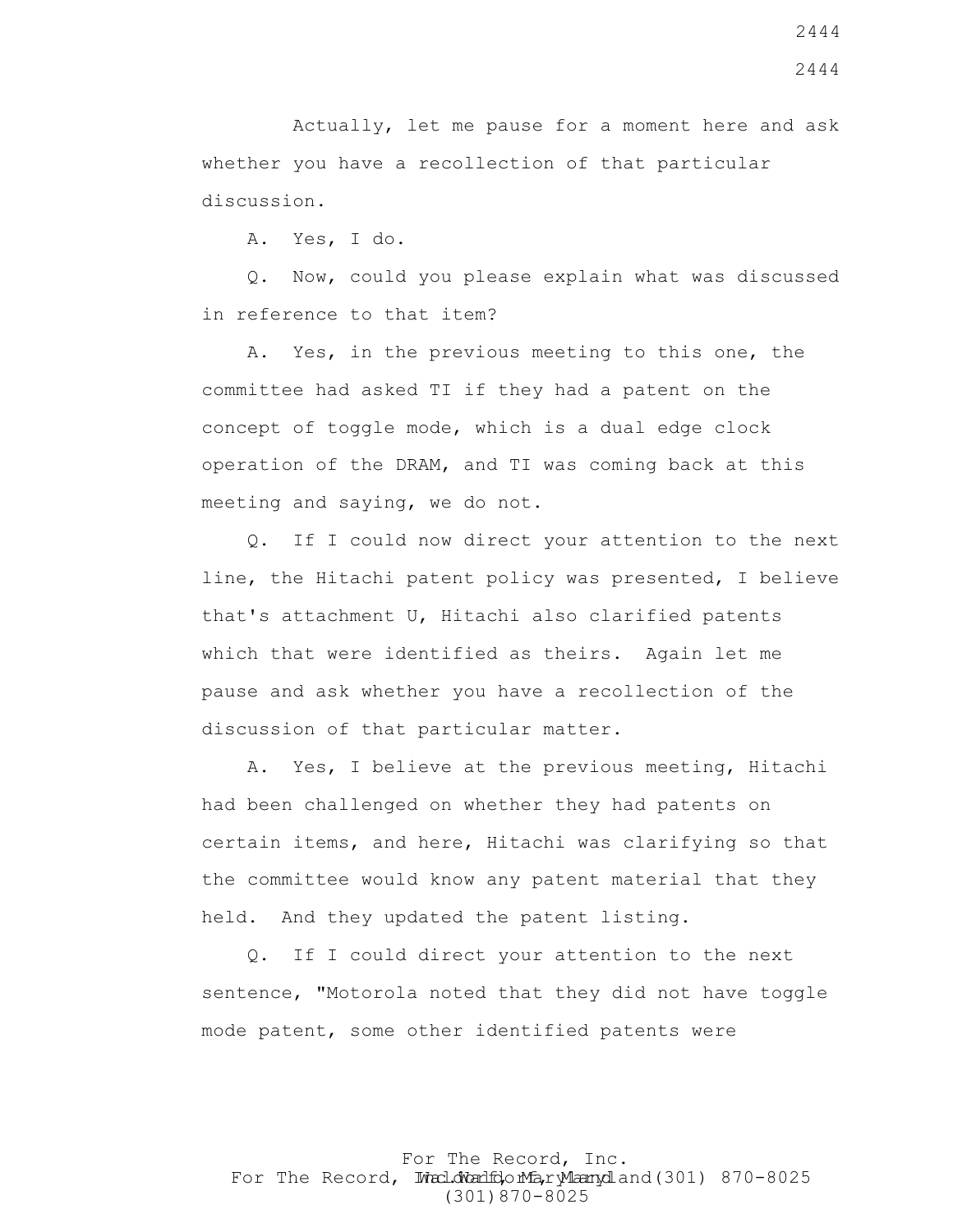Actually, let me pause for a moment here and ask whether you have a recollection of that particular discussion.

A. Yes, I do.

Q. Now, could you please explain what was discussed in reference to that item?

A. Yes, in the previous meeting to this one, the committee had asked TI if they had a patent on the concept of toggle mode, which is a dual edge clock operation of the DRAM, and TI was coming back at this meeting and saying, we do not.

Q. If I could now direct your attention to the next line, the Hitachi patent policy was presented, I believe that's attachment U, Hitachi also clarified patents which that were identified as theirs. Again let me pause and ask whether you have a recollection of the discussion of that particular matter.

A. Yes, I believe at the previous meeting, Hitachi had been challenged on whether they had patents on certain items, and here, Hitachi was clarifying so that the committee would know any patent material that they held. And they updated the patent listing.

Q. If I could direct your attention to the next sentence, "Motorola noted that they did not have toggle mode patent, some other identified patents were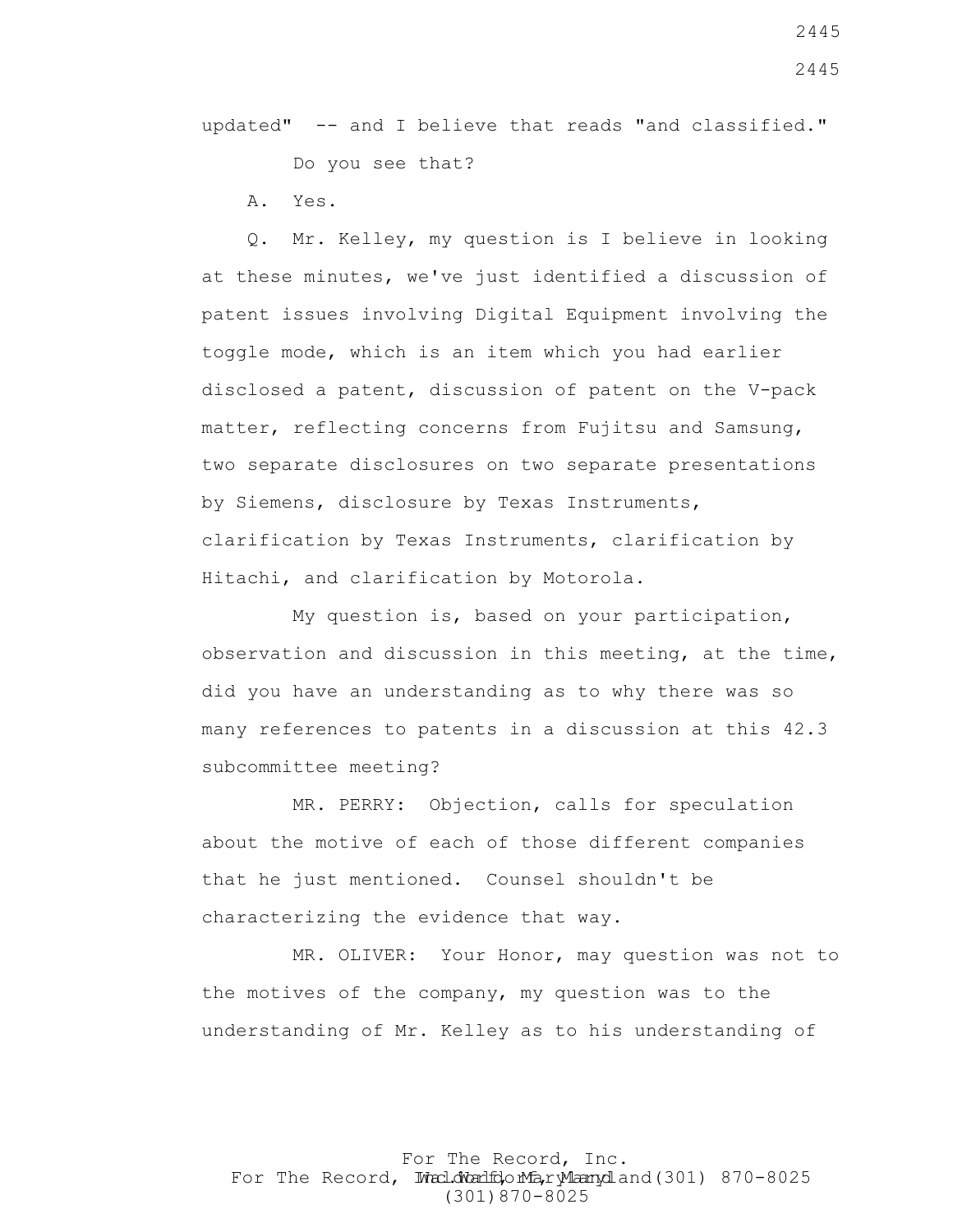updated" -- and I believe that reads "and classified."

Do you see that?

A. Yes.

Q. Mr. Kelley, my question is I believe in looking at these minutes, we've just identified a discussion of patent issues involving Digital Equipment involving the toggle mode, which is an item which you had earlier disclosed a patent, discussion of patent on the V-pack matter, reflecting concerns from Fujitsu and Samsung, two separate disclosures on two separate presentations by Siemens, disclosure by Texas Instruments, clarification by Texas Instruments, clarification by Hitachi, and clarification by Motorola.

My question is, based on your participation, observation and discussion in this meeting, at the time, did you have an understanding as to why there was so many references to patents in a discussion at this 42.3 subcommittee meeting?

MR. PERRY: Objection, calls for speculation about the motive of each of those different companies that he just mentioned. Counsel shouldn't be characterizing the evidence that way.

MR. OLIVER: Your Honor, may question was not to the motives of the company, my question was to the understanding of Mr. Kelley as to his understanding of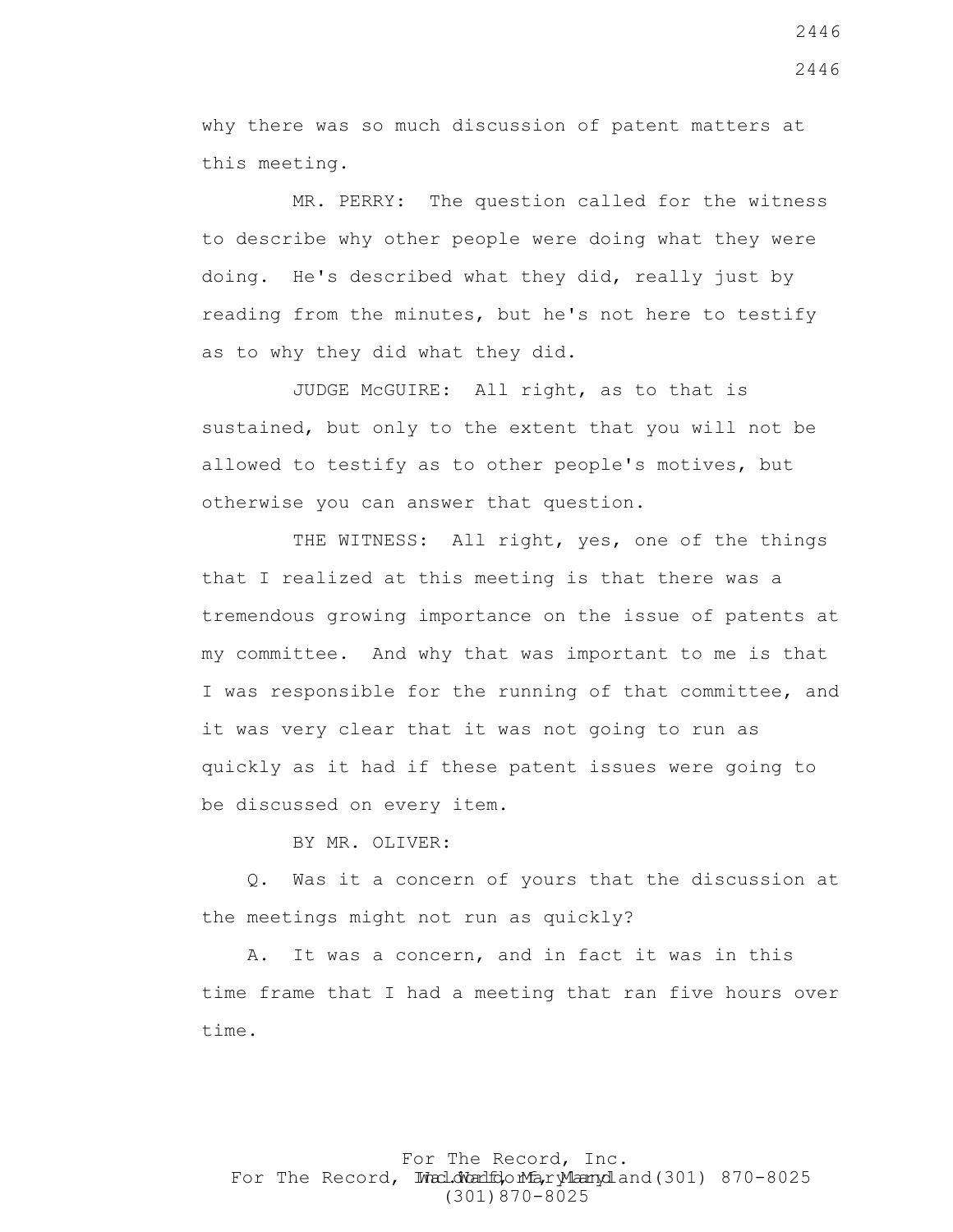why there was so much discussion of patent matters at this meeting.

MR. PERRY: The question called for the witness to describe why other people were doing what they were doing. He's described what they did, really just by reading from the minutes, but he's not here to testify as to why they did what they did.

JUDGE McGUIRE: All right, as to that is sustained, but only to the extent that you will not be allowed to testify as to other people's motives, but otherwise you can answer that question.

THE WITNESS: All right, yes, one of the things that I realized at this meeting is that there was a tremendous growing importance on the issue of patents at my committee. And why that was important to me is that I was responsible for the running of that committee, and it was very clear that it was not going to run as quickly as it had if these patent issues were going to be discussed on every item.

BY MR. OLIVER:

Q. Was it a concern of yours that the discussion at the meetings might not run as quickly?

A. It was a concern, and in fact it was in this time frame that I had a meeting that ran five hours over time.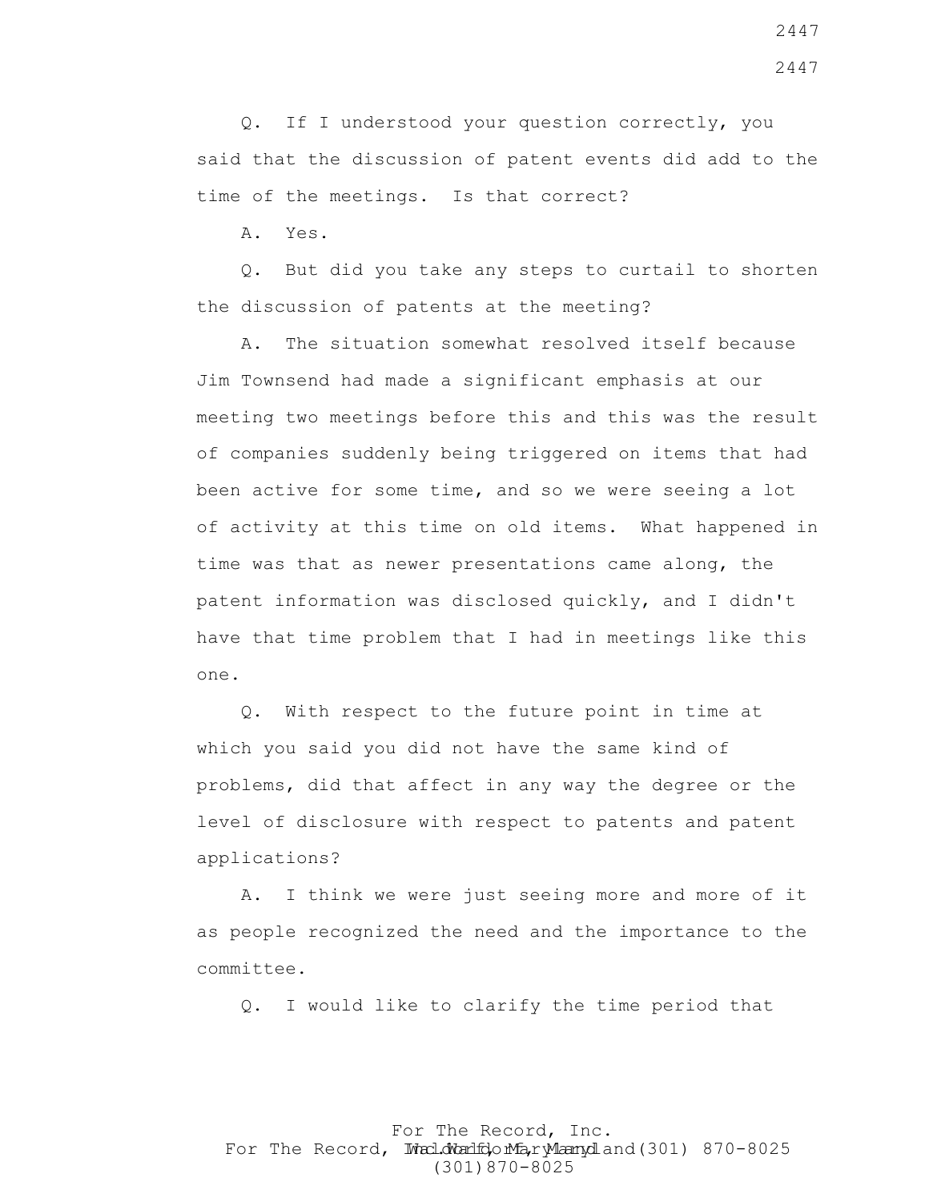Q. If I understood your question correctly, you said that the discussion of patent events did add to the time of the meetings. Is that correct?

A. Yes.

Q. But did you take any steps to curtail to shorten the discussion of patents at the meeting?

A. The situation somewhat resolved itself because Jim Townsend had made a significant emphasis at our meeting two meetings before this and this was the result of companies suddenly being triggered on items that had been active for some time, and so we were seeing a lot of activity at this time on old items. What happened in time was that as newer presentations came along, the patent information was disclosed quickly, and I didn't have that time problem that I had in meetings like this one.

Q. With respect to the future point in time at which you said you did not have the same kind of problems, did that affect in any way the degree or the level of disclosure with respect to patents and patent applications?

A. I think we were just seeing more and more of it as people recognized the need and the importance to the committee.

Q. I would like to clarify the time period that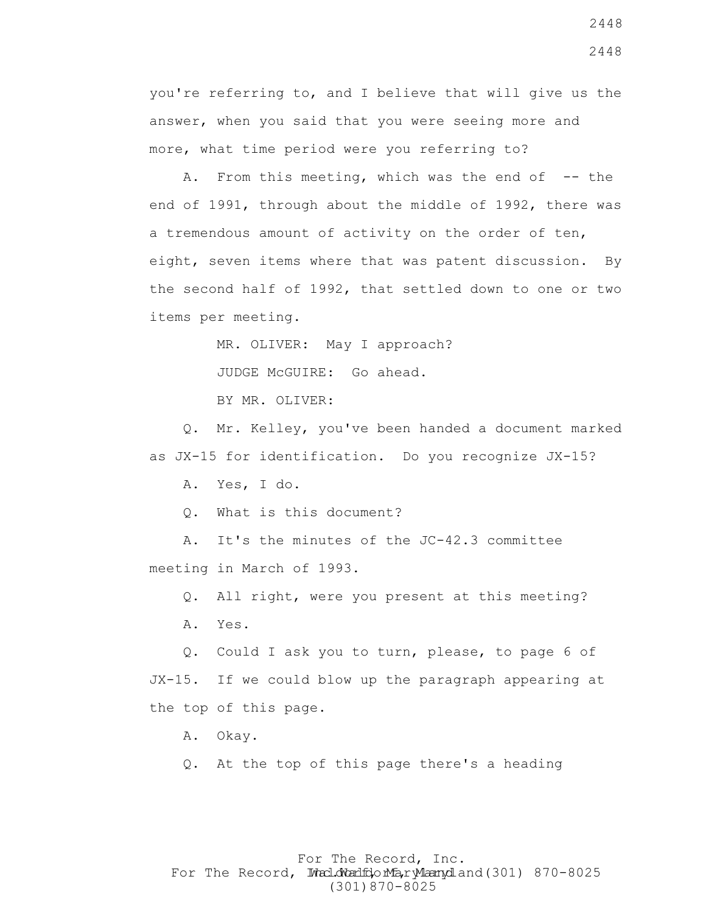you're referring to, and I believe that will give us the answer, when you said that you were seeing more and more, what time period were you referring to?

A. From this meeting, which was the end of -- the end of 1991, through about the middle of 1992, there was a tremendous amount of activity on the order of ten, eight, seven items where that was patent discussion. By the second half of 1992, that settled down to one or two items per meeting.

MR. OLIVER: May I approach?

JUDGE McGUIRE: Go ahead.

BY MR. OLIVER:

Q. Mr. Kelley, you've been handed a document marked as JX-15 for identification. Do you recognize JX-15?

A. Yes, I do.

Q. What is this document?

A. It's the minutes of the JC-42.3 committee meeting in March of 1993.

Q. All right, were you present at this meeting?

A. Yes.

Q. Could I ask you to turn, please, to page 6 of JX-15. If we could blow up the paragraph appearing at the top of this page.

A. Okay.

Q. At the top of this page there's a heading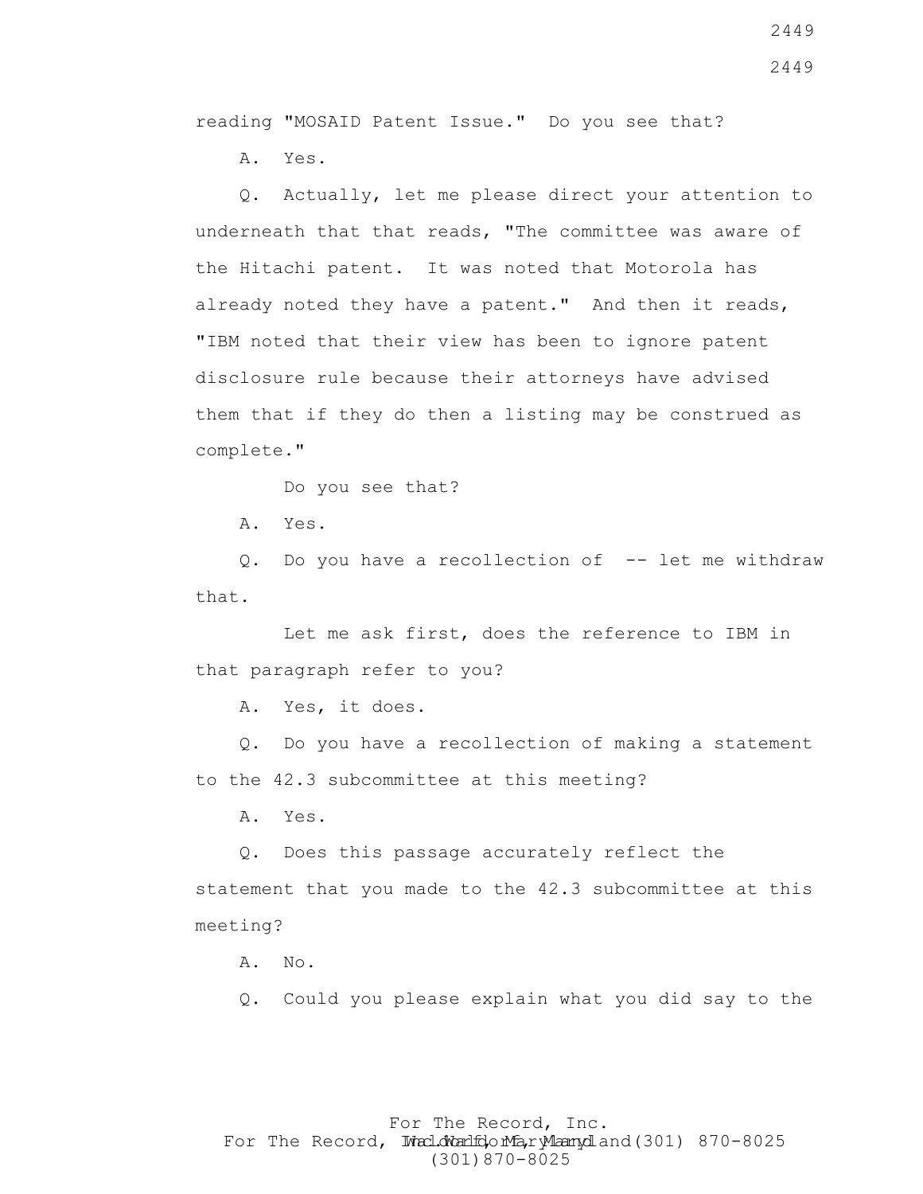reading "MOSAID Patent Issue." Do you see that?

A. Yes.

Q. Actually, let me please direct your attention to underneath that that reads, "The committee was aware of the Hitachi patent. It was noted that Motorola has already noted they have a patent." And then it reads, "IBM noted that their view has been to ignore patent disclosure rule because their attorneys have advised them that if they do then a listing may be construed as complete."

Do you see that?

A. Yes.

Q. Do you have a recollection of -- let me withdraw that.

Let me ask first, does the reference to IBM in that paragraph refer to you?

A. Yes, it does.

Q. Do you have a recollection of making a statement to the 42.3 subcommittee at this meeting?

A. Yes.

Q. Does this passage accurately reflect the statement that you made to the 42.3 subcommittee at this meeting?

A. No.

Q. Could you please explain what you did say to the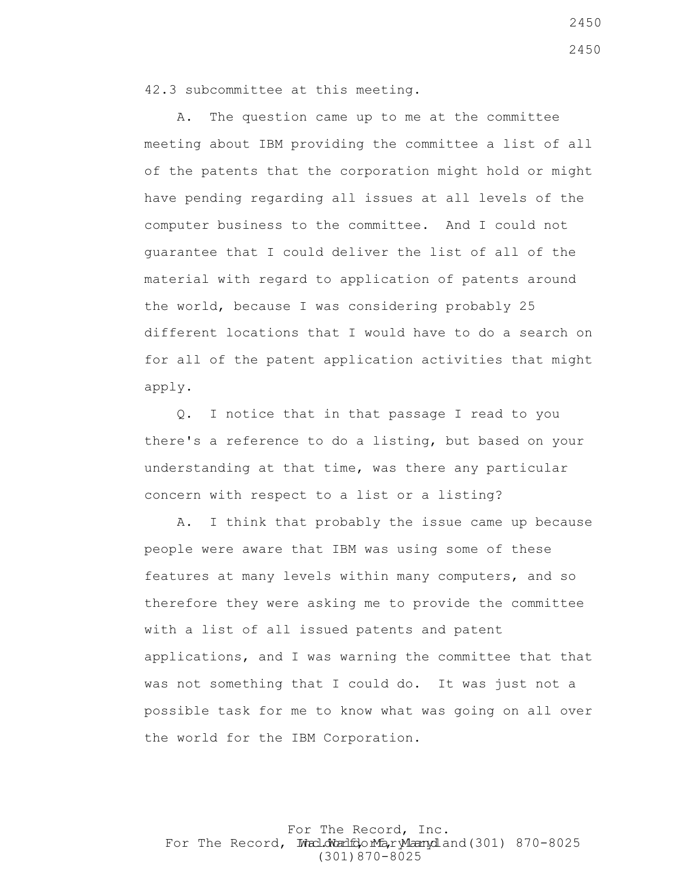42.3 subcommittee at this meeting.

A. The question came up to me at the committee meeting about IBM providing the committee a list of all of the patents that the corporation might hold or might have pending regarding all issues at all levels of the computer business to the committee. And I could not guarantee that I could deliver the list of all of the material with regard to application of patents around the world, because I was considering probably 25 different locations that I would have to do a search on for all of the patent application activities that might apply.

Q. I notice that in that passage I read to you there's a reference to do a listing, but based on your understanding at that time, was there any particular concern with respect to a list or a listing?

A. I think that probably the issue came up because people were aware that IBM was using some of these features at many levels within many computers, and so therefore they were asking me to provide the committee with a list of all issued patents and patent applications, and I was warning the committee that that was not something that I could do. It was just not a possible task for me to know what was going on all over the world for the IBM Corporation.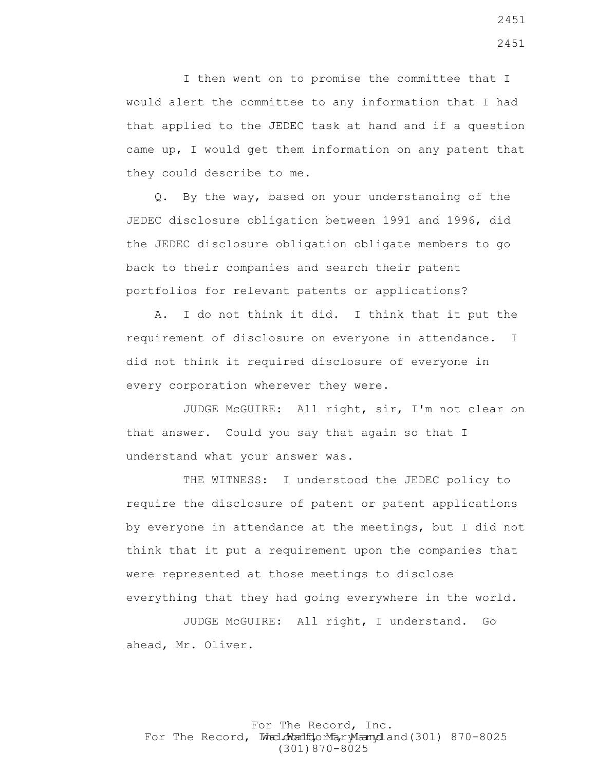I then went on to promise the committee that I would alert the committee to any information that I had that applied to the JEDEC task at hand and if a question came up, I would get them information on any patent that they could describe to me.

Q. By the way, based on your understanding of the JEDEC disclosure obligation between 1991 and 1996, did the JEDEC disclosure obligation obligate members to go back to their companies and search their patent portfolios for relevant patents or applications?

A. I do not think it did. I think that it put the requirement of disclosure on everyone in attendance. I did not think it required disclosure of everyone in every corporation wherever they were.

JUDGE McGUIRE: All right, sir, I'm not clear on that answer. Could you say that again so that I understand what your answer was.

THE WITNESS: I understood the JEDEC policy to require the disclosure of patent or patent applications by everyone in attendance at the meetings, but I did not think that it put a requirement upon the companies that were represented at those meetings to disclose everything that they had going everywhere in the world.

JUDGE McGUIRE: All right, I understand. Go ahead, Mr. Oliver.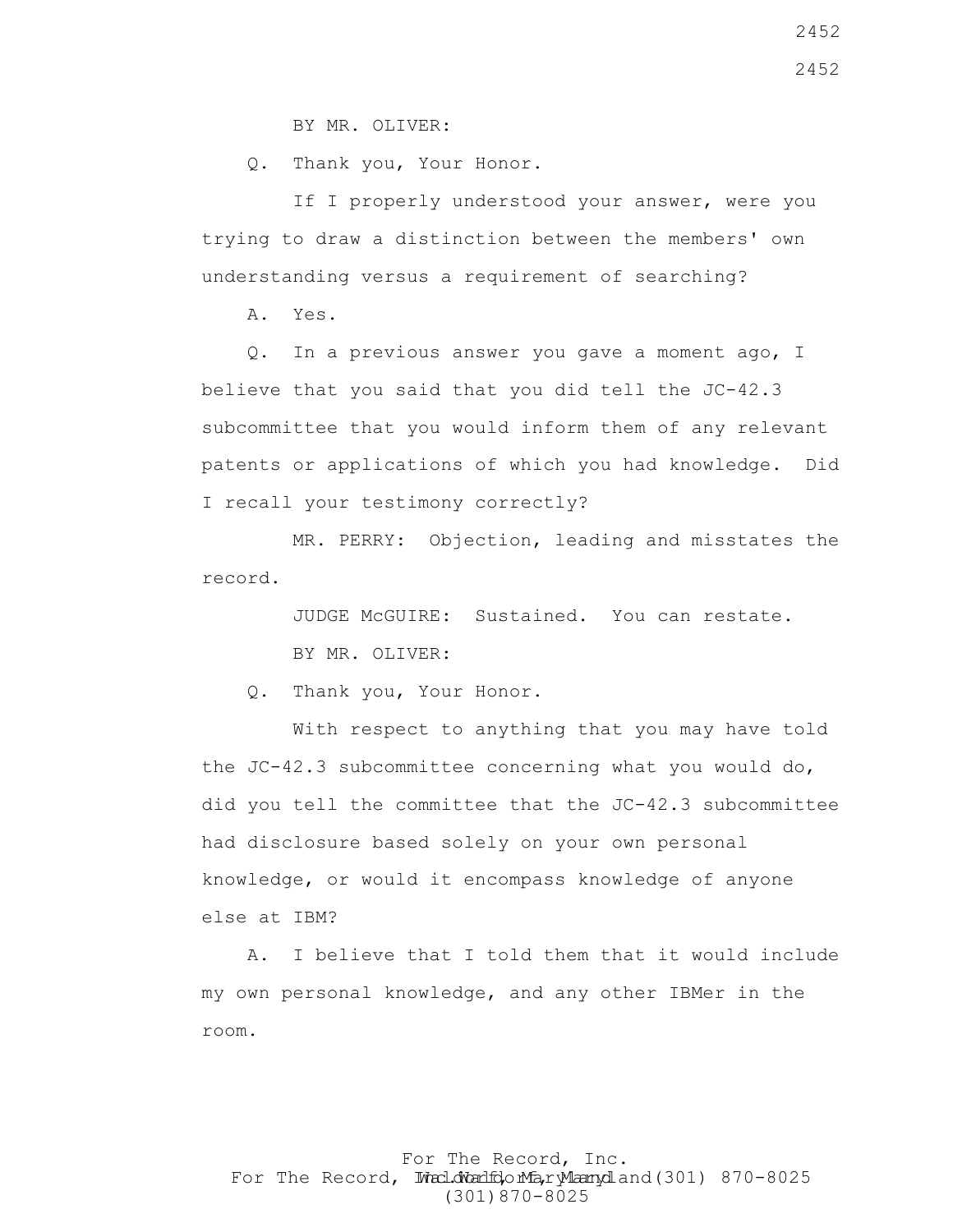BY MR. OLIVER:

Q. Thank you, Your Honor.

If I properly understood your answer, were you trying to draw a distinction between the members' own understanding versus a requirement of searching?

A. Yes.

Q. In a previous answer you gave a moment ago, I believe that you said that you did tell the JC-42.3 subcommittee that you would inform them of any relevant patents or applications of which you had knowledge. Did I recall your testimony correctly?

MR. PERRY: Objection, leading and misstates the record.

JUDGE McGUIRE: Sustained. You can restate.

BY MR. OLIVER:

Q. Thank you, Your Honor.

With respect to anything that you may have told the JC-42.3 subcommittee concerning what you would do, did you tell the committee that the JC-42.3 subcommittee had disclosure based solely on your own personal knowledge, or would it encompass knowledge of anyone else at IBM?

A. I believe that I told them that it would include my own personal knowledge, and any other IBMer in the room.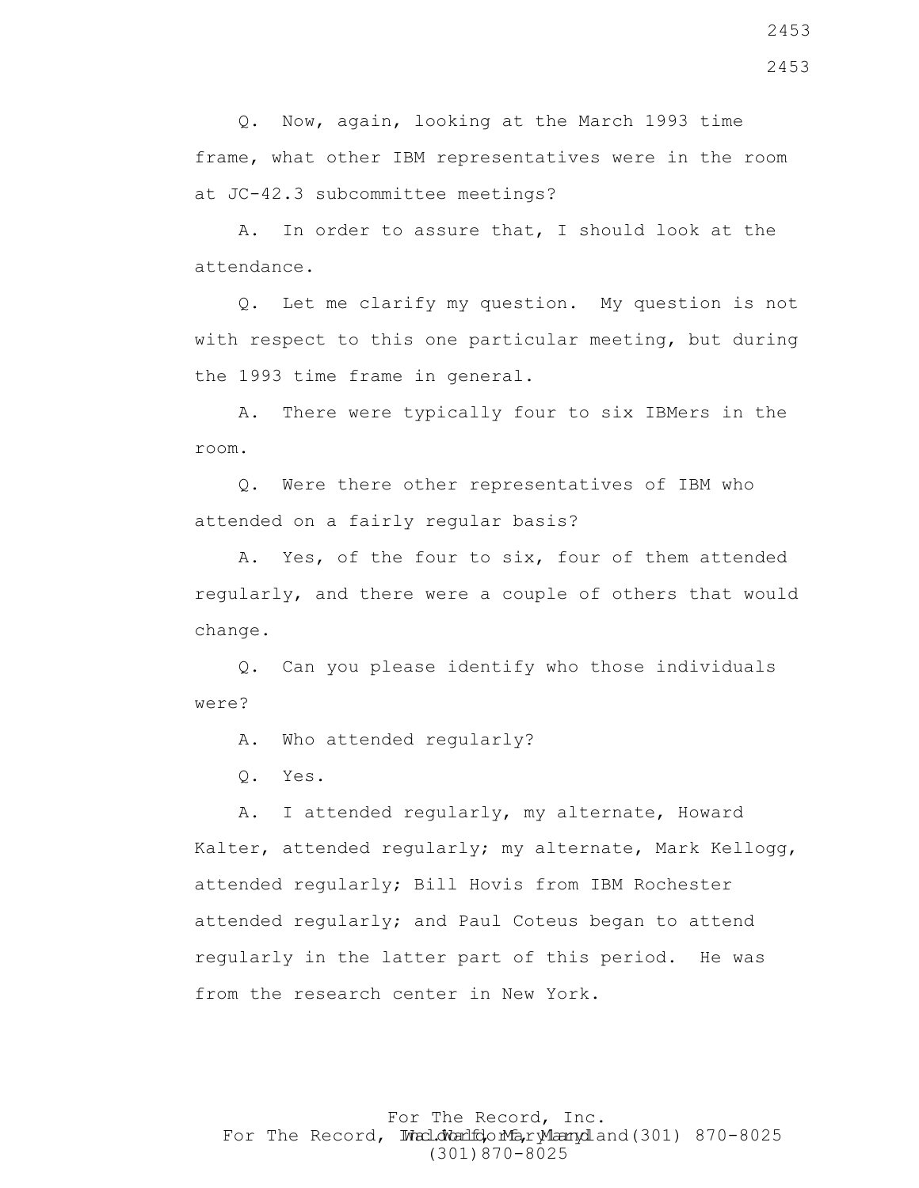Q. Now, again, looking at the March 1993 time frame, what other IBM representatives were in the room at JC-42.3 subcommittee meetings?

A. In order to assure that, I should look at the attendance.

Q. Let me clarify my question. My question is not with respect to this one particular meeting, but during the 1993 time frame in general.

A. There were typically four to six IBMers in the room.

Q. Were there other representatives of IBM who attended on a fairly regular basis?

A. Yes, of the four to six, four of them attended regularly, and there were a couple of others that would change.

Q. Can you please identify who those individuals were?

A. Who attended regularly?

Q. Yes.

A. I attended regularly, my alternate, Howard Kalter, attended regularly; my alternate, Mark Kellogg, attended regularly; Bill Hovis from IBM Rochester attended regularly; and Paul Coteus began to attend regularly in the latter part of this period. He was from the research center in New York.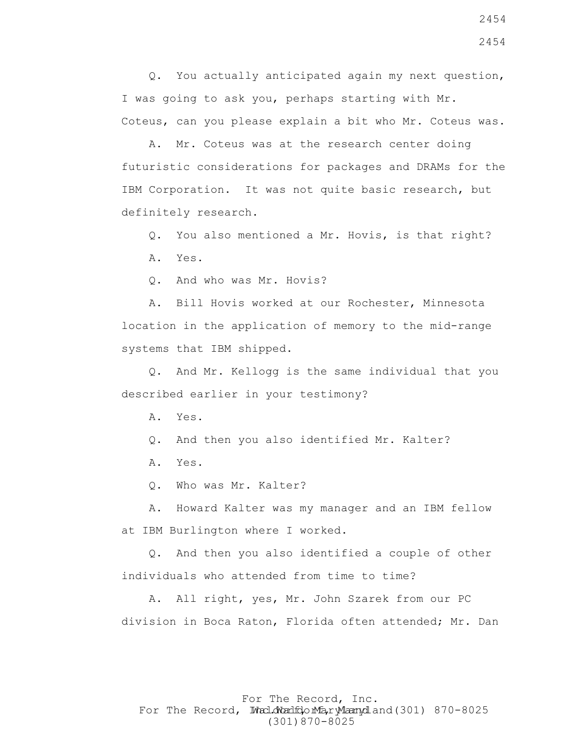Q. You actually anticipated again my next question, I was going to ask you, perhaps starting with Mr. Coteus, can you please explain a bit who Mr. Coteus was.

A. Mr. Coteus was at the research center doing futuristic considerations for packages and DRAMs for the IBM Corporation. It was not quite basic research, but definitely research.

Q. You also mentioned a Mr. Hovis, is that right?

A. Yes.

Q. And who was Mr. Hovis?

A. Bill Hovis worked at our Rochester, Minnesota location in the application of memory to the mid-range systems that IBM shipped.

Q. And Mr. Kellogg is the same individual that you described earlier in your testimony?

A. Yes.

Q. And then you also identified Mr. Kalter?

A. Yes.

Q. Who was Mr. Kalter?

A. Howard Kalter was my manager and an IBM fellow at IBM Burlington where I worked.

Q. And then you also identified a couple of other individuals who attended from time to time?

A. All right, yes, Mr. John Szarek from our PC division in Boca Raton, Florida often attended; Mr. Dan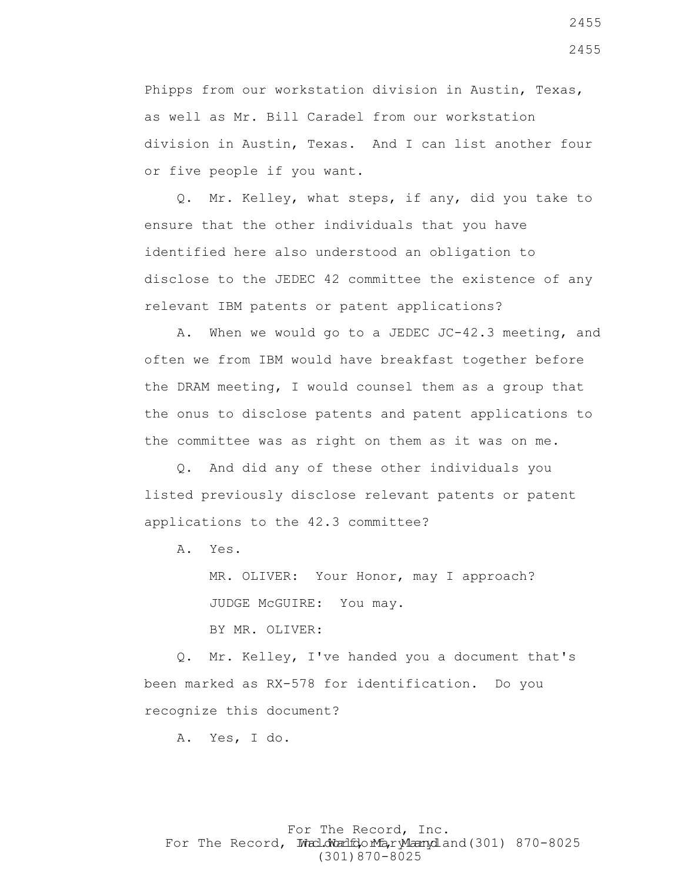Phipps from our workstation division in Austin, Texas, as well as Mr. Bill Caradel from our workstation division in Austin, Texas. And I can list another four or five people if you want.

Q. Mr. Kelley, what steps, if any, did you take to ensure that the other individuals that you have identified here also understood an obligation to disclose to the JEDEC 42 committee the existence of any relevant IBM patents or patent applications?

A. When we would go to a JEDEC JC-42.3 meeting, and often we from IBM would have breakfast together before the DRAM meeting, I would counsel them as a group that the onus to disclose patents and patent applications to the committee was as right on them as it was on me.

Q. And did any of these other individuals you listed previously disclose relevant patents or patent applications to the 42.3 committee?

A. Yes.

MR. OLIVER: Your Honor, may I approach?

JUDGE McGUIRE: You may.

BY MR. OLIVER:

Q. Mr. Kelley, I've handed you a document that's been marked as RX-578 for identification. Do you recognize this document?

A. Yes, I do.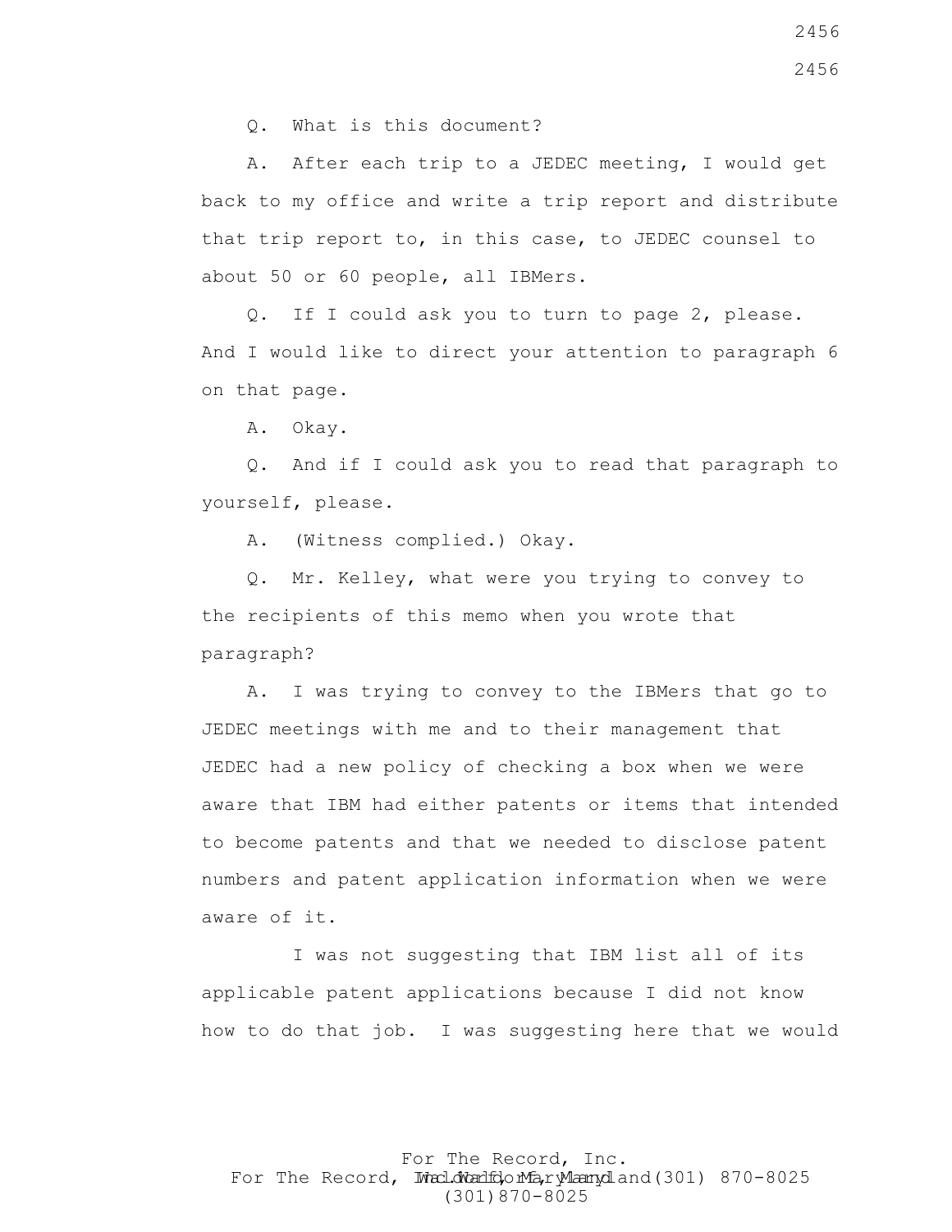Q. What is this document?

A. After each trip to a JEDEC meeting, I would get back to my office and write a trip report and distribute that trip report to, in this case, to JEDEC counsel to about 50 or 60 people, all IBMers.

Q. If I could ask you to turn to page 2, please. And I would like to direct your attention to paragraph 6 on that page.

A. Okay.

Q. And if I could ask you to read that paragraph to yourself, please.

A. (Witness complied.) Okay.

Q. Mr. Kelley, what were you trying to convey to the recipients of this memo when you wrote that paragraph?

A. I was trying to convey to the IBMers that go to JEDEC meetings with me and to their management that JEDEC had a new policy of checking a box when we were aware that IBM had either patents or items that intended to become patents and that we needed to disclose patent numbers and patent application information when we were aware of it.

I was not suggesting that IBM list all of its applicable patent applications because I did not know how to do that job. I was suggesting here that we would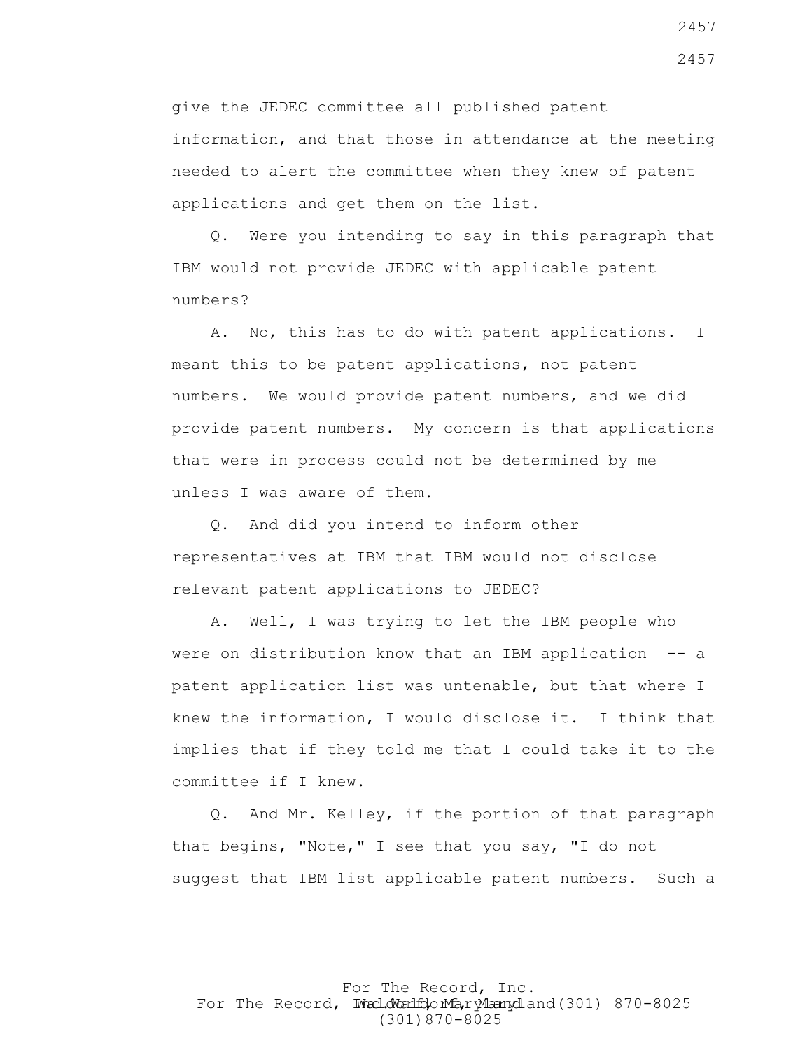give the JEDEC committee all published patent information, and that those in attendance at the meeting needed to alert the committee when they knew of patent applications and get them on the list.

Q. Were you intending to say in this paragraph that IBM would not provide JEDEC with applicable patent numbers?

A. No, this has to do with patent applications. I meant this to be patent applications, not patent numbers. We would provide patent numbers, and we did provide patent numbers. My concern is that applications that were in process could not be determined by me unless I was aware of them.

Q. And did you intend to inform other representatives at IBM that IBM would not disclose relevant patent applications to JEDEC?

A. Well, I was trying to let the IBM people who were on distribution know that an IBM application -- a patent application list was untenable, but that where I knew the information, I would disclose it. I think that implies that if they told me that I could take it to the committee if I knew.

Q. And Mr. Kelley, if the portion of that paragraph that begins, "Note," I see that you say, "I do not suggest that IBM list applicable patent numbers. Such a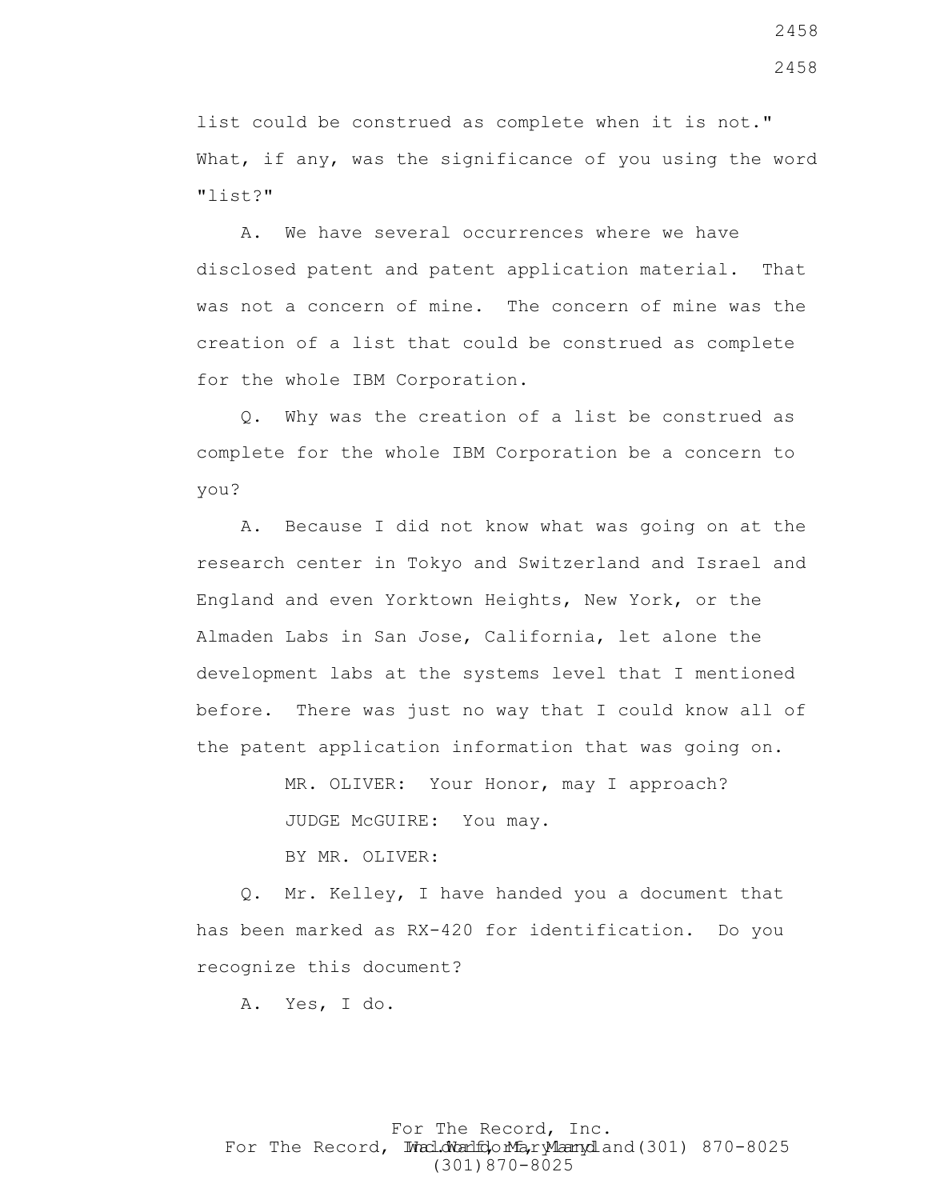list could be construed as complete when it is not." What, if any, was the significance of you using the word "list?"

A. We have several occurrences where we have disclosed patent and patent application material. That was not a concern of mine. The concern of mine was the creation of a list that could be construed as complete for the whole IBM Corporation.

Q. Why was the creation of a list be construed as complete for the whole IBM Corporation be a concern to you?

A. Because I did not know what was going on at the research center in Tokyo and Switzerland and Israel and England and even Yorktown Heights, New York, or the Almaden Labs in San Jose, California, let alone the development labs at the systems level that I mentioned before. There was just no way that I could know all of the patent application information that was going on.

MR. OLIVER: Your Honor, may I approach?

JUDGE McGUIRE: You may.

BY MR. OLIVER:

Q. Mr. Kelley, I have handed you a document that has been marked as RX-420 for identification. Do you recognize this document?

A. Yes, I do.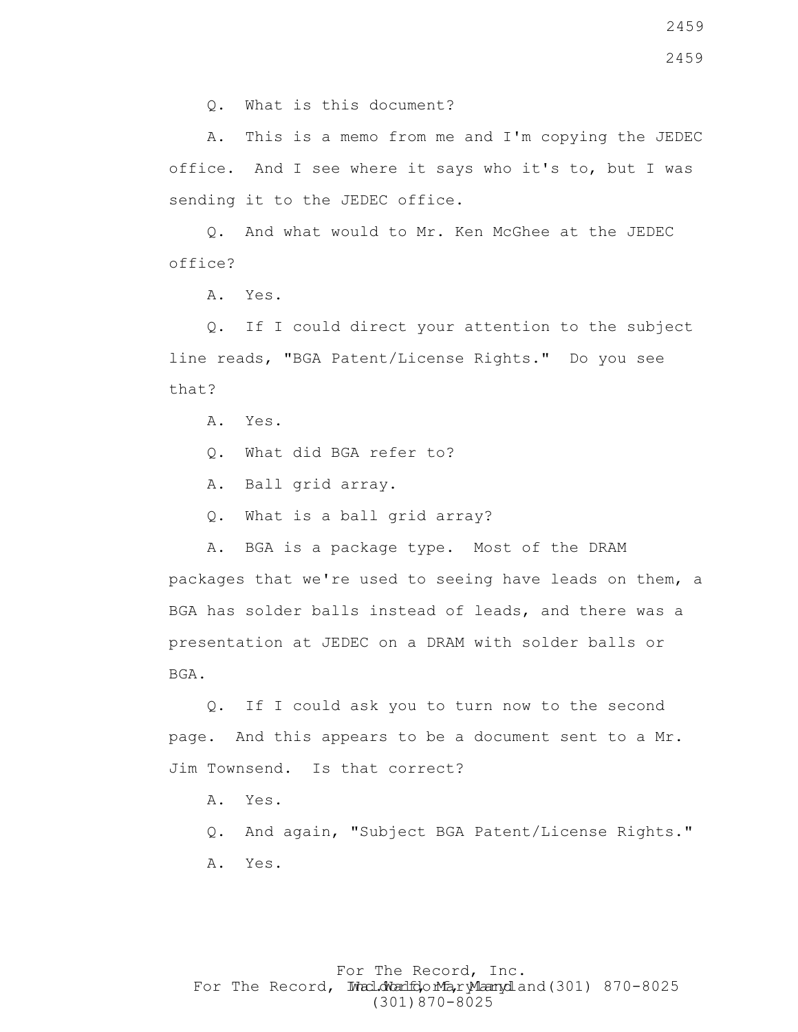Q. What is this document?

A. This is a memo from me and I'm copying the JEDEC office. And I see where it says who it's to, but I was sending it to the JEDEC office.

Q. And what would to Mr. Ken McGhee at the JEDEC office?

A. Yes.

Q. If I could direct your attention to the subject line reads, "BGA Patent/License Rights." Do you see that?

A. Yes.

Q. What did BGA refer to?

A. Ball grid array.

Q. What is a ball grid array?

A. BGA is a package type. Most of the DRAM packages that we're used to seeing have leads on them, a BGA has solder balls instead of leads, and there was a presentation at JEDEC on a DRAM with solder balls or BGA.

Q. If I could ask you to turn now to the second page. And this appears to be a document sent to a Mr. Jim Townsend. Is that correct?

A. Yes.

Q. And again, "Subject BGA Patent/License Rights."

A. Yes.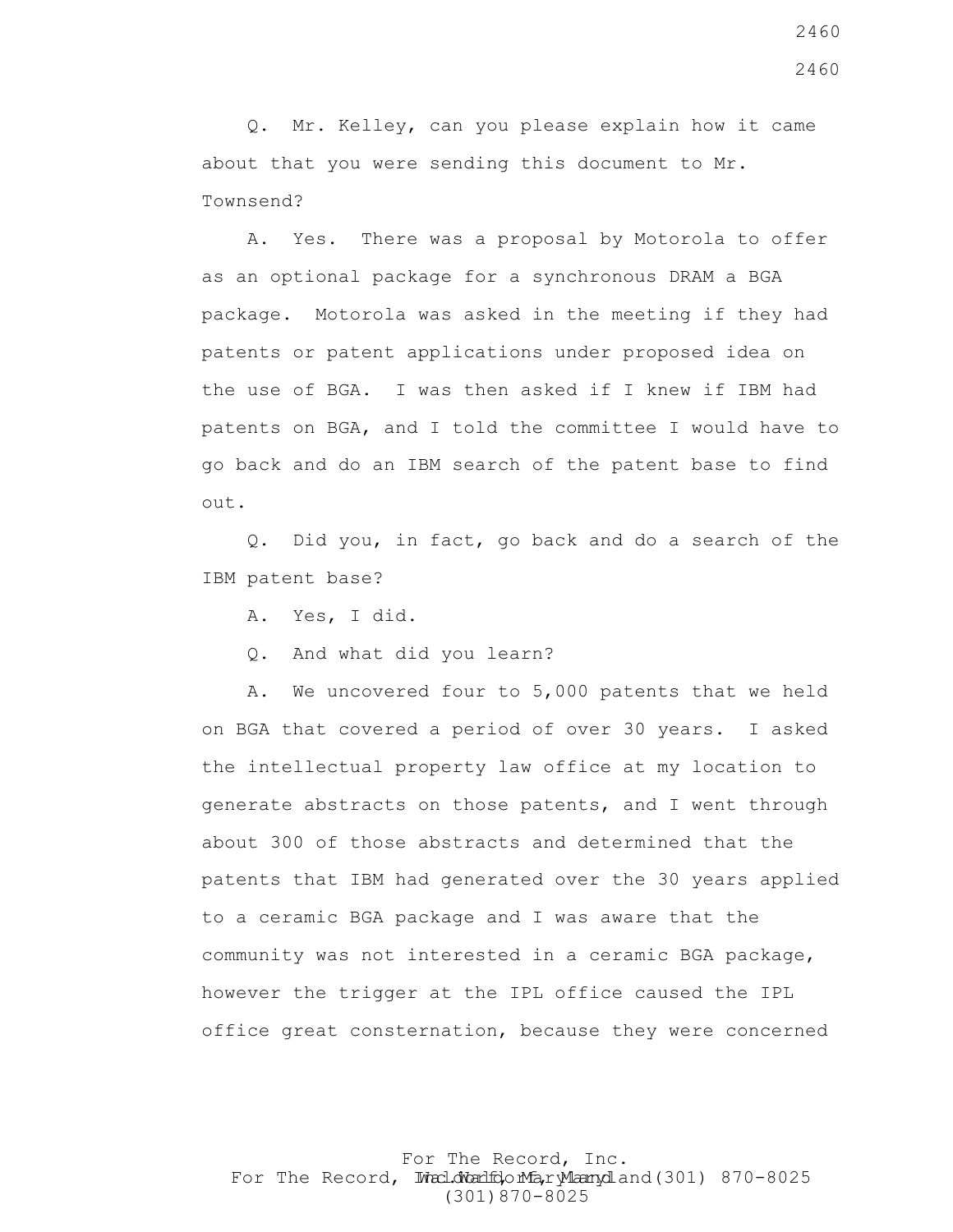Q. Mr. Kelley, can you please explain how it came about that you were sending this document to Mr. Townsend?

A. Yes. There was a proposal by Motorola to offer as an optional package for a synchronous DRAM a BGA package. Motorola was asked in the meeting if they had patents or patent applications under proposed idea on the use of BGA. I was then asked if I knew if IBM had patents on BGA, and I told the committee I would have to go back and do an IBM search of the patent base to find out.

Q. Did you, in fact, go back and do a search of the IBM patent base?

A. Yes, I did.

Q. And what did you learn?

A. We uncovered four to 5,000 patents that we held on BGA that covered a period of over 30 years. I asked the intellectual property law office at my location to generate abstracts on those patents, and I went through about 300 of those abstracts and determined that the patents that IBM had generated over the 30 years applied to a ceramic BGA package and I was aware that the community was not interested in a ceramic BGA package, however the trigger at the IPL office caused the IPL office great consternation, because they were concerned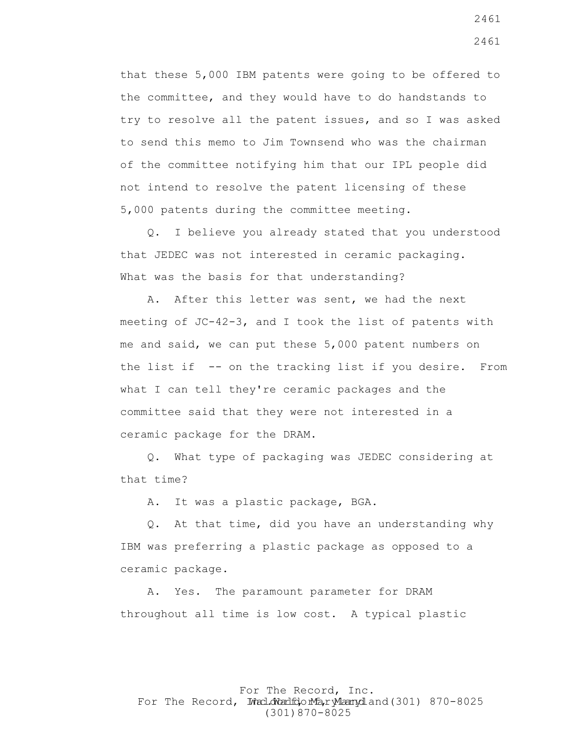that these 5,000 IBM patents were going to be offered to the committee, and they would have to do handstands to try to resolve all the patent issues, and so I was asked to send this memo to Jim Townsend who was the chairman of the committee notifying him that our IPL people did not intend to resolve the patent licensing of these 5,000 patents during the committee meeting.

Q. I believe you already stated that you understood that JEDEC was not interested in ceramic packaging. What was the basis for that understanding?

A. After this letter was sent, we had the next meeting of JC-42-3, and I took the list of patents with me and said, we can put these 5,000 patent numbers on the list if -- on the tracking list if you desire. From what I can tell they're ceramic packages and the committee said that they were not interested in a ceramic package for the DRAM.

Q. What type of packaging was JEDEC considering at that time?

A. It was a plastic package, BGA.

Q. At that time, did you have an understanding why IBM was preferring a plastic package as opposed to a ceramic package.

A. Yes. The paramount parameter for DRAM throughout all time is low cost. A typical plastic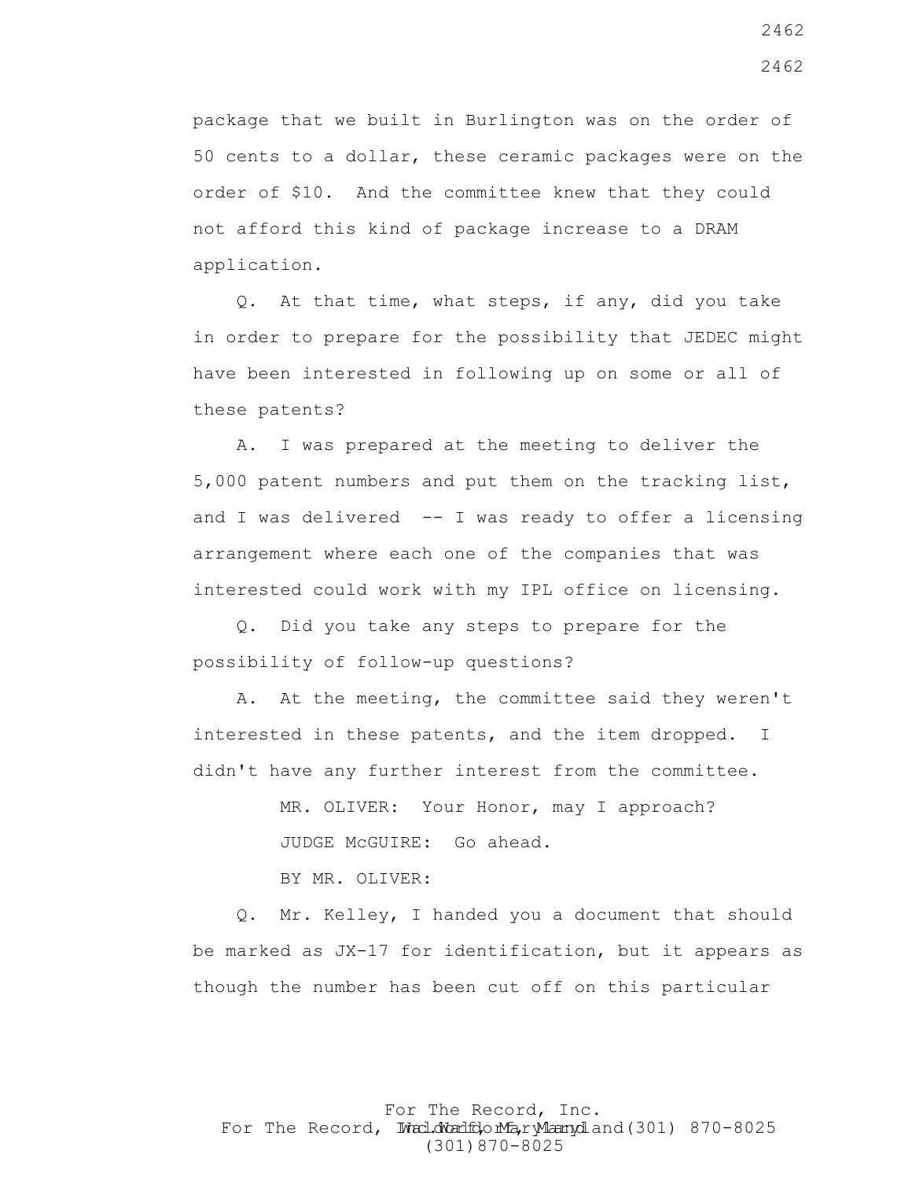package that we built in Burlington was on the order of 50 cents to a dollar, these ceramic packages were on the order of $10. And the committee knew that they could not afford this kind of package increase to a DRAM application.

Q. At that time, what steps, if any, did you take in order to prepare for the possibility that JEDEC might have been interested in following up on some or all of these patents?

A. I was prepared at the meeting to deliver the 5,000 patent numbers and put them on the tracking list, and I was delivered -- I was ready to offer a licensing arrangement where each one of the companies that was interested could work with my IPL office on licensing.

Q. Did you take any steps to prepare for the possibility of follow-up questions?

A. At the meeting, the committee said they weren't interested in these patents, and the item dropped. I didn't have any further interest from the committee.

MR. OLIVER: Your Honor, may I approach?

JUDGE McGUIRE: Go ahead.

BY MR. OLIVER:

Q. Mr. Kelley, I handed you a document that should be marked as JX-17 for identification, but it appears as though the number has been cut off on this particular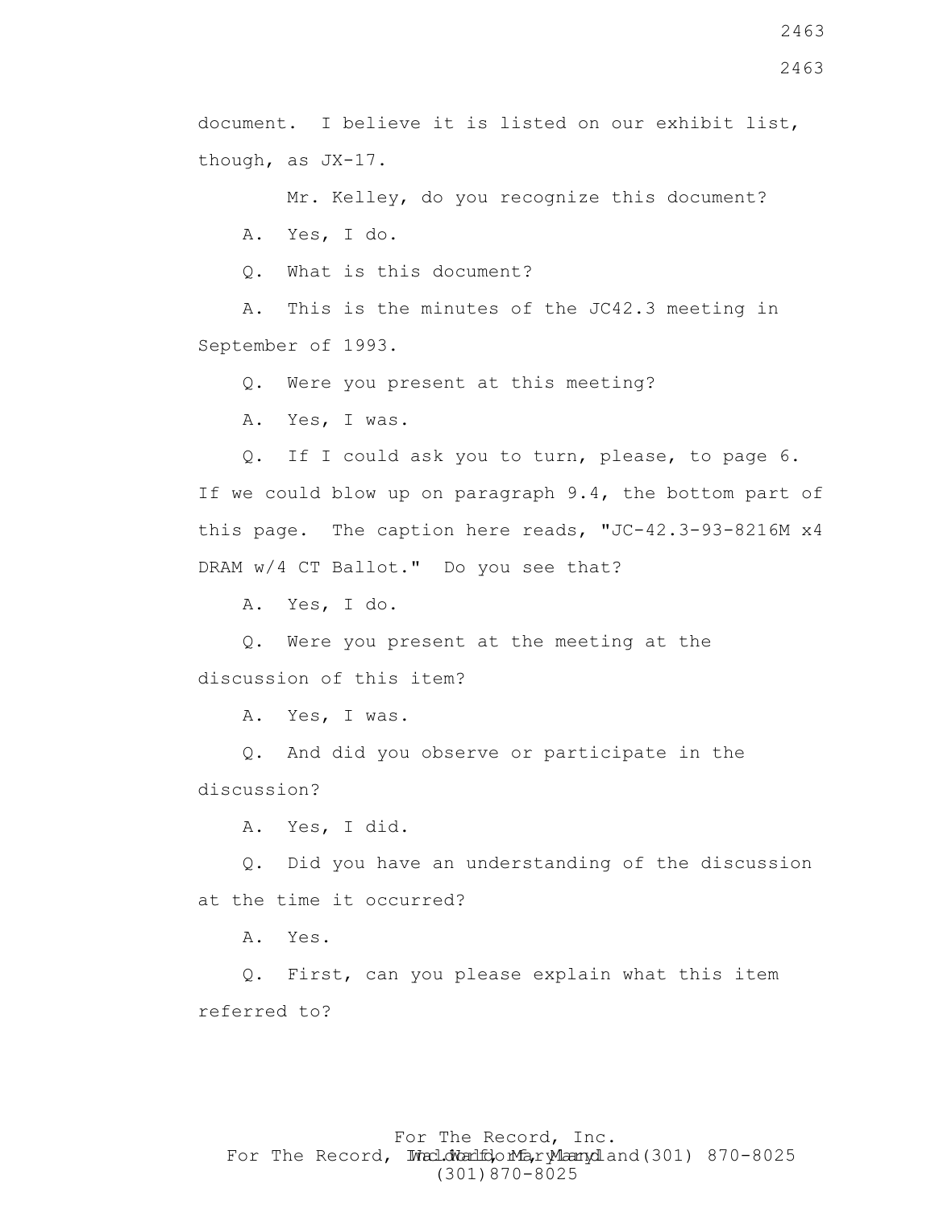document. I believe it is listed on our exhibit list, though, as JX-17.

Mr. Kelley, do you recognize this document?

A. Yes, I do.

Q. What is this document?

A. This is the minutes of the JC42.3 meeting in September of 1993.

Q. Were you present at this meeting?

A. Yes, I was.

Q. If I could ask you to turn, please, to page 6. If we could blow up on paragraph 9.4, the bottom part of this page. The caption here reads, "JC-42.3-93-8216M x4 DRAM w/4 CT Ballot." Do you see that?

A. Yes, I do.

Q. Were you present at the meeting at the discussion of this item?

A. Yes, I was.

Q. And did you observe or participate in the discussion?

A. Yes, I did.

Q. Did you have an understanding of the discussion at the time it occurred?

A. Yes.

Q. First, can you please explain what this item referred to?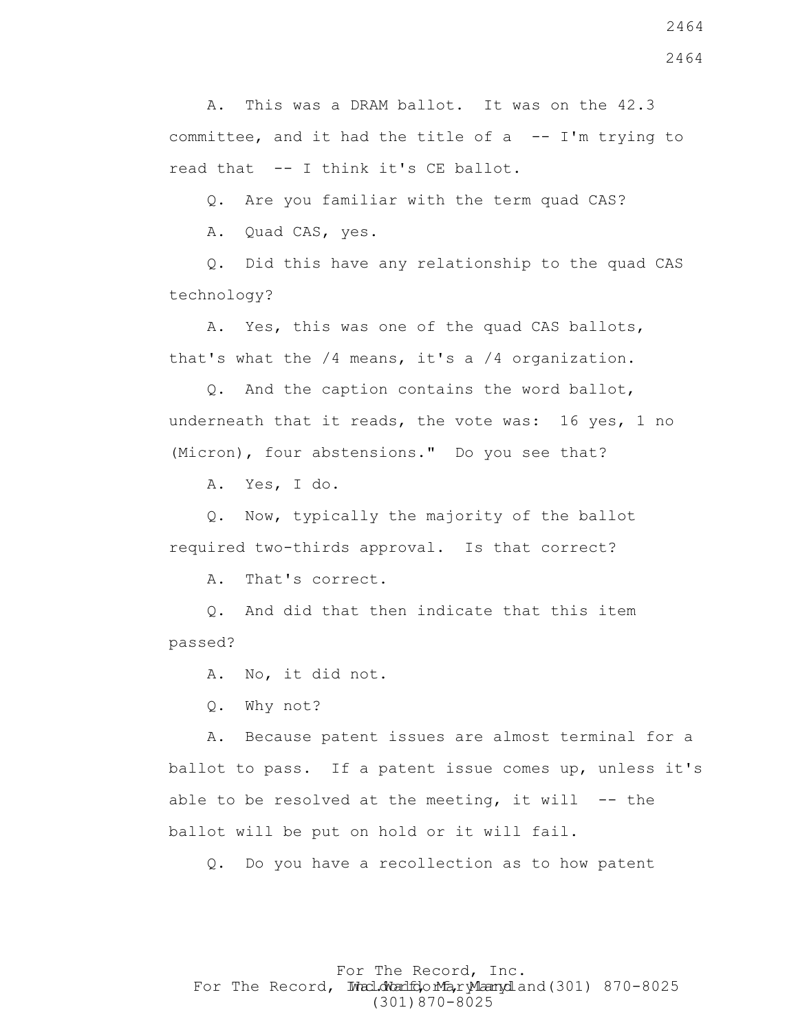A. This was a DRAM ballot. It was on the 42.3 committee, and it had the title of a -- I'm trying to read that -- I think it's CE ballot.

Q. Are you familiar with the term quad CAS?

A. Quad CAS, yes.

Q. Did this have any relationship to the quad CAS technology?

A. Yes, this was one of the quad CAS ballots, that's what the /4 means, it's a /4 organization.

Q. And the caption contains the word ballot, underneath that it reads, the vote was: 16 yes, 1 no (Micron), four abstensions." Do you see that?

A. Yes, I do.

Q. Now, typically the majority of the ballot required two-thirds approval. Is that correct?

A. That's correct.

Q. And did that then indicate that this item passed?

A. No, it did not.

Q. Why not?

A. Because patent issues are almost terminal for a ballot to pass. If a patent issue comes up, unless it's able to be resolved at the meeting, it will -- the ballot will be put on hold or it will fail.

Q. Do you have a recollection as to how patent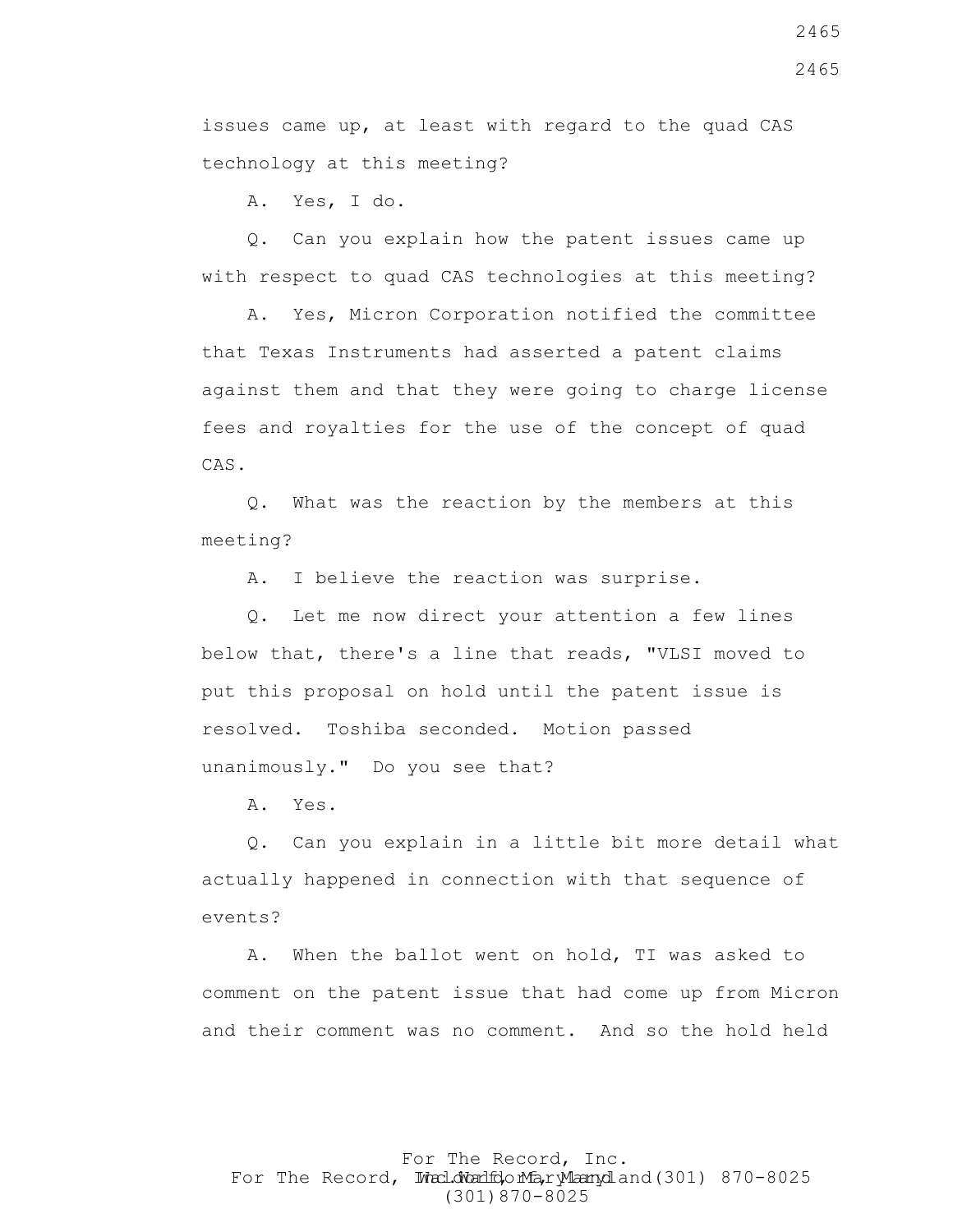issues came up, at least with regard to the quad CAS technology at this meeting?

A. Yes, I do.

Q. Can you explain how the patent issues came up with respect to quad CAS technologies at this meeting?

A. Yes, Micron Corporation notified the committee that Texas Instruments had asserted a patent claims against them and that they were going to charge license fees and royalties for the use of the concept of quad CAS.

Q. What was the reaction by the members at this meeting?

A. I believe the reaction was surprise.

Q. Let me now direct your attention a few lines below that, there's a line that reads, "VLSI moved to put this proposal on hold until the patent issue is resolved. Toshiba seconded. Motion passed unanimously." Do you see that?

A. Yes.

Q. Can you explain in a little bit more detail what actually happened in connection with that sequence of events?

A. When the ballot went on hold, TI was asked to comment on the patent issue that had come up from Micron and their comment was no comment. And so the hold held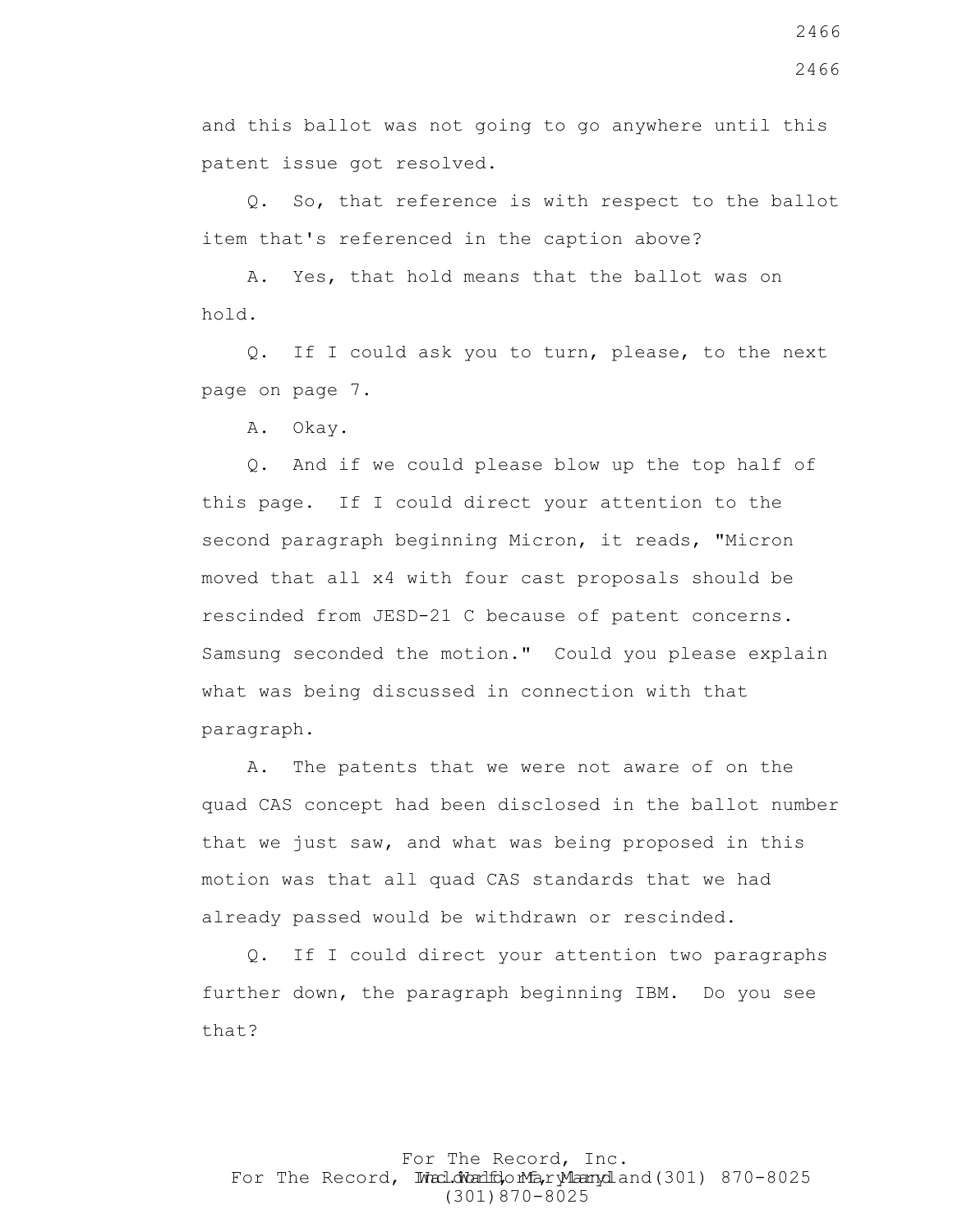and this ballot was not going to go anywhere until this patent issue got resolved.

Q. So, that reference is with respect to the ballot item that's referenced in the caption above?

A. Yes, that hold means that the ballot was on hold.

Q. If I could ask you to turn, please, to the next page on page 7.

A. Okay.

Q. And if we could please blow up the top half of this page. If I could direct your attention to the second paragraph beginning Micron, it reads, "Micron moved that all x4 with four cast proposals should be rescinded from JESD-21 C because of patent concerns. Samsung seconded the motion." Could you please explain what was being discussed in connection with that paragraph.

A. The patents that we were not aware of on the quad CAS concept had been disclosed in the ballot number that we just saw, and what was being proposed in this motion was that all quad CAS standards that we had already passed would be withdrawn or rescinded.

Q. If I could direct your attention two paragraphs further down, the paragraph beginning IBM. Do you see that?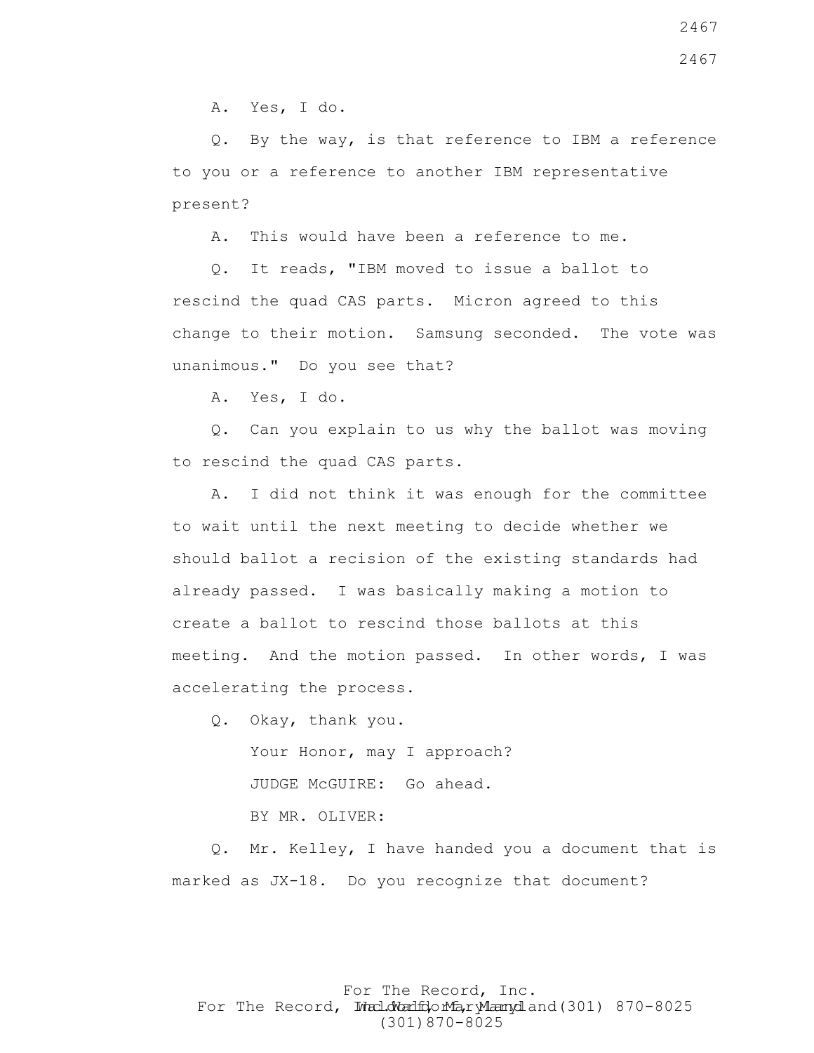A. Yes, I do.

Q. By the way, is that reference to IBM a reference to you or a reference to another IBM representative present?

A. This would have been a reference to me.

Q. It reads, "IBM moved to issue a ballot to rescind the quad CAS parts. Micron agreed to this change to their motion. Samsung seconded. The vote was unanimous." Do you see that?

A. Yes, I do.

Q. Can you explain to us why the ballot was moving to rescind the quad CAS parts.

A. I did not think it was enough for the committee to wait until the next meeting to decide whether we should ballot a recision of the existing standards had already passed. I was basically making a motion to create a ballot to rescind those ballots at this meeting. And the motion passed. In other words, I was accelerating the process.

Q. Okay, thank you.

Your Honor, may I approach?

JUDGE McGUIRE: Go ahead.

BY MR. OLIVER:

Q. Mr. Kelley, I have handed you a document that is marked as JX-18. Do you recognize that document?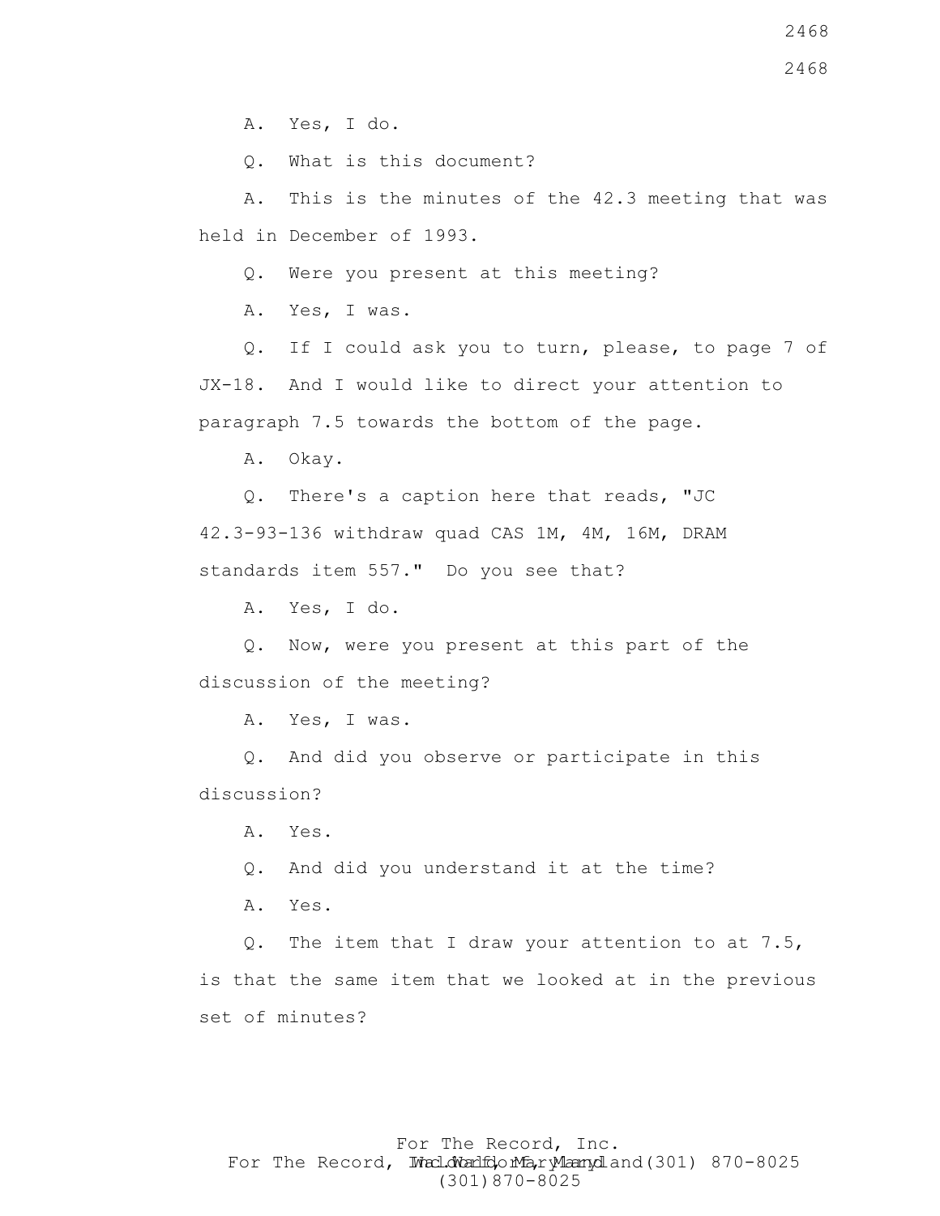A. Yes, I do.

Q. What is this document?

A. This is the minutes of the 42.3 meeting that was held in December of 1993.

Q. Were you present at this meeting?

A. Yes, I was.

Q. If I could ask you to turn, please, to page 7 of JX-18. And I would like to direct your attention to paragraph 7.5 towards the bottom of the page.

A. Okay.

Q. There's a caption here that reads, "JC 42.3-93-136 withdraw quad CAS 1M, 4M, 16M, DRAM standards item 557." Do you see that?

A. Yes, I do.

Q. Now, were you present at this part of the discussion of the meeting?

A. Yes, I was.

Q. And did you observe or participate in this discussion?

A. Yes.

Q. And did you understand it at the time?

A. Yes.

Q. The item that I draw your attention to at 7.5, is that the same item that we looked at in the previous set of minutes?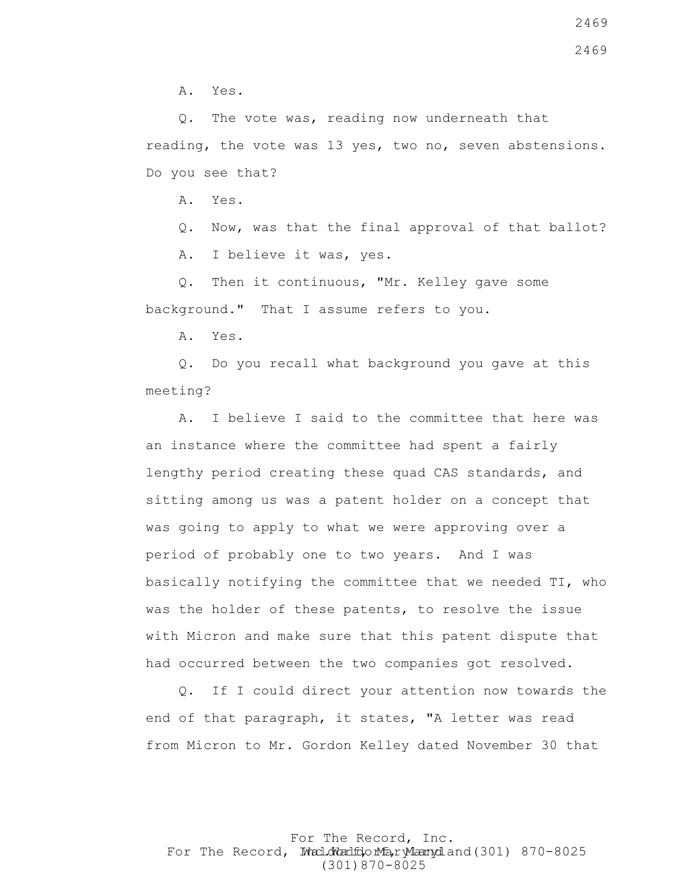A. Yes.

Q. The vote was, reading now underneath that reading, the vote was 13 yes, two no, seven abstensions. Do you see that?

A. Yes.

Q. Now, was that the final approval of that ballot?

A. I believe it was, yes.

Q. Then it continuous, "Mr. Kelley gave some background." That I assume refers to you.

A. Yes.

Q. Do you recall what background you gave at this meeting?

A. I believe I said to the committee that here was an instance where the committee had spent a fairly lengthy period creating these quad CAS standards, and sitting among us was a patent holder on a concept that was going to apply to what we were approving over a period of probably one to two years. And I was basically notifying the committee that we needed TI, who was the holder of these patents, to resolve the issue with Micron and make sure that this patent dispute that had occurred between the two companies got resolved.

Q. If I could direct your attention now towards the end of that paragraph, it states, "A letter was read from Micron to Mr. Gordon Kelley dated November 30 that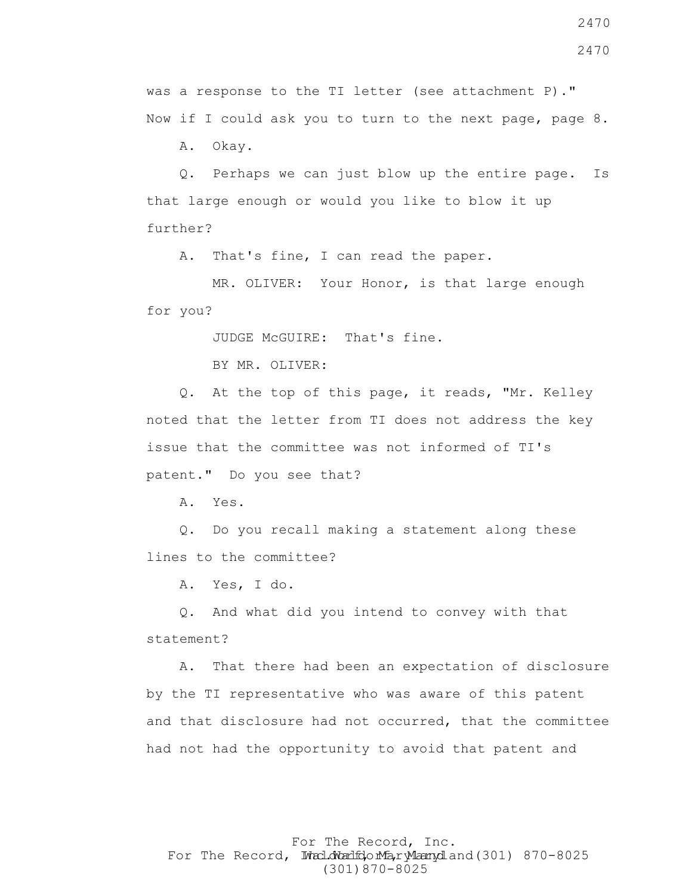was a response to the TI letter (see attachment P)." Now if I could ask you to turn to the next page, page 8.

A. Okay.

Q. Perhaps we can just blow up the entire page. Is that large enough or would you like to blow it up further?

A. That's fine, I can read the paper.

MR. OLIVER: Your Honor, is that large enough for you?

JUDGE McGUIRE: That's fine.

BY MR. OLIVER:

Q. At the top of this page, it reads, "Mr. Kelley noted that the letter from TI does not address the key issue that the committee was not informed of TI's patent." Do you see that?

A. Yes.

Q. Do you recall making a statement along these lines to the committee?

A. Yes, I do.

Q. And what did you intend to convey with that statement?

A. That there had been an expectation of disclosure by the TI representative who was aware of this patent and that disclosure had not occurred, that the committee had not had the opportunity to avoid that patent and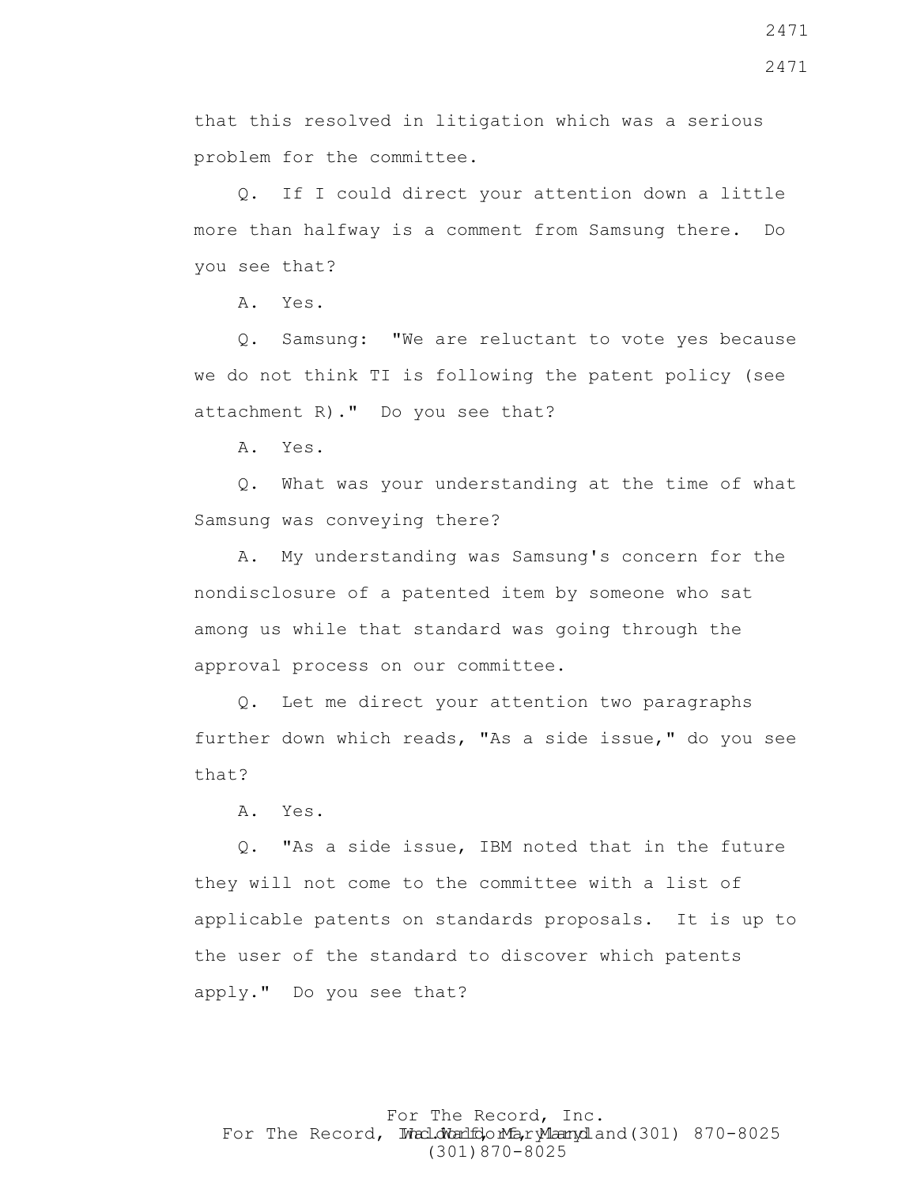that this resolved in litigation which was a serious problem for the committee.

Q. If I could direct your attention down a little more than halfway is a comment from Samsung there. Do you see that?

A. Yes.

Q. Samsung: "We are reluctant to vote yes because we do not think TI is following the patent policy (see attachment R)." Do you see that?

A. Yes.

Q. What was your understanding at the time of what Samsung was conveying there?

A. My understanding was Samsung's concern for the nondisclosure of a patented item by someone who sat among us while that standard was going through the approval process on our committee.

Q. Let me direct your attention two paragraphs further down which reads, "As a side issue," do you see that?

A. Yes.

Q. "As a side issue, IBM noted that in the future they will not come to the committee with a list of applicable patents on standards proposals. It is up to the user of the standard to discover which patents apply." Do you see that?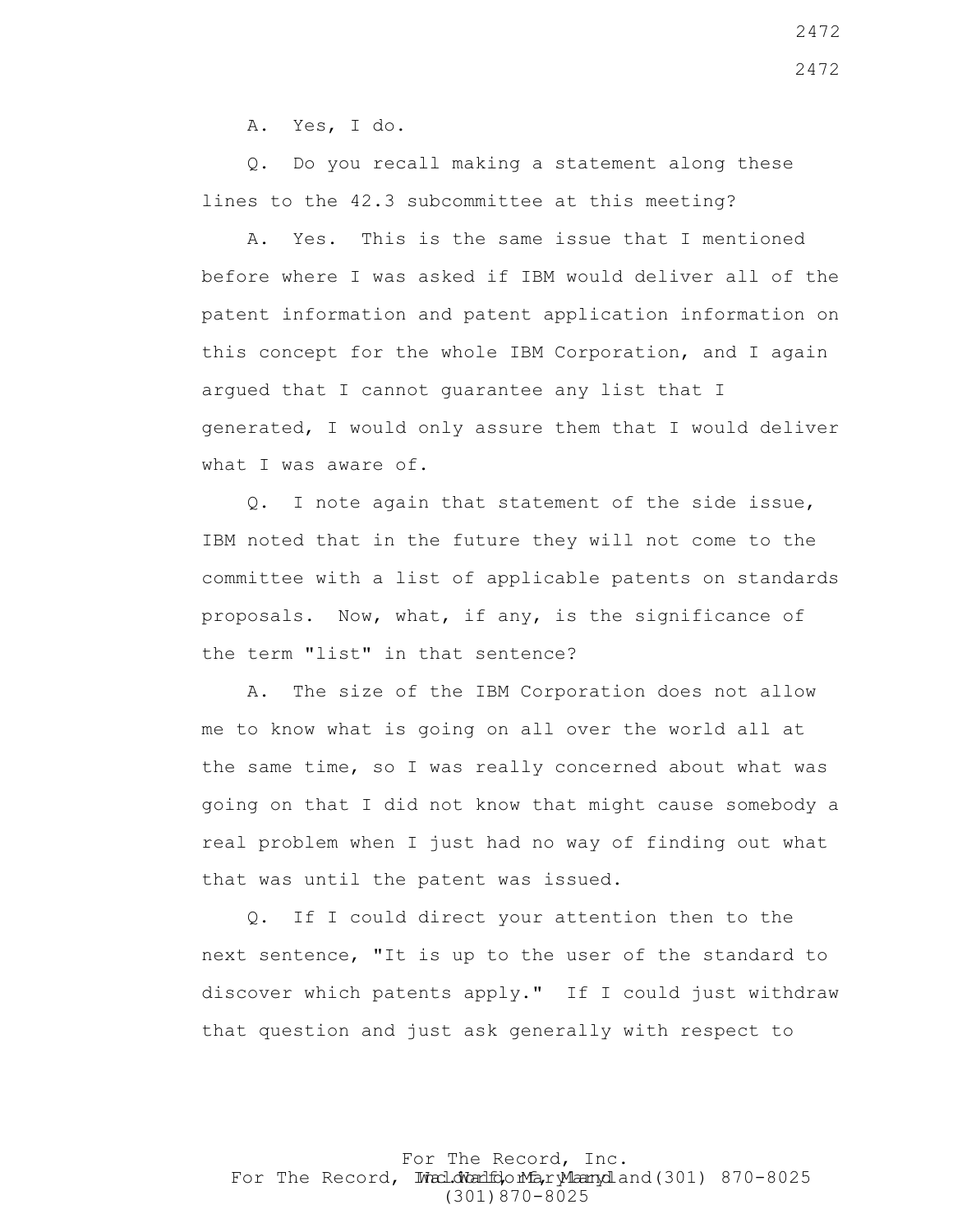A. Yes, I do.

Q. Do you recall making a statement along these lines to the 42.3 subcommittee at this meeting?

A. Yes. This is the same issue that I mentioned before where I was asked if IBM would deliver all of the patent information and patent application information on this concept for the whole IBM Corporation, and I again argued that I cannot guarantee any list that I generated, I would only assure them that I would deliver what I was aware of.

Q. I note again that statement of the side issue, IBM noted that in the future they will not come to the committee with a list of applicable patents on standards proposals. Now, what, if any, is the significance of the term "list" in that sentence?

A. The size of the IBM Corporation does not allow me to know what is going on all over the world all at the same time, so I was really concerned about what was going on that I did not know that might cause somebody a real problem when I just had no way of finding out what that was until the patent was issued.

Q. If I could direct your attention then to the next sentence, "It is up to the user of the standard to discover which patents apply." If I could just withdraw that question and just ask generally with respect to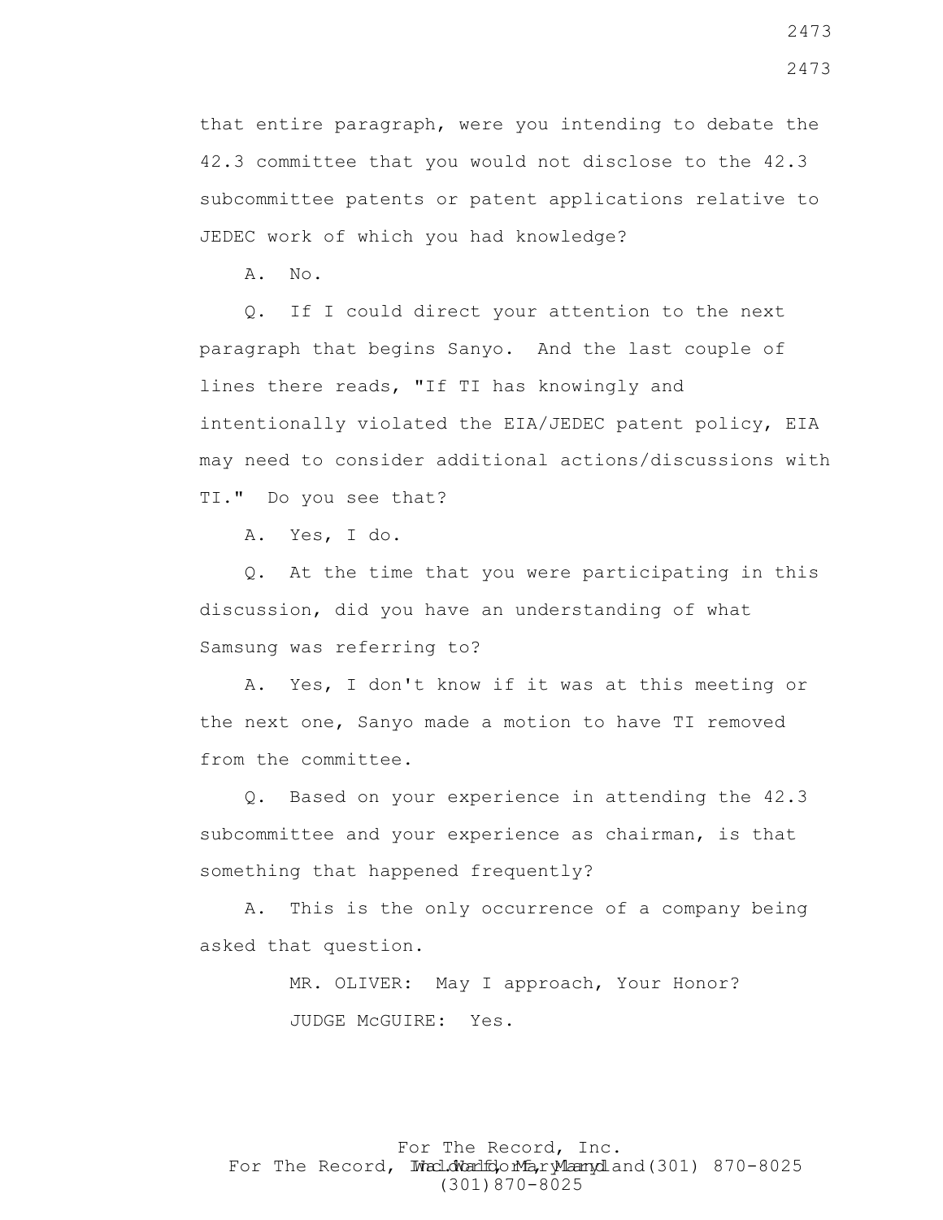that entire paragraph, were you intending to debate the 42.3 committee that you would not disclose to the 42.3 subcommittee patents or patent applications relative to JEDEC work of which you had knowledge?

A. No.

Q. If I could direct your attention to the next paragraph that begins Sanyo. And the last couple of lines there reads, "If TI has knowingly and intentionally violated the EIA/JEDEC patent policy, EIA may need to consider additional actions/discussions with TI." Do you see that?

A. Yes, I do.

Q. At the time that you were participating in this discussion, did you have an understanding of what Samsung was referring to?

A. Yes, I don't know if it was at this meeting or the next one, Sanyo made a motion to have TI removed from the committee.

Q. Based on your experience in attending the 42.3 subcommittee and your experience as chairman, is that something that happened frequently?

A. This is the only occurrence of a company being asked that question.

MR. OLIVER: May I approach, Your Honor?

JUDGE McGUIRE: Yes.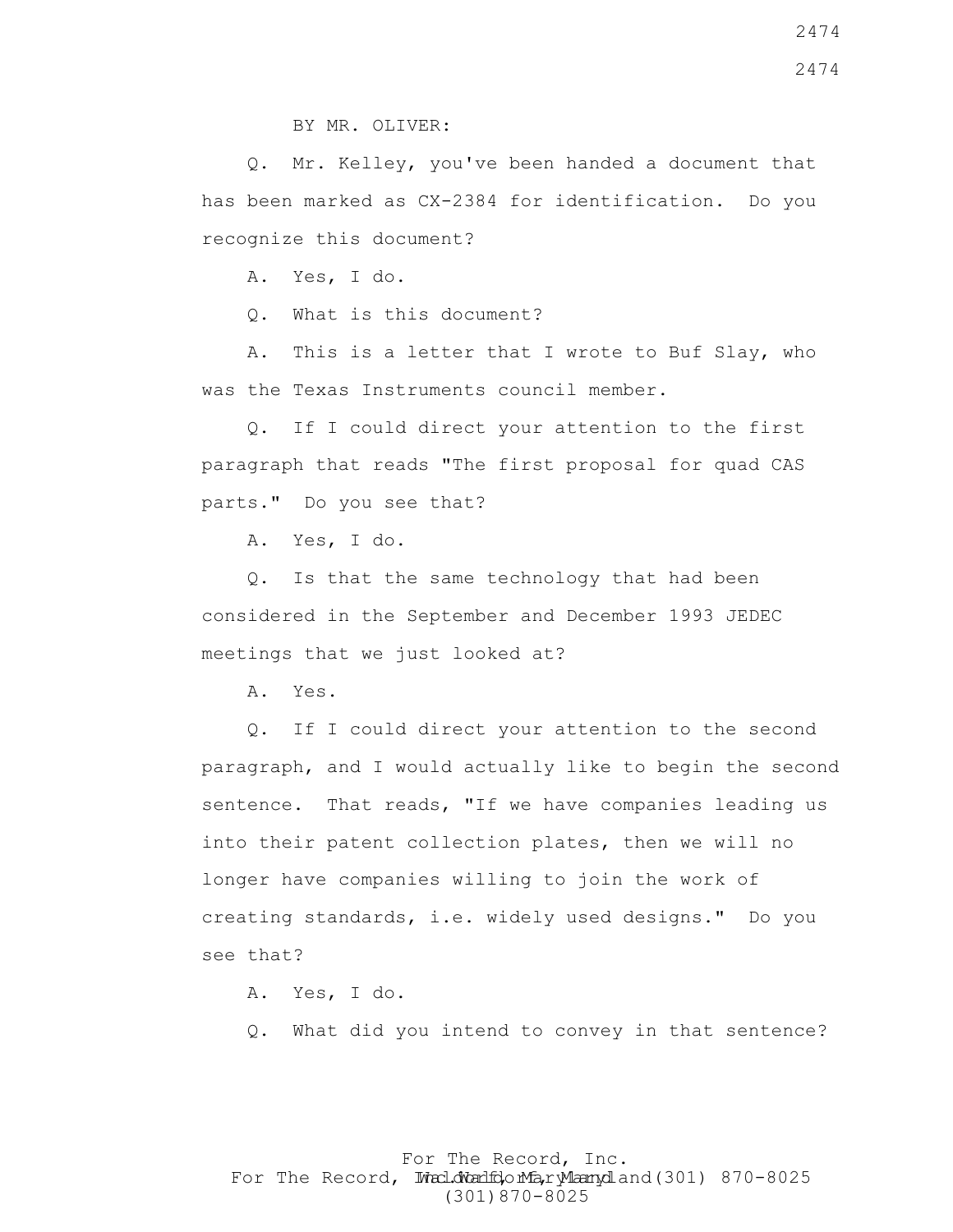BY MR. OLIVER:

Q. Mr. Kelley, you've been handed a document that has been marked as CX-2384 for identification. Do you recognize this document?

A. Yes, I do.

Q. What is this document?

A. This is a letter that I wrote to Buf Slay, who was the Texas Instruments council member.

Q. If I could direct your attention to the first paragraph that reads "The first proposal for quad CAS parts." Do you see that?

A. Yes, I do.

Q. Is that the same technology that had been considered in the September and December 1993 JEDEC meetings that we just looked at?

A. Yes.

Q. If I could direct your attention to the second paragraph, and I would actually like to begin the second sentence. That reads, "If we have companies leading us into their patent collection plates, then we will no longer have companies willing to join the work of creating standards, i.e. widely used designs." Do you see that?

A. Yes, I do.

Q. What did you intend to convey in that sentence?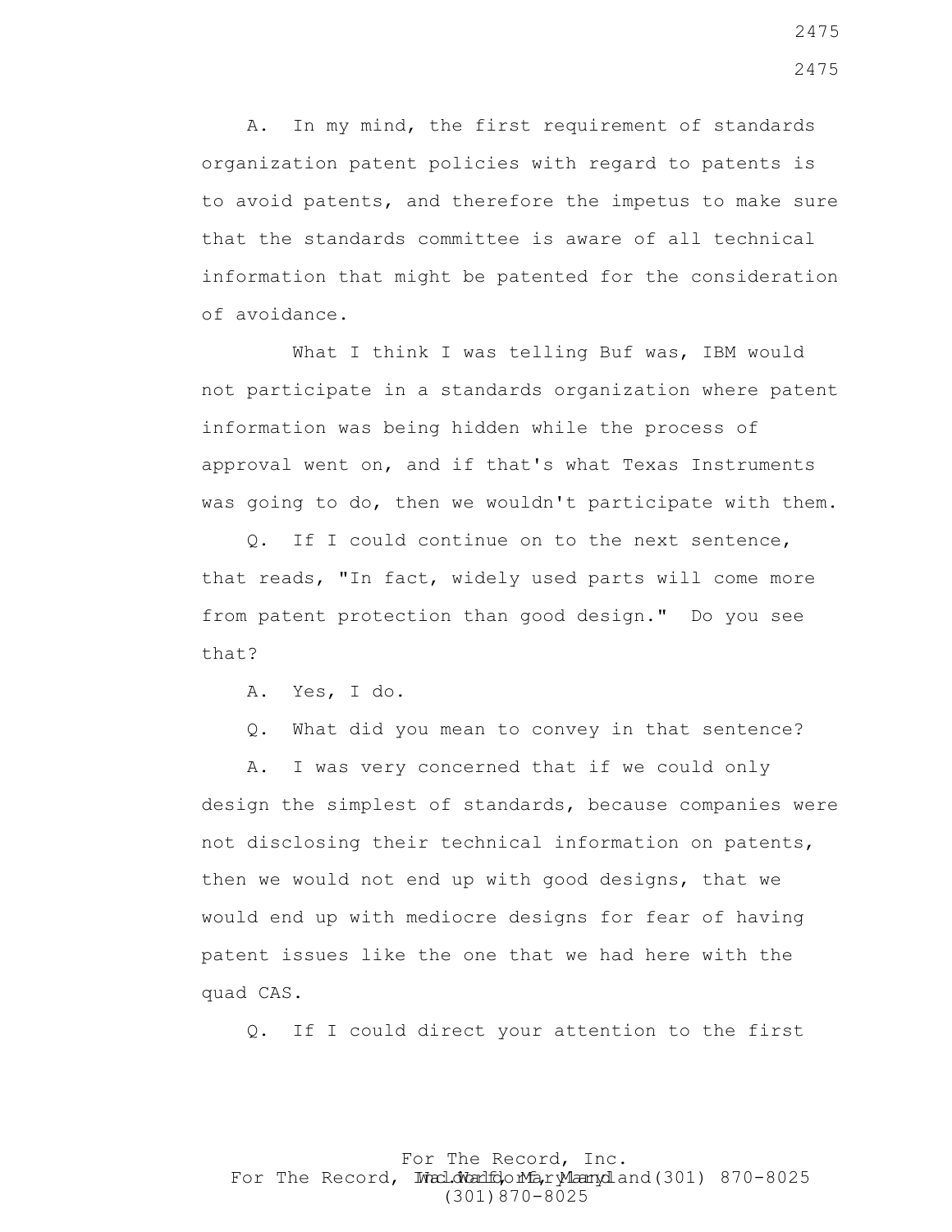A. In my mind, the first requirement of standards organization patent policies with regard to patents is to avoid patents, and therefore the impetus to make sure that the standards committee is aware of all technical information that might be patented for the consideration of avoidance.

What I think I was telling Buf was, IBM would not participate in a standards organization where patent information was being hidden while the process of approval went on, and if that's what Texas Instruments was going to do, then we wouldn't participate with them.

Q. If I could continue on to the next sentence, that reads, "In fact, widely used parts will come more from patent protection than good design." Do you see that?

A. Yes, I do.

Q. What did you mean to convey in that sentence?

A. I was very concerned that if we could only design the simplest of standards, because companies were not disclosing their technical information on patents, then we would not end up with good designs, that we would end up with mediocre designs for fear of having patent issues like the one that we had here with the quad CAS.

Q. If I could direct your attention to the first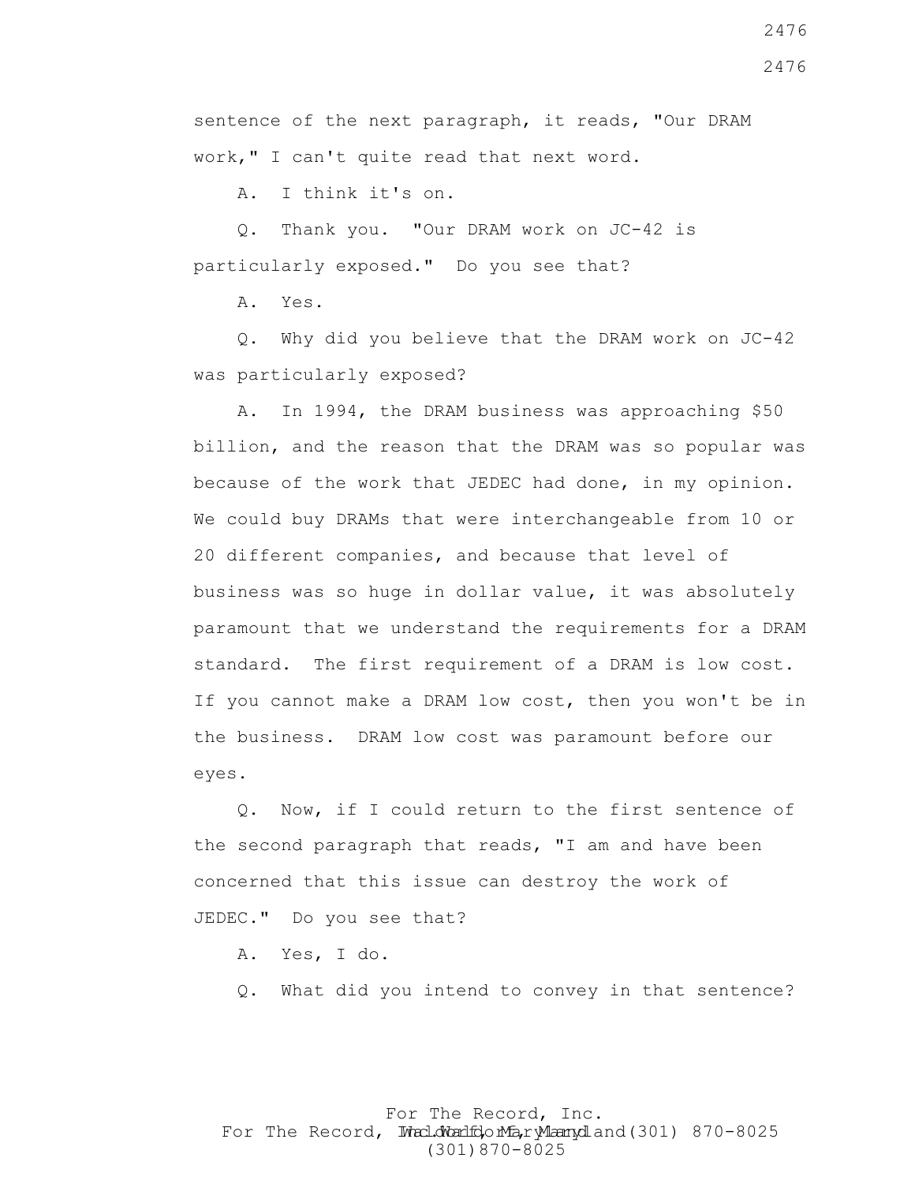sentence of the next paragraph, it reads, "Our DRAM work," I can't quite read that next word.

A. I think it's on.

Q. Thank you. "Our DRAM work on JC-42 is particularly exposed." Do you see that?

A. Yes.

Q. Why did you believe that the DRAM work on JC-42 was particularly exposed?

A. In 1994, the DRAM business was approaching $50 billion, and the reason that the DRAM was so popular was because of the work that JEDEC had done, in my opinion. We could buy DRAMs that were interchangeable from 10 or 20 different companies, and because that level of business was so huge in dollar value, it was absolutely paramount that we understand the requirements for a DRAM standard. The first requirement of a DRAM is low cost. If you cannot make a DRAM low cost, then you won't be in the business. DRAM low cost was paramount before our eyes.

Q. Now, if I could return to the first sentence of the second paragraph that reads, "I am and have been concerned that this issue can destroy the work of JEDEC." Do you see that?

A. Yes, I do.

Q. What did you intend to convey in that sentence?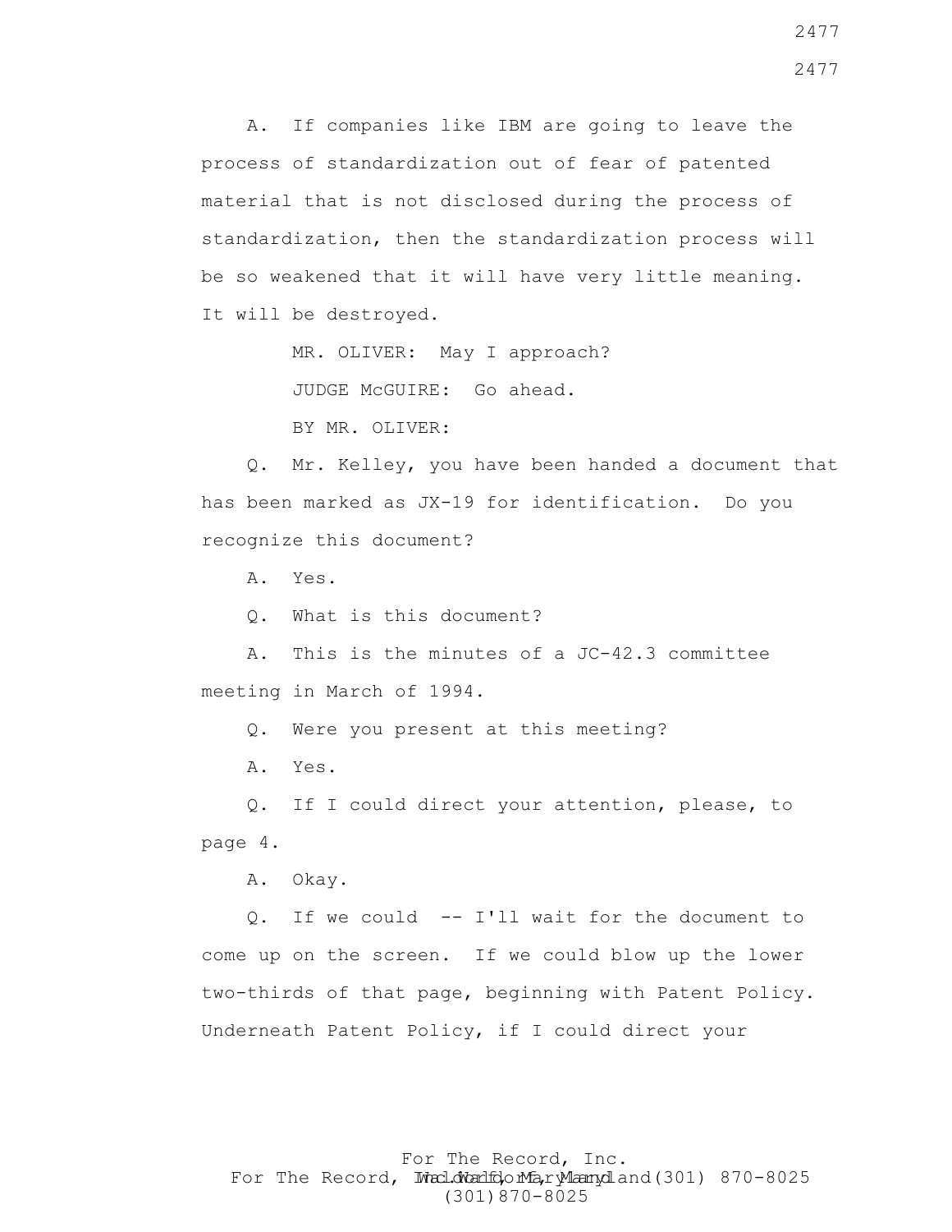A. If companies like IBM are going to leave the process of standardization out of fear of patented material that is not disclosed during the process of standardization, then the standardization process will be so weakened that it will have very little meaning. It will be destroyed.

MR. OLIVER: May I approach?

JUDGE McGUIRE: Go ahead.

BY MR. OLIVER:

Q. Mr. Kelley, you have been handed a document that has been marked as JX-19 for identification. Do you recognize this document?

A. Yes.

Q. What is this document?

A. This is the minutes of a JC-42.3 committee meeting in March of 1994.

Q. Were you present at this meeting?

A. Yes.

Q. If I could direct your attention, please, to page 4.

A. Okay.

Q. If we could -- I'll wait for the document to come up on the screen. If we could blow up the lower two-thirds of that page, beginning with Patent Policy. Underneath Patent Policy, if I could direct your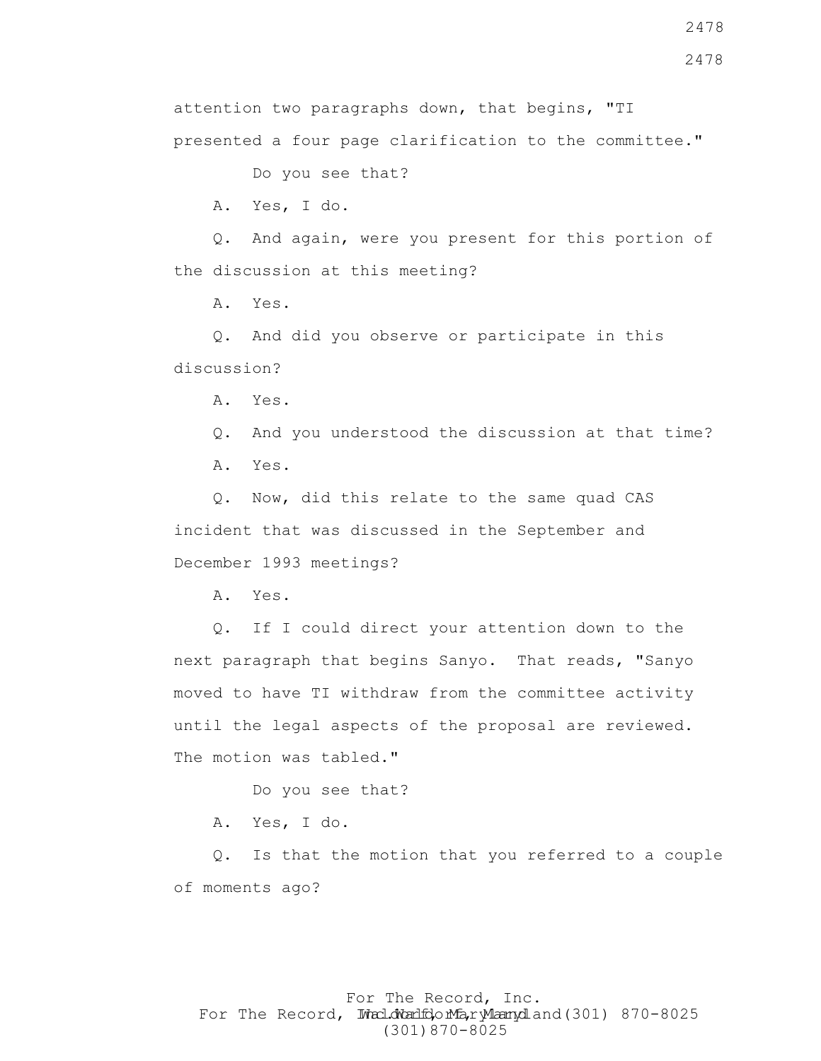attention two paragraphs down, that begins, "TI presented a four page clarification to the committee."

Do you see that?

A. Yes, I do.

Q. And again, were you present for this portion of the discussion at this meeting?

A. Yes.

Q. And did you observe or participate in this discussion?

A. Yes.

Q. And you understood the discussion at that time?

A. Yes.

Q. Now, did this relate to the same quad CAS incident that was discussed in the September and December 1993 meetings?

A. Yes.

Q. If I could direct your attention down to the next paragraph that begins Sanyo. That reads, "Sanyo moved to have TI withdraw from the committee activity until the legal aspects of the proposal are reviewed. The motion was tabled."

Do you see that?

A. Yes, I do.

Q. Is that the motion that you referred to a couple of moments ago?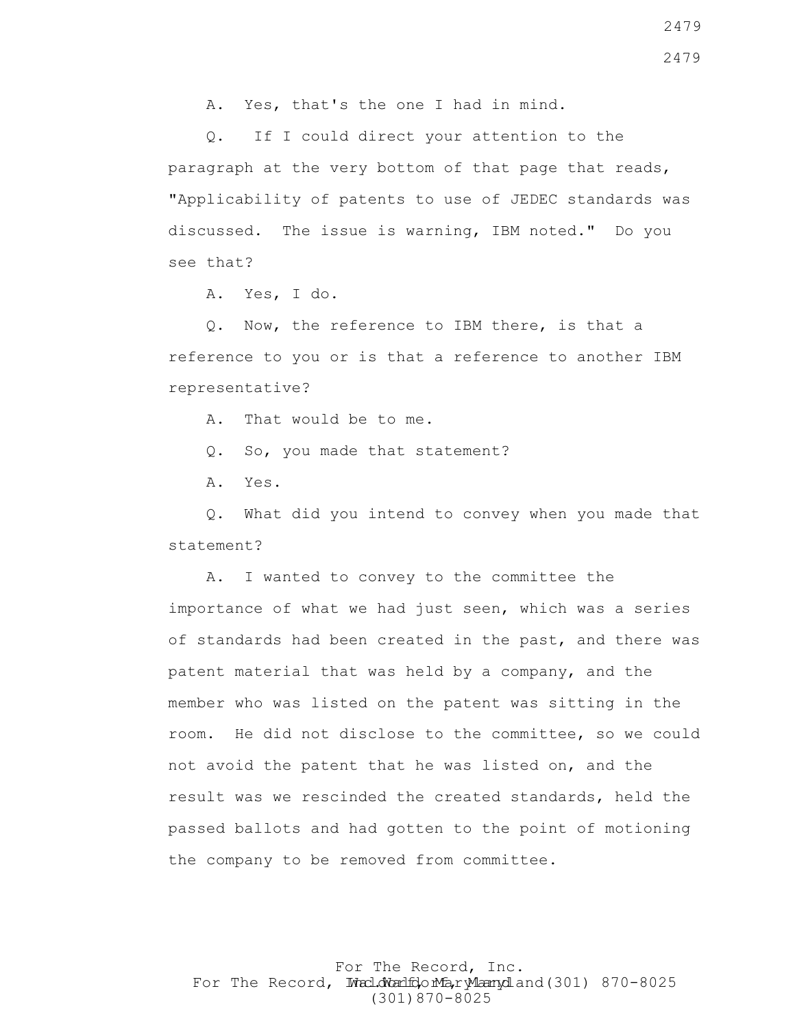A. Yes, that's the one I had in mind.

Q. If I could direct your attention to the paragraph at the very bottom of that page that reads, "Applicability of patents to use of JEDEC standards was discussed. The issue is warning, IBM noted." Do you see that?

A. Yes, I do.

Q. Now, the reference to IBM there, is that a reference to you or is that a reference to another IBM representative?

A. That would be to me.

Q. So, you made that statement?

A. Yes.

Q. What did you intend to convey when you made that statement?

A. I wanted to convey to the committee the importance of what we had just seen, which was a series of standards had been created in the past, and there was patent material that was held by a company, and the member who was listed on the patent was sitting in the room. He did not disclose to the committee, so we could not avoid the patent that he was listed on, and the result was we rescinded the created standards, held the passed ballots and had gotten to the point of motioning the company to be removed from committee.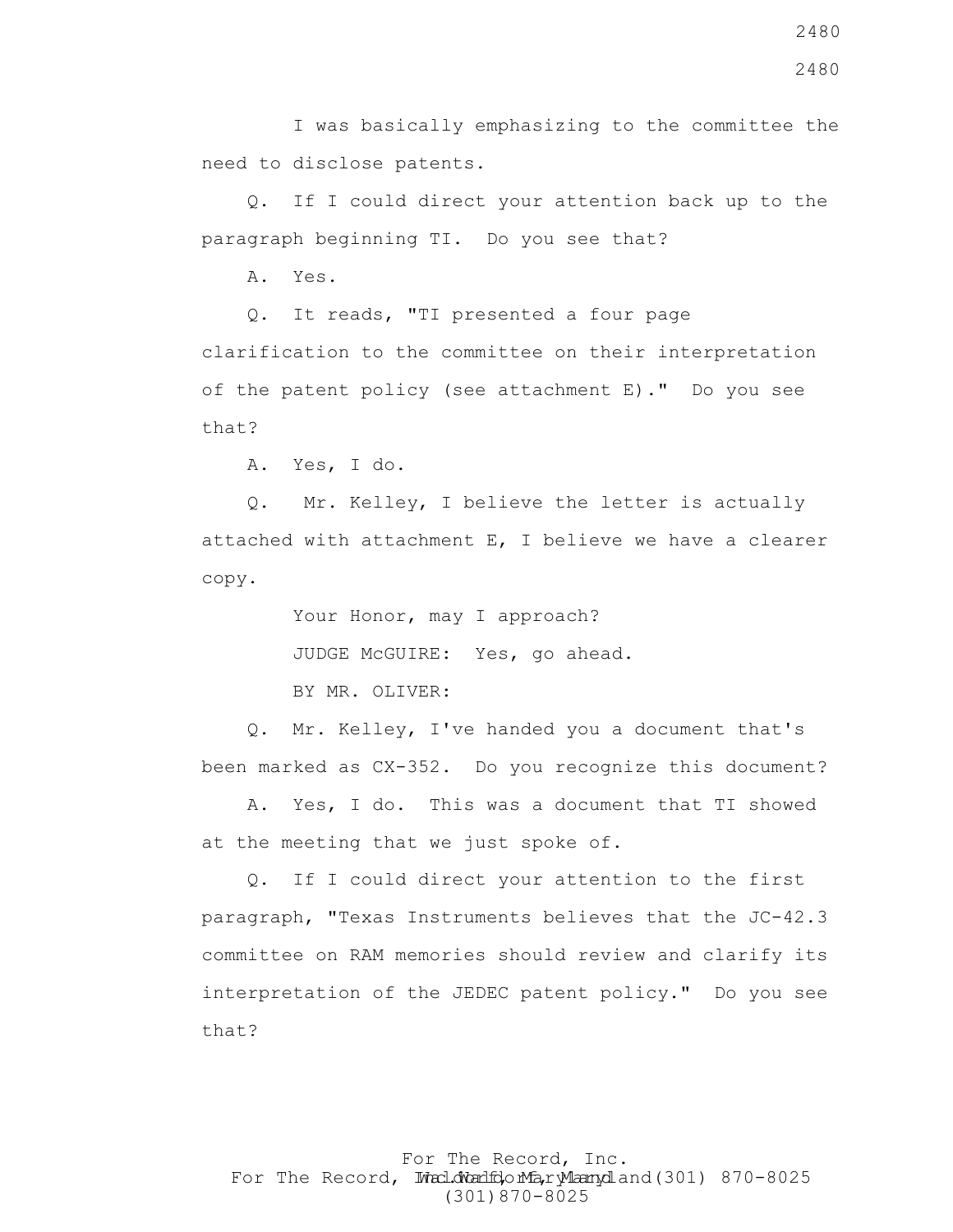I was basically emphasizing to the committee the need to disclose patents.

Q. If I could direct your attention back up to the paragraph beginning TI. Do you see that?

A. Yes.

Q. It reads, "TI presented a four page clarification to the committee on their interpretation of the patent policy (see attachment E)." Do you see that?

A. Yes, I do.

Q. Mr. Kelley, I believe the letter is actually attached with attachment E, I believe we have a clearer copy.

Your Honor, may I approach?

JUDGE McGUIRE: Yes, go ahead.

BY MR. OLIVER:

Q. Mr. Kelley, I've handed you a document that's been marked as CX-352. Do you recognize this document?

A. Yes, I do. This was a document that TI showed at the meeting that we just spoke of.

Q. If I could direct your attention to the first paragraph, "Texas Instruments believes that the JC-42.3 committee on RAM memories should review and clarify its interpretation of the JEDEC patent policy." Do you see that?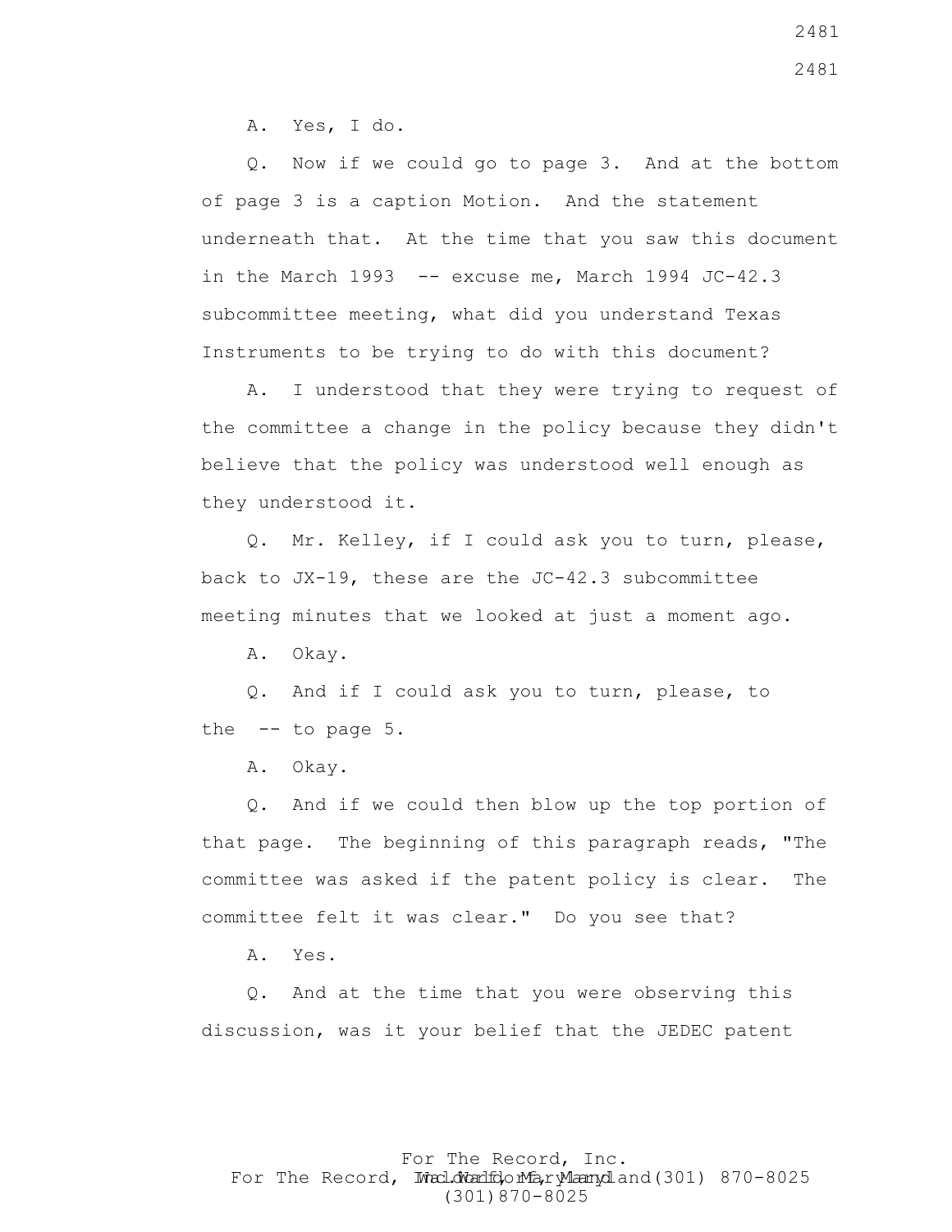A. Yes, I do.

Q. Now if we could go to page 3. And at the bottom of page 3 is a caption Motion. And the statement underneath that. At the time that you saw this document in the March 1993 -- excuse me, March 1994 JC-42.3 subcommittee meeting, what did you understand Texas Instruments to be trying to do with this document?

A. I understood that they were trying to request of the committee a change in the policy because they didn't believe that the policy was understood well enough as they understood it.

Q. Mr. Kelley, if I could ask you to turn, please, back to JX-19, these are the JC-42.3 subcommittee meeting minutes that we looked at just a moment ago.

A. Okay.

Q. And if I could ask you to turn, please, to the -- to page 5.

A. Okay.

Q. And if we could then blow up the top portion of that page. The beginning of this paragraph reads, "The committee was asked if the patent policy is clear. The committee felt it was clear." Do you see that?

A. Yes.

Q. And at the time that you were observing this discussion, was it your belief that the JEDEC patent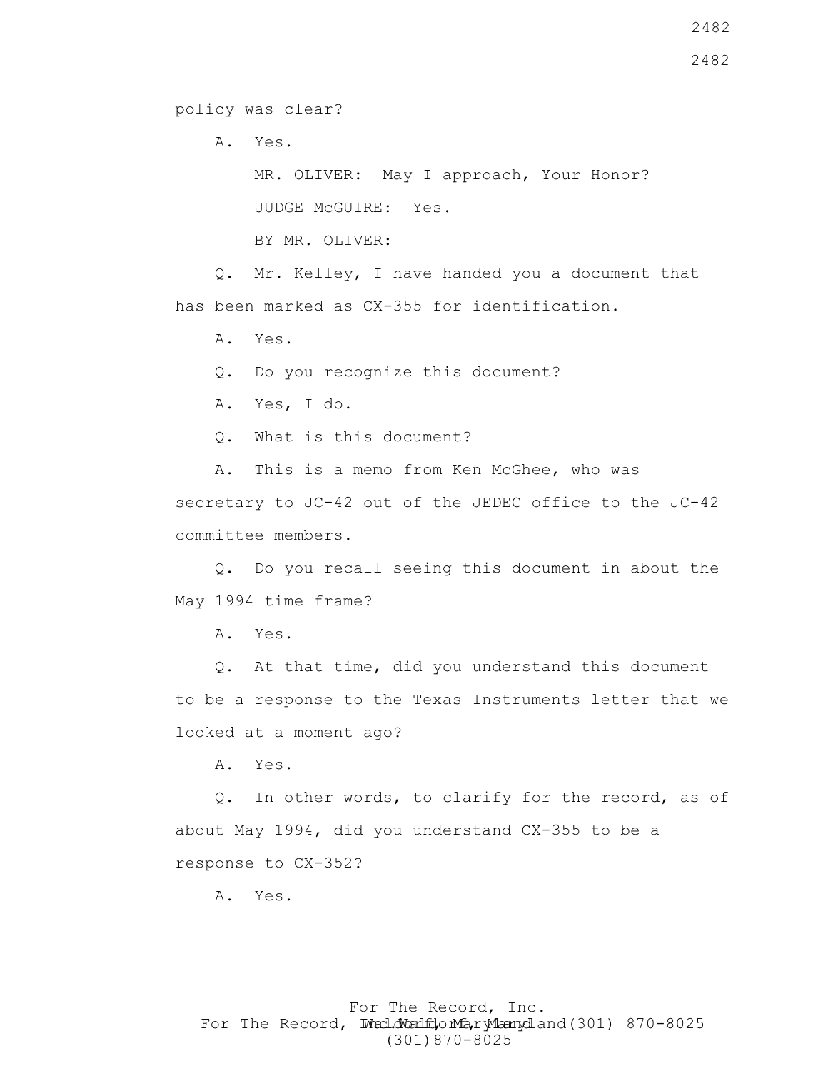policy was clear?

A. Yes.

MR. OLIVER: May I approach, Your Honor?

JUDGE McGUIRE: Yes.

BY MR. OLIVER:

Q. Mr. Kelley, I have handed you a document that has been marked as CX-355 for identification.

A. Yes.

Q. Do you recognize this document?

A. Yes, I do.

Q. What is this document?

A. This is a memo from Ken McGhee, who was secretary to JC-42 out of the JEDEC office to the JC-42 committee members.

Q. Do you recall seeing this document in about the May 1994 time frame?

A. Yes.

Q. At that time, did you understand this document to be a response to the Texas Instruments letter that we looked at a moment ago?

A. Yes.

Q. In other words, to clarify for the record, as of about May 1994, did you understand CX-355 to be a response to CX-352?

A. Yes.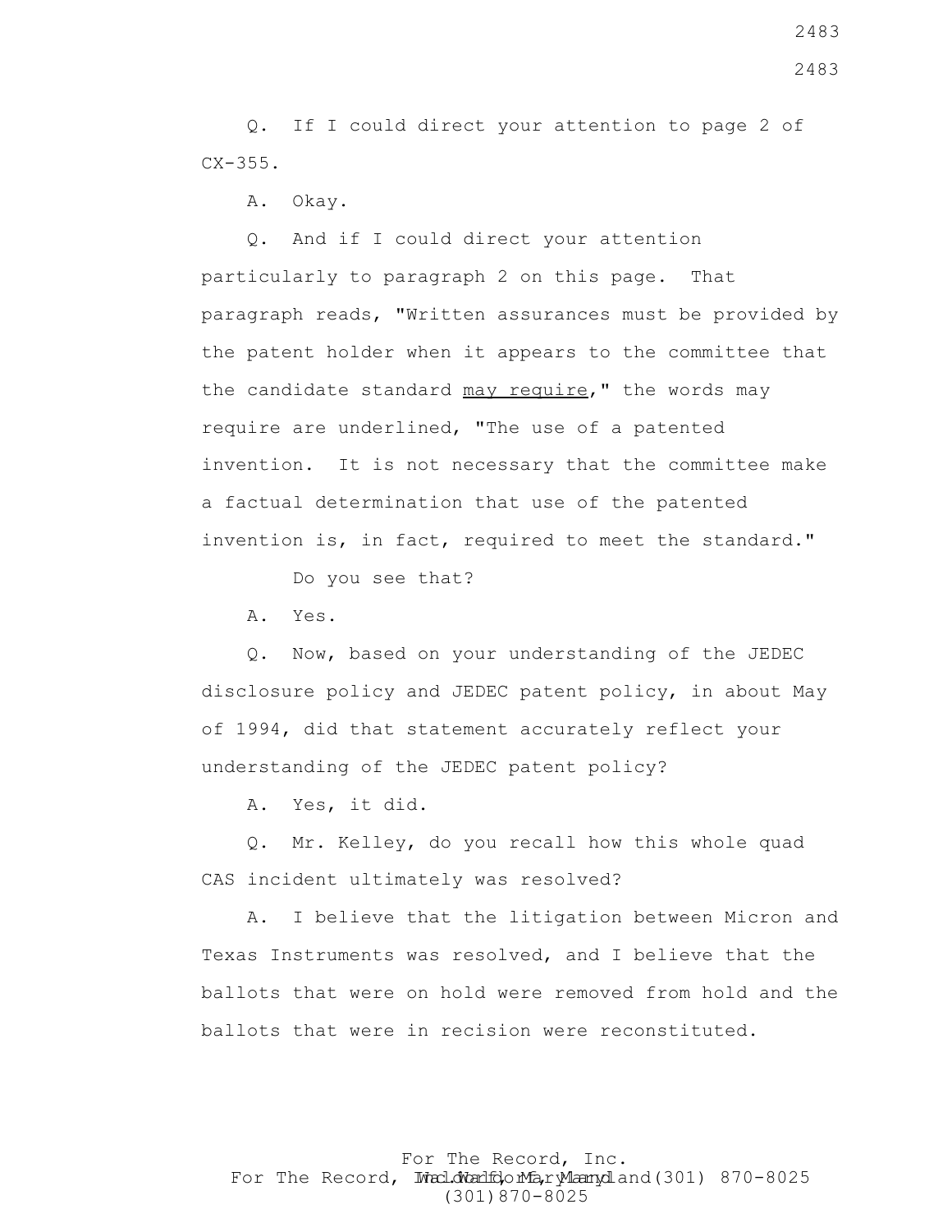Q. If I could direct your attention to page 2 of CX-355.

A. Okay.

Q. And if I could direct your attention particularly to paragraph 2 on this page. That paragraph reads, "Written assurances must be provided by the patent holder when it appears to the committee that the candidate standard <u>may require</u>," the words may require are underlined, "The use of a patented invention. It is not necessary that the committee make a factual determination that use of the patented invention is, in fact, required to meet the standard."

Do you see that?

A. Yes.

Q. Now, based on your understanding of the JEDEC disclosure policy and JEDEC patent policy, in about May of 1994, did that statement accurately reflect your understanding of the JEDEC patent policy?

A. Yes, it did.

Q. Mr. Kelley, do you recall how this whole quad CAS incident ultimately was resolved?

A. I believe that the litigation between Micron and Texas Instruments was resolved, and I believe that the ballots that were on hold were removed from hold and the ballots that were in recision were reconstituted.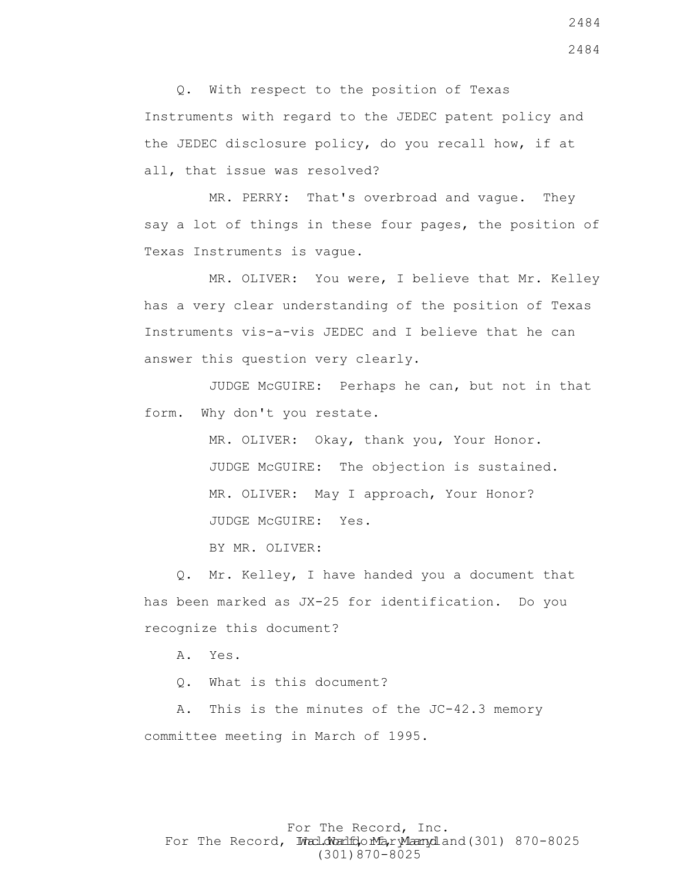Q. With respect to the position of Texas Instruments with regard to the JEDEC patent policy and the JEDEC disclosure policy, do you recall how, if at all, that issue was resolved?

MR. PERRY: That's overbroad and vague. They say a lot of things in these four pages, the position of Texas Instruments is vague.

MR. OLIVER: You were, I believe that Mr. Kelley has a very clear understanding of the position of Texas Instruments vis-a-vis JEDEC and I believe that he can answer this question very clearly.

JUDGE McGUIRE: Perhaps he can, but not in that form. Why don't you restate.

MR. OLIVER: Okay, thank you, Your Honor.

JUDGE McGUIRE: The objection is sustained.

MR. OLIVER: May I approach, Your Honor?

JUDGE McGUIRE: Yes.

BY MR. OLIVER:

Q. Mr. Kelley, I have handed you a document that has been marked as JX-25 for identification. Do you recognize this document?

A. Yes.

Q. What is this document?

A. This is the minutes of the JC-42.3 memory committee meeting in March of 1995.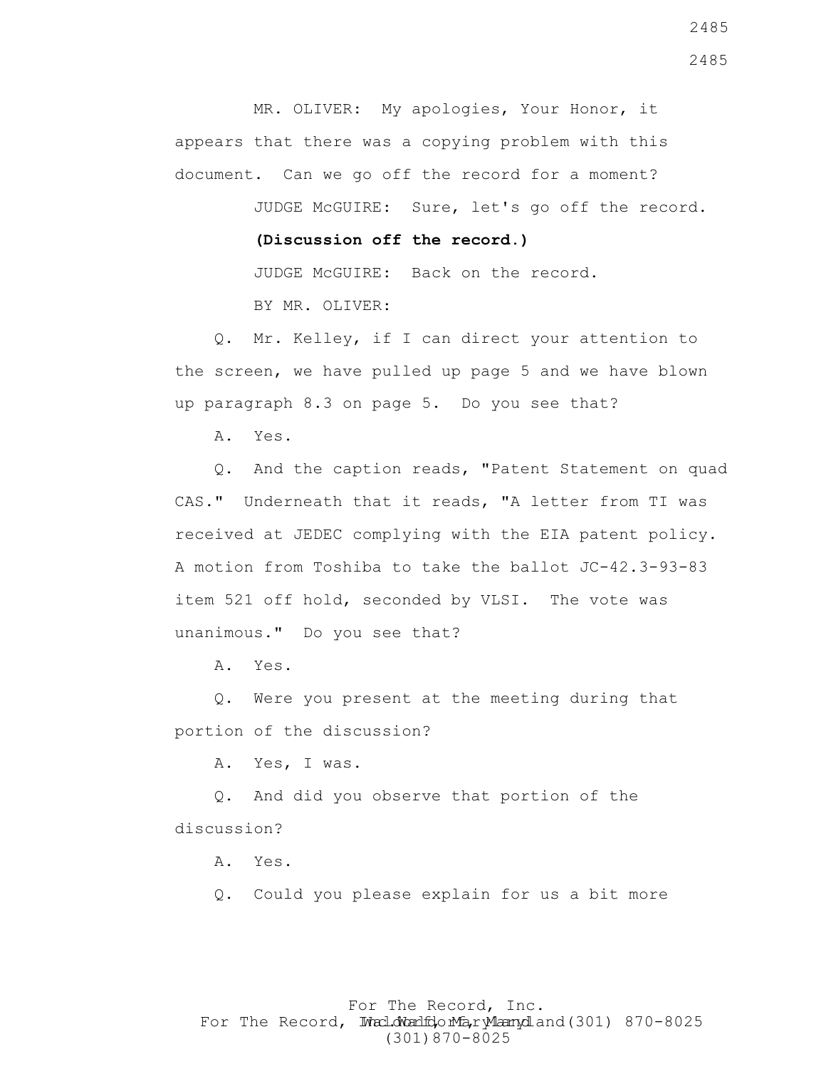MR. OLIVER: My apologies, Your Honor, it appears that there was a copying problem with this document. Can we go off the record for a moment?

JUDGE McGUIRE: Sure, let's go off the record.

**(Discussion off the record.)**

JUDGE McGUIRE: Back on the record.

BY MR. OLIVER:

Q. Mr. Kelley, if I can direct your attention to the screen, we have pulled up page 5 and we have blown up paragraph 8.3 on page 5. Do you see that?

A. Yes.

Q. And the caption reads, "Patent Statement on quad CAS." Underneath that it reads, "A letter from TI was received at JEDEC complying with the EIA patent policy. A motion from Toshiba to take the ballot JC-42.3-93-83 item 521 off hold, seconded by VLSI. The vote was unanimous." Do you see that?

A. Yes.

Q. Were you present at the meeting during that portion of the discussion?

A. Yes, I was.

Q. And did you observe that portion of the discussion?

A. Yes.

Q. Could you please explain for us a bit more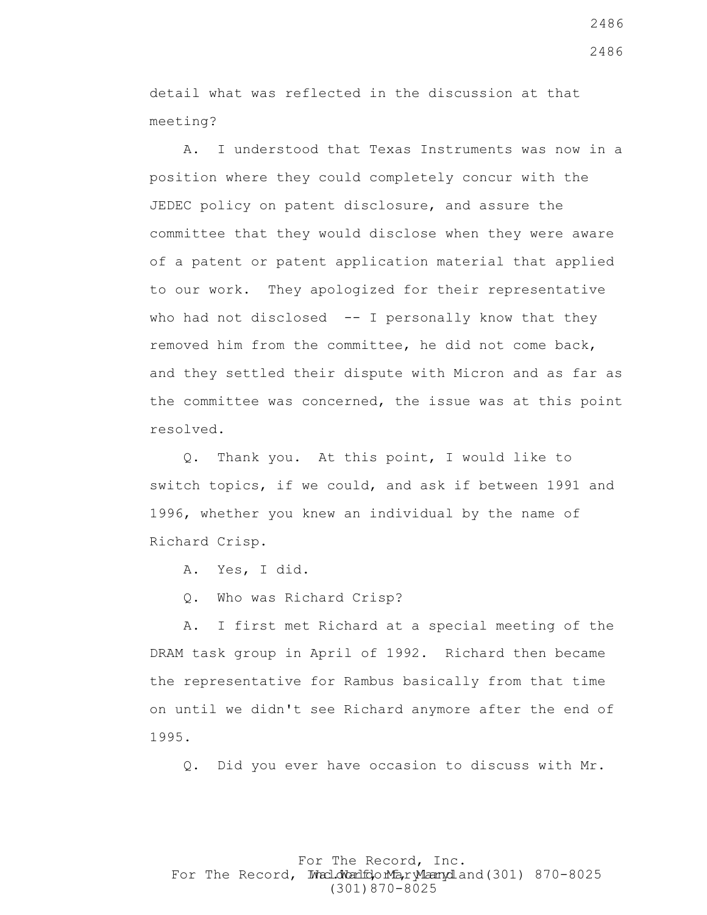detail what was reflected in the discussion at that meeting?

A. I understood that Texas Instruments was now in a position where they could completely concur with the JEDEC policy on patent disclosure, and assure the committee that they would disclose when they were aware of a patent or patent application material that applied to our work. They apologized for their representative who had not disclosed -- I personally know that they removed him from the committee, he did not come back, and they settled their dispute with Micron and as far as the committee was concerned, the issue was at this point resolved.

Q. Thank you. At this point, I would like to switch topics, if we could, and ask if between 1991 and 1996, whether you knew an individual by the name of Richard Crisp.

A. Yes, I did.

Q. Who was Richard Crisp?

A. I first met Richard at a special meeting of the DRAM task group in April of 1992. Richard then became the representative for Rambus basically from that time on until we didn't see Richard anymore after the end of 1995.

Q. Did you ever have occasion to discuss with Mr.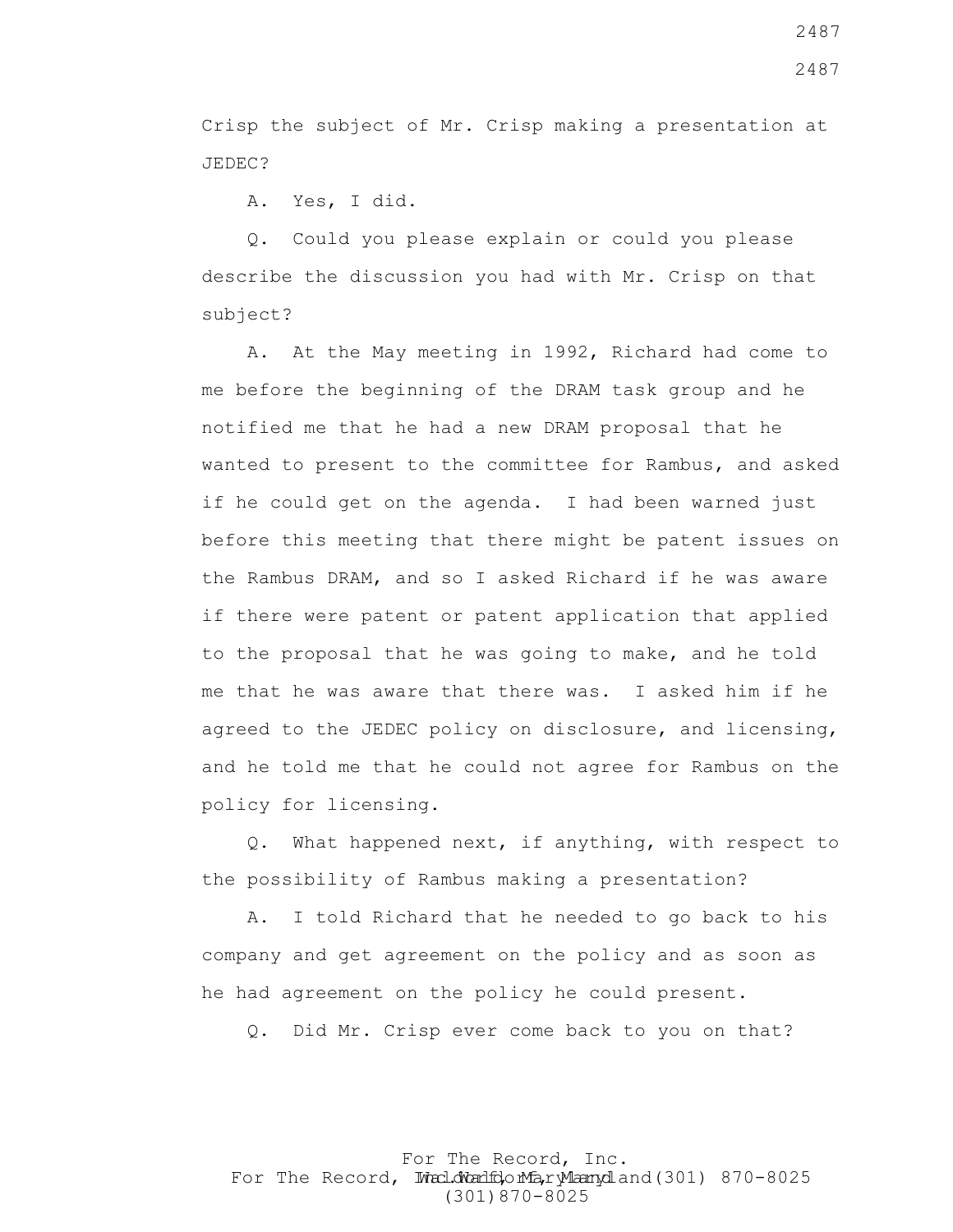Crisp the subject of Mr. Crisp making a presentation at JEDEC?

A. Yes, I did.

Q. Could you please explain or could you please describe the discussion you had with Mr. Crisp on that subject?

A. At the May meeting in 1992, Richard had come to me before the beginning of the DRAM task group and he notified me that he had a new DRAM proposal that he wanted to present to the committee for Rambus, and asked if he could get on the agenda. I had been warned just before this meeting that there might be patent issues on the Rambus DRAM, and so I asked Richard if he was aware if there were patent or patent application that applied to the proposal that he was going to make, and he told me that he was aware that there was. I asked him if he agreed to the JEDEC policy on disclosure, and licensing, and he told me that he could not agree for Rambus on the policy for licensing.

Q. What happened next, if anything, with respect to the possibility of Rambus making a presentation?

A. I told Richard that he needed to go back to his company and get agreement on the policy and as soon as he had agreement on the policy he could present.

Q. Did Mr. Crisp ever come back to you on that?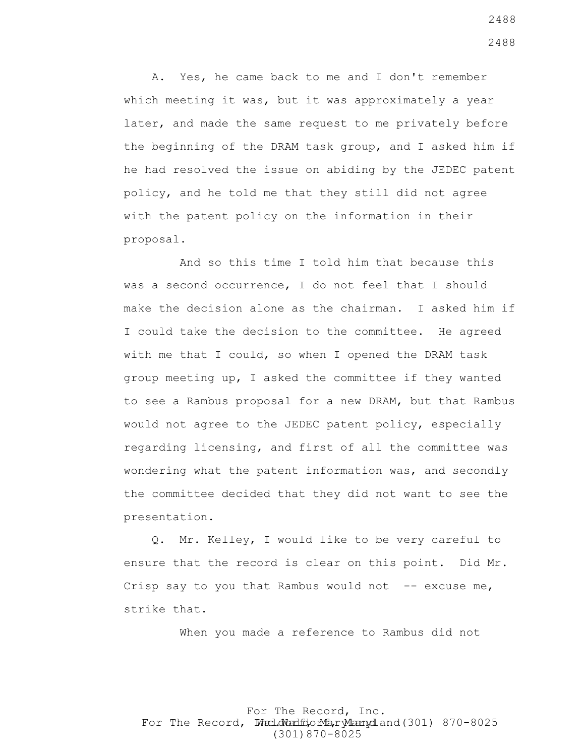A. Yes, he came back to me and I don't remember which meeting it was, but it was approximately a year later, and made the same request to me privately before the beginning of the DRAM task group, and I asked him if he had resolved the issue on abiding by the JEDEC patent policy, and he told me that they still did not agree with the patent policy on the information in their proposal.

And so this time I told him that because this was a second occurrence, I do not feel that I should make the decision alone as the chairman. I asked him if I could take the decision to the committee. He agreed with me that I could, so when I opened the DRAM task group meeting up, I asked the committee if they wanted to see a Rambus proposal for a new DRAM, but that Rambus would not agree to the JEDEC patent policy, especially regarding licensing, and first of all the committee was wondering what the patent information was, and secondly the committee decided that they did not want to see the presentation.

Q. Mr. Kelley, I would like to be very careful to ensure that the record is clear on this point. Did Mr. Crisp say to you that Rambus would not -- excuse me, strike that.

When you made a reference to Rambus did not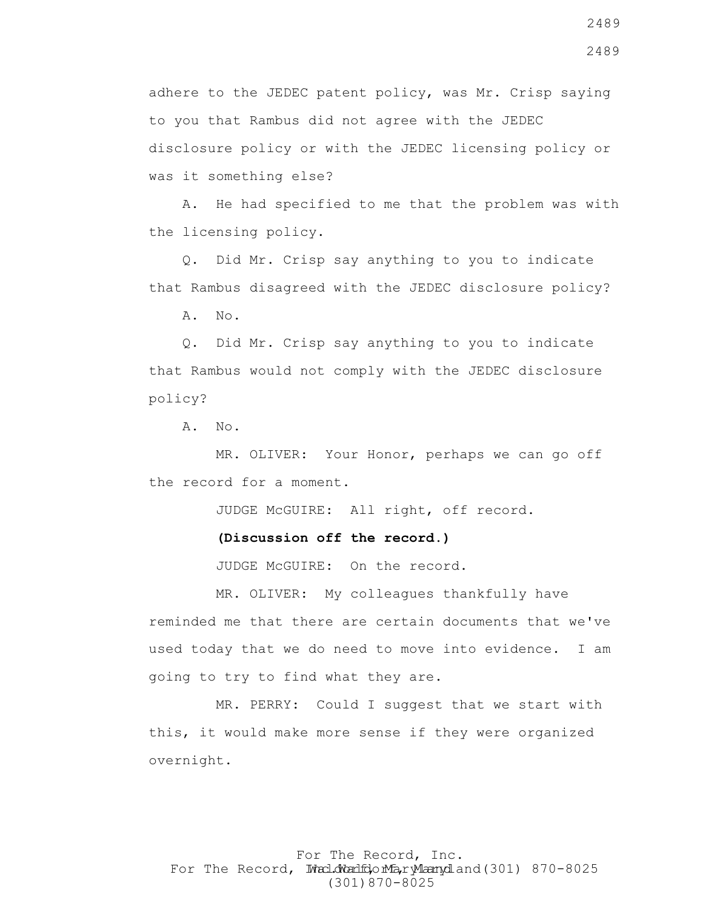adhere to the JEDEC patent policy, was Mr. Crisp saying to you that Rambus did not agree with the JEDEC disclosure policy or with the JEDEC licensing policy or was it something else?

A. He had specified to me that the problem was with the licensing policy.

Q. Did Mr. Crisp say anything to you to indicate that Rambus disagreed with the JEDEC disclosure policy?

A. No.

Q. Did Mr. Crisp say anything to you to indicate that Rambus would not comply with the JEDEC disclosure policy?

A. No.

MR. OLIVER: Your Honor, perhaps we can go off the record for a moment.

JUDGE McGUIRE: All right, off record.

**(Discussion off the record.)**

JUDGE McGUIRE: On the record.

MR. OLIVER: My colleagues thankfully have reminded me that there are certain documents that we've used today that we do need to move into evidence. I am going to try to find what they are.

MR. PERRY: Could I suggest that we start with this, it would make more sense if they were organized overnight.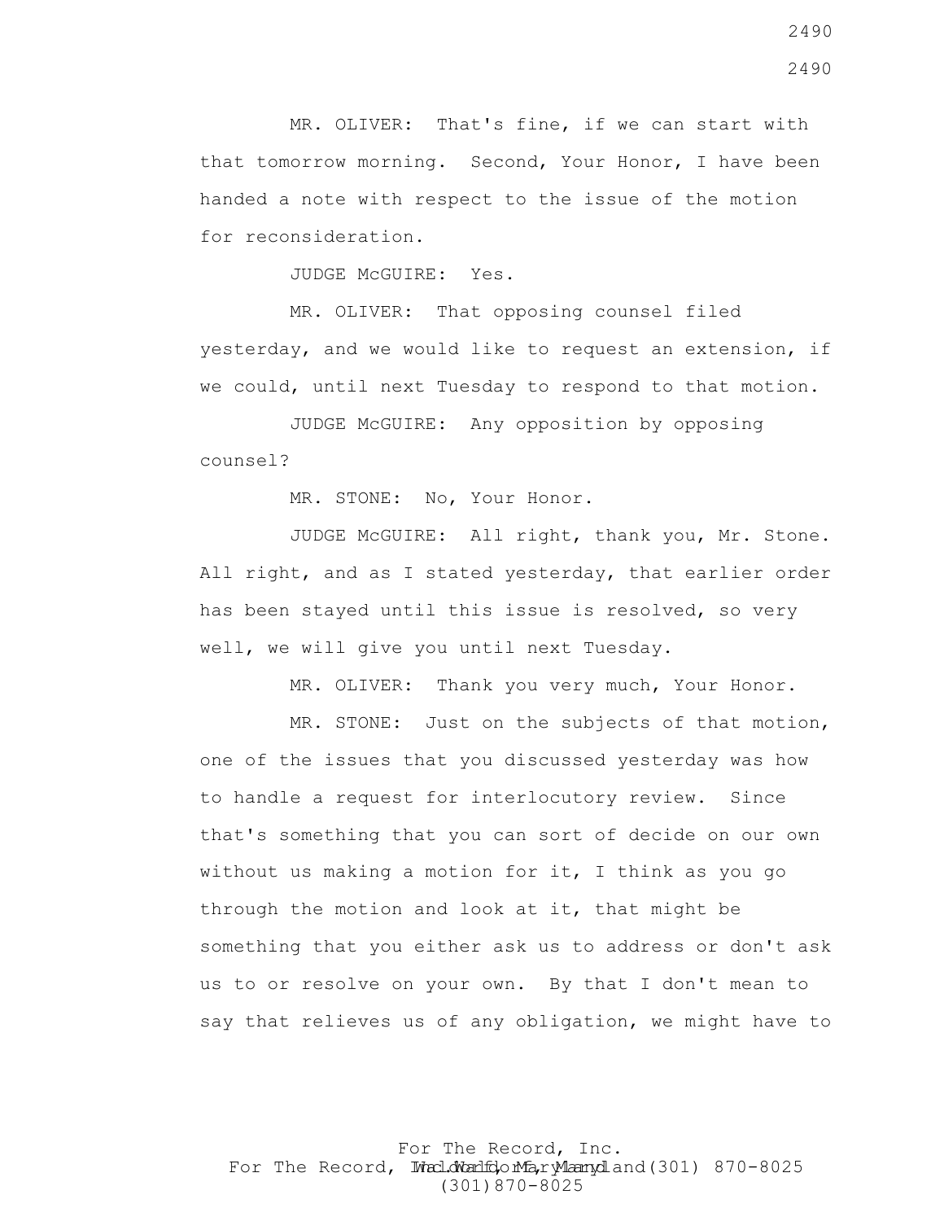MR. OLIVER: That's fine, if we can start with that tomorrow morning. Second, Your Honor, I have been handed a note with respect to the issue of the motion for reconsideration.

JUDGE McGUIRE: Yes.

MR. OLIVER: That opposing counsel filed yesterday, and we would like to request an extension, if we could, until next Tuesday to respond to that motion.

JUDGE McGUIRE: Any opposition by opposing counsel?

MR. STONE: No, Your Honor.

JUDGE McGUIRE: All right, thank you, Mr. Stone. All right, and as I stated yesterday, that earlier order has been stayed until this issue is resolved, so very well, we will give you until next Tuesday.

MR. OLIVER: Thank you very much, Your Honor.

MR. STONE: Just on the subjects of that motion, one of the issues that you discussed yesterday was how to handle a request for interlocutory review. Since that's something that you can sort of decide on our own without us making a motion for it, I think as you go through the motion and look at it, that might be something that you either ask us to address or don't ask us to or resolve on your own. By that I don't mean to say that relieves us of any obligation, we might have to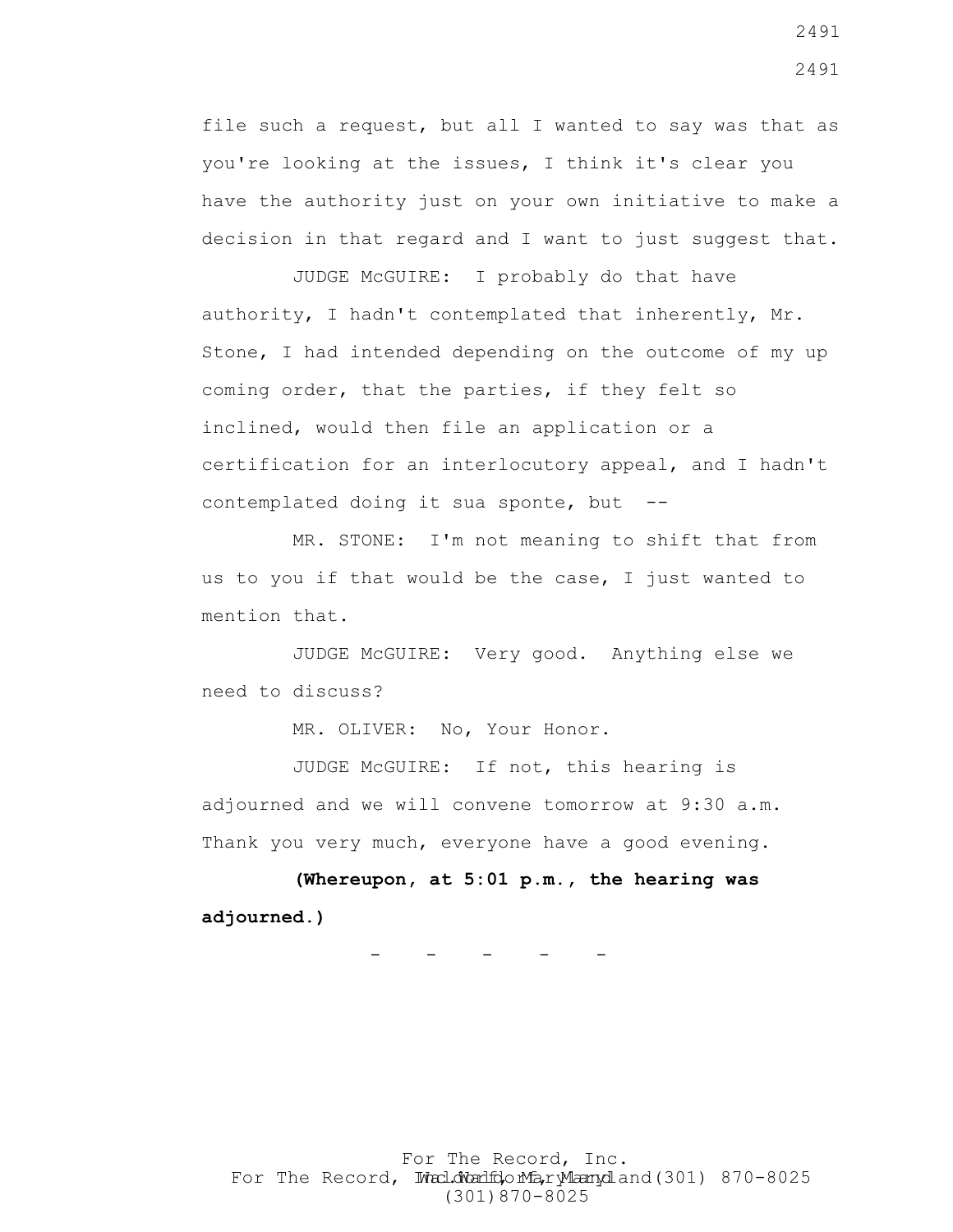file such a request, but all I wanted to say was that as you're looking at the issues, I think it's clear you have the authority just on your own initiative to make a decision in that regard and I want to just suggest that.

JUDGE McGUIRE: I probably do that have authority, I hadn't contemplated that inherently, Mr. Stone, I had intended depending on the outcome of my up coming order, that the parties, if they felt so inclined, would then file an application or a certification for an interlocutory appeal, and I hadn't contemplated doing it sua sponte, but --

MR. STONE: I'm not meaning to shift that from us to you if that would be the case, I just wanted to mention that.

JUDGE McGUIRE: Very good. Anything else we need to discuss?

MR. OLIVER: No, Your Honor.

JUDGE McGUIRE: If not, this hearing is adjourned and we will convene tomorrow at 9:30 a.m. Thank you very much, everyone have a good evening.

**(Whereupon, at 5:01 p.m., the hearing was adjourned.)**

- - - - -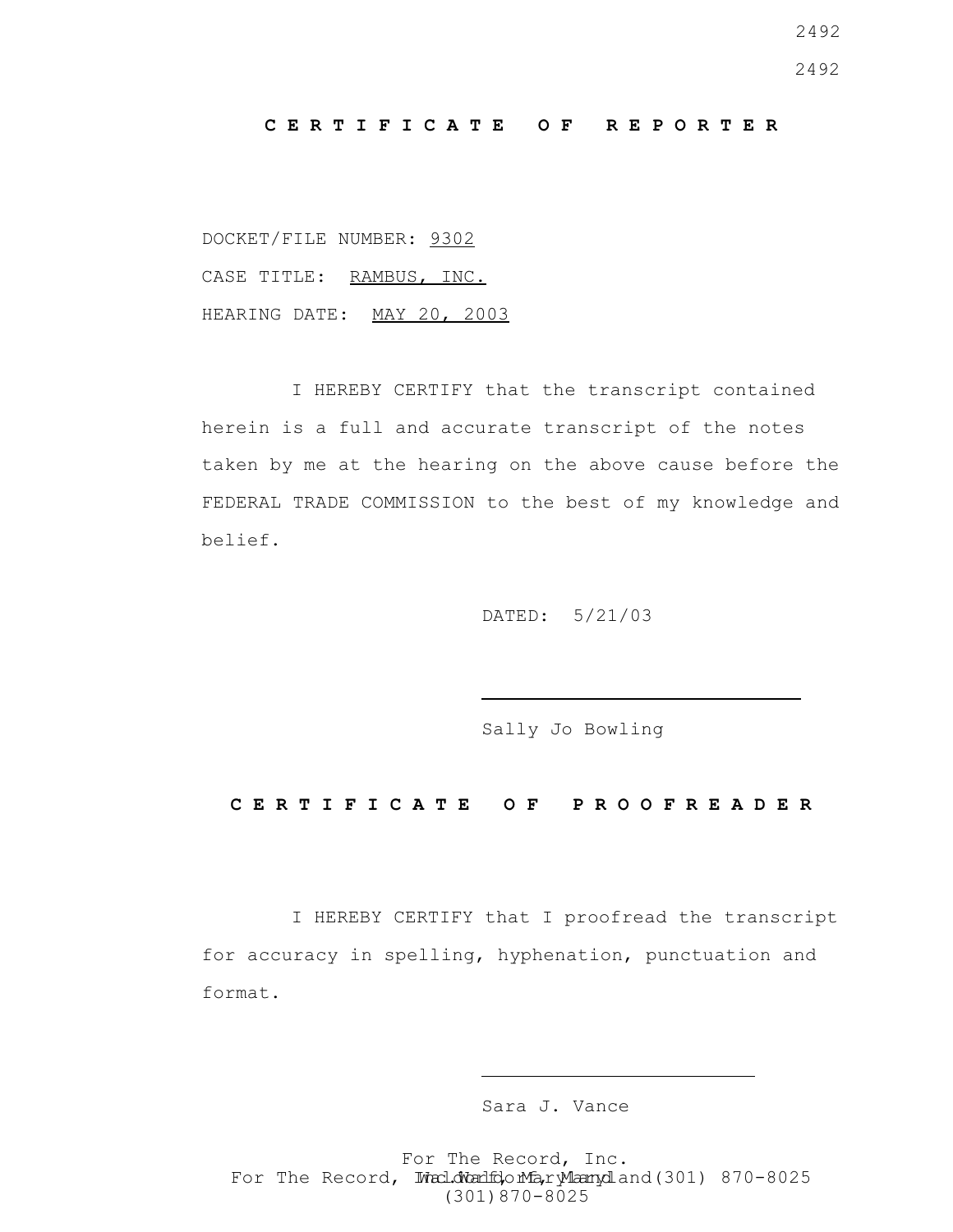# C E R T I F I C A T E O F R E P O R T E R

DOCKET/FILE NUMBER: 9302

CASE TITLE: RAMBUS, INC.

HEARING DATE: MAY 20, 2003

I HEREBY CERTIFY that the transcript contained herein is a full and accurate transcript of the notes taken by me at the hearing on the above cause before the FEDERAL TRADE COMMISSION to the best of my knowledge and belief.

DATED: 5/21/03

Sally Jo Bowling

# C E R T I F I C A T E O F P R O O F R E A D E R

I HEREBY CERTIFY that I proofread the transcript for accuracy in spelling, hyphenation, punctuation and format.

Sara J. Vance